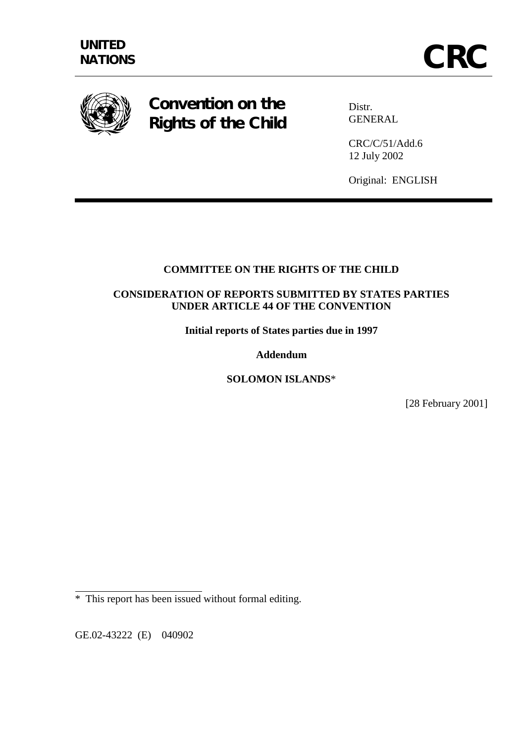UNITED NATIONS

# CRC

**Convention on the Rights of the Child**

Distr.
GENERAL

CRC/C/51/Add.6
12 July 2002

Original: ENGLISH

---

**COMMITTEE ON THE RIGHTS OF THE CHILD**

**CONSIDERATION OF REPORTS SUBMITTED BY STATES PARTIES UNDER ARTICLE 44 OF THE CONVENTION**

**Initial reports of States parties due in 1997**

**Addendum**

**SOLOMON ISLANDS***

[28 February 2001]

---

\* This report has been issued without formal editing.

GE.02-43222 (E) 040902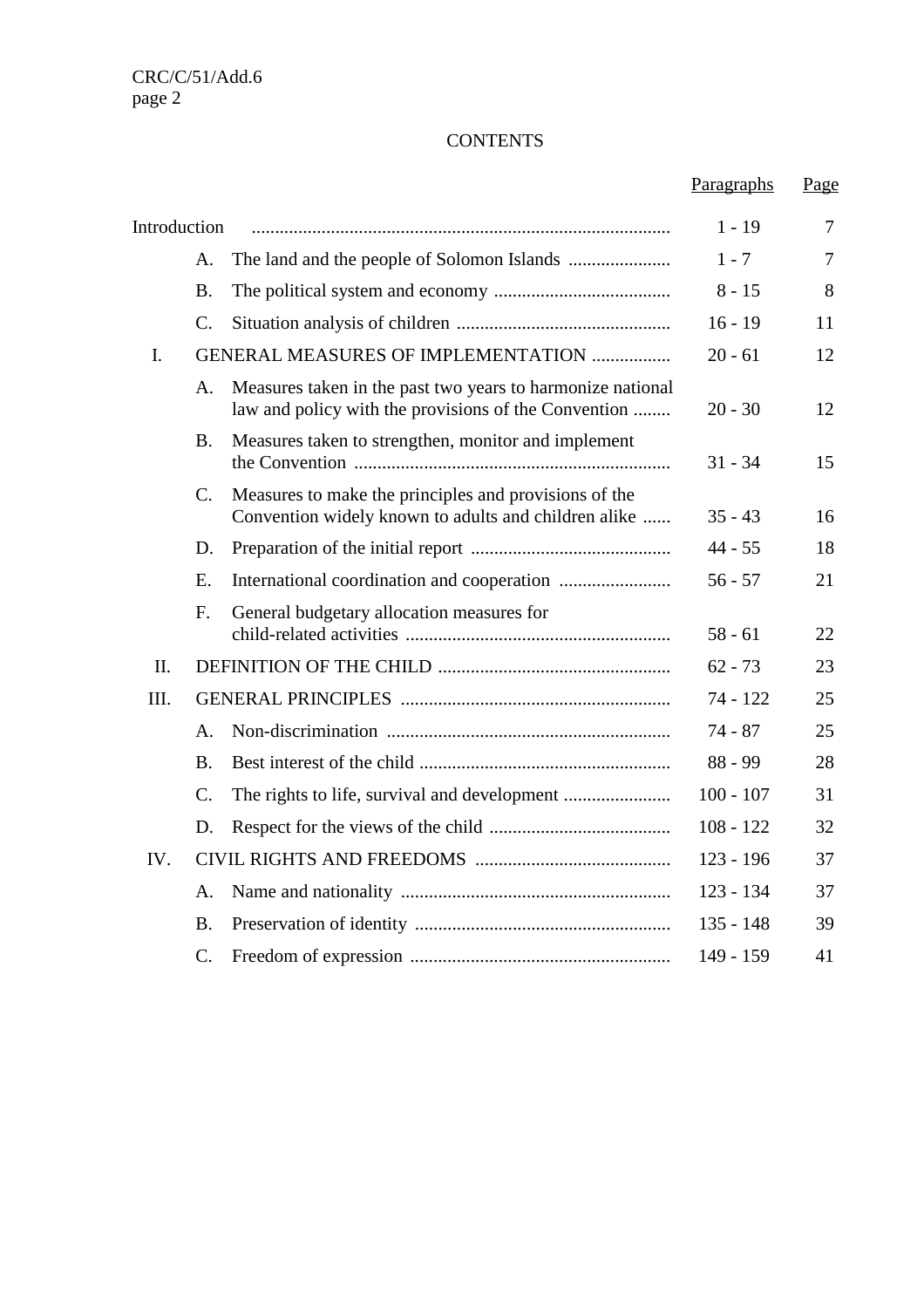# CONTENTS

| | | | Paragraphs | Page |
|---|---|---|---|---|
| Introduction | | | 1 - 19 | 7 |
| | A. | The land and the people of Solomon Islands | 1 - 7 | 7 |
| | B. | The political system and economy | 8 - 15 | 8 |
| | C. | Situation analysis of children | 16 - 19 | 11 |
| I. | GENERAL MEASURES OF IMPLEMENTATION | | 20 - 61 | 12 |
| | A. | Measures taken in the past two years to harmonize national law and policy with the provisions of the Convention | 20 - 30 | 12 |
| | B. | Measures taken to strengthen, monitor and implement the Convention | 31 - 34 | 15 |
| | C. | Measures to make the principles and provisions of the Convention widely known to adults and children alike | 35 - 43 | 16 |
| | D. | Preparation of the initial report | 44 - 55 | 18 |
| | E. | International coordination and cooperation | 56 - 57 | 21 |
| | F. | General budgetary allocation measures for child-related activities | 58 - 61 | 22 |
| II. | DEFINITION OF THE CHILD | | 62 - 73 | 23 |
| III. | GENERAL PRINCIPLES | | 74 - 122 | 25 |
| | A. | Non-discrimination | 74 - 87 | 25 |
| | B. | Best interest of the child | 88 - 99 | 28 |
| | C. | The rights to life, survival and development | 100 - 107 | 31 |
| | D. | Respect for the views of the child | 108 - 122 | 32 |
| IV. | CIVIL RIGHTS AND FREEDOMS | | 123 - 196 | 37 |
| | A. | Name and nationality | 123 - 134 | 37 |
| | B. | Preservation of identity | 135 - 148 | 39 |
| | C. | Freedom of expression | 149 - 159 | 41 |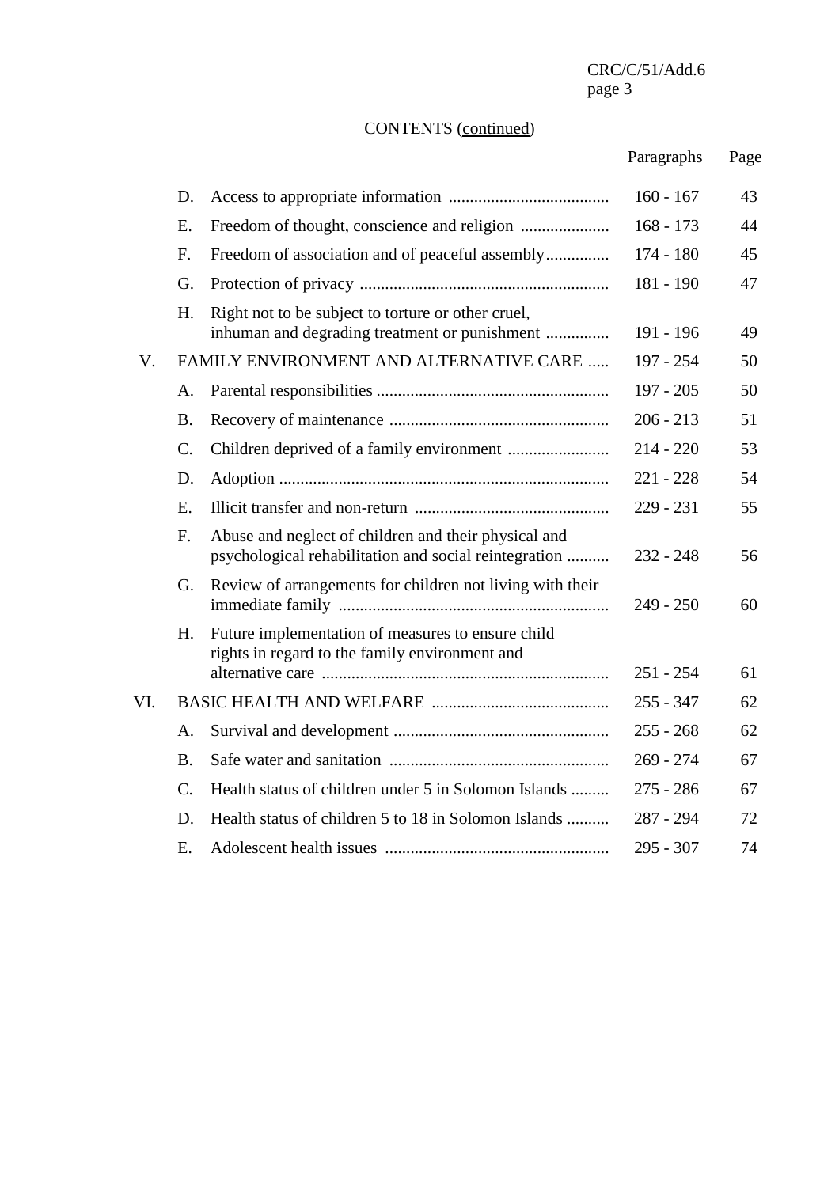CONTENTS (continued)

| | | | Paragraphs | Page |
|---|---|---|---|---|
| | D. | Access to appropriate information | 160 - 167 | 43 |
| | E. | Freedom of thought, conscience and religion | 168 - 173 | 44 |
| | F. | Freedom of association and of peaceful assembly | 174 - 180 | 45 |
| | G. | Protection of privacy | 181 - 190 | 47 |
| | H. | Right not to be subject to torture or other cruel, inhuman and degrading treatment or punishment | 191 - 196 | 49 |
| V. | FAMILY ENVIRONMENT AND ALTERNATIVE CARE | | 197 - 254 | 50 |
| | A. | Parental responsibilities | 197 - 205 | 50 |
| | B. | Recovery of maintenance | 206 - 213 | 51 |
| | C. | Children deprived of a family environment | 214 - 220 | 53 |
| | D. | Adoption | 221 - 228 | 54 |
| | E. | Illicit transfer and non-return | 229 - 231 | 55 |
| | F. | Abuse and neglect of children and their physical and psychological rehabilitation and social reintegration | 232 - 248 | 56 |
| | G. | Review of arrangements for children not living with their immediate family | 249 - 250 | 60 |
| | H. | Future implementation of measures to ensure child rights in regard to the family environment and alternative care | 251 - 254 | 61 |
| VI. | BASIC HEALTH AND WELFARE | | 255 - 347 | 62 |
| | A. | Survival and development | 255 - 268 | 62 |
| | B. | Safe water and sanitation | 269 - 274 | 67 |
| | C. | Health status of children under 5 in Solomon Islands | 275 - 286 | 67 |
| | D. | Health status of children 5 to 18 in Solomon Islands | 287 - 294 | 72 |
| | E. | Adolescent health issues | 295 - 307 | 74 |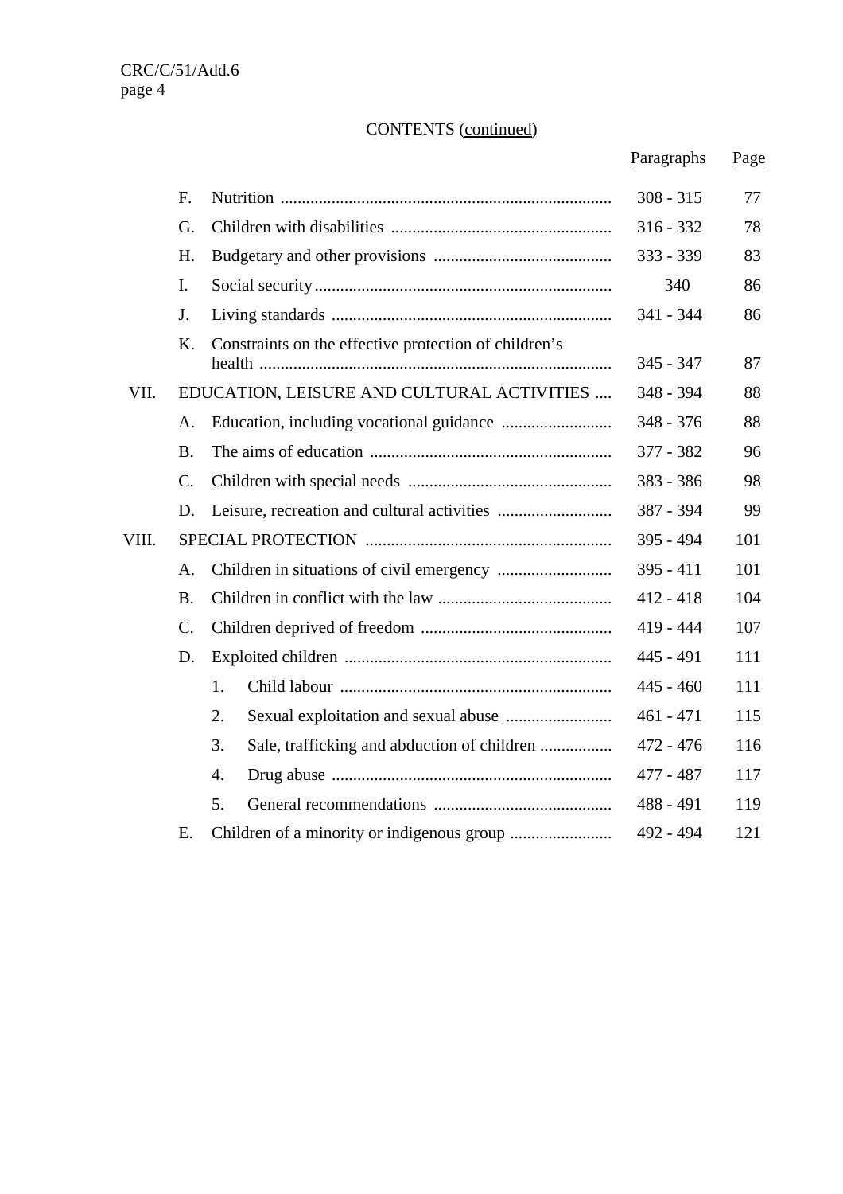CONTENTS (continued)

| | | | Paragraphs | Page |
|---|---|---|---|---|
| | F. | Nutrition | 308 - 315 | 77 |
| | G. | Children with disabilities | 316 - 332 | 78 |
| | H. | Budgetary and other provisions | 333 - 339 | 83 |
| | I. | Social security | 340 | 86 |
| | J. | Living standards | 341 - 344 | 86 |
| | K. | Constraints on the effective protection of children's health | 345 - 347 | 87 |
| VII. | | EDUCATION, LEISURE AND CULTURAL ACTIVITIES | 348 - 394 | 88 |
| | A. | Education, including vocational guidance | 348 - 376 | 88 |
| | B. | The aims of education | 377 - 382 | 96 |
| | C. | Children with special needs | 383 - 386 | 98 |
| | D. | Leisure, recreation and cultural activities | 387 - 394 | 99 |
| VIII. | | SPECIAL PROTECTION | 395 - 494 | 101 |
| | A. | Children in situations of civil emergency | 395 - 411 | 101 |
| | B. | Children in conflict with the law | 412 - 418 | 104 |
| | C. | Children deprived of freedom | 419 - 444 | 107 |
| | D. | Exploited children | 445 - 491 | 111 |
| | | 1. Child labour | 445 - 460 | 111 |
| | | 2. Sexual exploitation and sexual abuse | 461 - 471 | 115 |
| | | 3. Sale, trafficking and abduction of children | 472 - 476 | 116 |
| | | 4. Drug abuse | 477 - 487 | 117 |
| | | 5. General recommendations | 488 - 491 | 119 |
| | E. | Children of a minority or indigenous group | 492 - 494 | 121 |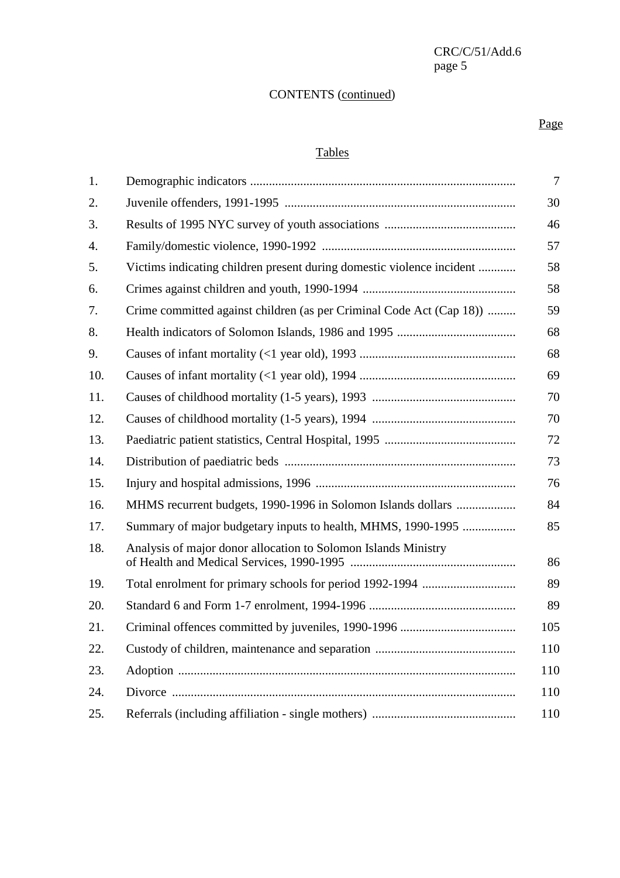CONTENTS (continued)

Page

## Tables

| | | Page |
|---|---|---|
| 1. | Demographic indicators | 7 |
| 2. | Juvenile offenders, 1991-1995 | 30 |
| 3. | Results of 1995 NYC survey of youth associations | 46 |
| 4. | Family/domestic violence, 1990-1992 | 57 |
| 5. | Victims indicating children present during domestic violence incident | 58 |
| 6. | Crimes against children and youth, 1990-1994 | 58 |
| 7. | Crime committed against children (as per Criminal Code Act (Cap 18)) | 59 |
| 8. | Health indicators of Solomon Islands, 1986 and 1995 | 68 |
| 9. | Causes of infant mortality (<1 year old), 1993 | 68 |
| 10. | Causes of infant mortality (<1 year old), 1994 | 69 |
| 11. | Causes of childhood mortality (1-5 years), 1993 | 70 |
| 12. | Causes of childhood mortality (1-5 years), 1994 | 70 |
| 13. | Paediatric patient statistics, Central Hospital, 1995 | 72 |
| 14. | Distribution of paediatric beds | 73 |
| 15. | Injury and hospital admissions, 1996 | 76 |
| 16. | MHMS recurrent budgets, 1990-1996 in Solomon Islands dollars | 84 |
| 17. | Summary of major budgetary inputs to health, MHMS, 1990-1995 | 85 |
| 18. | Analysis of major donor allocation to Solomon Islands Ministry of Health and Medical Services, 1990-1995 | 86 |
| 19. | Total enrolment for primary schools for period 1992-1994 | 89 |
| 20. | Standard 6 and Form 1-7 enrolment, 1994-1996 | 89 |
| 21. | Criminal offences committed by juveniles, 1990-1996 | 105 |
| 22. | Custody of children, maintenance and separation | 110 |
| 23. | Adoption | 110 |
| 24. | Divorce | 110 |
| 25. | Referrals (including affiliation - single mothers) | 110 |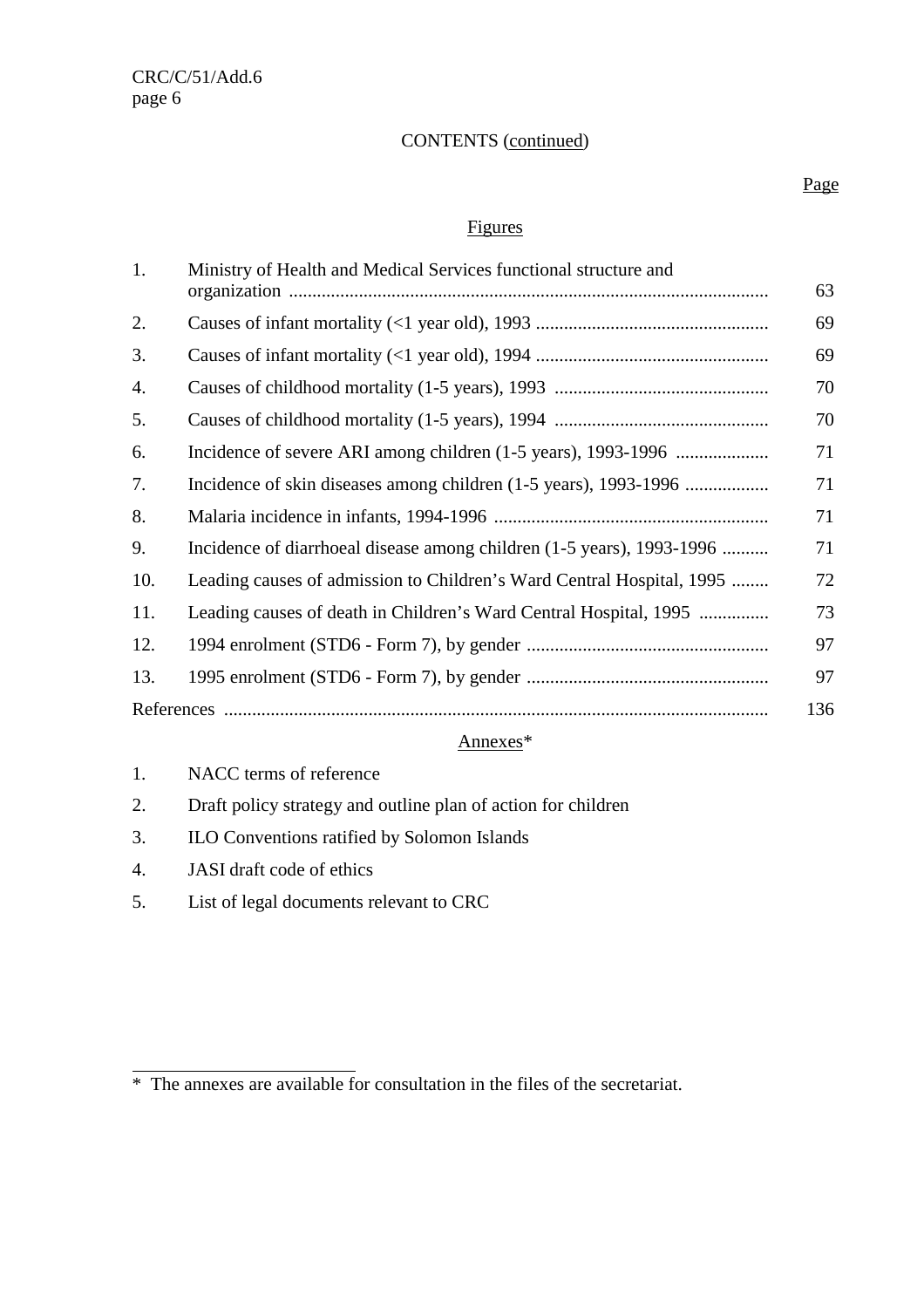CONTENTS (continued)

| | | Page |
|---|---|---|
| | **Figures** | |
| 1. | Ministry of Health and Medical Services functional structure and organization | 63 |
| 2. | Causes of infant mortality (<1 year old), 1993 | 69 |
| 3. | Causes of infant mortality (<1 year old), 1994 | 69 |
| 4. | Causes of childhood mortality (1-5 years), 1993 | 70 |
| 5. | Causes of childhood mortality (1-5 years), 1994 | 70 |
| 6. | Incidence of severe ARI among children (1-5 years), 1993-1996 | 71 |
| 7. | Incidence of skin diseases among children (1-5 years), 1993-1996 | 71 |
| 8. | Malaria incidence in infants, 1994-1996 | 71 |
| 9. | Incidence of diarrhoeal disease among children (1-5 years), 1993-1996 | 71 |
| 10. | Leading causes of admission to Children's Ward Central Hospital, 1995 | 72 |
| 11. | Leading causes of death in Children's Ward Central Hospital, 1995 | 73 |
| 12. | 1994 enrolment (STD6 - Form 7), by gender | 97 |
| 13. | 1995 enrolment (STD6 - Form 7), by gender | 97 |
| References | | 136 |

Annexes*

1. NACC terms of reference
2. Draft policy strategy and outline plan of action for children
3. ILO Conventions ratified by Solomon Islands
4. JASI draft code of ethics
5. List of legal documents relevant to CRC

---

* The annexes are available for consultation in the files of the secretariat.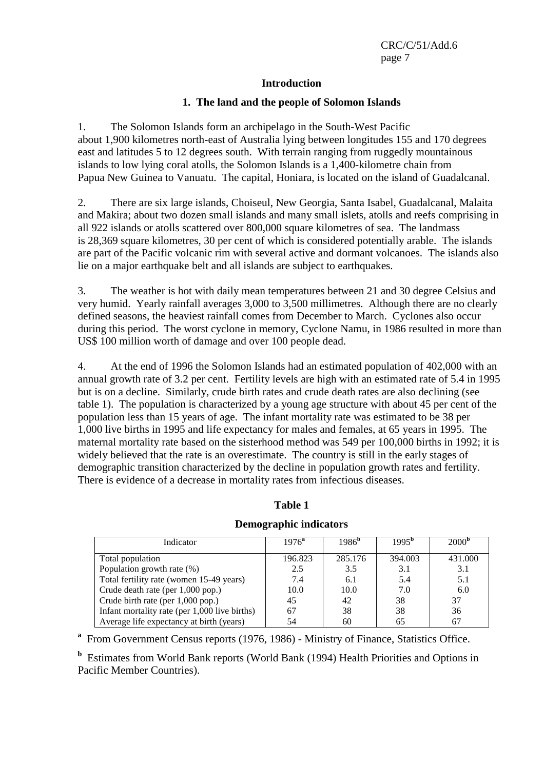# Introduction

## 1. The land and the people of Solomon Islands

1. The Solomon Islands form an archipelago in the South-West Pacific about 1,900 kilometres north-east of Australia lying between longitudes 155 and 170 degrees east and latitudes 5 to 12 degrees south. With terrain ranging from ruggedly mountainous islands to low lying coral atolls, the Solomon Islands is a 1,400-kilometre chain from Papua New Guinea to Vanuatu. The capital, Honiara, is located on the island of Guadalcanal.

2. There are six large islands, Choiseul, New Georgia, Santa Isabel, Guadalcanal, Malaita and Makira; about two dozen small islands and many small islets, atolls and reefs comprising in all 922 islands or atolls scattered over 800,000 square kilometres of sea. The landmass is 28,369 square kilometres, 30 per cent of which is considered potentially arable. The islands are part of the Pacific volcanic rim with several active and dormant volcanoes. The islands also lie on a major earthquake belt and all islands are subject to earthquakes.

3. The weather is hot with daily mean temperatures between 21 and 30 degree Celsius and very humid. Yearly rainfall averages 3,000 to 3,500 millimetres. Although there are no clearly defined seasons, the heaviest rainfall comes from December to March. Cyclones also occur during this period. The worst cyclone in memory, Cyclone Namu, in 1986 resulted in more than US$ 100 million worth of damage and over 100 people dead.

4. At the end of 1996 the Solomon Islands had an estimated population of 402,000 with an annual growth rate of 3.2 per cent. Fertility levels are high with an estimated rate of 5.4 in 1995 but is on a decline. Similarly, crude birth rates and crude death rates are also declining (see table 1). The population is characterized by a young age structure with about 45 per cent of the population less than 15 years of age. The infant mortality rate was estimated to be 38 per 1,000 live births in 1995 and life expectancy for males and females, at 65 years in 1995. The maternal mortality rate based on the sisterhood method was 549 per 100,000 births in 1992; it is widely believed that the rate is an overestimate. The country is still in the early stages of demographic transition characterized by the decline in population growth rates and fertility. There is evidence of a decrease in mortality rates from infectious diseases.

**Table 1**

**Demographic indicators**

| Indicator | 1976[a] | 1986[b] | 1995[b] | 2000[b] |
|---|---|---|---|---|
| Total population | 196.823 | 285.176 | 394.003 | 431.000 |
| Population growth rate (%) | 2.5 | 3.5 | 3.1 | 3.1 |
| Total fertility rate (women 15-49 years) | 7.4 | 6.1 | 5.4 | 5.1 |
| Crude death rate (per 1,000 pop.) | 10.0 | 10.0 | 7.0 | 6.0 |
| Crude birth rate (per 1,000 pop.) | 45 | 42 | 38 | 37 |
| Infant mortality rate (per 1,000 live births) | 67 | 38 | 38 | 36 |
| Average life expectancy at birth (years) | 54 | 60 | 65 | 67 |

[a] From Government Census reports (1976, 1986) - Ministry of Finance, Statistics Office.

[b] Estimates from World Bank reports (World Bank (1994) Health Priorities and Options in Pacific Member Countries).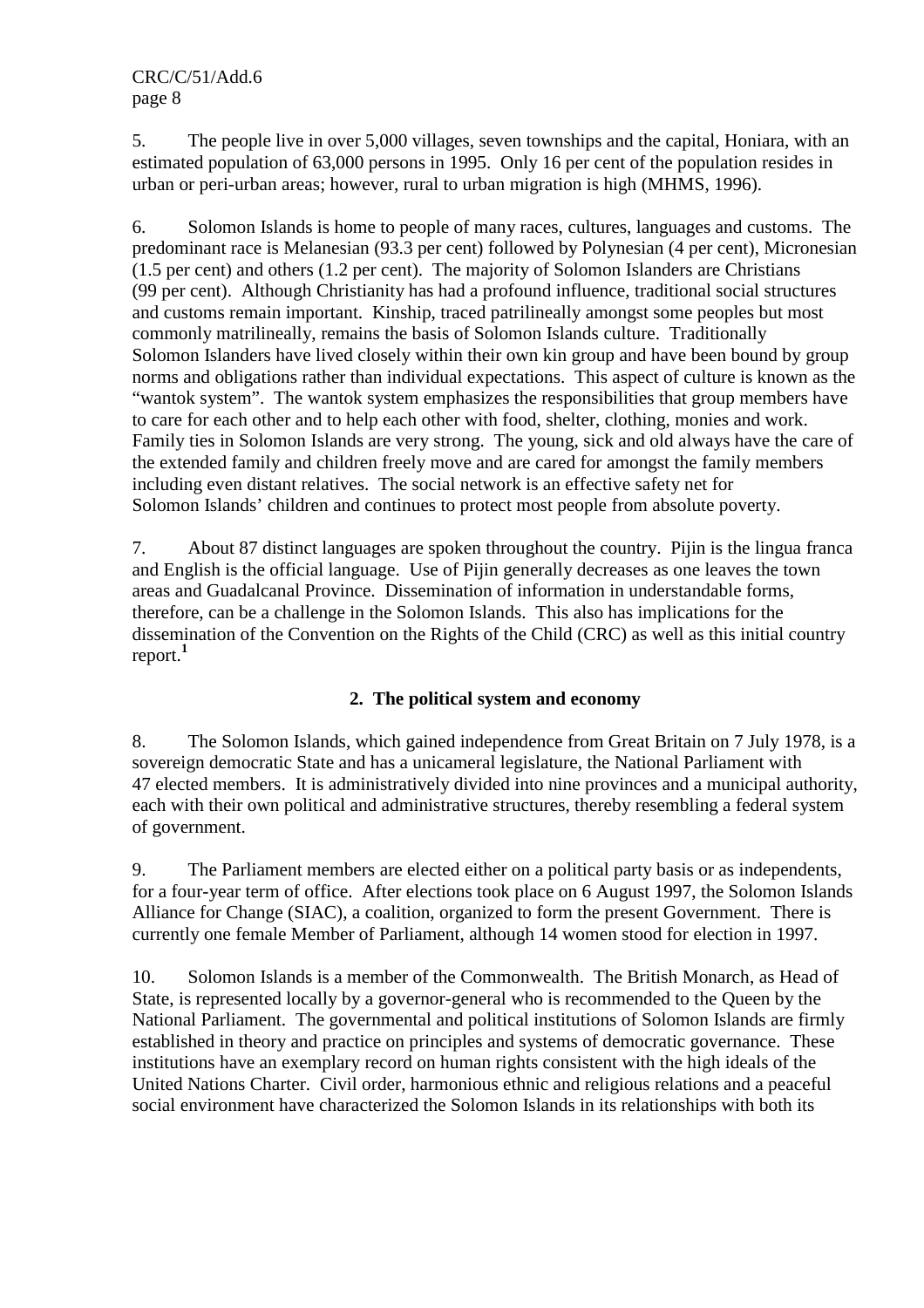5. The people live in over 5,000 villages, seven townships and the capital, Honiara, with an estimated population of 63,000 persons in 1995. Only 16 per cent of the population resides in urban or peri-urban areas; however, rural to urban migration is high (MHMS, 1996).

6. Solomon Islands is home to people of many races, cultures, languages and customs. The predominant race is Melanesian (93.3 per cent) followed by Polynesian (4 per cent), Micronesian (1.5 per cent) and others (1.2 per cent). The majority of Solomon Islanders are Christians (99 per cent). Although Christianity has had a profound influence, traditional social structures and customs remain important. Kinship, traced patrilineally amongst some peoples but most commonly matrilineally, remains the basis of Solomon Islands culture. Traditionally Solomon Islanders have lived closely within their own kin group and have been bound by group norms and obligations rather than individual expectations. This aspect of culture is known as the "wantok system". The wantok system emphasizes the responsibilities that group members have to care for each other and to help each other with food, shelter, clothing, monies and work. Family ties in Solomon Islands are very strong. The young, sick and old always have the care of the extended family and children freely move and are cared for amongst the family members including even distant relatives. The social network is an effective safety net for Solomon Islands' children and continues to protect most people from absolute poverty.

7. About 87 distinct languages are spoken throughout the country. Pijin is the lingua franca and English is the official language. Use of Pijin generally decreases as one leaves the town areas and Guadalcanal Province. Dissemination of information in understandable forms, therefore, can be a challenge in the Solomon Islands. This also has implications for the dissemination of the Convention on the Rights of the Child (CRC) as well as this initial country report.[1]

### 2. The political system and economy

8. The Solomon Islands, which gained independence from Great Britain on 7 July 1978, is a sovereign democratic State and has a unicameral legislature, the National Parliament with 47 elected members. It is administratively divided into nine provinces and a municipal authority, each with their own political and administrative structures, thereby resembling a federal system of government.

9. The Parliament members are elected either on a political party basis or as independents, for a four-year term of office. After elections took place on 6 August 1997, the Solomon Islands Alliance for Change (SIAC), a coalition, organized to form the present Government. There is currently one female Member of Parliament, although 14 women stood for election in 1997.

10. Solomon Islands is a member of the Commonwealth. The British Monarch, as Head of State, is represented locally by a governor-general who is recommended to the Queen by the National Parliament. The governmental and political institutions of Solomon Islands are firmly established in theory and practice on principles and systems of democratic governance. These institutions have an exemplary record on human rights consistent with the high ideals of the United Nations Charter. Civil order, harmonious ethnic and religious relations and a peaceful social environment have characterized the Solomon Islands in its relationships with both its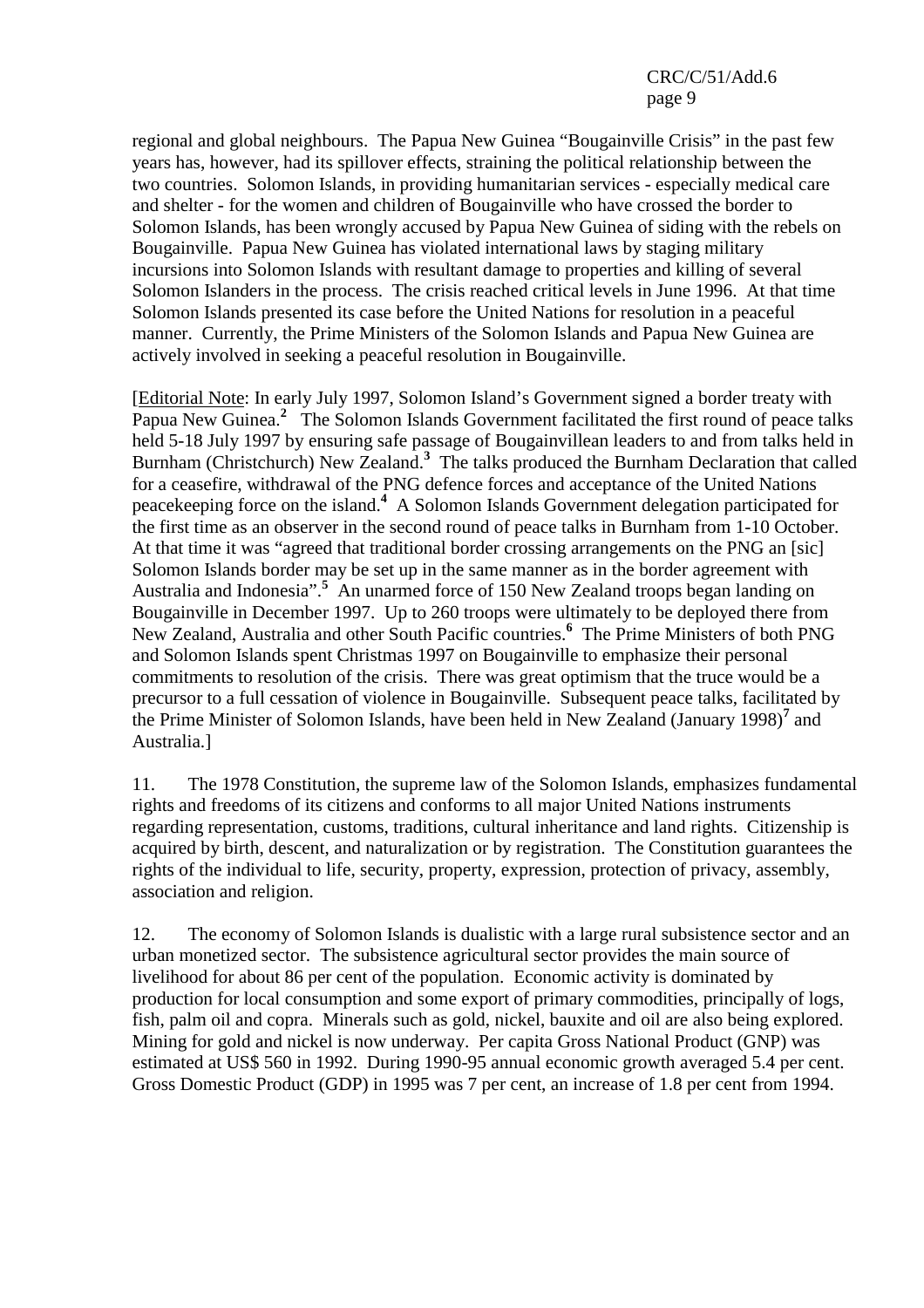regional and global neighbours. The Papua New Guinea "Bougainville Crisis" in the past few years has, however, had its spillover effects, straining the political relationship between the two countries. Solomon Islands, in providing humanitarian services - especially medical care and shelter - for the women and children of Bougainville who have crossed the border to Solomon Islands, has been wrongly accused by Papua New Guinea of siding with the rebels on Bougainville. Papua New Guinea has violated international laws by staging military incursions into Solomon Islands with resultant damage to properties and killing of several Solomon Islanders in the process. The crisis reached critical levels in June 1996. At that time Solomon Islands presented its case before the United Nations for resolution in a peaceful manner. Currently, the Prime Ministers of the Solomon Islands and Papua New Guinea are actively involved in seeking a peaceful resolution in Bougainville.

[Editorial Note: In early July 1997, Solomon Island's Government signed a border treaty with Papua New Guinea.[2] The Solomon Islands Government facilitated the first round of peace talks held 5-18 July 1997 by ensuring safe passage of Bougainvillean leaders to and from talks held in Burnham (Christchurch) New Zealand.[3] The talks produced the Burnham Declaration that called for a ceasefire, withdrawal of the PNG defence forces and acceptance of the United Nations peacekeeping force on the island.[4] A Solomon Islands Government delegation participated for the first time as an observer in the second round of peace talks in Burnham from 1-10 October. At that time it was "agreed that traditional border crossing arrangements on the PNG an [sic] Solomon Islands border may be set up in the same manner as in the border agreement with Australia and Indonesia".[5] An unarmed force of 150 New Zealand troops began landing on Bougainville in December 1997. Up to 260 troops were ultimately to be deployed there from New Zealand, Australia and other South Pacific countries.[6] The Prime Ministers of both PNG and Solomon Islands spent Christmas 1997 on Bougainville to emphasize their personal commitments to resolution of the crisis. There was great optimism that the truce would be a precursor to a full cessation of violence in Bougainville. Subsequent peace talks, facilitated by the Prime Minister of Solomon Islands, have been held in New Zealand (January 1998)[7] and Australia.]

11. The 1978 Constitution, the supreme law of the Solomon Islands, emphasizes fundamental rights and freedoms of its citizens and conforms to all major United Nations instruments regarding representation, customs, traditions, cultural inheritance and land rights. Citizenship is acquired by birth, descent, and naturalization or by registration. The Constitution guarantees the rights of the individual to life, security, property, expression, protection of privacy, assembly, association and religion.

12. The economy of Solomon Islands is dualistic with a large rural subsistence sector and an urban monetized sector. The subsistence agricultural sector provides the main source of livelihood for about 86 per cent of the population. Economic activity is dominated by production for local consumption and some export of primary commodities, principally of logs, fish, palm oil and copra. Minerals such as gold, nickel, bauxite and oil are also being explored. Mining for gold and nickel is now underway. Per capita Gross National Product (GNP) was estimated at US$ 560 in 1992. During 1990-95 annual economic growth averaged 5.4 per cent. Gross Domestic Product (GDP) in 1995 was 7 per cent, an increase of 1.8 per cent from 1994.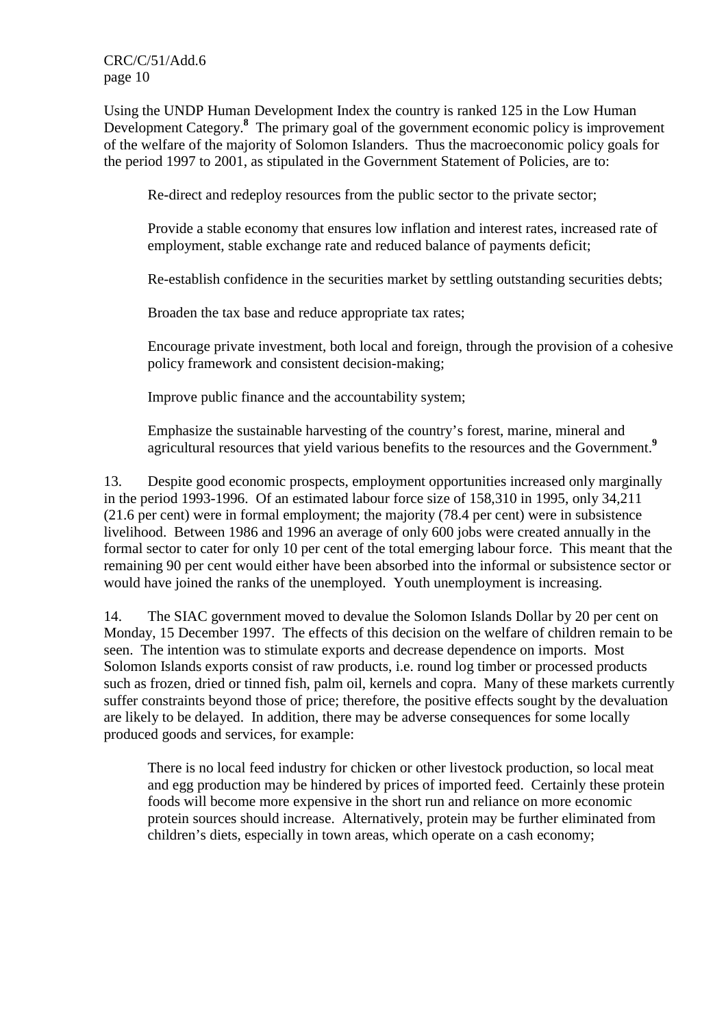Using the UNDP Human Development Index the country is ranked 125 in the Low Human Development Category.[8] The primary goal of the government economic policy is improvement of the welfare of the majority of Solomon Islanders. Thus the macroeconomic policy goals for the period 1997 to 2001, as stipulated in the Government Statement of Policies, are to:

> Re-direct and redeploy resources from the public sector to the private sector;
>
> Provide a stable economy that ensures low inflation and interest rates, increased rate of employment, stable exchange rate and reduced balance of payments deficit;
>
> Re-establish confidence in the securities market by settling outstanding securities debts;
>
> Broaden the tax base and reduce appropriate tax rates;
>
> Encourage private investment, both local and foreign, through the provision of a cohesive policy framework and consistent decision-making;
>
> Improve public finance and the accountability system;
>
> Emphasize the sustainable harvesting of the country's forest, marine, mineral and agricultural resources that yield various benefits to the resources and the Government.[9]

13. Despite good economic prospects, employment opportunities increased only marginally in the period 1993-1996. Of an estimated labour force size of 158,310 in 1995, only 34,211 (21.6 per cent) were in formal employment; the majority (78.4 per cent) were in subsistence livelihood. Between 1986 and 1996 an average of only 600 jobs were created annually in the formal sector to cater for only 10 per cent of the total emerging labour force. This meant that the remaining 90 per cent would either have been absorbed into the informal or subsistence sector or would have joined the ranks of the unemployed. Youth unemployment is increasing.

14. The SIAC government moved to devalue the Solomon Islands Dollar by 20 per cent on Monday, 15 December 1997. The effects of this decision on the welfare of children remain to be seen. The intention was to stimulate exports and decrease dependence on imports. Most Solomon Islands exports consist of raw products, i.e. round log timber or processed products such as frozen, dried or tinned fish, palm oil, kernels and copra. Many of these markets currently suffer constraints beyond those of price; therefore, the positive effects sought by the devaluation are likely to be delayed. In addition, there may be adverse consequences for some locally produced goods and services, for example:

> There is no local feed industry for chicken or other livestock production, so local meat and egg production may be hindered by prices of imported feed. Certainly these protein foods will become more expensive in the short run and reliance on more economic protein sources should increase. Alternatively, protein may be further eliminated from children's diets, especially in town areas, which operate on a cash economy;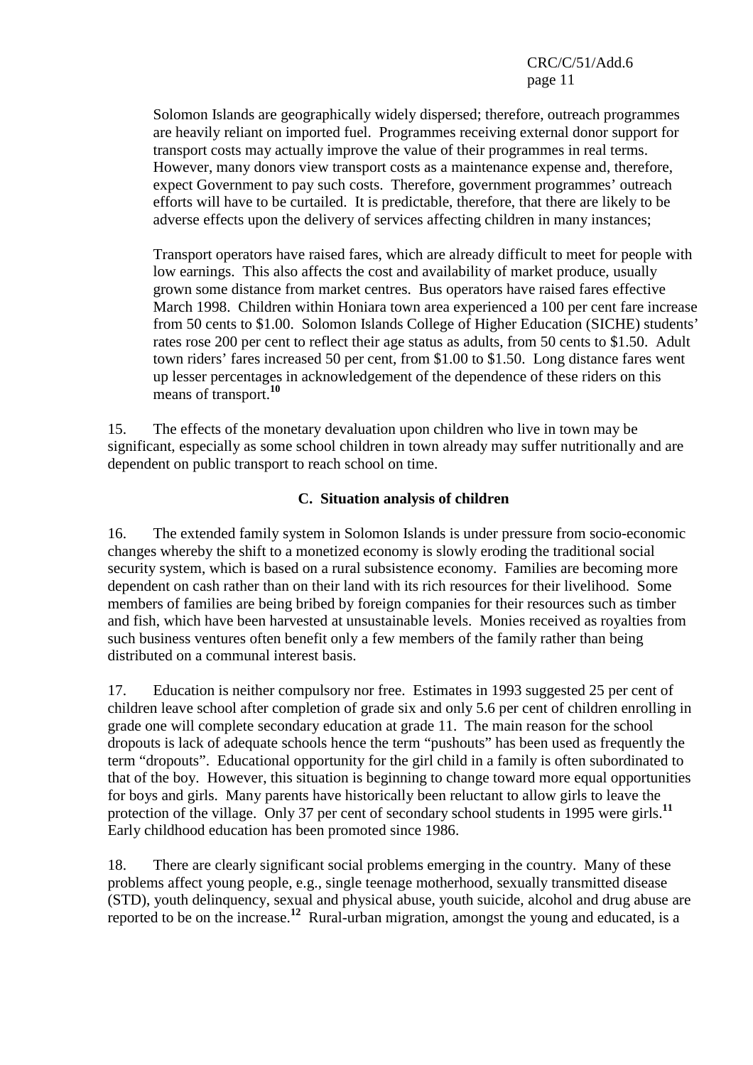Solomon Islands are geographically widely dispersed; therefore, outreach programmes are heavily reliant on imported fuel. Programmes receiving external donor support for transport costs may actually improve the value of their programmes in real terms. However, many donors view transport costs as a maintenance expense and, therefore, expect Government to pay such costs. Therefore, government programmes' outreach efforts will have to be curtailed. It is predictable, therefore, that there are likely to be adverse effects upon the delivery of services affecting children in many instances;

Transport operators have raised fares, which are already difficult to meet for people with low earnings. This also affects the cost and availability of market produce, usually grown some distance from market centres. Bus operators have raised fares effective March 1998. Children within Honiara town area experienced a 100 per cent fare increase from 50 cents to $1.00. Solomon Islands College of Higher Education (SICHE) students' rates rose 200 per cent to reflect their age status as adults, from 50 cents to $1.50. Adult town riders' fares increased 50 per cent, from $1.00 to $1.50. Long distance fares went up lesser percentages in acknowledgement of the dependence of these riders on this means of transport.[10]

15. The effects of the monetary devaluation upon children who live in town may be significant, especially as some school children in town already may suffer nutritionally and are dependent on public transport to reach school on time.

### C. Situation analysis of children

16. The extended family system in Solomon Islands is under pressure from socio-economic changes whereby the shift to a monetized economy is slowly eroding the traditional social security system, which is based on a rural subsistence economy. Families are becoming more dependent on cash rather than on their land with its rich resources for their livelihood. Some members of families are being bribed by foreign companies for their resources such as timber and fish, which have been harvested at unsustainable levels. Monies received as royalties from such business ventures often benefit only a few members of the family rather than being distributed on a communal interest basis.

17. Education is neither compulsory nor free. Estimates in 1993 suggested 25 per cent of children leave school after completion of grade six and only 5.6 per cent of children enrolling in grade one will complete secondary education at grade 11. The main reason for the school dropouts is lack of adequate schools hence the term "pushouts" has been used as frequently the term "dropouts". Educational opportunity for the girl child in a family is often subordinated to that of the boy. However, this situation is beginning to change toward more equal opportunities for boys and girls. Many parents have historically been reluctant to allow girls to leave the protection of the village. Only 37 per cent of secondary school students in 1995 were girls.[11] Early childhood education has been promoted since 1986.

18. There are clearly significant social problems emerging in the country. Many of these problems affect young people, e.g., single teenage motherhood, sexually transmitted disease (STD), youth delinquency, sexual and physical abuse, youth suicide, alcohol and drug abuse are reported to be on the increase.[12] Rural-urban migration, amongst the young and educated, is a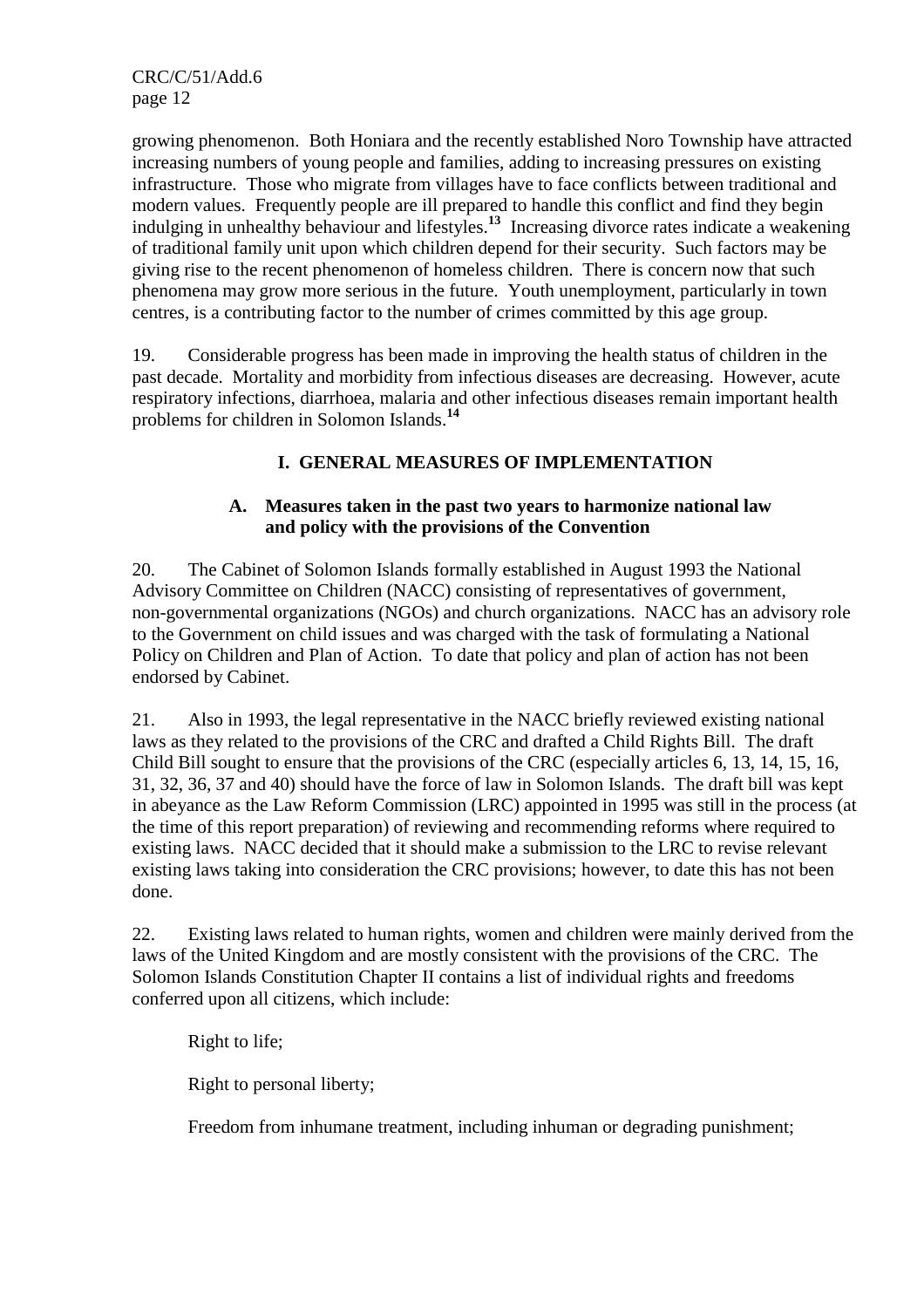growing phenomenon. Both Honiara and the recently established Noro Township have attracted increasing numbers of young people and families, adding to increasing pressures on existing infrastructure. Those who migrate from villages have to face conflicts between traditional and modern values. Frequently people are ill prepared to handle this conflict and find they begin indulging in unhealthy behaviour and lifestyles.[13] Increasing divorce rates indicate a weakening of traditional family unit upon which children depend for their security. Such factors may be giving rise to the recent phenomenon of homeless children. There is concern now that such phenomena may grow more serious in the future. Youth unemployment, particularly in town centres, is a contributing factor to the number of crimes committed by this age group.

19. Considerable progress has been made in improving the health status of children in the past decade. Mortality and morbidity from infectious diseases are decreasing. However, acute respiratory infections, diarrhoea, malaria and other infectious diseases remain important health problems for children in Solomon Islands.[14]

## I. GENERAL MEASURES OF IMPLEMENTATION

### A. Measures taken in the past two years to harmonize national law and policy with the provisions of the Convention

20. The Cabinet of Solomon Islands formally established in August 1993 the National Advisory Committee on Children (NACC) consisting of representatives of government, non-governmental organizations (NGOs) and church organizations. NACC has an advisory role to the Government on child issues and was charged with the task of formulating a National Policy on Children and Plan of Action. To date that policy and plan of action has not been endorsed by Cabinet.

21. Also in 1993, the legal representative in the NACC briefly reviewed existing national laws as they related to the provisions of the CRC and drafted a Child Rights Bill. The draft Child Bill sought to ensure that the provisions of the CRC (especially articles 6, 13, 14, 15, 16, 31, 32, 36, 37 and 40) should have the force of law in Solomon Islands. The draft bill was kept in abeyance as the Law Reform Commission (LRC) appointed in 1995 was still in the process (at the time of this report preparation) of reviewing and recommending reforms where required to existing laws. NACC decided that it should make a submission to the LRC to revise relevant existing laws taking into consideration the CRC provisions; however, to date this has not been done.

22. Existing laws related to human rights, women and children were mainly derived from the laws of the United Kingdom and are mostly consistent with the provisions of the CRC. The Solomon Islands Constitution Chapter II contains a list of individual rights and freedoms conferred upon all citizens, which include:

Right to life;

Right to personal liberty;

Freedom from inhumane treatment, including inhuman or degrading punishment;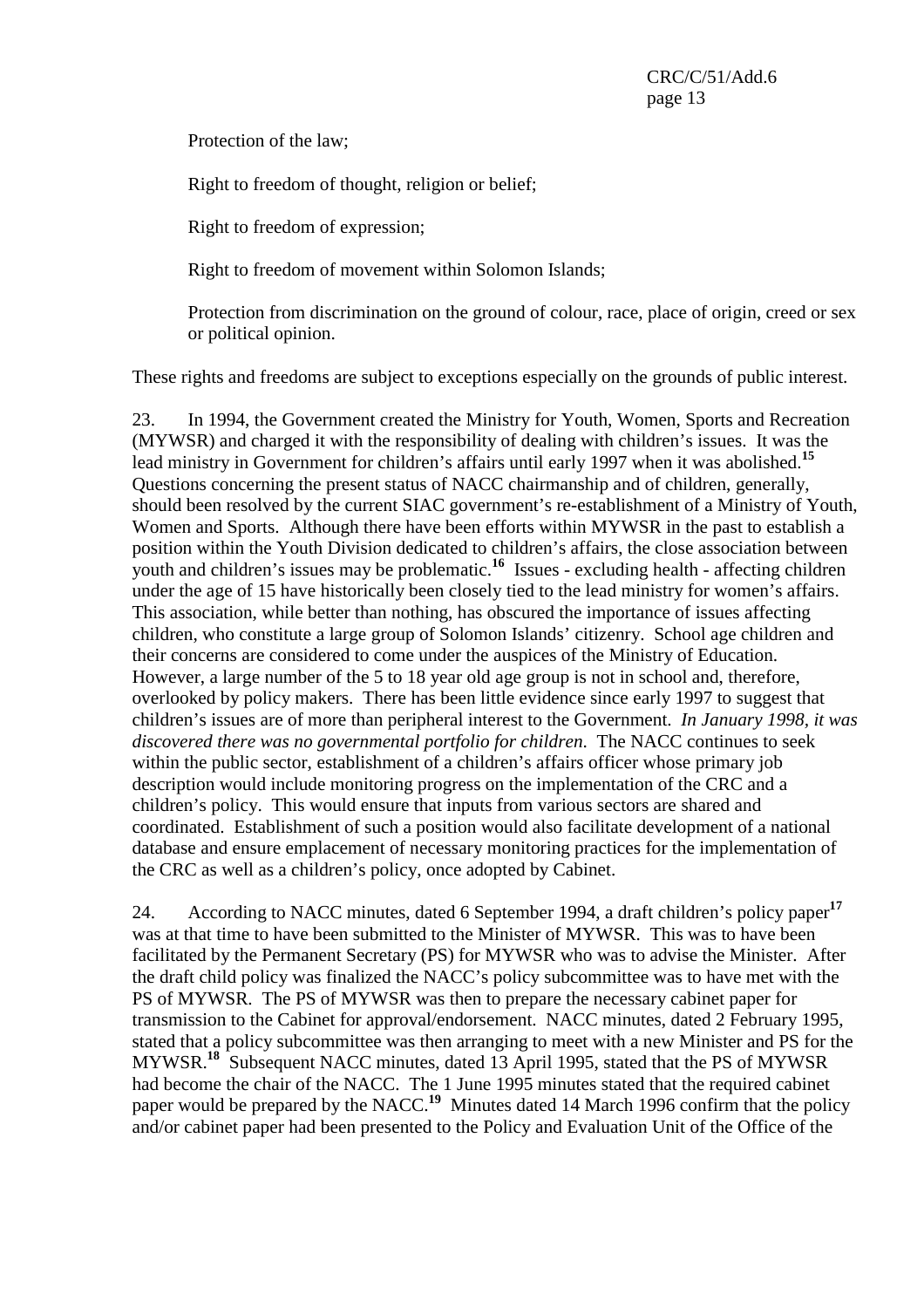Protection of the law;

Right to freedom of thought, religion or belief;

Right to freedom of expression;

Right to freedom of movement within Solomon Islands;

Protection from discrimination on the ground of colour, race, place of origin, creed or sex or political opinion.

These rights and freedoms are subject to exceptions especially on the grounds of public interest.

23. In 1994, the Government created the Ministry for Youth, Women, Sports and Recreation (MYWSR) and charged it with the responsibility of dealing with children's issues. It was the lead ministry in Government for children's affairs until early 1997 when it was abolished.[15] Questions concerning the present status of NACC chairmanship and of children, generally, should been resolved by the current SIAC government's re-establishment of a Ministry of Youth, Women and Sports. Although there have been efforts within MYWSR in the past to establish a position within the Youth Division dedicated to children's affairs, the close association between youth and children's issues may be problematic.[16] Issues - excluding health - affecting children under the age of 15 have historically been closely tied to the lead ministry for women's affairs. This association, while better than nothing, has obscured the importance of issues affecting children, who constitute a large group of Solomon Islands' citizenry. School age children and their concerns are considered to come under the auspices of the Ministry of Education. However, a large number of the 5 to 18 year old age group is not in school and, therefore, overlooked by policy makers. There has been little evidence since early 1997 to suggest that children's issues are of more than peripheral interest to the Government. *In January 1998, it was discovered there was no governmental portfolio for children*. The NACC continues to seek within the public sector, establishment of a children's affairs officer whose primary job description would include monitoring progress on the implementation of the CRC and a children's policy. This would ensure that inputs from various sectors are shared and coordinated. Establishment of such a position would also facilitate development of a national database and ensure emplacement of necessary monitoring practices for the implementation of the CRC as well as a children's policy, once adopted by Cabinet.

24. According to NACC minutes, dated 6 September 1994, a draft children's policy paper[17] was at that time to have been submitted to the Minister of MYWSR. This was to have been facilitated by the Permanent Secretary (PS) for MYWSR who was to advise the Minister. After the draft child policy was finalized the NACC's policy subcommittee was to have met with the PS of MYWSR. The PS of MYWSR was then to prepare the necessary cabinet paper for transmission to the Cabinet for approval/endorsement. NACC minutes, dated 2 February 1995, stated that a policy subcommittee was then arranging to meet with a new Minister and PS for the MYWSR.[18] Subsequent NACC minutes, dated 13 April 1995, stated that the PS of MYWSR had become the chair of the NACC. The 1 June 1995 minutes stated that the required cabinet paper would be prepared by the NACC.[19] Minutes dated 14 March 1996 confirm that the policy and/or cabinet paper had been presented to the Policy and Evaluation Unit of the Office of the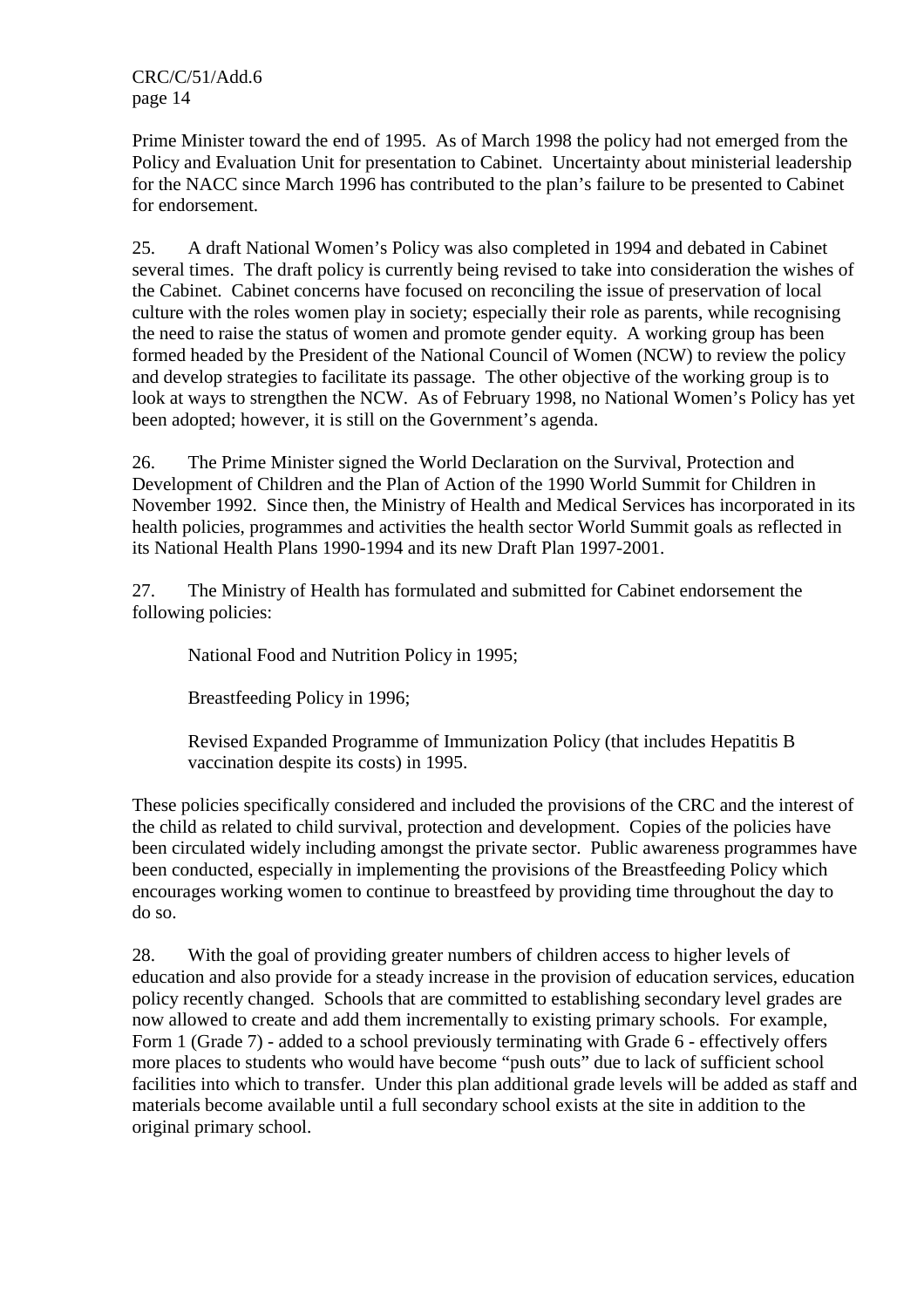Prime Minister toward the end of 1995. As of March 1998 the policy had not emerged from the Policy and Evaluation Unit for presentation to Cabinet. Uncertainty about ministerial leadership for the NACC since March 1996 has contributed to the plan's failure to be presented to Cabinet for endorsement.

25. A draft National Women's Policy was also completed in 1994 and debated in Cabinet several times. The draft policy is currently being revised to take into consideration the wishes of the Cabinet. Cabinet concerns have focused on reconciling the issue of preservation of local culture with the roles women play in society; especially their role as parents, while recognising the need to raise the status of women and promote gender equity. A working group has been formed headed by the President of the National Council of Women (NCW) to review the policy and develop strategies to facilitate its passage. The other objective of the working group is to look at ways to strengthen the NCW. As of February 1998, no National Women's Policy has yet been adopted; however, it is still on the Government's agenda.

26. The Prime Minister signed the World Declaration on the Survival, Protection and Development of Children and the Plan of Action of the 1990 World Summit for Children in November 1992. Since then, the Ministry of Health and Medical Services has incorporated in its health policies, programmes and activities the health sector World Summit goals as reflected in its National Health Plans 1990-1994 and its new Draft Plan 1997-2001.

27. The Ministry of Health has formulated and submitted for Cabinet endorsement the following policies:

National Food and Nutrition Policy in 1995;

Breastfeeding Policy in 1996;

Revised Expanded Programme of Immunization Policy (that includes Hepatitis B vaccination despite its costs) in 1995.

These policies specifically considered and included the provisions of the CRC and the interest of the child as related to child survival, protection and development. Copies of the policies have been circulated widely including amongst the private sector. Public awareness programmes have been conducted, especially in implementing the provisions of the Breastfeeding Policy which encourages working women to continue to breastfeed by providing time throughout the day to do so.

28. With the goal of providing greater numbers of children access to higher levels of education and also provide for a steady increase in the provision of education services, education policy recently changed. Schools that are committed to establishing secondary level grades are now allowed to create and add them incrementally to existing primary schools. For example, Form 1 (Grade 7) - added to a school previously terminating with Grade 6 - effectively offers more places to students who would have become "push outs" due to lack of sufficient school facilities into which to transfer. Under this plan additional grade levels will be added as staff and materials become available until a full secondary school exists at the site in addition to the original primary school.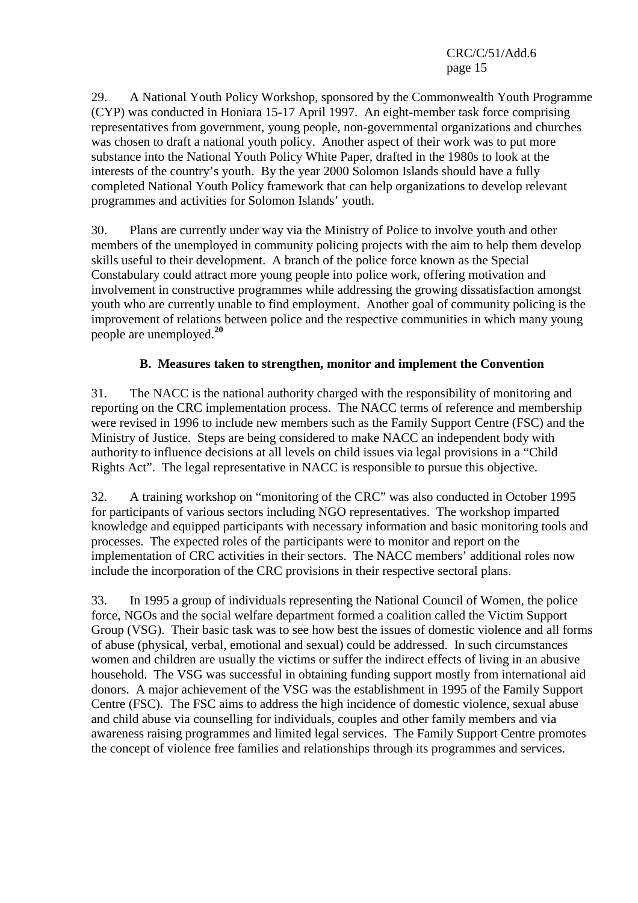29. A National Youth Policy Workshop, sponsored by the Commonwealth Youth Programme (CYP) was conducted in Honiara 15-17 April 1997. An eight-member task force comprising representatives from government, young people, non-governmental organizations and churches was chosen to draft a national youth policy. Another aspect of their work was to put more substance into the National Youth Policy White Paper, drafted in the 1980s to look at the interests of the country's youth. By the year 2000 Solomon Islands should have a fully completed National Youth Policy framework that can help organizations to develop relevant programmes and activities for Solomon Islands' youth.

30. Plans are currently under way via the Ministry of Police to involve youth and other members of the unemployed in community policing projects with the aim to help them develop skills useful to their development. A branch of the police force known as the Special Constabulary could attract more young people into police work, offering motivation and involvement in constructive programmes while addressing the growing dissatisfaction amongst youth who are currently unable to find employment. Another goal of community policing is the improvement of relations between police and the respective communities in which many young people are unemployed.[20]

### B. Measures taken to strengthen, monitor and implement the Convention

31. The NACC is the national authority charged with the responsibility of monitoring and reporting on the CRC implementation process. The NACC terms of reference and membership were revised in 1996 to include new members such as the Family Support Centre (FSC) and the Ministry of Justice. Steps are being considered to make NACC an independent body with authority to influence decisions at all levels on child issues via legal provisions in a "Child Rights Act". The legal representative in NACC is responsible to pursue this objective.

32. A training workshop on "monitoring of the CRC" was also conducted in October 1995 for participants of various sectors including NGO representatives. The workshop imparted knowledge and equipped participants with necessary information and basic monitoring tools and processes. The expected roles of the participants were to monitor and report on the implementation of CRC activities in their sectors. The NACC members' additional roles now include the incorporation of the CRC provisions in their respective sectoral plans.

33. In 1995 a group of individuals representing the National Council of Women, the police force, NGOs and the social welfare department formed a coalition called the Victim Support Group (VSG). Their basic task was to see how best the issues of domestic violence and all forms of abuse (physical, verbal, emotional and sexual) could be addressed. In such circumstances women and children are usually the victims or suffer the indirect effects of living in an abusive household. The VSG was successful in obtaining funding support mostly from international aid donors. A major achievement of the VSG was the establishment in 1995 of the Family Support Centre (FSC). The FSC aims to address the high incidence of domestic violence, sexual abuse and child abuse via counselling for individuals, couples and other family members and via awareness raising programmes and limited legal services. The Family Support Centre promotes the concept of violence free families and relationships through its programmes and services.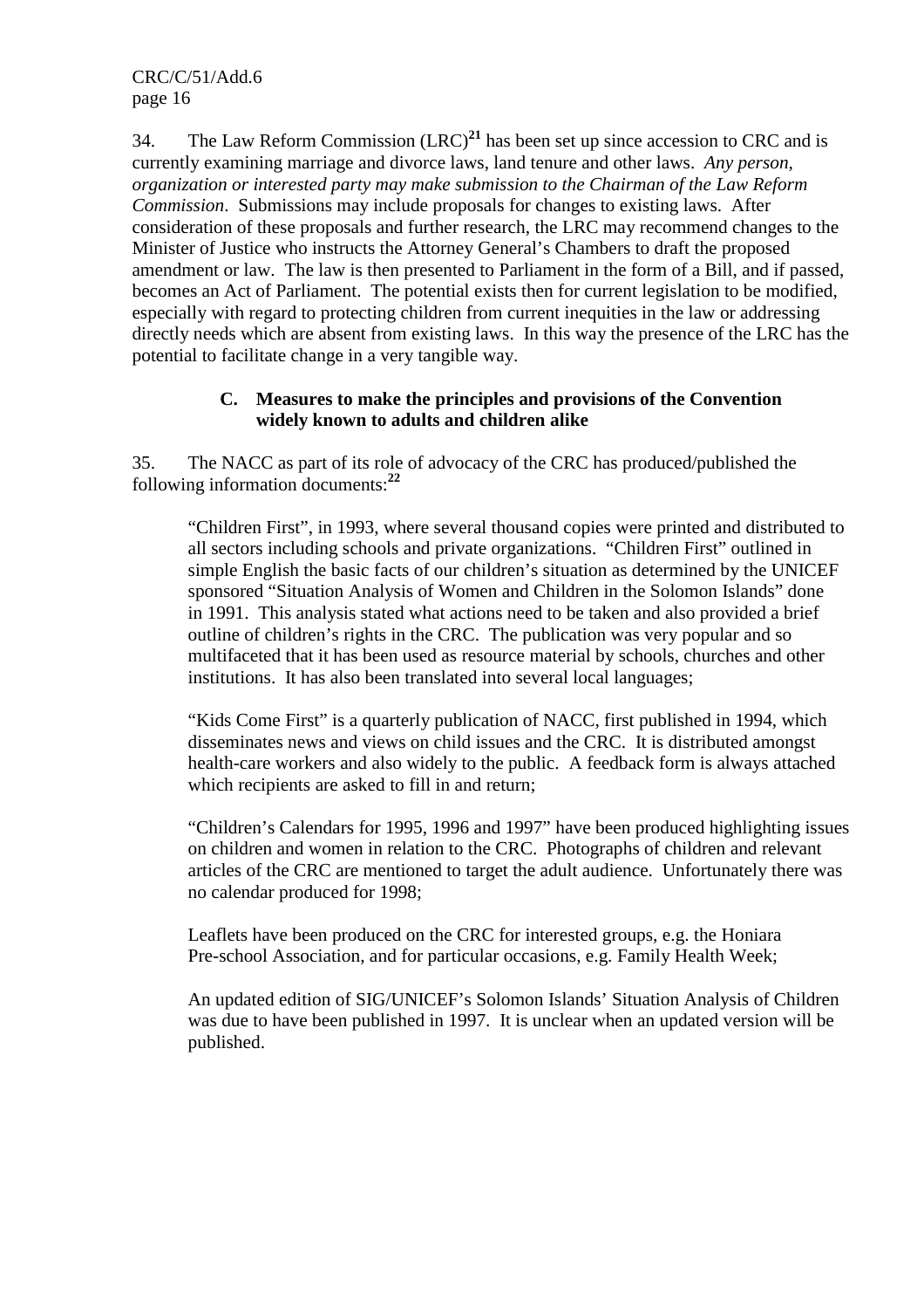34. The Law Reform Commission (LRC)[21] has been set up since accession to CRC and is currently examining marriage and divorce laws, land tenure and other laws. *Any person, organization or interested party may make submission to the Chairman of the Law Reform Commission*. Submissions may include proposals for changes to existing laws. After consideration of these proposals and further research, the LRC may recommend changes to the Minister of Justice who instructs the Attorney General's Chambers to draft the proposed amendment or law. The law is then presented to Parliament in the form of a Bill, and if passed, becomes an Act of Parliament. The potential exists then for current legislation to be modified, especially with regard to protecting children from current inequities in the law or addressing directly needs which are absent from existing laws. In this way the presence of the LRC has the potential to facilitate change in a very tangible way.

### C. Measures to make the principles and provisions of the Convention widely known to adults and children alike

35. The NACC as part of its role of advocacy of the CRC has produced/published the following information documents:[22]

> "Children First", in 1993, where several thousand copies were printed and distributed to all sectors including schools and private organizations. "Children First" outlined in simple English the basic facts of our children's situation as determined by the UNICEF sponsored "Situation Analysis of Women and Children in the Solomon Islands" done in 1991. This analysis stated what actions need to be taken and also provided a brief outline of children's rights in the CRC. The publication was very popular and so multifaceted that it has been used as resource material by schools, churches and other institutions. It has also been translated into several local languages;
>
> "Kids Come First" is a quarterly publication of NACC, first published in 1994, which disseminates news and views on child issues and the CRC. It is distributed amongst health-care workers and also widely to the public. A feedback form is always attached which recipients are asked to fill in and return;
>
> "Children's Calendars for 1995, 1996 and 1997" have been produced highlighting issues on children and women in relation to the CRC. Photographs of children and relevant articles of the CRC are mentioned to target the adult audience. Unfortunately there was no calendar produced for 1998;
>
> Leaflets have been produced on the CRC for interested groups, e.g. the Honiara Pre-school Association, and for particular occasions, e.g. Family Health Week;
>
> An updated edition of SIG/UNICEF's Solomon Islands' Situation Analysis of Children was due to have been published in 1997. It is unclear when an updated version will be published.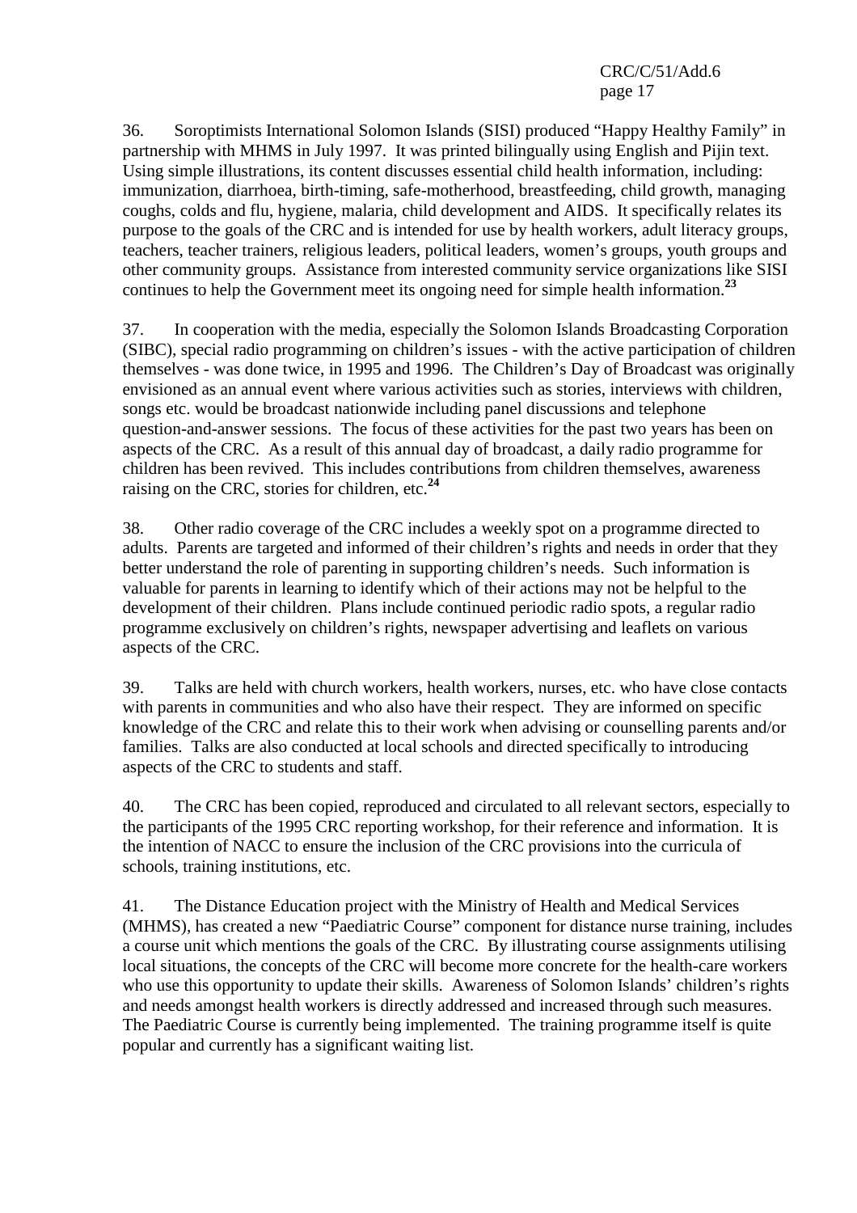36. Soroptimists International Solomon Islands (SISI) produced "Happy Healthy Family" in partnership with MHMS in July 1997. It was printed bilingually using English and Pijin text. Using simple illustrations, its content discusses essential child health information, including: immunization, diarrhoea, birth-timing, safe-motherhood, breastfeeding, child growth, managing coughs, colds and flu, hygiene, malaria, child development and AIDS. It specifically relates its purpose to the goals of the CRC and is intended for use by health workers, adult literacy groups, teachers, teacher trainers, religious leaders, political leaders, women's groups, youth groups and other community groups. Assistance from interested community service organizations like SISI continues to help the Government meet its ongoing need for simple health information.[23]

37. In cooperation with the media, especially the Solomon Islands Broadcasting Corporation (SIBC), special radio programming on children's issues - with the active participation of children themselves - was done twice, in 1995 and 1996. The Children's Day of Broadcast was originally envisioned as an annual event where various activities such as stories, interviews with children, songs etc. would be broadcast nationwide including panel discussions and telephone question-and-answer sessions. The focus of these activities for the past two years has been on aspects of the CRC. As a result of this annual day of broadcast, a daily radio programme for children has been revived. This includes contributions from children themselves, awareness raising on the CRC, stories for children, etc.[24]

38. Other radio coverage of the CRC includes a weekly spot on a programme directed to adults. Parents are targeted and informed of their children's rights and needs in order that they better understand the role of parenting in supporting children's needs. Such information is valuable for parents in learning to identify which of their actions may not be helpful to the development of their children. Plans include continued periodic radio spots, a regular radio programme exclusively on children's rights, newspaper advertising and leaflets on various aspects of the CRC.

39. Talks are held with church workers, health workers, nurses, etc. who have close contacts with parents in communities and who also have their respect. They are informed on specific knowledge of the CRC and relate this to their work when advising or counselling parents and/or families. Talks are also conducted at local schools and directed specifically to introducing aspects of the CRC to students and staff.

40. The CRC has been copied, reproduced and circulated to all relevant sectors, especially to the participants of the 1995 CRC reporting workshop, for their reference and information. It is the intention of NACC to ensure the inclusion of the CRC provisions into the curricula of schools, training institutions, etc.

41. The Distance Education project with the Ministry of Health and Medical Services (MHMS), has created a new "Paediatric Course" component for distance nurse training, includes a course unit which mentions the goals of the CRC. By illustrating course assignments utilising local situations, the concepts of the CRC will become more concrete for the health-care workers who use this opportunity to update their skills. Awareness of Solomon Islands' children's rights and needs amongst health workers is directly addressed and increased through such measures. The Paediatric Course is currently being implemented. The training programme itself is quite popular and currently has a significant waiting list.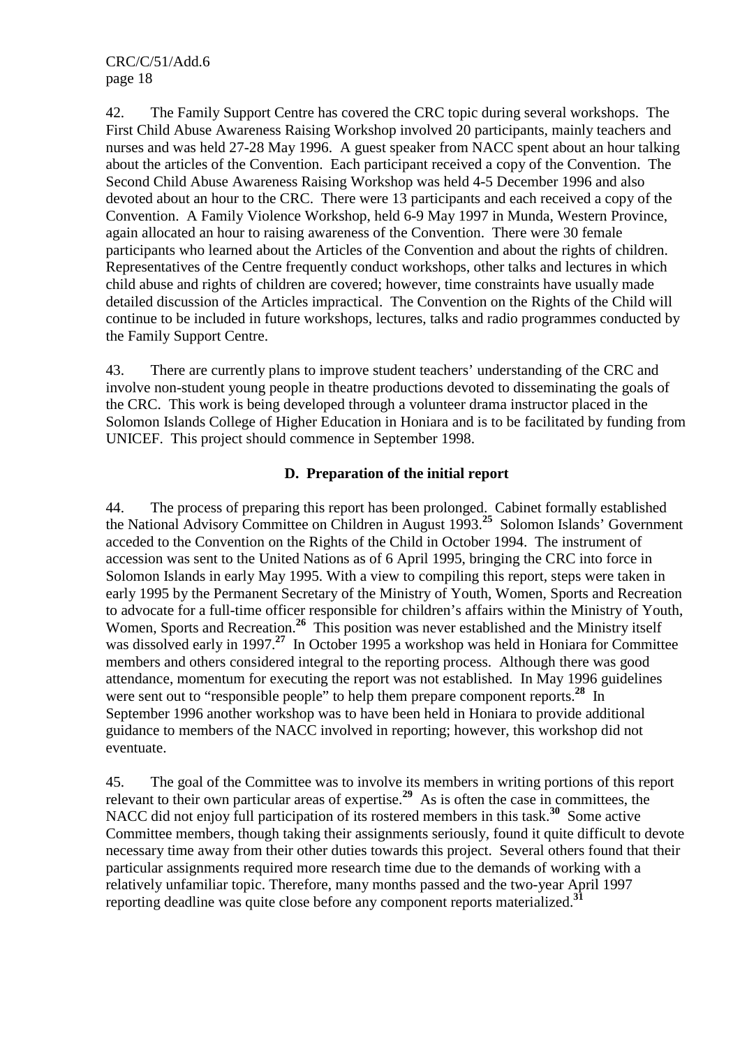42. The Family Support Centre has covered the CRC topic during several workshops. The First Child Abuse Awareness Raising Workshop involved 20 participants, mainly teachers and nurses and was held 27-28 May 1996. A guest speaker from NACC spent about an hour talking about the articles of the Convention. Each participant received a copy of the Convention. The Second Child Abuse Awareness Raising Workshop was held 4-5 December 1996 and also devoted about an hour to the CRC. There were 13 participants and each received a copy of the Convention. A Family Violence Workshop, held 6-9 May 1997 in Munda, Western Province, again allocated an hour to raising awareness of the Convention. There were 30 female participants who learned about the Articles of the Convention and about the rights of children. Representatives of the Centre frequently conduct workshops, other talks and lectures in which child abuse and rights of children are covered; however, time constraints have usually made detailed discussion of the Articles impractical. The Convention on the Rights of the Child will continue to be included in future workshops, lectures, talks and radio programmes conducted by the Family Support Centre.

43. There are currently plans to improve student teachers' understanding of the CRC and involve non-student young people in theatre productions devoted to disseminating the goals of the CRC. This work is being developed through a volunteer drama instructor placed in the Solomon Islands College of Higher Education in Honiara and is to be facilitated by funding from UNICEF. This project should commence in September 1998.

### D. Preparation of the initial report

44. The process of preparing this report has been prolonged. Cabinet formally established the National Advisory Committee on Children in August 1993.[25] Solomon Islands' Government acceded to the Convention on the Rights of the Child in October 1994. The instrument of accession was sent to the United Nations as of 6 April 1995, bringing the CRC into force in Solomon Islands in early May 1995. With a view to compiling this report, steps were taken in early 1995 by the Permanent Secretary of the Ministry of Youth, Women, Sports and Recreation to advocate for a full-time officer responsible for children's affairs within the Ministry of Youth, Women, Sports and Recreation.[26] This position was never established and the Ministry itself was dissolved early in 1997.[27] In October 1995 a workshop was held in Honiara for Committee members and others considered integral to the reporting process. Although there was good attendance, momentum for executing the report was not established. In May 1996 guidelines were sent out to "responsible people" to help them prepare component reports.[28] In September 1996 another workshop was to have been held in Honiara to provide additional guidance to members of the NACC involved in reporting; however, this workshop did not eventuate.

45. The goal of the Committee was to involve its members in writing portions of this report relevant to their own particular areas of expertise.[29] As is often the case in committees, the NACC did not enjoy full participation of its rostered members in this task.[30] Some active Committee members, though taking their assignments seriously, found it quite difficult to devote necessary time away from their other duties towards this project. Several others found that their particular assignments required more research time due to the demands of working with a relatively unfamiliar topic. Therefore, many months passed and the two-year April 1997 reporting deadline was quite close before any component reports materialized.[31]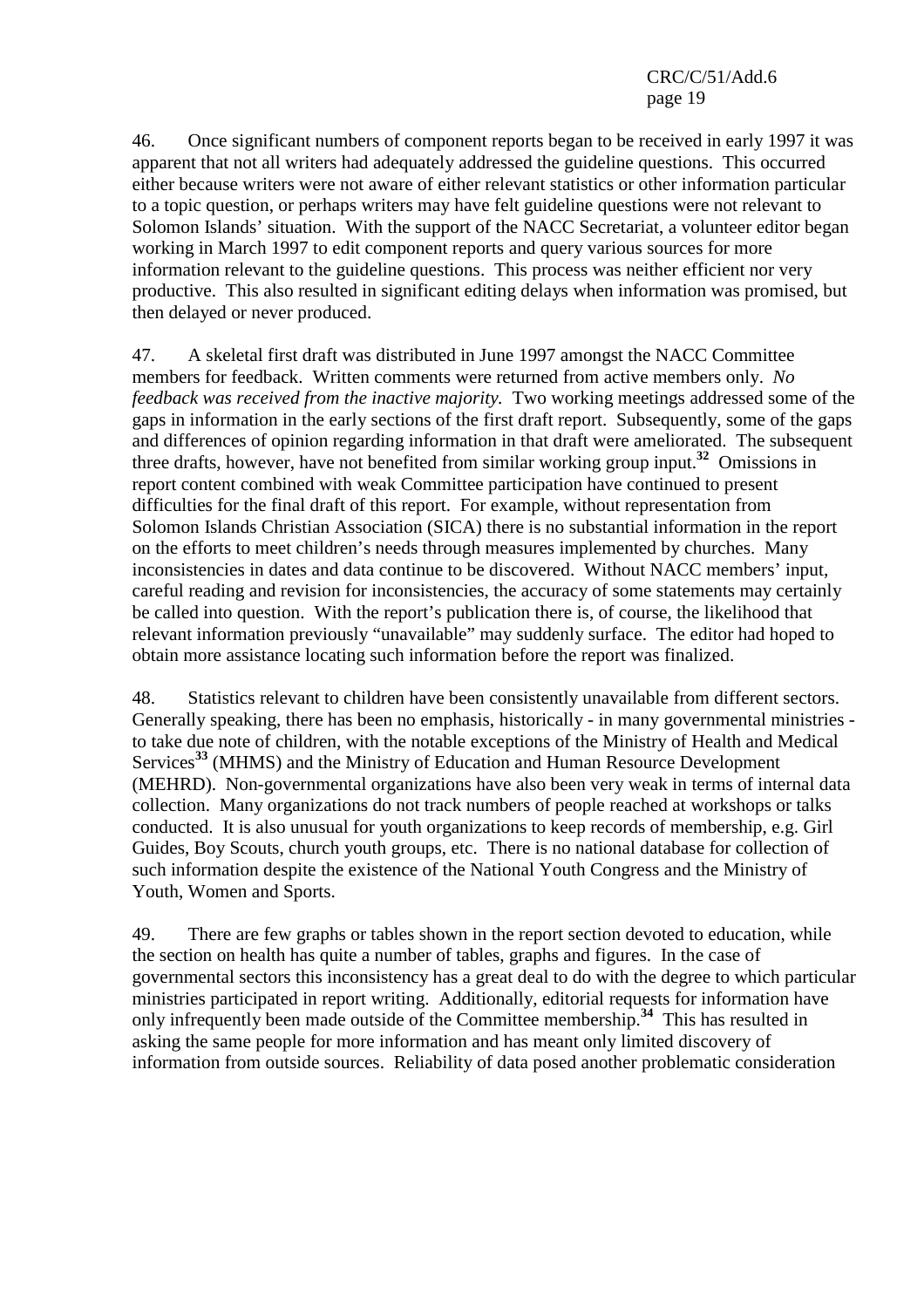46. Once significant numbers of component reports began to be received in early 1997 it was apparent that not all writers had adequately addressed the guideline questions. This occurred either because writers were not aware of either relevant statistics or other information particular to a topic question, or perhaps writers may have felt guideline questions were not relevant to Solomon Islands' situation. With the support of the NACC Secretariat, a volunteer editor began working in March 1997 to edit component reports and query various sources for more information relevant to the guideline questions. This process was neither efficient nor very productive. This also resulted in significant editing delays when information was promised, but then delayed or never produced.

47. A skeletal first draft was distributed in June 1997 amongst the NACC Committee members for feedback. Written comments were returned from active members only. *No feedback was received from the inactive majority.* Two working meetings addressed some of the gaps in information in the early sections of the first draft report. Subsequently, some of the gaps and differences of opinion regarding information in that draft were ameliorated. The subsequent three drafts, however, have not benefited from similar working group input.[32] Omissions in report content combined with weak Committee participation have continued to present difficulties for the final draft of this report. For example, without representation from Solomon Islands Christian Association (SICA) there is no substantial information in the report on the efforts to meet children's needs through measures implemented by churches. Many inconsistencies in dates and data continue to be discovered. Without NACC members' input, careful reading and revision for inconsistencies, the accuracy of some statements may certainly be called into question. With the report's publication there is, of course, the likelihood that relevant information previously "unavailable" may suddenly surface. The editor had hoped to obtain more assistance locating such information before the report was finalized.

48. Statistics relevant to children have been consistently unavailable from different sectors. Generally speaking, there has been no emphasis, historically - in many governmental ministries - to take due note of children, with the notable exceptions of the Ministry of Health and Medical Services[33] (MHMS) and the Ministry of Education and Human Resource Development (MEHRD). Non-governmental organizations have also been very weak in terms of internal data collection. Many organizations do not track numbers of people reached at workshops or talks conducted. It is also unusual for youth organizations to keep records of membership, e.g. Girl Guides, Boy Scouts, church youth groups, etc. There is no national database for collection of such information despite the existence of the National Youth Congress and the Ministry of Youth, Women and Sports.

49. There are few graphs or tables shown in the report section devoted to education, while the section on health has quite a number of tables, graphs and figures. In the case of governmental sectors this inconsistency has a great deal to do with the degree to which particular ministries participated in report writing. Additionally, editorial requests for information have only infrequently been made outside of the Committee membership.[34] This has resulted in asking the same people for more information and has meant only limited discovery of information from outside sources. Reliability of data posed another problematic consideration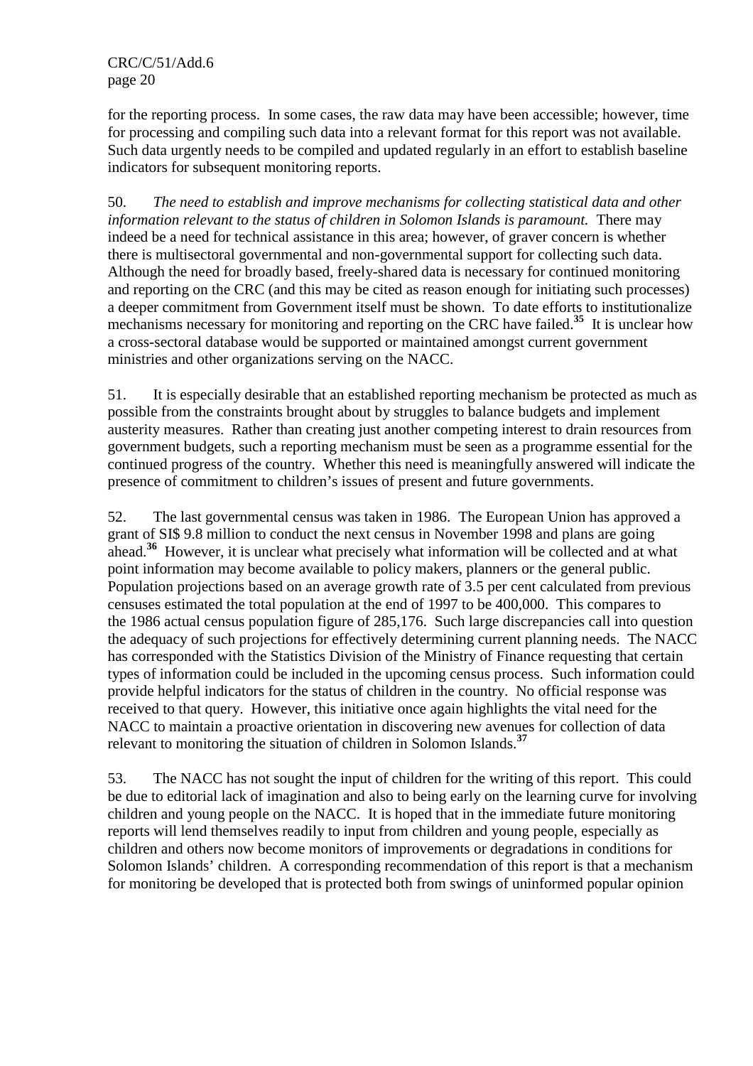for the reporting process. In some cases, the raw data may have been accessible; however, time for processing and compiling such data into a relevant format for this report was not available. Such data urgently needs to be compiled and updated regularly in an effort to establish baseline indicators for subsequent monitoring reports.

50. *The need to establish and improve mechanisms for collecting statistical data and other information relevant to the status of children in Solomon Islands is paramount.* There may indeed be a need for technical assistance in this area; however, of graver concern is whether there is multisectoral governmental and non-governmental support for collecting such data. Although the need for broadly based, freely-shared data is necessary for continued monitoring and reporting on the CRC (and this may be cited as reason enough for initiating such processes) a deeper commitment from Government itself must be shown. To date efforts to institutionalize mechanisms necessary for monitoring and reporting on the CRC have failed.[35] It is unclear how a cross-sectoral database would be supported or maintained amongst current government ministries and other organizations serving on the NACC.

51. It is especially desirable that an established reporting mechanism be protected as much as possible from the constraints brought about by struggles to balance budgets and implement austerity measures. Rather than creating just another competing interest to drain resources from government budgets, such a reporting mechanism must be seen as a programme essential for the continued progress of the country. Whether this need is meaningfully answered will indicate the presence of commitment to children's issues of present and future governments.

52. The last governmental census was taken in 1986. The European Union has approved a grant of SI$ 9.8 million to conduct the next census in November 1998 and plans are going ahead.[36] However, it is unclear what precisely what information will be collected and at what point information may become available to policy makers, planners or the general public. Population projections based on an average growth rate of 3.5 per cent calculated from previous censuses estimated the total population at the end of 1997 to be 400,000. This compares to the 1986 actual census population figure of 285,176. Such large discrepancies call into question the adequacy of such projections for effectively determining current planning needs. The NACC has corresponded with the Statistics Division of the Ministry of Finance requesting that certain types of information could be included in the upcoming census process. Such information could provide helpful indicators for the status of children in the country. No official response was received to that query. However, this initiative once again highlights the vital need for the NACC to maintain a proactive orientation in discovering new avenues for collection of data relevant to monitoring the situation of children in Solomon Islands.[37]

53. The NACC has not sought the input of children for the writing of this report. This could be due to editorial lack of imagination and also to being early on the learning curve for involving children and young people on the NACC. It is hoped that in the immediate future monitoring reports will lend themselves readily to input from children and young people, especially as children and others now become monitors of improvements or degradations in conditions for Solomon Islands' children. A corresponding recommendation of this report is that a mechanism for monitoring be developed that is protected both from swings of uninformed popular opinion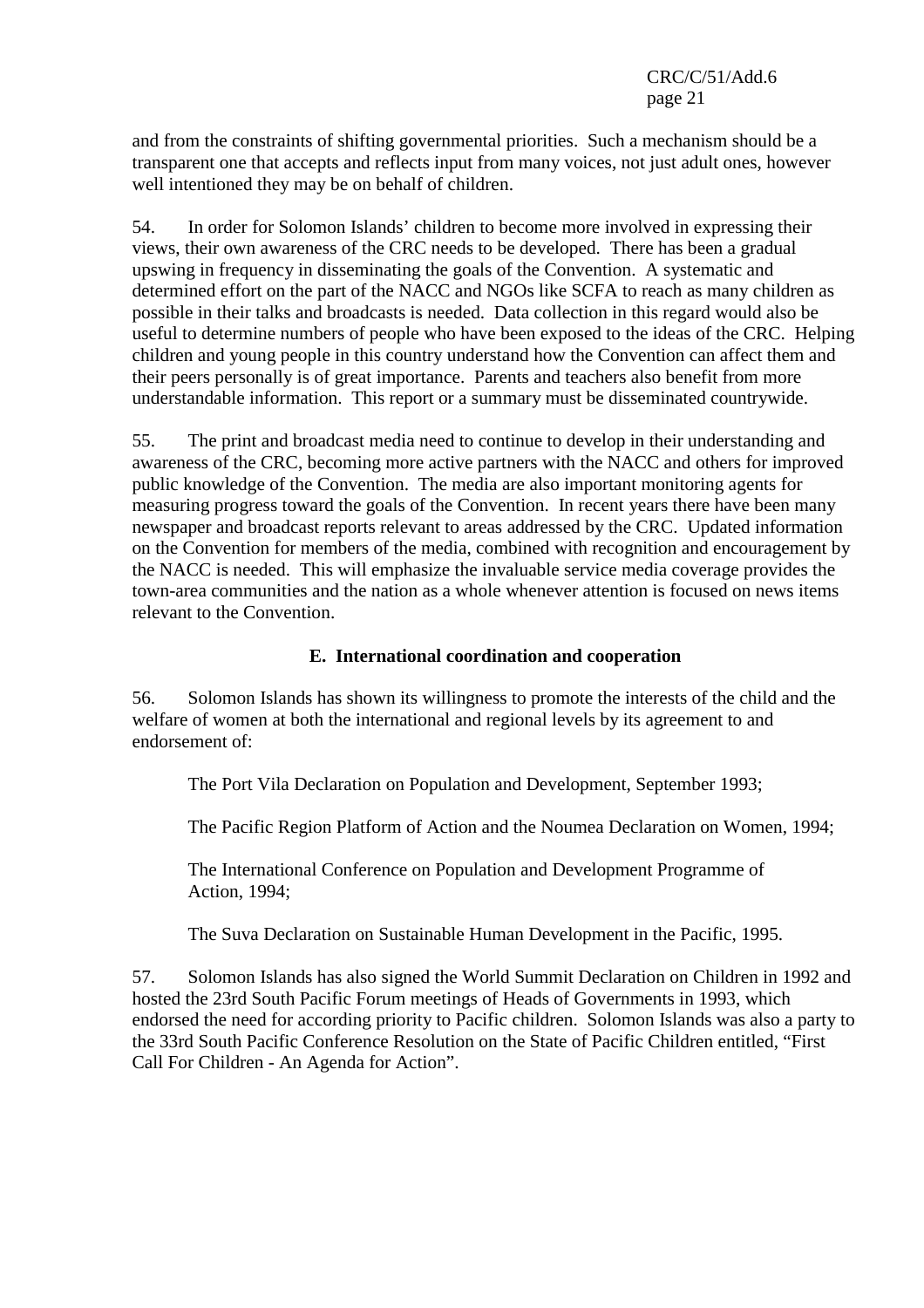and from the constraints of shifting governmental priorities. Such a mechanism should be a transparent one that accepts and reflects input from many voices, not just adult ones, however well intentioned they may be on behalf of children.

54. In order for Solomon Islands' children to become more involved in expressing their views, their own awareness of the CRC needs to be developed. There has been a gradual upswing in frequency in disseminating the goals of the Convention. A systematic and determined effort on the part of the NACC and NGOs like SCFA to reach as many children as possible in their talks and broadcasts is needed. Data collection in this regard would also be useful to determine numbers of people who have been exposed to the ideas of the CRC. Helping children and young people in this country understand how the Convention can affect them and their peers personally is of great importance. Parents and teachers also benefit from more understandable information. This report or a summary must be disseminated countrywide.

55. The print and broadcast media need to continue to develop in their understanding and awareness of the CRC, becoming more active partners with the NACC and others for improved public knowledge of the Convention. The media are also important monitoring agents for measuring progress toward the goals of the Convention. In recent years there have been many newspaper and broadcast reports relevant to areas addressed by the CRC. Updated information on the Convention for members of the media, combined with recognition and encouragement by the NACC is needed. This will emphasize the invaluable service media coverage provides the town-area communities and the nation as a whole whenever attention is focused on news items relevant to the Convention.

### E. International coordination and cooperation

56. Solomon Islands has shown its willingness to promote the interests of the child and the welfare of women at both the international and regional levels by its agreement to and endorsement of:

The Port Vila Declaration on Population and Development, September 1993;

The Pacific Region Platform of Action and the Noumea Declaration on Women, 1994;

The International Conference on Population and Development Programme of Action, 1994;

The Suva Declaration on Sustainable Human Development in the Pacific, 1995.

57. Solomon Islands has also signed the World Summit Declaration on Children in 1992 and hosted the 23rd South Pacific Forum meetings of Heads of Governments in 1993, which endorsed the need for according priority to Pacific children. Solomon Islands was also a party to the 33rd South Pacific Conference Resolution on the State of Pacific Children entitled, "First Call For Children - An Agenda for Action".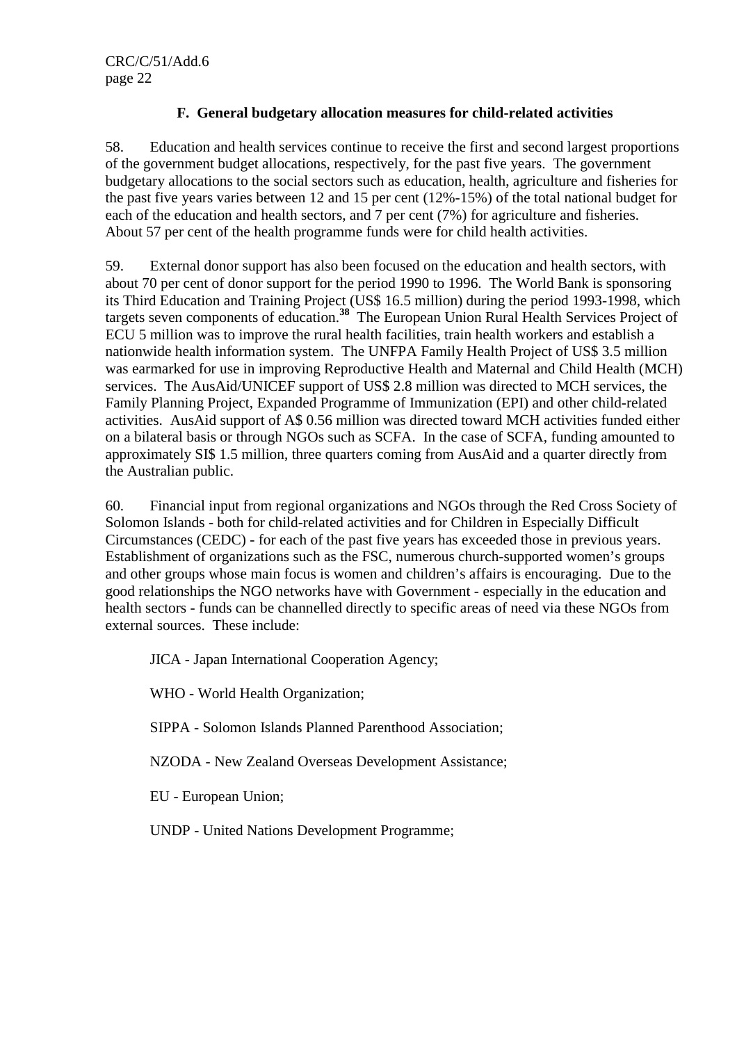### F. General budgetary allocation measures for child-related activities

58. Education and health services continue to receive the first and second largest proportions of the government budget allocations, respectively, for the past five years. The government budgetary allocations to the social sectors such as education, health, agriculture and fisheries for the past five years varies between 12 and 15 per cent (12%-15%) of the total national budget for each of the education and health sectors, and 7 per cent (7%) for agriculture and fisheries. About 57 per cent of the health programme funds were for child health activities.

59. External donor support has also been focused on the education and health sectors, with about 70 per cent of donor support for the period 1990 to 1996. The World Bank is sponsoring its Third Education and Training Project (US$ 16.5 million) during the period 1993-1998, which targets seven components of education.[38] The European Union Rural Health Services Project of ECU 5 million was to improve the rural health facilities, train health workers and establish a nationwide health information system. The UNFPA Family Health Project of US$ 3.5 million was earmarked for use in improving Reproductive Health and Maternal and Child Health (MCH) services. The AusAid/UNICEF support of US$ 2.8 million was directed to MCH services, the Family Planning Project, Expanded Programme of Immunization (EPI) and other child-related activities. AusAid support of A$ 0.56 million was directed toward MCH activities funded either on a bilateral basis or through NGOs such as SCFA. In the case of SCFA, funding amounted to approximately SI$ 1.5 million, three quarters coming from AusAid and a quarter directly from the Australian public.

60. Financial input from regional organizations and NGOs through the Red Cross Society of Solomon Islands - both for child-related activities and for Children in Especially Difficult Circumstances (CEDC) - for each of the past five years has exceeded those in previous years. Establishment of organizations such as the FSC, numerous church-supported women's groups and other groups whose main focus is women and children's affairs is encouraging. Due to the good relationships the NGO networks have with Government - especially in the education and health sectors - funds can be channelled directly to specific areas of need via these NGOs from external sources. These include:

JICA - Japan International Cooperation Agency;

WHO - World Health Organization;

SIPPA - Solomon Islands Planned Parenthood Association;

NZODA - New Zealand Overseas Development Assistance;

EU - European Union;

UNDP - United Nations Development Programme;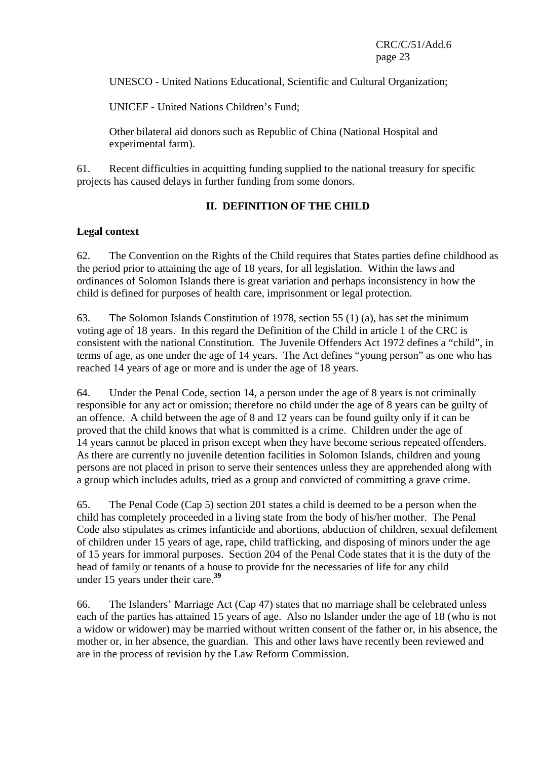UNESCO - United Nations Educational, Scientific and Cultural Organization;

UNICEF - United Nations Children's Fund;

Other bilateral aid donors such as Republic of China (National Hospital and experimental farm).

61. Recent difficulties in acquitting funding supplied to the national treasury for specific projects has caused delays in further funding from some donors.

## II. DEFINITION OF THE CHILD

### Legal context

62. The Convention on the Rights of the Child requires that States parties define childhood as the period prior to attaining the age of 18 years, for all legislation. Within the laws and ordinances of Solomon Islands there is great variation and perhaps inconsistency in how the child is defined for purposes of health care, imprisonment or legal protection.

63. The Solomon Islands Constitution of 1978, section 55 (1) (a), has set the minimum voting age of 18 years. In this regard the Definition of the Child in article 1 of the CRC is consistent with the national Constitution. The Juvenile Offenders Act 1972 defines a "child", in terms of age, as one under the age of 14 years. The Act defines "young person" as one who has reached 14 years of age or more and is under the age of 18 years.

64. Under the Penal Code, section 14, a person under the age of 8 years is not criminally responsible for any act or omission; therefore no child under the age of 8 years can be guilty of an offence. A child between the age of 8 and 12 years can be found guilty only if it can be proved that the child knows that what is committed is a crime. Children under the age of 14 years cannot be placed in prison except when they have become serious repeated offenders. As there are currently no juvenile detention facilities in Solomon Islands, children and young persons are not placed in prison to serve their sentences unless they are apprehended along with a group which includes adults, tried as a group and convicted of committing a grave crime.

65. The Penal Code (Cap 5) section 201 states a child is deemed to be a person when the child has completely proceeded in a living state from the body of his/her mother. The Penal Code also stipulates as crimes infanticide and abortions, abduction of children, sexual defilement of children under 15 years of age, rape, child trafficking, and disposing of minors under the age of 15 years for immoral purposes. Section 204 of the Penal Code states that it is the duty of the head of family or tenants of a house to provide for the necessaries of life for any child under 15 years under their care.[39]

66. The Islanders' Marriage Act (Cap 47) states that no marriage shall be celebrated unless each of the parties has attained 15 years of age. Also no Islander under the age of 18 (who is not a widow or widower) may be married without written consent of the father or, in his absence, the mother or, in her absence, the guardian. This and other laws have recently been reviewed and are in the process of revision by the Law Reform Commission.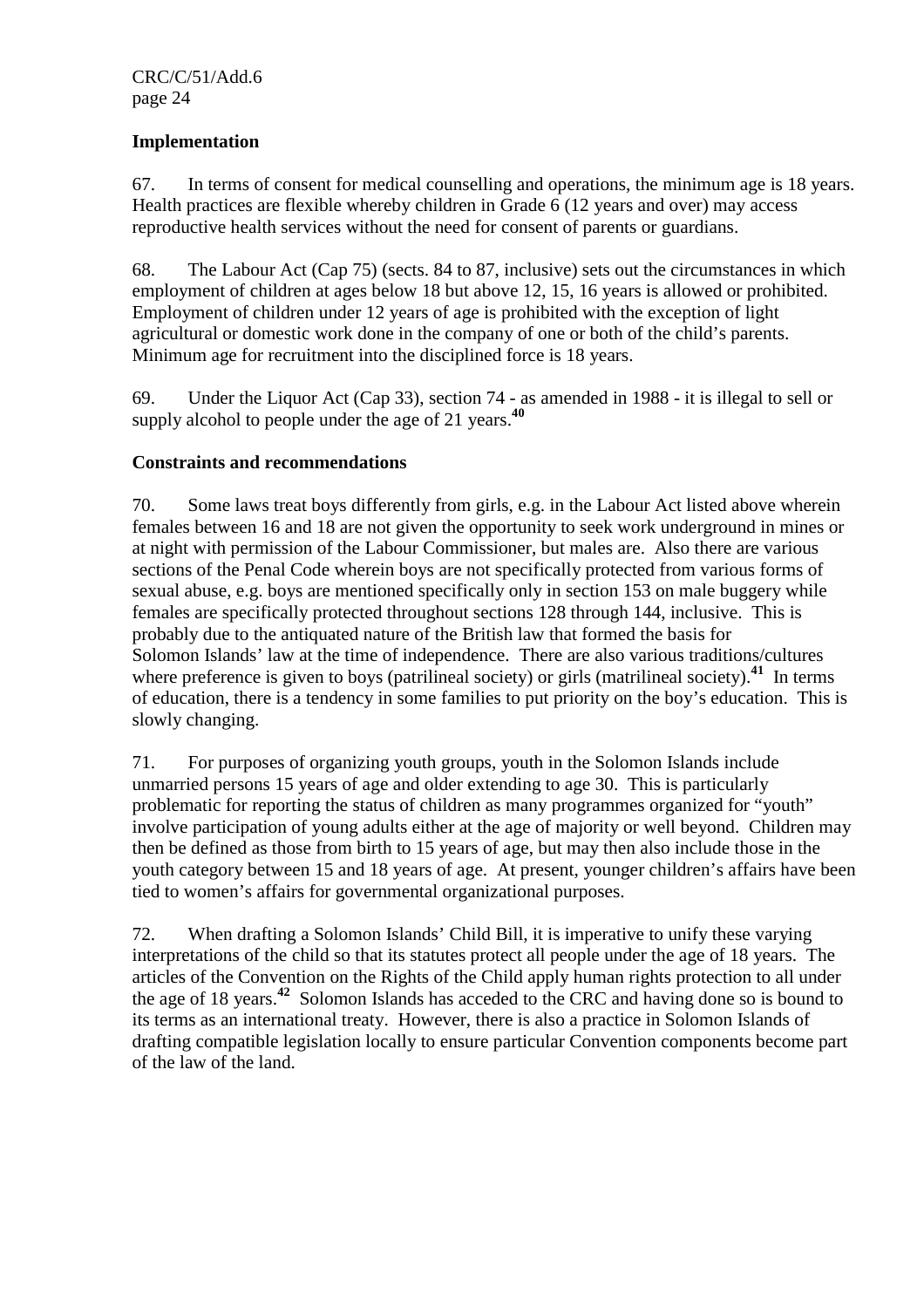### Implementation

67. In terms of consent for medical counselling and operations, the minimum age is 18 years. Health practices are flexible whereby children in Grade 6 (12 years and over) may access reproductive health services without the need for consent of parents or guardians.

68. The Labour Act (Cap 75) (sects. 84 to 87, inclusive) sets out the circumstances in which employment of children at ages below 18 but above 12, 15, 16 years is allowed or prohibited. Employment of children under 12 years of age is prohibited with the exception of light agricultural or domestic work done in the company of one or both of the child's parents. Minimum age for recruitment into the disciplined force is 18 years.

69. Under the Liquor Act (Cap 33), section 74 - as amended in 1988 - it is illegal to sell or supply alcohol to people under the age of 21 years.[40]

### Constraints and recommendations

70. Some laws treat boys differently from girls, e.g. in the Labour Act listed above wherein females between 16 and 18 are not given the opportunity to seek work underground in mines or at night with permission of the Labour Commissioner, but males are. Also there are various sections of the Penal Code wherein boys are not specifically protected from various forms of sexual abuse, e.g. boys are mentioned specifically only in section 153 on male buggery while females are specifically protected throughout sections 128 through 144, inclusive. This is probably due to the antiquated nature of the British law that formed the basis for Solomon Islands' law at the time of independence. There are also various traditions/cultures where preference is given to boys (patrilineal society) or girls (matrilineal society).[41] In terms of education, there is a tendency in some families to put priority on the boy's education. This is slowly changing.

71. For purposes of organizing youth groups, youth in the Solomon Islands include unmarried persons 15 years of age and older extending to age 30. This is particularly problematic for reporting the status of children as many programmes organized for "youth" involve participation of young adults either at the age of majority or well beyond. Children may then be defined as those from birth to 15 years of age, but may then also include those in the youth category between 15 and 18 years of age. At present, younger children's affairs have been tied to women's affairs for governmental organizational purposes.

72. When drafting a Solomon Islands' Child Bill, it is imperative to unify these varying interpretations of the child so that its statutes protect all people under the age of 18 years. The articles of the Convention on the Rights of the Child apply human rights protection to all under the age of 18 years.[42] Solomon Islands has acceded to the CRC and having done so is bound to its terms as an international treaty. However, there is also a practice in Solomon Islands of drafting compatible legislation locally to ensure particular Convention components become part of the law of the land.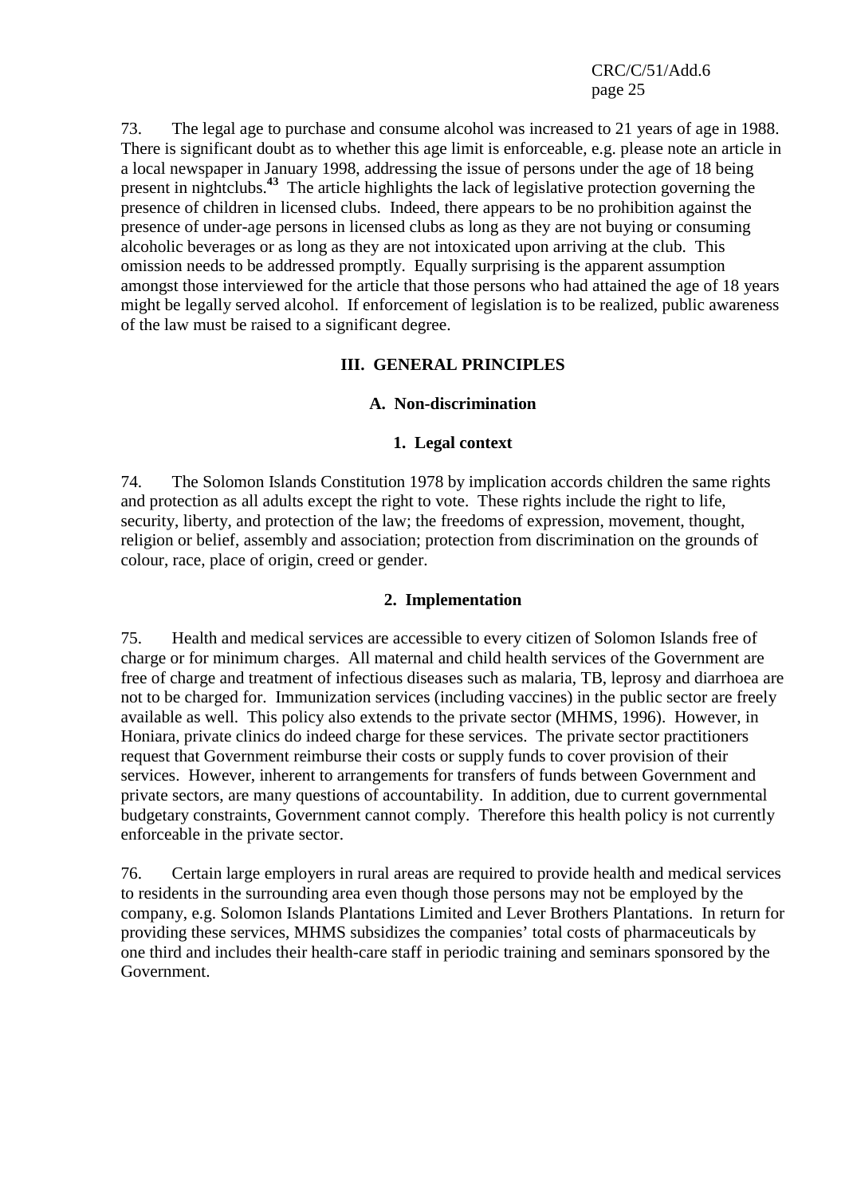73. The legal age to purchase and consume alcohol was increased to 21 years of age in 1988. There is significant doubt as to whether this age limit is enforceable, e.g. please note an article in a local newspaper in January 1998, addressing the issue of persons under the age of 18 being present in nightclubs.[43] The article highlights the lack of legislative protection governing the presence of children in licensed clubs. Indeed, there appears to be no prohibition against the presence of under-age persons in licensed clubs as long as they are not buying or consuming alcoholic beverages or as long as they are not intoxicated upon arriving at the club. This omission needs to be addressed promptly. Equally surprising is the apparent assumption amongst those interviewed for the article that those persons who had attained the age of 18 years might be legally served alcohol. If enforcement of legislation is to be realized, public awareness of the law must be raised to a significant degree.

## III. GENERAL PRINCIPLES

### A. Non-discrimination

#### 1. Legal context

74. The Solomon Islands Constitution 1978 by implication accords children the same rights and protection as all adults except the right to vote. These rights include the right to life, security, liberty, and protection of the law; the freedoms of expression, movement, thought, religion or belief, assembly and association; protection from discrimination on the grounds of colour, race, place of origin, creed or gender.

#### 2. Implementation

75. Health and medical services are accessible to every citizen of Solomon Islands free of charge or for minimum charges. All maternal and child health services of the Government are free of charge and treatment of infectious diseases such as malaria, TB, leprosy and diarrhoea are not to be charged for. Immunization services (including vaccines) in the public sector are freely available as well. This policy also extends to the private sector (MHMS, 1996). However, in Honiara, private clinics do indeed charge for these services. The private sector practitioners request that Government reimburse their costs or supply funds to cover provision of their services. However, inherent to arrangements for transfers of funds between Government and private sectors, are many questions of accountability. In addition, due to current governmental budgetary constraints, Government cannot comply. Therefore this health policy is not currently enforceable in the private sector.

76. Certain large employers in rural areas are required to provide health and medical services to residents in the surrounding area even though those persons may not be employed by the company, e.g. Solomon Islands Plantations Limited and Lever Brothers Plantations. In return for providing these services, MHMS subsidizes the companies' total costs of pharmaceuticals by one third and includes their health-care staff in periodic training and seminars sponsored by the Government.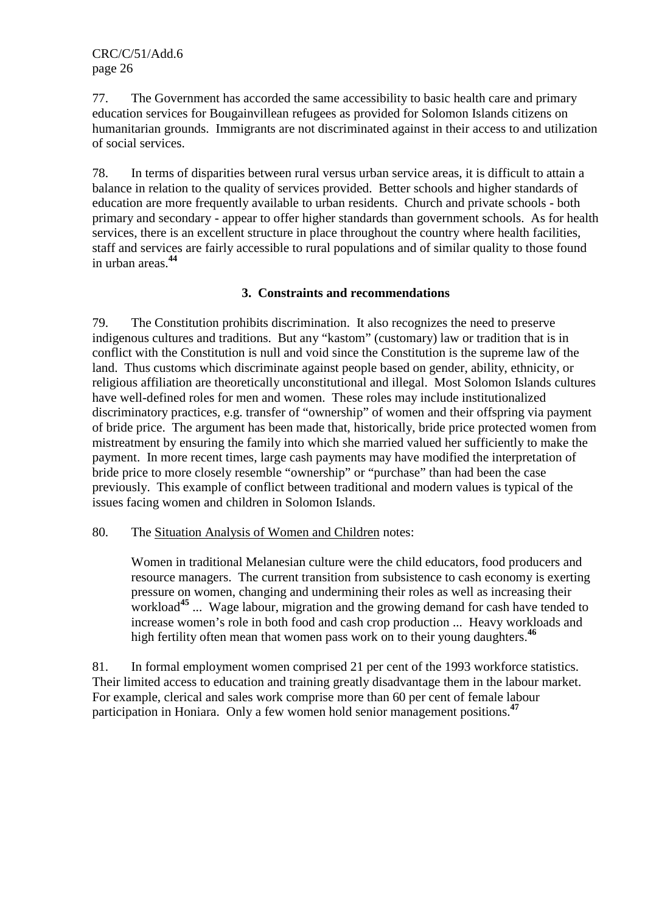77. The Government has accorded the same accessibility to basic health care and primary education services for Bougainvillean refugees as provided for Solomon Islands citizens on humanitarian grounds. Immigrants are not discriminated against in their access to and utilization of social services.

78. In terms of disparities between rural versus urban service areas, it is difficult to attain a balance in relation to the quality of services provided. Better schools and higher standards of education are more frequently available to urban residents. Church and private schools - both primary and secondary - appear to offer higher standards than government schools. As for health services, there is an excellent structure in place throughout the country where health facilities, staff and services are fairly accessible to rural populations and of similar quality to those found in urban areas.[44]

### 3. Constraints and recommendations

79. The Constitution prohibits discrimination. It also recognizes the need to preserve indigenous cultures and traditions. But any "kastom" (customary) law or tradition that is in conflict with the Constitution is null and void since the Constitution is the supreme law of the land. Thus customs which discriminate against people based on gender, ability, ethnicity, or religious affiliation are theoretically unconstitutional and illegal. Most Solomon Islands cultures have well-defined roles for men and women. These roles may include institutionalized discriminatory practices, e.g. transfer of "ownership" of women and their offspring via payment of bride price. The argument has been made that, historically, bride price protected women from mistreatment by ensuring the family into which she married valued her sufficiently to make the payment. In more recent times, large cash payments may have modified the interpretation of bride price to more closely resemble "ownership" or "purchase" than had been the case previously. This example of conflict between traditional and modern values is typical of the issues facing women and children in Solomon Islands.

80. The Situation Analysis of Women and Children notes:

> Women in traditional Melanesian culture were the child educators, food producers and resource managers. The current transition from subsistence to cash economy is exerting pressure on women, changing and undermining their roles as well as increasing their workload[45] ... Wage labour, migration and the growing demand for cash have tended to increase women's role in both food and cash crop production ... Heavy workloads and high fertility often mean that women pass work on to their young daughters.[46]

81. In formal employment women comprised 21 per cent of the 1993 workforce statistics. Their limited access to education and training greatly disadvantage them in the labour market. For example, clerical and sales work comprise more than 60 per cent of female labour participation in Honiara. Only a few women hold senior management positions.[47]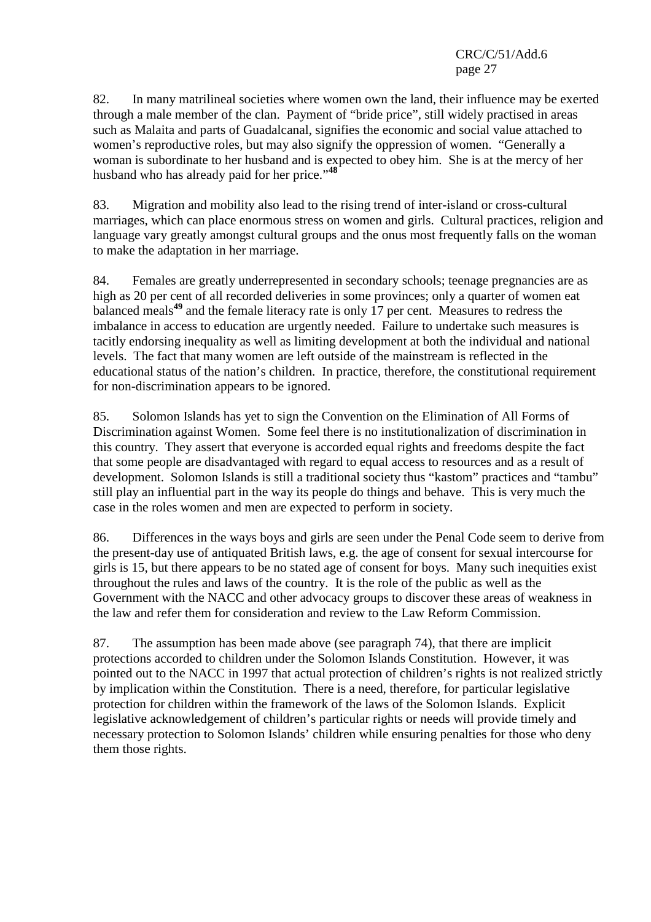82. In many matrilineal societies where women own the land, their influence may be exerted through a male member of the clan. Payment of "bride price", still widely practised in areas such as Malaita and parts of Guadalcanal, signifies the economic and social value attached to women's reproductive roles, but may also signify the oppression of women. "Generally a woman is subordinate to her husband and is expected to obey him. She is at the mercy of her husband who has already paid for her price."[48]

83. Migration and mobility also lead to the rising trend of inter-island or cross-cultural marriages, which can place enormous stress on women and girls. Cultural practices, religion and language vary greatly amongst cultural groups and the onus most frequently falls on the woman to make the adaptation in her marriage.

84. Females are greatly underrepresented in secondary schools; teenage pregnancies are as high as 20 per cent of all recorded deliveries in some provinces; only a quarter of women eat balanced meals[49] and the female literacy rate is only 17 per cent. Measures to redress the imbalance in access to education are urgently needed. Failure to undertake such measures is tacitly endorsing inequality as well as limiting development at both the individual and national levels. The fact that many women are left outside of the mainstream is reflected in the educational status of the nation's children. In practice, therefore, the constitutional requirement for non-discrimination appears to be ignored.

85. Solomon Islands has yet to sign the Convention on the Elimination of All Forms of Discrimination against Women. Some feel there is no institutionalization of discrimination in this country. They assert that everyone is accorded equal rights and freedoms despite the fact that some people are disadvantaged with regard to equal access to resources and as a result of development. Solomon Islands is still a traditional society thus "kastom" practices and "tambu" still play an influential part in the way its people do things and behave. This is very much the case in the roles women and men are expected to perform in society.

86. Differences in the ways boys and girls are seen under the Penal Code seem to derive from the present-day use of antiquated British laws, e.g. the age of consent for sexual intercourse for girls is 15, but there appears to be no stated age of consent for boys. Many such inequities exist throughout the rules and laws of the country. It is the role of the public as well as the Government with the NACC and other advocacy groups to discover these areas of weakness in the law and refer them for consideration and review to the Law Reform Commission.

87. The assumption has been made above (see paragraph 74), that there are implicit protections accorded to children under the Solomon Islands Constitution. However, it was pointed out to the NACC in 1997 that actual protection of children's rights is not realized strictly by implication within the Constitution. There is a need, therefore, for particular legislative protection for children within the framework of the laws of the Solomon Islands. Explicit legislative acknowledgement of children's particular rights or needs will provide timely and necessary protection to Solomon Islands' children while ensuring penalties for those who deny them those rights.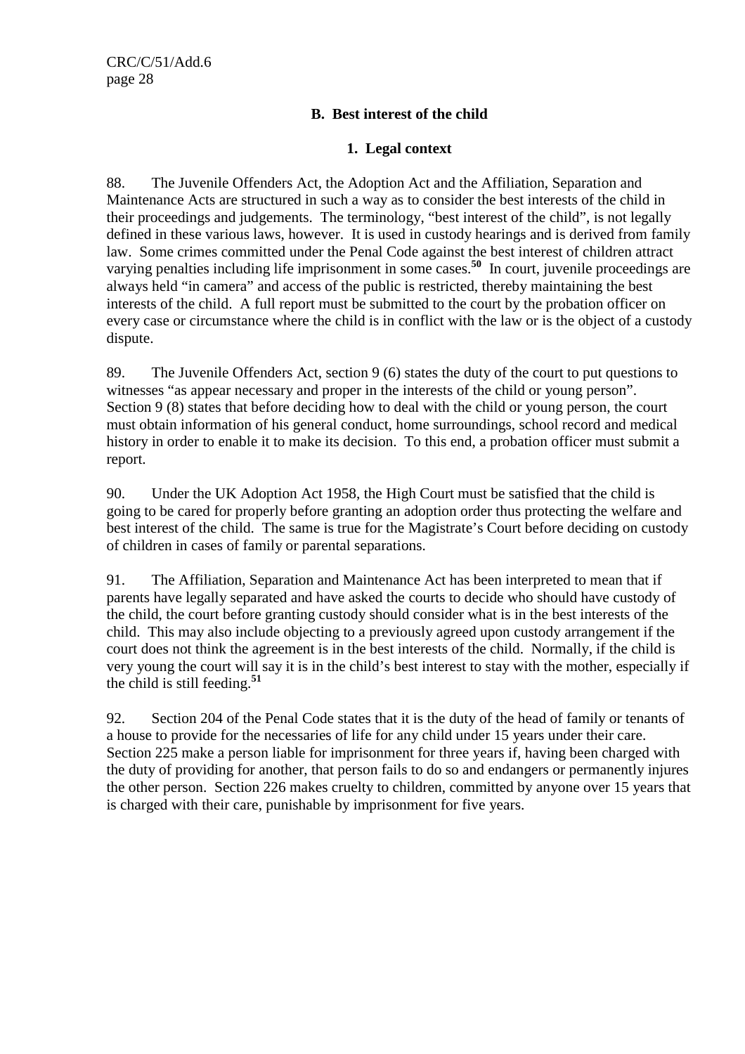## B. Best interest of the child

### 1. Legal context

88. The Juvenile Offenders Act, the Adoption Act and the Affiliation, Separation and Maintenance Acts are structured in such a way as to consider the best interests of the child in their proceedings and judgements. The terminology, "best interest of the child", is not legally defined in these various laws, however. It is used in custody hearings and is derived from family law. Some crimes committed under the Penal Code against the best interest of children attract varying penalties including life imprisonment in some cases.[50] In court, juvenile proceedings are always held "in camera" and access of the public is restricted, thereby maintaining the best interests of the child. A full report must be submitted to the court by the probation officer on every case or circumstance where the child is in conflict with the law or is the object of a custody dispute.

89. The Juvenile Offenders Act, section 9 (6) states the duty of the court to put questions to witnesses "as appear necessary and proper in the interests of the child or young person". Section 9 (8) states that before deciding how to deal with the child or young person, the court must obtain information of his general conduct, home surroundings, school record and medical history in order to enable it to make its decision. To this end, a probation officer must submit a report.

90. Under the UK Adoption Act 1958, the High Court must be satisfied that the child is going to be cared for properly before granting an adoption order thus protecting the welfare and best interest of the child. The same is true for the Magistrate's Court before deciding on custody of children in cases of family or parental separations.

91. The Affiliation, Separation and Maintenance Act has been interpreted to mean that if parents have legally separated and have asked the courts to decide who should have custody of the child, the court before granting custody should consider what is in the best interests of the child. This may also include objecting to a previously agreed upon custody arrangement if the court does not think the agreement is in the best interests of the child. Normally, if the child is very young the court will say it is in the child's best interest to stay with the mother, especially if the child is still feeding.[51]

92. Section 204 of the Penal Code states that it is the duty of the head of family or tenants of a house to provide for the necessaries of life for any child under 15 years under their care. Section 225 make a person liable for imprisonment for three years if, having been charged with the duty of providing for another, that person fails to do so and endangers or permanently injures the other person. Section 226 makes cruelty to children, committed by anyone over 15 years that is charged with their care, punishable by imprisonment for five years.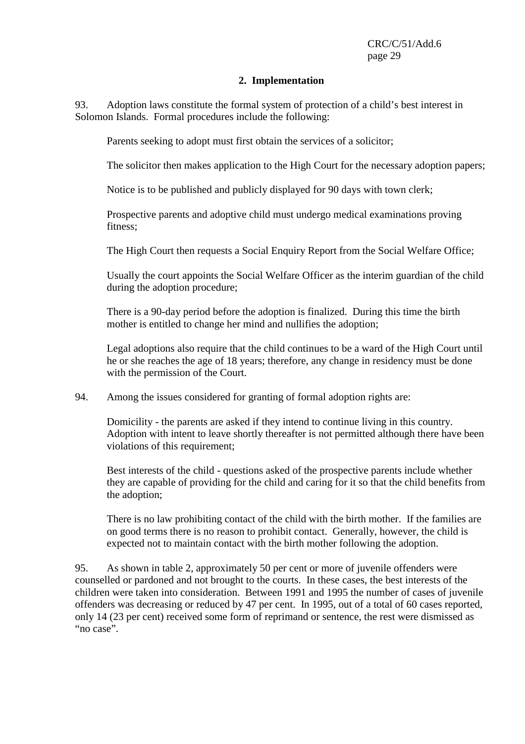## 2. Implementation

93. Adoption laws constitute the formal system of protection of a child's best interest in Solomon Islands. Formal procedures include the following:

Parents seeking to adopt must first obtain the services of a solicitor;

The solicitor then makes application to the High Court for the necessary adoption papers;

Notice is to be published and publicly displayed for 90 days with town clerk;

Prospective parents and adoptive child must undergo medical examinations proving fitness;

The High Court then requests a Social Enquiry Report from the Social Welfare Office;

Usually the court appoints the Social Welfare Officer as the interim guardian of the child during the adoption procedure;

There is a 90-day period before the adoption is finalized. During this time the birth mother is entitled to change her mind and nullifies the adoption;

Legal adoptions also require that the child continues to be a ward of the High Court until he or she reaches the age of 18 years; therefore, any change in residency must be done with the permission of the Court.

94. Among the issues considered for granting of formal adoption rights are:

Domicility - the parents are asked if they intend to continue living in this country. Adoption with intent to leave shortly thereafter is not permitted although there have been violations of this requirement;

Best interests of the child - questions asked of the prospective parents include whether they are capable of providing for the child and caring for it so that the child benefits from the adoption;

There is no law prohibiting contact of the child with the birth mother. If the families are on good terms there is no reason to prohibit contact. Generally, however, the child is expected not to maintain contact with the birth mother following the adoption.

95. As shown in table 2, approximately 50 per cent or more of juvenile offenders were counselled or pardoned and not brought to the courts. In these cases, the best interests of the children were taken into consideration. Between 1991 and 1995 the number of cases of juvenile offenders was decreasing or reduced by 47 per cent. In 1995, out of a total of 60 cases reported, only 14 (23 per cent) received some form of reprimand or sentence, the rest were dismissed as "no case".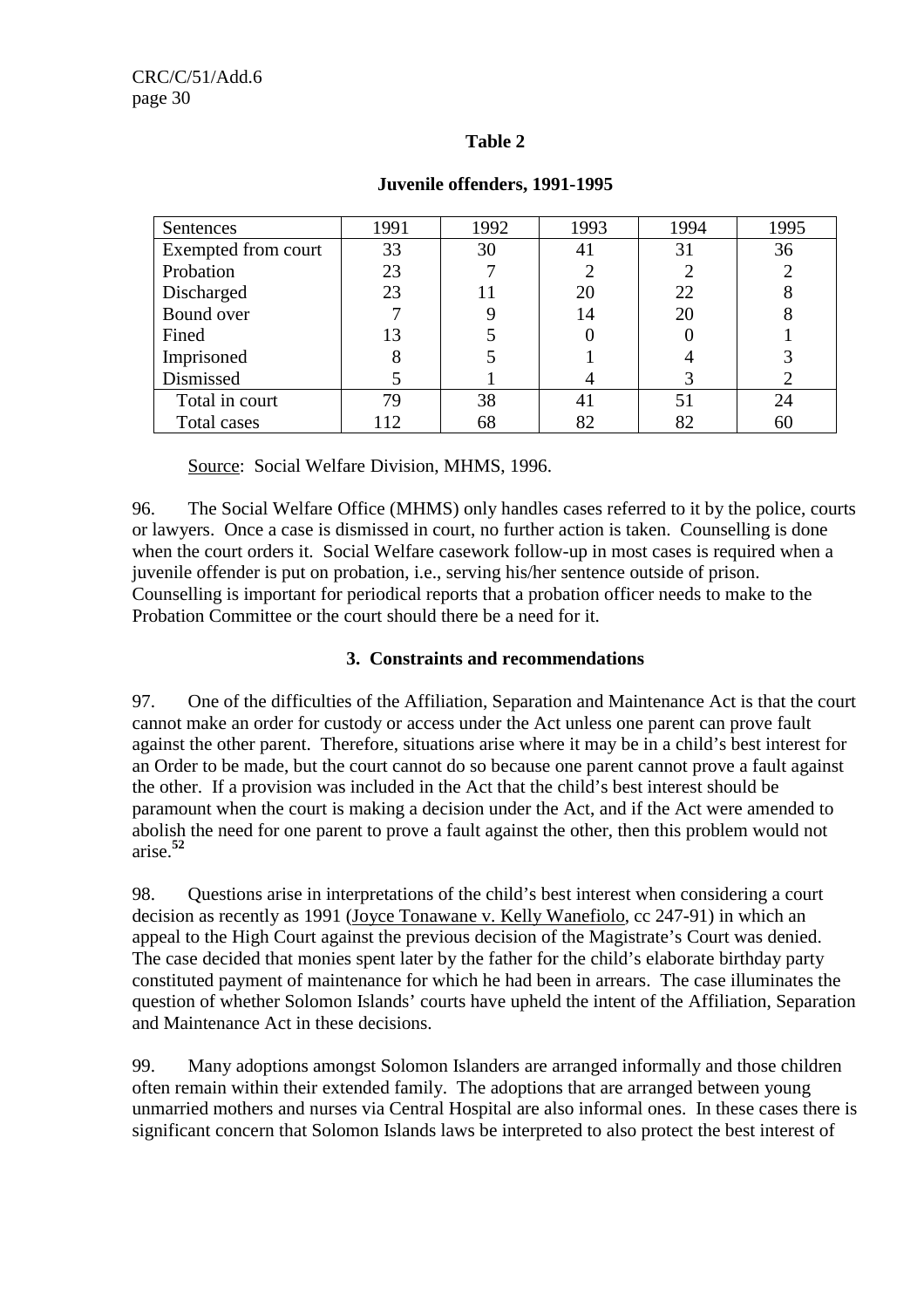**Table 2**

**Juvenile offenders, 1991-1995**

| Sentences | 1991 | 1992 | 1993 | 1994 | 1995 |
|---|---|---|---|---|---|
| Exempted from court | 33 | 30 | 41 | 31 | 36 |
| Probation | 23 | 7 | 2 | 2 | 2 |
| Discharged | 23 | 11 | 20 | 22 | 8 |
| Bound over | 7 | 9 | 14 | 20 | 8 |
| Fined | 13 | 5 | 0 | 0 | 1 |
| Imprisoned | 8 | 5 | 1 | 4 | 3 |
| Dismissed | 5 | 1 | 4 | 3 | 2 |
| Total in court | 79 | 38 | 41 | 51 | 24 |
| Total cases | 112 | 68 | 82 | 82 | 60 |

Source: Social Welfare Division, MHMS, 1996.

96. The Social Welfare Office (MHMS) only handles cases referred to it by the police, courts or lawyers. Once a case is dismissed in court, no further action is taken. Counselling is done when the court orders it. Social Welfare casework follow-up in most cases is required when a juvenile offender is put on probation, i.e., serving his/her sentence outside of prison. Counselling is important for periodical reports that a probation officer needs to make to the Probation Committee or the court should there be a need for it.

### 3. Constraints and recommendations

97. One of the difficulties of the Affiliation, Separation and Maintenance Act is that the court cannot make an order for custody or access under the Act unless one parent can prove fault against the other parent. Therefore, situations arise where it may be in a child's best interest for an Order to be made, but the court cannot do so because one parent cannot prove a fault against the other. If a provision was included in the Act that the child's best interest should be paramount when the court is making a decision under the Act, and if the Act were amended to abolish the need for one parent to prove a fault against the other, then this problem would not arise.[52]

98. Questions arise in interpretations of the child's best interest when considering a court decision as recently as 1991 (Joyce Tonawane v. Kelly Wanefiolo, cc 247-91) in which an appeal to the High Court against the previous decision of the Magistrate's Court was denied. The case decided that monies spent later by the father for the child's elaborate birthday party constituted payment of maintenance for which he had been in arrears. The case illuminates the question of whether Solomon Islands' courts have upheld the intent of the Affiliation, Separation and Maintenance Act in these decisions.

99. Many adoptions amongst Solomon Islanders are arranged informally and those children often remain within their extended family. The adoptions that are arranged between young unmarried mothers and nurses via Central Hospital are also informal ones. In these cases there is significant concern that Solomon Islands laws be interpreted to also protect the best interest of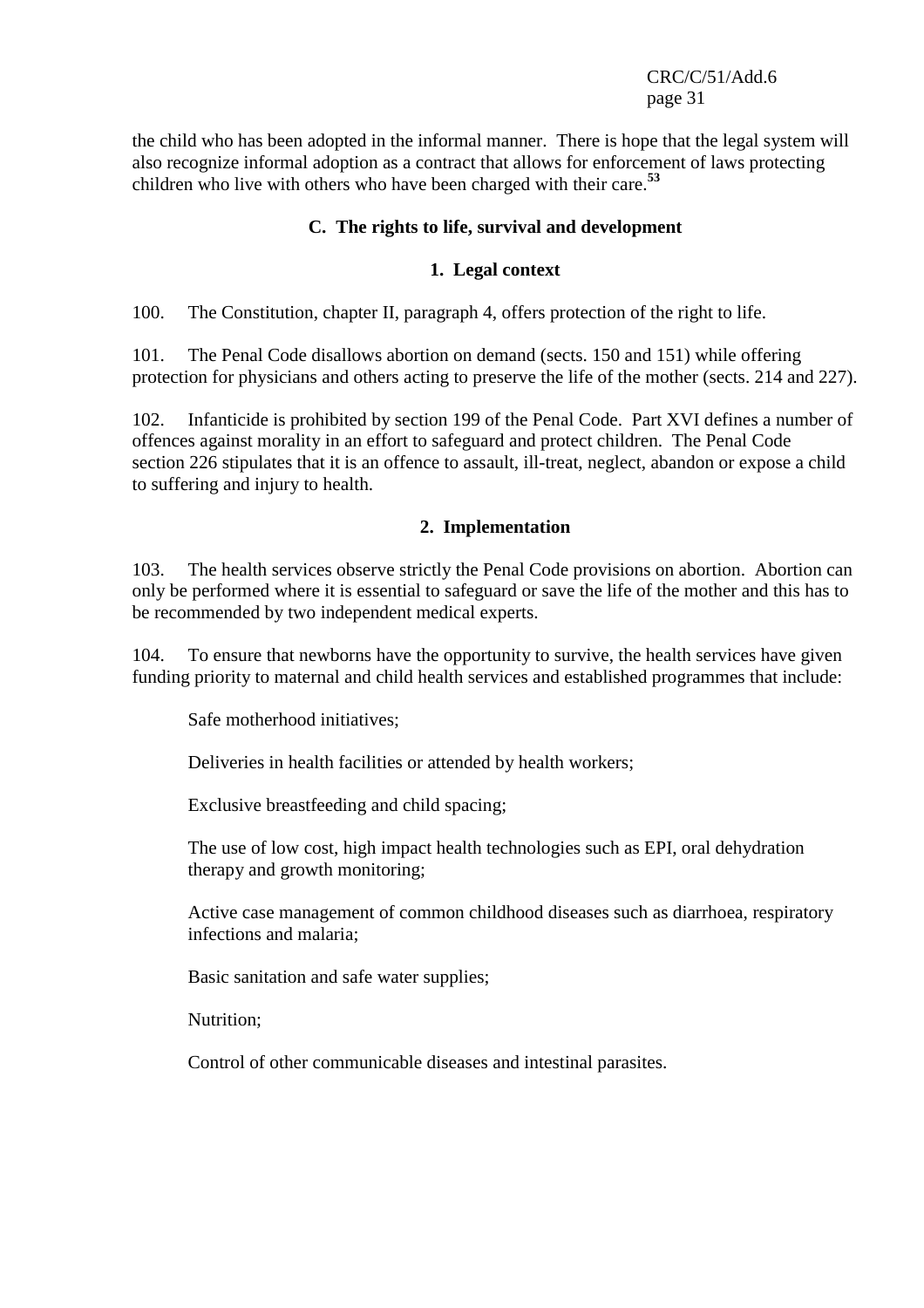the child who has been adopted in the informal manner. There is hope that the legal system will also recognize informal adoption as a contract that allows for enforcement of laws protecting children who live with others who have been charged with their care.[53]

## C. The rights to life, survival and development

### 1. Legal context

100. The Constitution, chapter II, paragraph 4, offers protection of the right to life.

101. The Penal Code disallows abortion on demand (sects. 150 and 151) while offering protection for physicians and others acting to preserve the life of the mother (sects. 214 and 227).

102. Infanticide is prohibited by section 199 of the Penal Code. Part XVI defines a number of offences against morality in an effort to safeguard and protect children. The Penal Code section 226 stipulates that it is an offence to assault, ill-treat, neglect, abandon or expose a child to suffering and injury to health.

### 2. Implementation

103. The health services observe strictly the Penal Code provisions on abortion. Abortion can only be performed where it is essential to safeguard or save the life of the mother and this has to be recommended by two independent medical experts.

104. To ensure that newborns have the opportunity to survive, the health services have given funding priority to maternal and child health services and established programmes that include:

Safe motherhood initiatives;

Deliveries in health facilities or attended by health workers;

Exclusive breastfeeding and child spacing;

The use of low cost, high impact health technologies such as EPI, oral dehydration therapy and growth monitoring;

Active case management of common childhood diseases such as diarrhoea, respiratory infections and malaria;

Basic sanitation and safe water supplies;

Nutrition;

Control of other communicable diseases and intestinal parasites.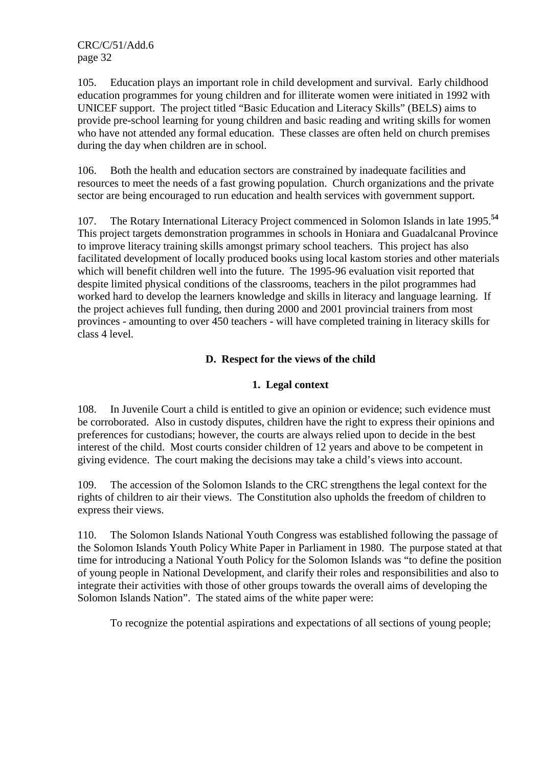105. Education plays an important role in child development and survival. Early childhood education programmes for young children and for illiterate women were initiated in 1992 with UNICEF support. The project titled "Basic Education and Literacy Skills" (BELS) aims to provide pre-school learning for young children and basic reading and writing skills for women who have not attended any formal education. These classes are often held on church premises during the day when children are in school.

106. Both the health and education sectors are constrained by inadequate facilities and resources to meet the needs of a fast growing population. Church organizations and the private sector are being encouraged to run education and health services with government support.

107. The Rotary International Literacy Project commenced in Solomon Islands in late 1995.[54] This project targets demonstration programmes in schools in Honiara and Guadalcanal Province to improve literacy training skills amongst primary school teachers. This project has also facilitated development of locally produced books using local kastom stories and other materials which will benefit children well into the future. The 1995-96 evaluation visit reported that despite limited physical conditions of the classrooms, teachers in the pilot programmes had worked hard to develop the learners knowledge and skills in literacy and language learning. If the project achieves full funding, then during 2000 and 2001 provincial trainers from most provinces - amounting to over 450 teachers - will have completed training in literacy skills for class 4 level.

## D. Respect for the views of the child

### 1. Legal context

108. In Juvenile Court a child is entitled to give an opinion or evidence; such evidence must be corroborated. Also in custody disputes, children have the right to express their opinions and preferences for custodians; however, the courts are always relied upon to decide in the best interest of the child. Most courts consider children of 12 years and above to be competent in giving evidence. The court making the decisions may take a child's views into account.

109. The accession of the Solomon Islands to the CRC strengthens the legal context for the rights of children to air their views. The Constitution also upholds the freedom of children to express their views.

110. The Solomon Islands National Youth Congress was established following the passage of the Solomon Islands Youth Policy White Paper in Parliament in 1980. The purpose stated at that time for introducing a National Youth Policy for the Solomon Islands was "to define the position of young people in National Development, and clarify their roles and responsibilities and also to integrate their activities with those of other groups towards the overall aims of developing the Solomon Islands Nation". The stated aims of the white paper were:

To recognize the potential aspirations and expectations of all sections of young people;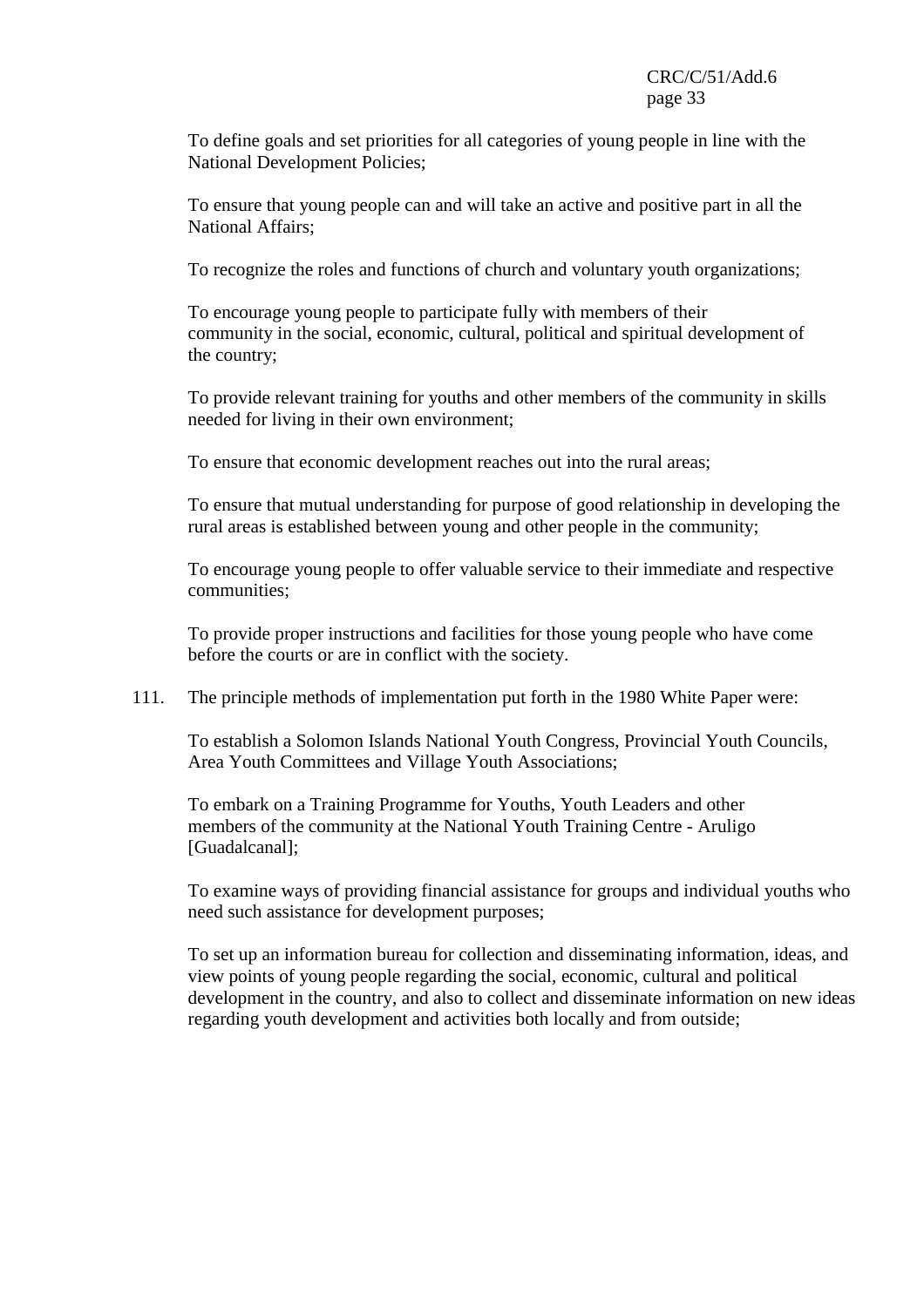To define goals and set priorities for all categories of young people in line with the National Development Policies;

To ensure that young people can and will take an active and positive part in all the National Affairs;

To recognize the roles and functions of church and voluntary youth organizations;

To encourage young people to participate fully with members of their community in the social, economic, cultural, political and spiritual development of the country;

To provide relevant training for youths and other members of the community in skills needed for living in their own environment;

To ensure that economic development reaches out into the rural areas;

To ensure that mutual understanding for purpose of good relationship in developing the rural areas is established between young and other people in the community;

To encourage young people to offer valuable service to their immediate and respective communities;

To provide proper instructions and facilities for those young people who have come before the courts or are in conflict with the society.

111. The principle methods of implementation put forth in the 1980 White Paper were:

To establish a Solomon Islands National Youth Congress, Provincial Youth Councils, Area Youth Committees and Village Youth Associations;

To embark on a Training Programme for Youths, Youth Leaders and other members of the community at the National Youth Training Centre - Aruligo [Guadalcanal];

To examine ways of providing financial assistance for groups and individual youths who need such assistance for development purposes;

To set up an information bureau for collection and disseminating information, ideas, and view points of young people regarding the social, economic, cultural and political development in the country, and also to collect and disseminate information on new ideas regarding youth development and activities both locally and from outside;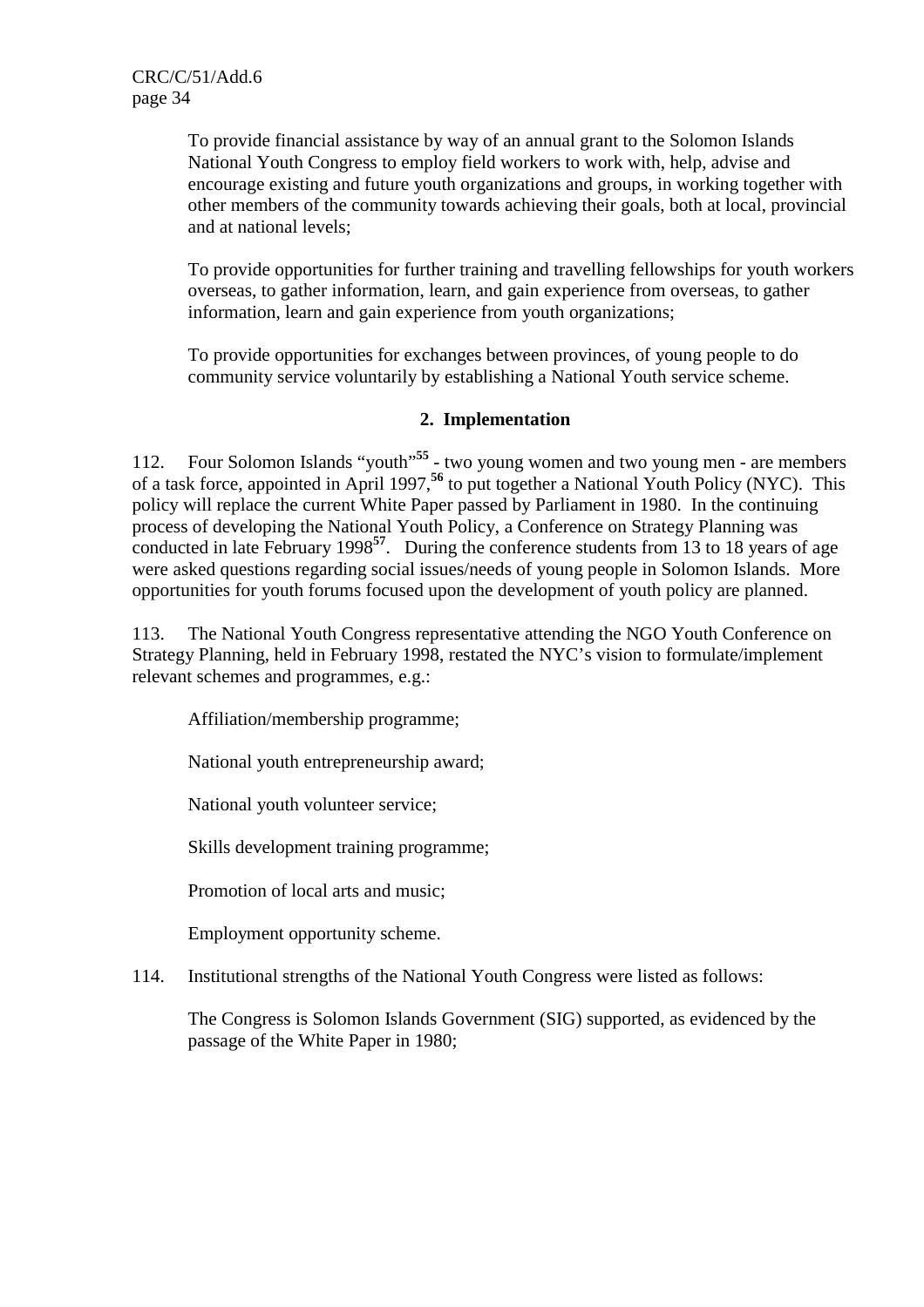To provide financial assistance by way of an annual grant to the Solomon Islands National Youth Congress to employ field workers to work with, help, advise and encourage existing and future youth organizations and groups, in working together with other members of the community towards achieving their goals, both at local, provincial and at national levels;

To provide opportunities for further training and travelling fellowships for youth workers overseas, to gather information, learn, and gain experience from overseas, to gather information, learn and gain experience from youth organizations;

To provide opportunities for exchanges between provinces, of young people to do community service voluntarily by establishing a National Youth service scheme.

### 2. Implementation

112. Four Solomon Islands "youth"[55] - two young women and two young men - are members of a task force, appointed in April 1997,[56] to put together a National Youth Policy (NYC). This policy will replace the current White Paper passed by Parliament in 1980. In the continuing process of developing the National Youth Policy, a Conference on Strategy Planning was conducted in late February 1998[57]. During the conference students from 13 to 18 years of age were asked questions regarding social issues/needs of young people in Solomon Islands. More opportunities for youth forums focused upon the development of youth policy are planned.

113. The National Youth Congress representative attending the NGO Youth Conference on Strategy Planning, held in February 1998, restated the NYC's vision to formulate/implement relevant schemes and programmes, e.g.:

Affiliation/membership programme;

National youth entrepreneurship award;

National youth volunteer service;

Skills development training programme;

Promotion of local arts and music;

Employment opportunity scheme.

114. Institutional strengths of the National Youth Congress were listed as follows:

The Congress is Solomon Islands Government (SIG) supported, as evidenced by the passage of the White Paper in 1980;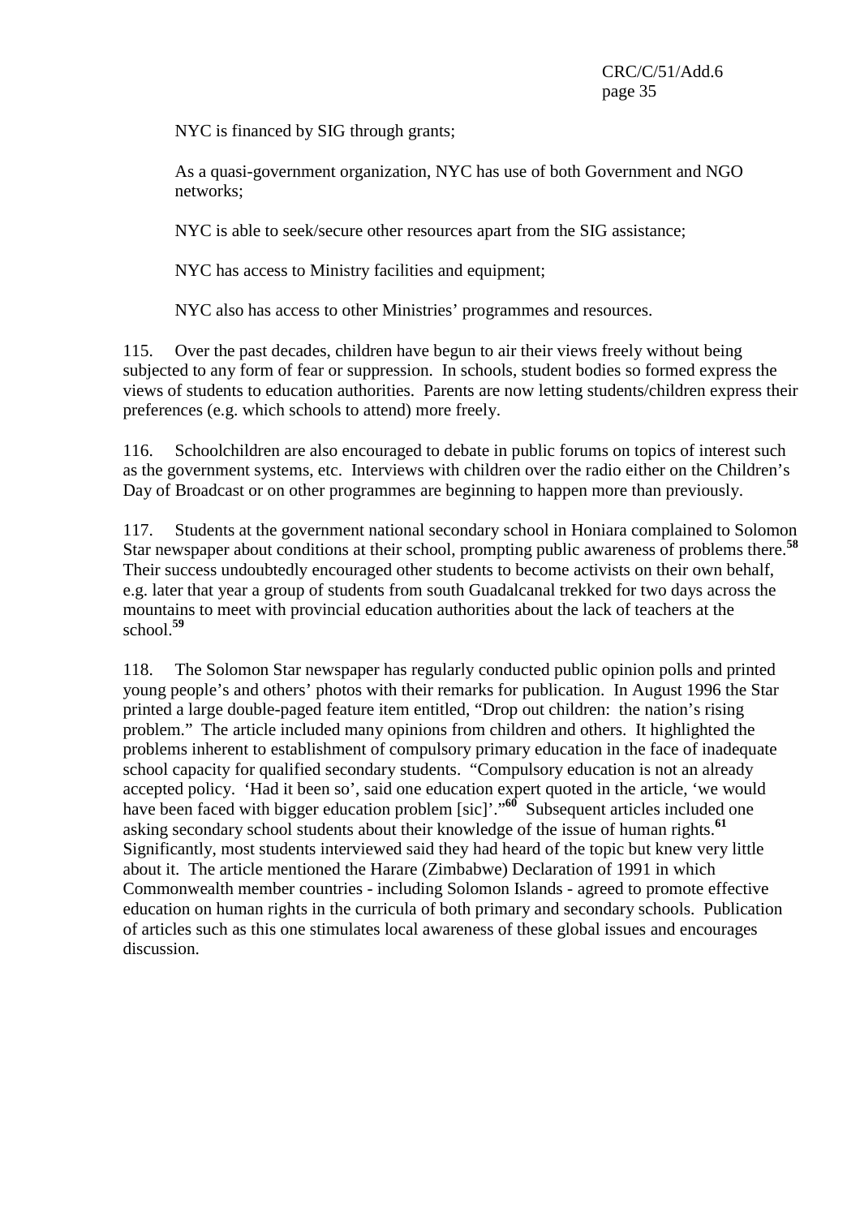NYC is financed by SIG through grants;

As a quasi-government organization, NYC has use of both Government and NGO networks;

NYC is able to seek/secure other resources apart from the SIG assistance;

NYC has access to Ministry facilities and equipment;

NYC also has access to other Ministries' programmes and resources.

115. Over the past decades, children have begun to air their views freely without being subjected to any form of fear or suppression. In schools, student bodies so formed express the views of students to education authorities. Parents are now letting students/children express their preferences (e.g. which schools to attend) more freely.

116. Schoolchildren are also encouraged to debate in public forums on topics of interest such as the government systems, etc. Interviews with children over the radio either on the Children's Day of Broadcast or on other programmes are beginning to happen more than previously.

117. Students at the government national secondary school in Honiara complained to Solomon Star newspaper about conditions at their school, prompting public awareness of problems there.[58] Their success undoubtedly encouraged other students to become activists on their own behalf, e.g. later that year a group of students from south Guadalcanal trekked for two days across the mountains to meet with provincial education authorities about the lack of teachers at the school.[59]

118. The Solomon Star newspaper has regularly conducted public opinion polls and printed young people's and others' photos with their remarks for publication. In August 1996 the Star printed a large double-paged feature item entitled, "Drop out children: the nation's rising problem." The article included many opinions from children and others. It highlighted the problems inherent to establishment of compulsory primary education in the face of inadequate school capacity for qualified secondary students. "Compulsory education is not an already accepted policy. 'Had it been so', said one education expert quoted in the article, 'we would have been faced with bigger education problem [sic]'."[60] Subsequent articles included one asking secondary school students about their knowledge of the issue of human rights.[61] Significantly, most students interviewed said they had heard of the topic but knew very little about it. The article mentioned the Harare (Zimbabwe) Declaration of 1991 in which Commonwealth member countries - including Solomon Islands - agreed to promote effective education on human rights in the curricula of both primary and secondary schools. Publication of articles such as this one stimulates local awareness of these global issues and encourages discussion.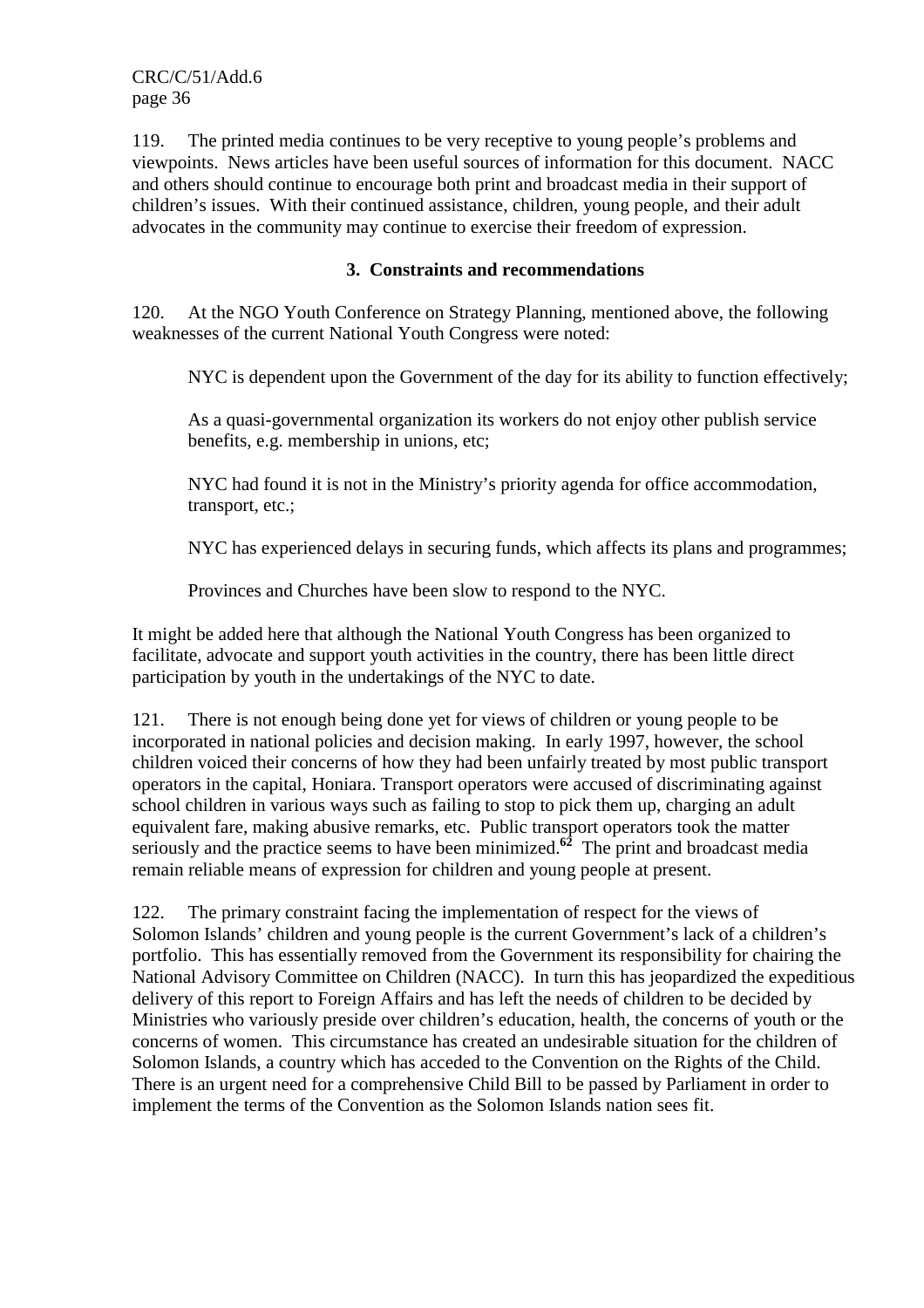119. The printed media continues to be very receptive to young people's problems and viewpoints. News articles have been useful sources of information for this document. NACC and others should continue to encourage both print and broadcast media in their support of children's issues. With their continued assistance, children, young people, and their adult advocates in the community may continue to exercise their freedom of expression.

### 3. Constraints and recommendations

120. At the NGO Youth Conference on Strategy Planning, mentioned above, the following weaknesses of the current National Youth Congress were noted:

> NYC is dependent upon the Government of the day for its ability to function effectively;
>
> As a quasi-governmental organization its workers do not enjoy other publish service benefits, e.g. membership in unions, etc;
>
> NYC had found it is not in the Ministry's priority agenda for office accommodation, transport, etc.;
>
> NYC has experienced delays in securing funds, which affects its plans and programmes;
>
> Provinces and Churches have been slow to respond to the NYC.

It might be added here that although the National Youth Congress has been organized to facilitate, advocate and support youth activities in the country, there has been little direct participation by youth in the undertakings of the NYC to date.

121. There is not enough being done yet for views of children or young people to be incorporated in national policies and decision making. In early 1997, however, the school children voiced their concerns of how they had been unfairly treated by most public transport operators in the capital, Honiara. Transport operators were accused of discriminating against school children in various ways such as failing to stop to pick them up, charging an adult equivalent fare, making abusive remarks, etc. Public transport operators took the matter seriously and the practice seems to have been minimized.[62] The print and broadcast media remain reliable means of expression for children and young people at present.

122. The primary constraint facing the implementation of respect for the views of Solomon Islands' children and young people is the current Government's lack of a children's portfolio. This has essentially removed from the Government its responsibility for chairing the National Advisory Committee on Children (NACC). In turn this has jeopardized the expeditious delivery of this report to Foreign Affairs and has left the needs of children to be decided by Ministries who variously preside over children's education, health, the concerns of youth or the concerns of women. This circumstance has created an undesirable situation for the children of Solomon Islands, a country which has acceded to the Convention on the Rights of the Child. There is an urgent need for a comprehensive Child Bill to be passed by Parliament in order to implement the terms of the Convention as the Solomon Islands nation sees fit.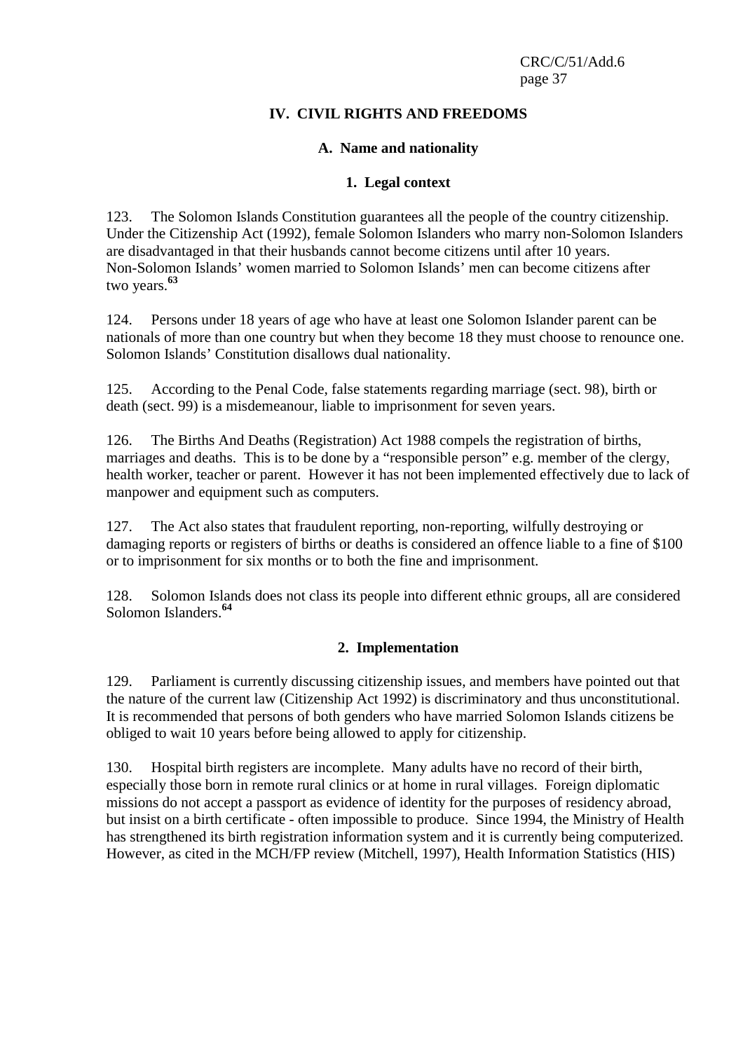# IV. CIVIL RIGHTS AND FREEDOMS

## A. Name and nationality

### 1. Legal context

123. The Solomon Islands Constitution guarantees all the people of the country citizenship. Under the Citizenship Act (1992), female Solomon Islanders who marry non-Solomon Islanders are disadvantaged in that their husbands cannot become citizens until after 10 years. Non-Solomon Islands' women married to Solomon Islands' men can become citizens after two years.[63]

124. Persons under 18 years of age who have at least one Solomon Islander parent can be nationals of more than one country but when they become 18 they must choose to renounce one. Solomon Islands' Constitution disallows dual nationality.

125. According to the Penal Code, false statements regarding marriage (sect. 98), birth or death (sect. 99) is a misdemeanour, liable to imprisonment for seven years.

126. The Births And Deaths (Registration) Act 1988 compels the registration of births, marriages and deaths. This is to be done by a "responsible person" e.g. member of the clergy, health worker, teacher or parent. However it has not been implemented effectively due to lack of manpower and equipment such as computers.

127. The Act also states that fraudulent reporting, non-reporting, wilfully destroying or damaging reports or registers of births or deaths is considered an offence liable to a fine of $100 or to imprisonment for six months or to both the fine and imprisonment.

128. Solomon Islands does not class its people into different ethnic groups, all are considered Solomon Islanders.[64]

### 2. Implementation

129. Parliament is currently discussing citizenship issues, and members have pointed out that the nature of the current law (Citizenship Act 1992) is discriminatory and thus unconstitutional. It is recommended that persons of both genders who have married Solomon Islands citizens be obliged to wait 10 years before being allowed to apply for citizenship.

130. Hospital birth registers are incomplete. Many adults have no record of their birth, especially those born in remote rural clinics or at home in rural villages. Foreign diplomatic missions do not accept a passport as evidence of identity for the purposes of residency abroad, but insist on a birth certificate - often impossible to produce. Since 1994, the Ministry of Health has strengthened its birth registration information system and it is currently being computerized. However, as cited in the MCH/FP review (Mitchell, 1997), Health Information Statistics (HIS)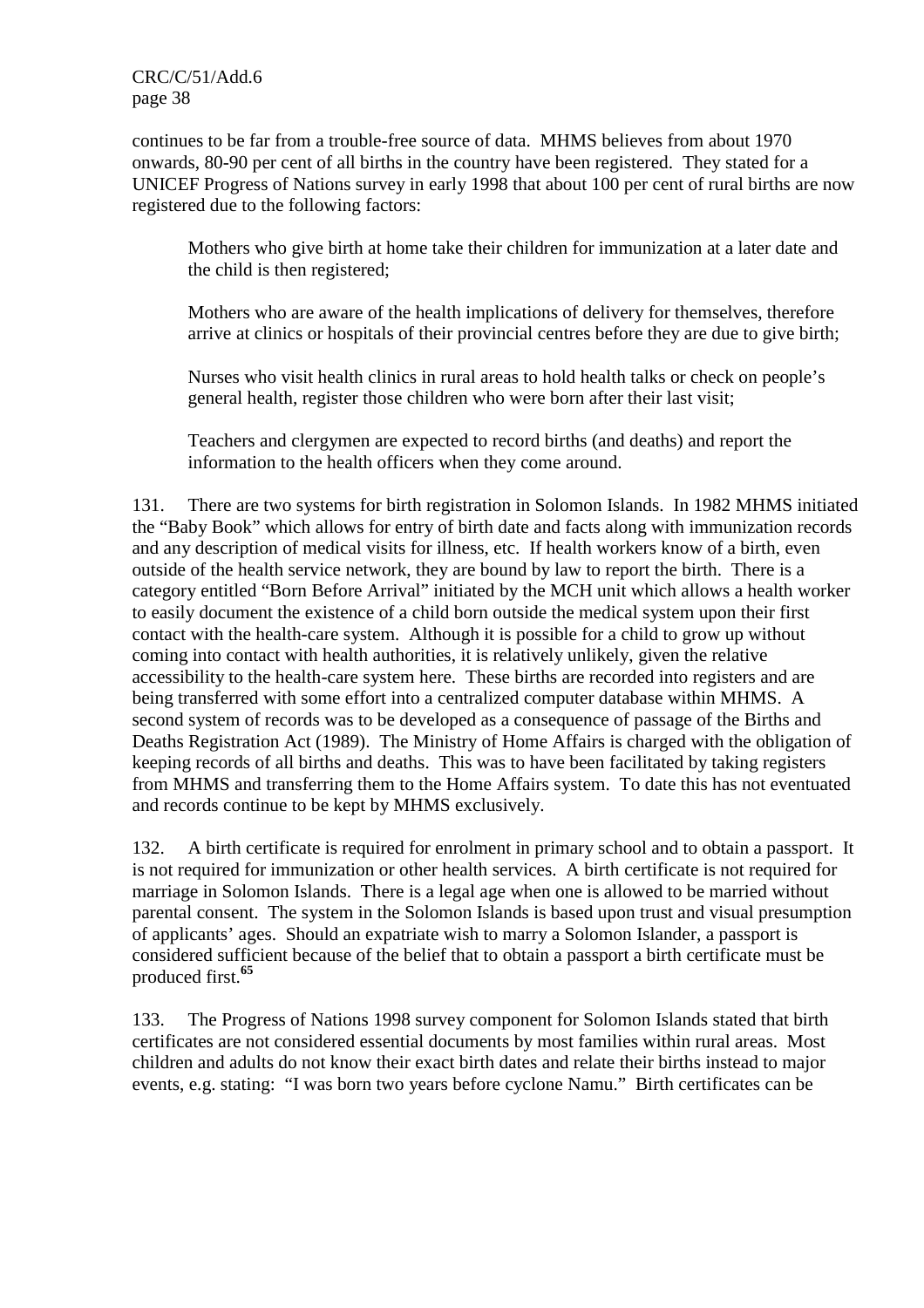continues to be far from a trouble-free source of data. MHMS believes from about 1970 onwards, 80-90 per cent of all births in the country have been registered. They stated for a UNICEF Progress of Nations survey in early 1998 that about 100 per cent of rural births are now registered due to the following factors:

> Mothers who give birth at home take their children for immunization at a later date and the child is then registered;
>
> Mothers who are aware of the health implications of delivery for themselves, therefore arrive at clinics or hospitals of their provincial centres before they are due to give birth;
>
> Nurses who visit health clinics in rural areas to hold health talks or check on people's general health, register those children who were born after their last visit;
>
> Teachers and clergymen are expected to record births (and deaths) and report the information to the health officers when they come around.

131. There are two systems for birth registration in Solomon Islands. In 1982 MHMS initiated the "Baby Book" which allows for entry of birth date and facts along with immunization records and any description of medical visits for illness, etc. If health workers know of a birth, even outside of the health service network, they are bound by law to report the birth. There is a category entitled "Born Before Arrival" initiated by the MCH unit which allows a health worker to easily document the existence of a child born outside the medical system upon their first contact with the health-care system. Although it is possible for a child to grow up without coming into contact with health authorities, it is relatively unlikely, given the relative accessibility to the health-care system here. These births are recorded into registers and are being transferred with some effort into a centralized computer database within MHMS. A second system of records was to be developed as a consequence of passage of the Births and Deaths Registration Act (1989). The Ministry of Home Affairs is charged with the obligation of keeping records of all births and deaths. This was to have been facilitated by taking registers from MHMS and transferring them to the Home Affairs system. To date this has not eventuated and records continue to be kept by MHMS exclusively.

132. A birth certificate is required for enrolment in primary school and to obtain a passport. It is not required for immunization or other health services. A birth certificate is not required for marriage in Solomon Islands. There is a legal age when one is allowed to be married without parental consent. The system in the Solomon Islands is based upon trust and visual presumption of applicants' ages. Should an expatriate wish to marry a Solomon Islander, a passport is considered sufficient because of the belief that to obtain a passport a birth certificate must be produced first.[65]

133. The Progress of Nations 1998 survey component for Solomon Islands stated that birth certificates are not considered essential documents by most families within rural areas. Most children and adults do not know their exact birth dates and relate their births instead to major events, e.g. stating: "I was born two years before cyclone Namu." Birth certificates can be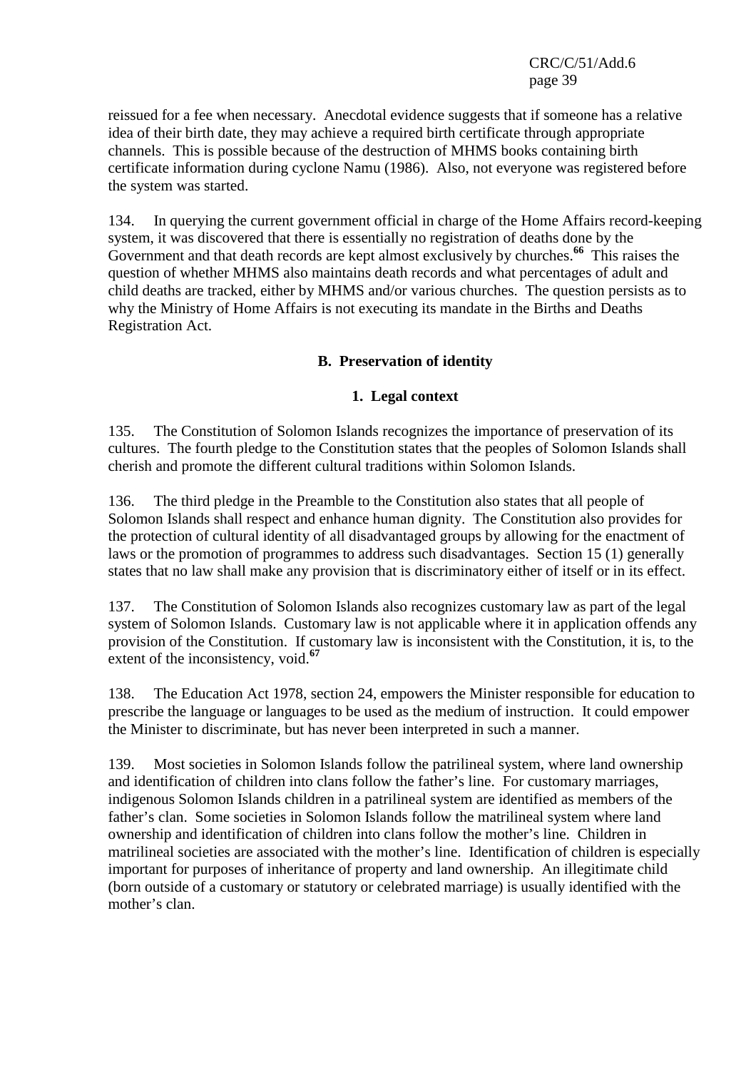reissued for a fee when necessary. Anecdotal evidence suggests that if someone has a relative idea of their birth date, they may achieve a required birth certificate through appropriate channels. This is possible because of the destruction of MHMS books containing birth certificate information during cyclone Namu (1986). Also, not everyone was registered before the system was started.

134. In querying the current government official in charge of the Home Affairs record-keeping system, it was discovered that there is essentially no registration of deaths done by the Government and that death records are kept almost exclusively by churches.[66] This raises the question of whether MHMS also maintains death records and what percentages of adult and child deaths are tracked, either by MHMS and/or various churches. The question persists as to why the Ministry of Home Affairs is not executing its mandate in the Births and Deaths Registration Act.

## B. Preservation of identity

### 1. Legal context

135. The Constitution of Solomon Islands recognizes the importance of preservation of its cultures. The fourth pledge to the Constitution states that the peoples of Solomon Islands shall cherish and promote the different cultural traditions within Solomon Islands.

136. The third pledge in the Preamble to the Constitution also states that all people of Solomon Islands shall respect and enhance human dignity. The Constitution also provides for the protection of cultural identity of all disadvantaged groups by allowing for the enactment of laws or the promotion of programmes to address such disadvantages. Section 15 (1) generally states that no law shall make any provision that is discriminatory either of itself or in its effect.

137. The Constitution of Solomon Islands also recognizes customary law as part of the legal system of Solomon Islands. Customary law is not applicable where it in application offends any provision of the Constitution. If customary law is inconsistent with the Constitution, it is, to the extent of the inconsistency, void.[67]

138. The Education Act 1978, section 24, empowers the Minister responsible for education to prescribe the language or languages to be used as the medium of instruction. It could empower the Minister to discriminate, but has never been interpreted in such a manner.

139. Most societies in Solomon Islands follow the patrilineal system, where land ownership and identification of children into clans follow the father's line. For customary marriages, indigenous Solomon Islands children in a patrilineal system are identified as members of the father's clan. Some societies in Solomon Islands follow the matrilineal system where land ownership and identification of children into clans follow the mother's line. Children in matrilineal societies are associated with the mother's line. Identification of children is especially important for purposes of inheritance of property and land ownership. An illegitimate child (born outside of a customary or statutory or celebrated marriage) is usually identified with the mother's clan.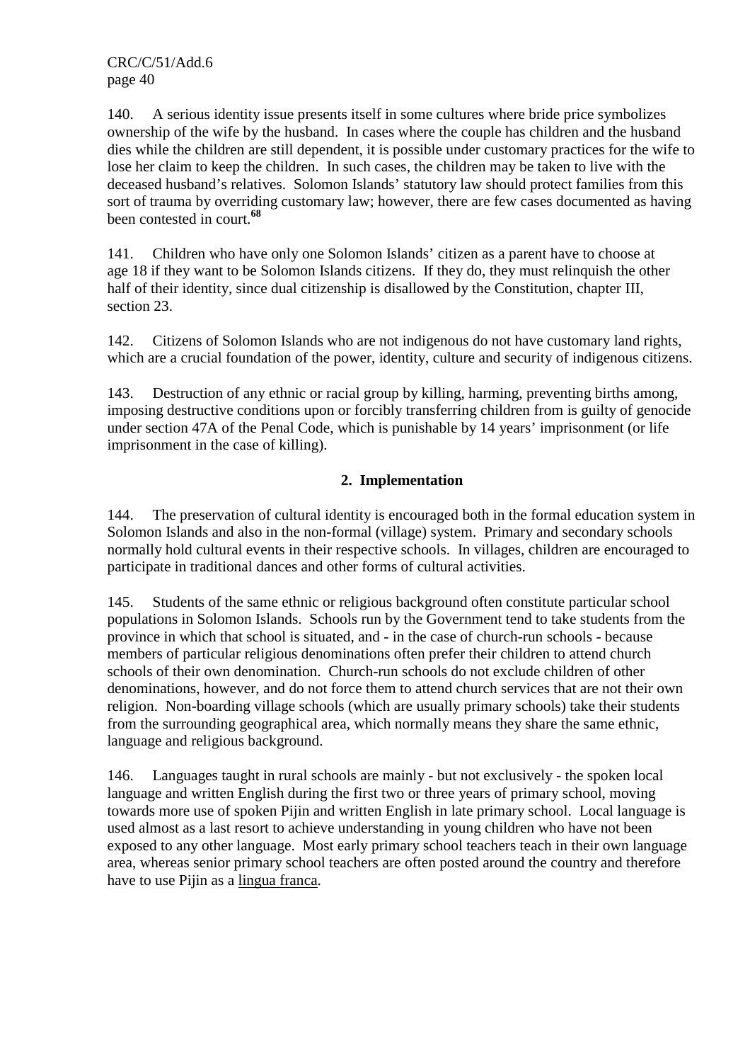140. A serious identity issue presents itself in some cultures where bride price symbolizes ownership of the wife by the husband. In cases where the couple has children and the husband dies while the children are still dependent, it is possible under customary practices for the wife to lose her claim to keep the children. In such cases, the children may be taken to live with the deceased husband's relatives. Solomon Islands' statutory law should protect families from this sort of trauma by overriding customary law; however, there are few cases documented as having been contested in court.[68]

141. Children who have only one Solomon Islands' citizen as a parent have to choose at age 18 if they want to be Solomon Islands citizens. If they do, they must relinquish the other half of their identity, since dual citizenship is disallowed by the Constitution, chapter III, section 23.

142. Citizens of Solomon Islands who are not indigenous do not have customary land rights, which are a crucial foundation of the power, identity, culture and security of indigenous citizens.

143. Destruction of any ethnic or racial group by killing, harming, preventing births among, imposing destructive conditions upon or forcibly transferring children from is guilty of genocide under section 47A of the Penal Code, which is punishable by 14 years' imprisonment (or life imprisonment in the case of killing).

## 2. Implementation

144. The preservation of cultural identity is encouraged both in the formal education system in Solomon Islands and also in the non-formal (village) system. Primary and secondary schools normally hold cultural events in their respective schools. In villages, children are encouraged to participate in traditional dances and other forms of cultural activities.

145. Students of the same ethnic or religious background often constitute particular school populations in Solomon Islands. Schools run by the Government tend to take students from the province in which that school is situated, and - in the case of church-run schools - because members of particular religious denominations often prefer their children to attend church schools of their own denomination. Church-run schools do not exclude children of other denominations, however, and do not force them to attend church services that are not their own religion. Non-boarding village schools (which are usually primary schools) take their students from the surrounding geographical area, which normally means they share the same ethnic, language and religious background.

146. Languages taught in rural schools are mainly - but not exclusively - the spoken local language and written English during the first two or three years of primary school, moving towards more use of spoken Pijin and written English in late primary school. Local language is used almost as a last resort to achieve understanding in young children who have not been exposed to any other language. Most early primary school teachers teach in their own language area, whereas senior primary school teachers are often posted around the country and therefore have to use Pijin as a lingua franca.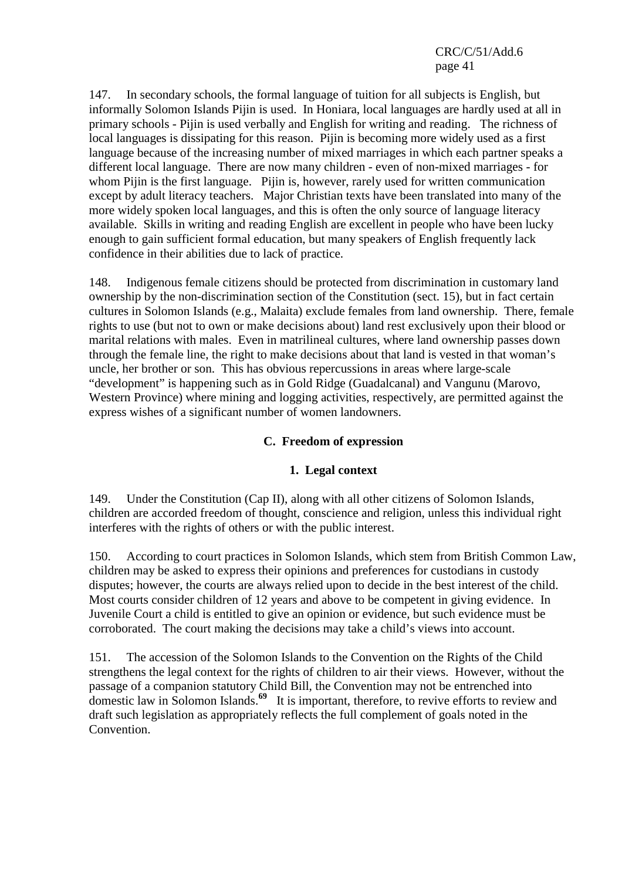147. In secondary schools, the formal language of tuition for all subjects is English, but informally Solomon Islands Pijin is used. In Honiara, local languages are hardly used at all in primary schools - Pijin is used verbally and English for writing and reading. The richness of local languages is dissipating for this reason. Pijin is becoming more widely used as a first language because of the increasing number of mixed marriages in which each partner speaks a different local language. There are now many children - even of non-mixed marriages - for whom Pijin is the first language. Pijin is, however, rarely used for written communication except by adult literacy teachers. Major Christian texts have been translated into many of the more widely spoken local languages, and this is often the only source of language literacy available. Skills in writing and reading English are excellent in people who have been lucky enough to gain sufficient formal education, but many speakers of English frequently lack confidence in their abilities due to lack of practice.

148. Indigenous female citizens should be protected from discrimination in customary land ownership by the non-discrimination section of the Constitution (sect. 15), but in fact certain cultures in Solomon Islands (e.g., Malaita) exclude females from land ownership. There, female rights to use (but not to own or make decisions about) land rest exclusively upon their blood or marital relations with males. Even in matrilineal cultures, where land ownership passes down through the female line, the right to make decisions about that land is vested in that woman's uncle, her brother or son. This has obvious repercussions in areas where large-scale "development" is happening such as in Gold Ridge (Guadalcanal) and Vangunu (Marovo, Western Province) where mining and logging activities, respectively, are permitted against the express wishes of a significant number of women landowners.

## C. Freedom of expression

### 1. Legal context

149. Under the Constitution (Cap II), along with all other citizens of Solomon Islands, children are accorded freedom of thought, conscience and religion, unless this individual right interferes with the rights of others or with the public interest.

150. According to court practices in Solomon Islands, which stem from British Common Law, children may be asked to express their opinions and preferences for custodians in custody disputes; however, the courts are always relied upon to decide in the best interest of the child. Most courts consider children of 12 years and above to be competent in giving evidence. In Juvenile Court a child is entitled to give an opinion or evidence, but such evidence must be corroborated. The court making the decisions may take a child's views into account.

151. The accession of the Solomon Islands to the Convention on the Rights of the Child strengthens the legal context for the rights of children to air their views. However, without the passage of a companion statutory Child Bill, the Convention may not be entrenched into domestic law in Solomon Islands.[69] It is important, therefore, to revive efforts to review and draft such legislation as appropriately reflects the full complement of goals noted in the Convention.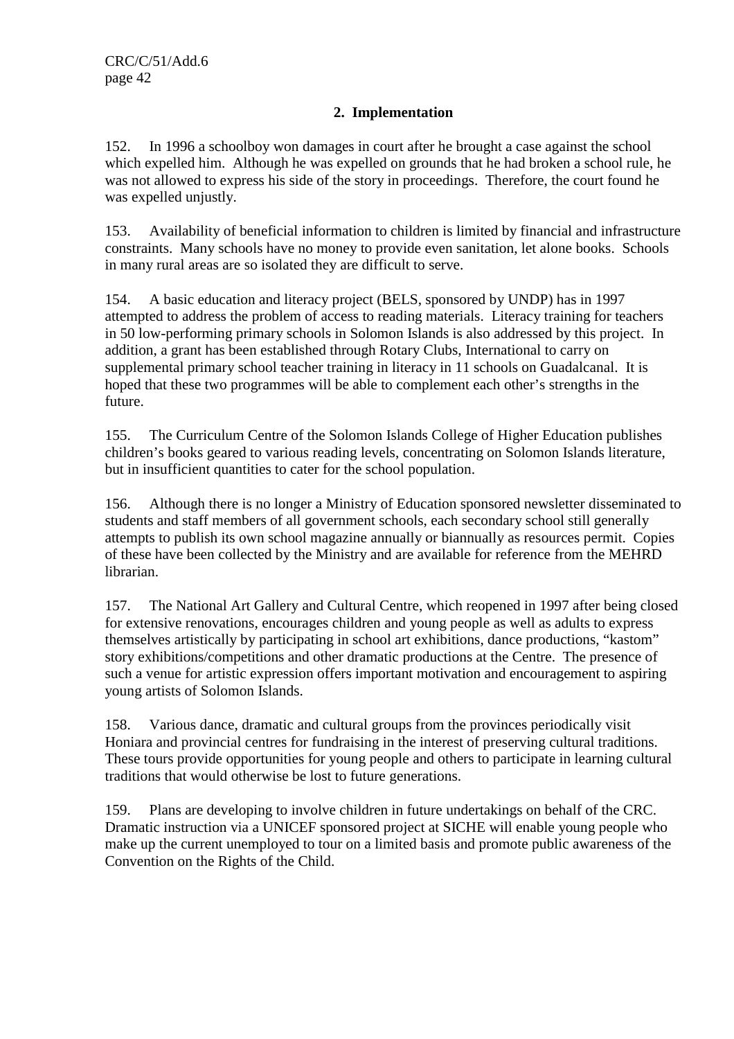## 2. Implementation

152. In 1996 a schoolboy won damages in court after he brought a case against the school which expelled him. Although he was expelled on grounds that he had broken a school rule, he was not allowed to express his side of the story in proceedings. Therefore, the court found he was expelled unjustly.

153. Availability of beneficial information to children is limited by financial and infrastructure constraints. Many schools have no money to provide even sanitation, let alone books. Schools in many rural areas are so isolated they are difficult to serve.

154. A basic education and literacy project (BELS, sponsored by UNDP) has in 1997 attempted to address the problem of access to reading materials. Literacy training for teachers in 50 low-performing primary schools in Solomon Islands is also addressed by this project. In addition, a grant has been established through Rotary Clubs, International to carry on supplemental primary school teacher training in literacy in 11 schools on Guadalcanal. It is hoped that these two programmes will be able to complement each other's strengths in the future.

155. The Curriculum Centre of the Solomon Islands College of Higher Education publishes children's books geared to various reading levels, concentrating on Solomon Islands literature, but in insufficient quantities to cater for the school population.

156. Although there is no longer a Ministry of Education sponsored newsletter disseminated to students and staff members of all government schools, each secondary school still generally attempts to publish its own school magazine annually or biannually as resources permit. Copies of these have been collected by the Ministry and are available for reference from the MEHRD librarian.

157. The National Art Gallery and Cultural Centre, which reopened in 1997 after being closed for extensive renovations, encourages children and young people as well as adults to express themselves artistically by participating in school art exhibitions, dance productions, "kastom" story exhibitions/competitions and other dramatic productions at the Centre. The presence of such a venue for artistic expression offers important motivation and encouragement to aspiring young artists of Solomon Islands.

158. Various dance, dramatic and cultural groups from the provinces periodically visit Honiara and provincial centres for fundraising in the interest of preserving cultural traditions. These tours provide opportunities for young people and others to participate in learning cultural traditions that would otherwise be lost to future generations.

159. Plans are developing to involve children in future undertakings on behalf of the CRC. Dramatic instruction via a UNICEF sponsored project at SICHE will enable young people who make up the current unemployed to tour on a limited basis and promote public awareness of the Convention on the Rights of the Child.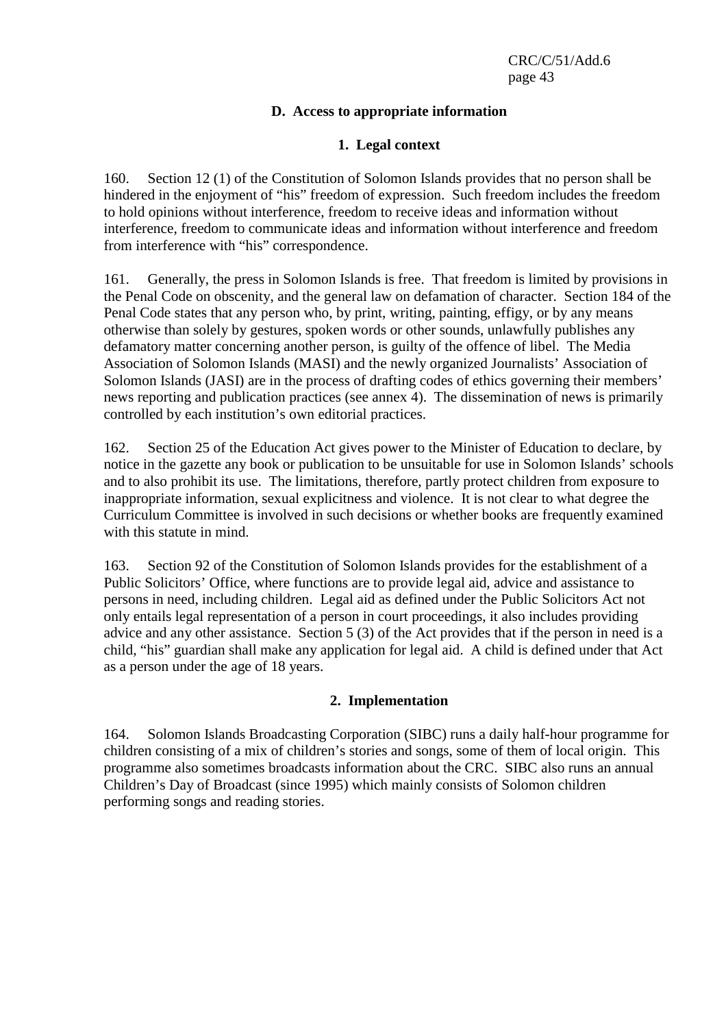### D. Access to appropriate information

#### 1. Legal context

160. Section 12 (1) of the Constitution of Solomon Islands provides that no person shall be hindered in the enjoyment of "his" freedom of expression. Such freedom includes the freedom to hold opinions without interference, freedom to receive ideas and information without interference, freedom to communicate ideas and information without interference and freedom from interference with "his" correspondence.

161. Generally, the press in Solomon Islands is free. That freedom is limited by provisions in the Penal Code on obscenity, and the general law on defamation of character. Section 184 of the Penal Code states that any person who, by print, writing, painting, effigy, or by any means otherwise than solely by gestures, spoken words or other sounds, unlawfully publishes any defamatory matter concerning another person, is guilty of the offence of libel. The Media Association of Solomon Islands (MASI) and the newly organized Journalists' Association of Solomon Islands (JASI) are in the process of drafting codes of ethics governing their members' news reporting and publication practices (see annex 4). The dissemination of news is primarily controlled by each institution's own editorial practices.

162. Section 25 of the Education Act gives power to the Minister of Education to declare, by notice in the gazette any book or publication to be unsuitable for use in Solomon Islands' schools and to also prohibit its use. The limitations, therefore, partly protect children from exposure to inappropriate information, sexual explicitness and violence. It is not clear to what degree the Curriculum Committee is involved in such decisions or whether books are frequently examined with this statute in mind.

163. Section 92 of the Constitution of Solomon Islands provides for the establishment of a Public Solicitors' Office, where functions are to provide legal aid, advice and assistance to persons in need, including children. Legal aid as defined under the Public Solicitors Act not only entails legal representation of a person in court proceedings, it also includes providing advice and any other assistance. Section 5 (3) of the Act provides that if the person in need is a child, "his" guardian shall make any application for legal aid. A child is defined under that Act as a person under the age of 18 years.

#### 2. Implementation

164. Solomon Islands Broadcasting Corporation (SIBC) runs a daily half-hour programme for children consisting of a mix of children's stories and songs, some of them of local origin. This programme also sometimes broadcasts information about the CRC. SIBC also runs an annual Children's Day of Broadcast (since 1995) which mainly consists of Solomon children performing songs and reading stories.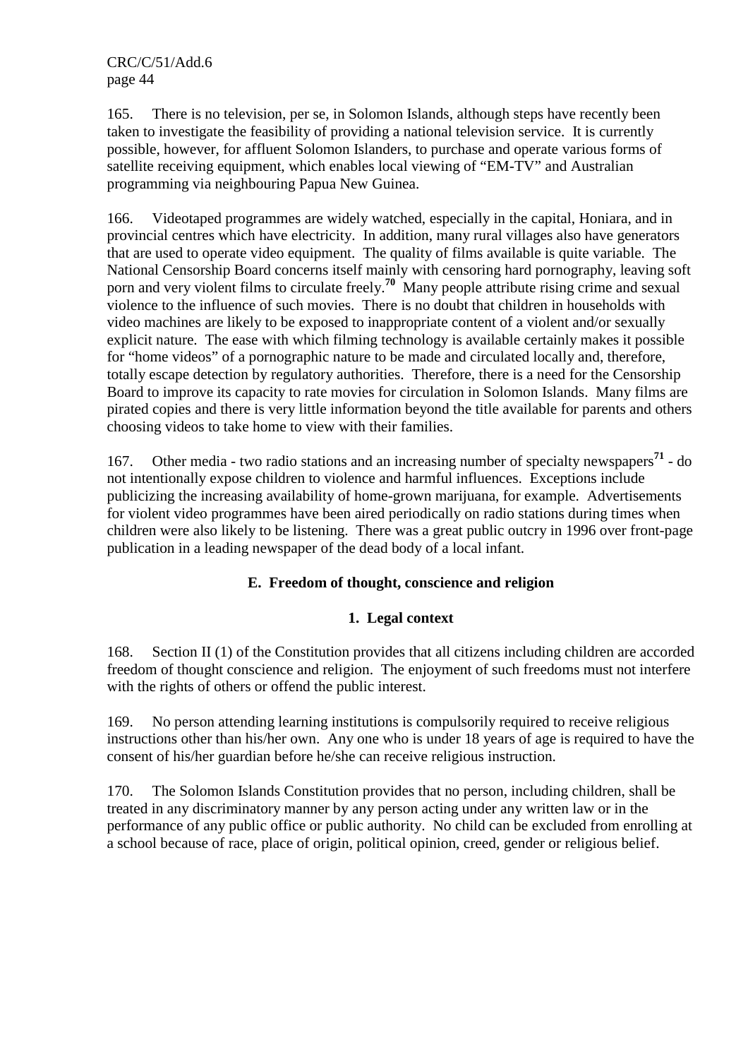165. There is no television, per se, in Solomon Islands, although steps have recently been taken to investigate the feasibility of providing a national television service. It is currently possible, however, for affluent Solomon Islanders, to purchase and operate various forms of satellite receiving equipment, which enables local viewing of "EM-TV" and Australian programming via neighbouring Papua New Guinea.

166. Videotaped programmes are widely watched, especially in the capital, Honiara, and in provincial centres which have electricity. In addition, many rural villages also have generators that are used to operate video equipment. The quality of films available is quite variable. The National Censorship Board concerns itself mainly with censoring hard pornography, leaving soft porn and very violent films to circulate freely.[70] Many people attribute rising crime and sexual violence to the influence of such movies. There is no doubt that children in households with video machines are likely to be exposed to inappropriate content of a violent and/or sexually explicit nature. The ease with which filming technology is available certainly makes it possible for "home videos" of a pornographic nature to be made and circulated locally and, therefore, totally escape detection by regulatory authorities. Therefore, there is a need for the Censorship Board to improve its capacity to rate movies for circulation in Solomon Islands. Many films are pirated copies and there is very little information beyond the title available for parents and others choosing videos to take home to view with their families.

167. Other media - two radio stations and an increasing number of specialty newspapers[71] - do not intentionally expose children to violence and harmful influences. Exceptions include publicizing the increasing availability of home-grown marijuana, for example. Advertisements for violent video programmes have been aired periodically on radio stations during times when children were also likely to be listening. There was a great public outcry in 1996 over front-page publication in a leading newspaper of the dead body of a local infant.

## E. Freedom of thought, conscience and religion

### 1. Legal context

168. Section II (1) of the Constitution provides that all citizens including children are accorded freedom of thought conscience and religion. The enjoyment of such freedoms must not interfere with the rights of others or offend the public interest.

169. No person attending learning institutions is compulsorily required to receive religious instructions other than his/her own. Any one who is under 18 years of age is required to have the consent of his/her guardian before he/she can receive religious instruction.

170. The Solomon Islands Constitution provides that no person, including children, shall be treated in any discriminatory manner by any person acting under any written law or in the performance of any public office or public authority. No child can be excluded from enrolling at a school because of race, place of origin, political opinion, creed, gender or religious belief.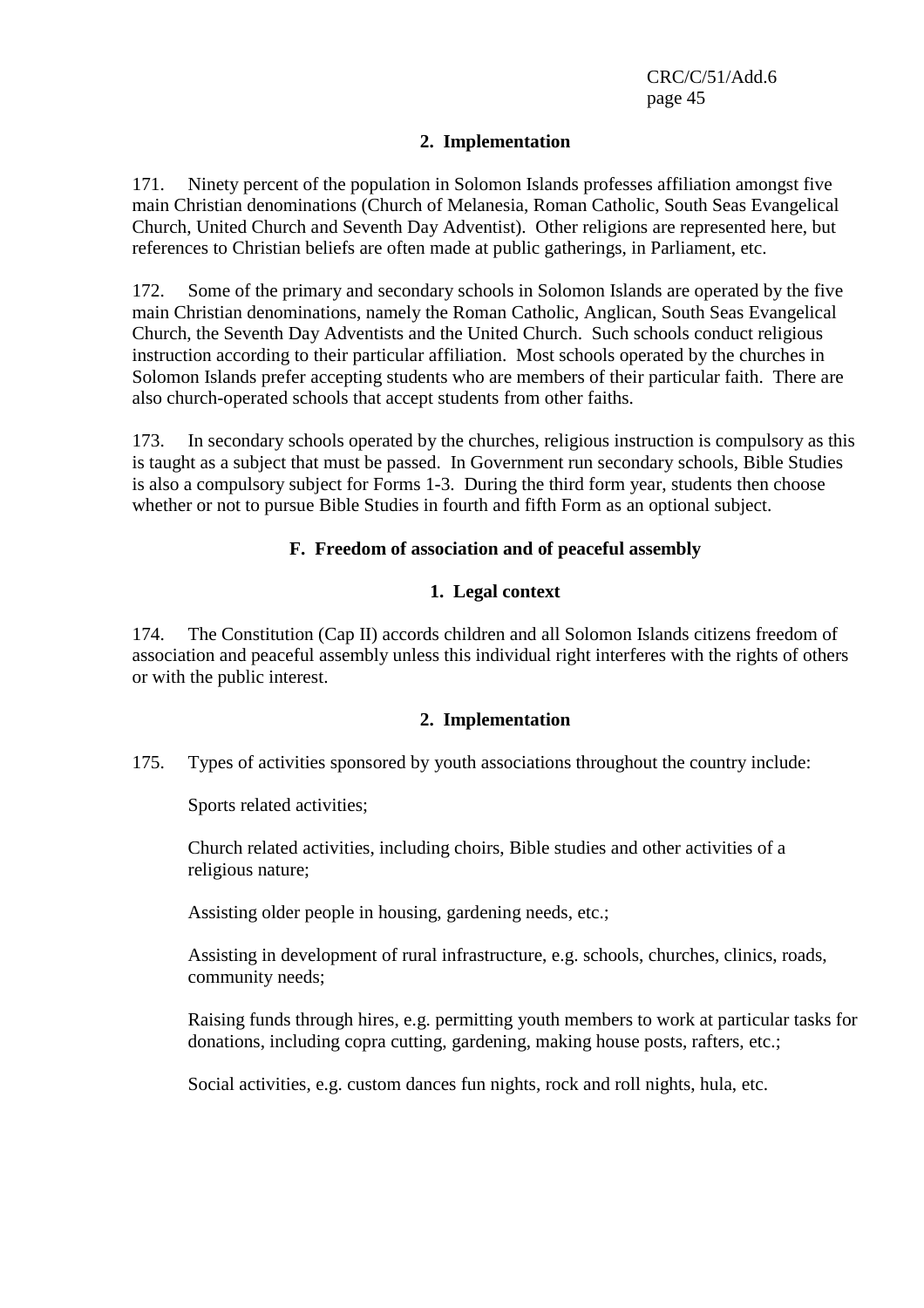### 2. Implementation

171. Ninety percent of the population in Solomon Islands professes affiliation amongst five main Christian denominations (Church of Melanesia, Roman Catholic, South Seas Evangelical Church, United Church and Seventh Day Adventist). Other religions are represented here, but references to Christian beliefs are often made at public gatherings, in Parliament, etc.

172. Some of the primary and secondary schools in Solomon Islands are operated by the five main Christian denominations, namely the Roman Catholic, Anglican, South Seas Evangelical Church, the Seventh Day Adventists and the United Church. Such schools conduct religious instruction according to their particular affiliation. Most schools operated by the churches in Solomon Islands prefer accepting students who are members of their particular faith. There are also church-operated schools that accept students from other faiths.

173. In secondary schools operated by the churches, religious instruction is compulsory as this is taught as a subject that must be passed. In Government run secondary schools, Bible Studies is also a compulsory subject for Forms 1-3. During the third form year, students then choose whether or not to pursue Bible Studies in fourth and fifth Form as an optional subject.

## F. Freedom of association and of peaceful assembly

### 1. Legal context

174. The Constitution (Cap II) accords children and all Solomon Islands citizens freedom of association and peaceful assembly unless this individual right interferes with the rights of others or with the public interest.

### 2. Implementation

175. Types of activities sponsored by youth associations throughout the country include:

Sports related activities;

Church related activities, including choirs, Bible studies and other activities of a religious nature;

Assisting older people in housing, gardening needs, etc.;

Assisting in development of rural infrastructure, e.g. schools, churches, clinics, roads, community needs;

Raising funds through hires, e.g. permitting youth members to work at particular tasks for donations, including copra cutting, gardening, making house posts, rafters, etc.;

Social activities, e.g. custom dances fun nights, rock and roll nights, hula, etc.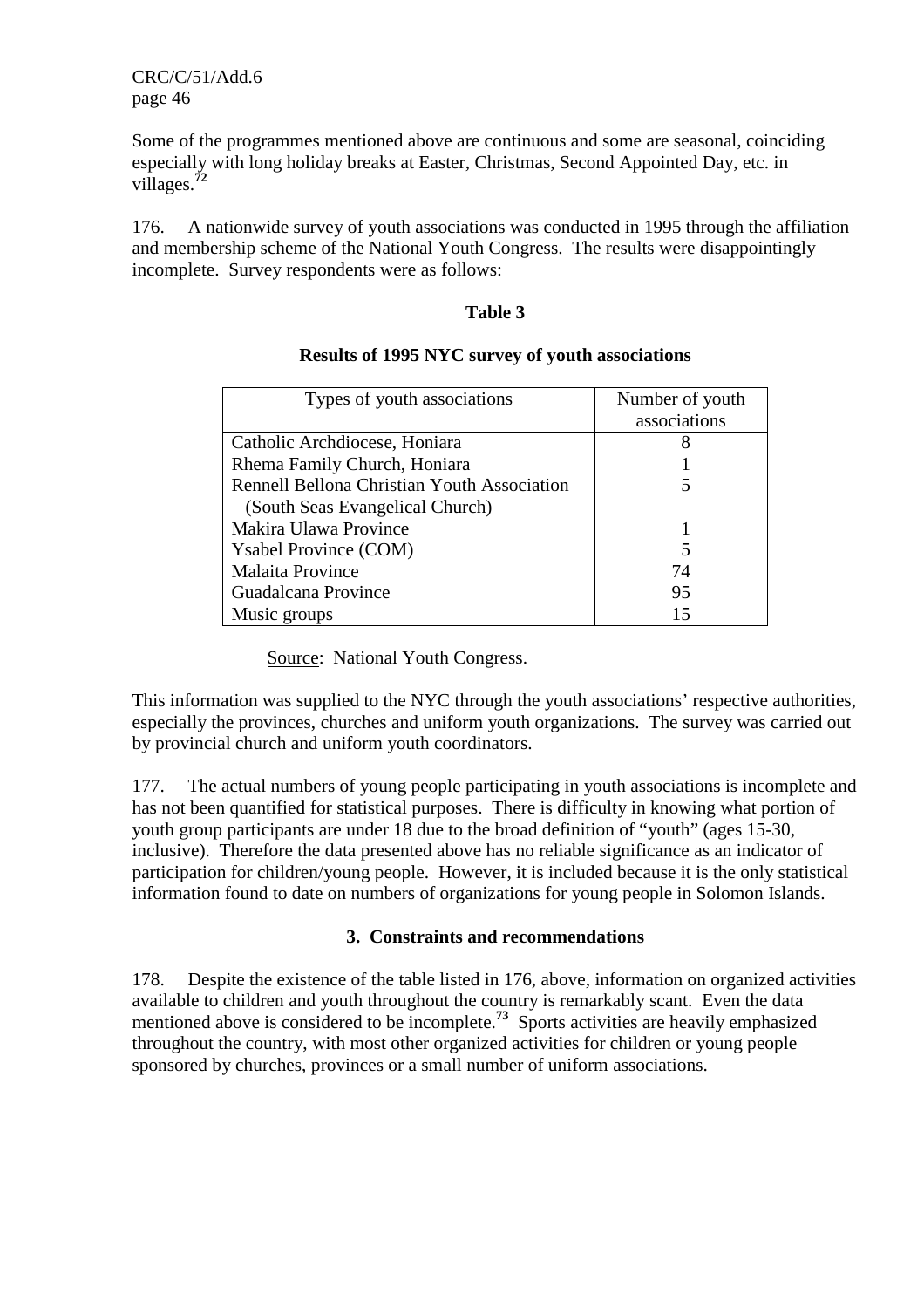Some of the programmes mentioned above are continuous and some are seasonal, coinciding especially with long holiday breaks at Easter, Christmas, Second Appointed Day, etc. in villages.[72]

176. A nationwide survey of youth associations was conducted in 1995 through the affiliation and membership scheme of the National Youth Congress. The results were disappointingly incomplete. Survey respondents were as follows:

**Table 3**

**Results of 1995 NYC survey of youth associations**

| Types of youth associations | Number of youth associations |
|---|---|
| Catholic Archdiocese, Honiara | 8 |
| Rhema Family Church, Honiara | 1 |
| Rennell Bellona Christian Youth Association (South Seas Evangelical Church) | 5 |
| Makira Ulawa Province | 1 |
| Ysabel Province (COM) | 5 |
| Malaita Province | 74 |
| Guadalcana Province | 95 |
| Music groups | 15 |

Source: National Youth Congress.

This information was supplied to the NYC through the youth associations' respective authorities, especially the provinces, churches and uniform youth organizations. The survey was carried out by provincial church and uniform youth coordinators.

177. The actual numbers of young people participating in youth associations is incomplete and has not been quantified for statistical purposes. There is difficulty in knowing what portion of youth group participants are under 18 due to the broad definition of "youth" (ages 15-30, inclusive). Therefore the data presented above has no reliable significance as an indicator of participation for children/young people. However, it is included because it is the only statistical information found to date on numbers of organizations for young people in Solomon Islands.

### 3. Constraints and recommendations

178. Despite the existence of the table listed in 176, above, information on organized activities available to children and youth throughout the country is remarkably scant. Even the data mentioned above is considered to be incomplete.[73] Sports activities are heavily emphasized throughout the country, with most other organized activities for children or young people sponsored by churches, provinces or a small number of uniform associations.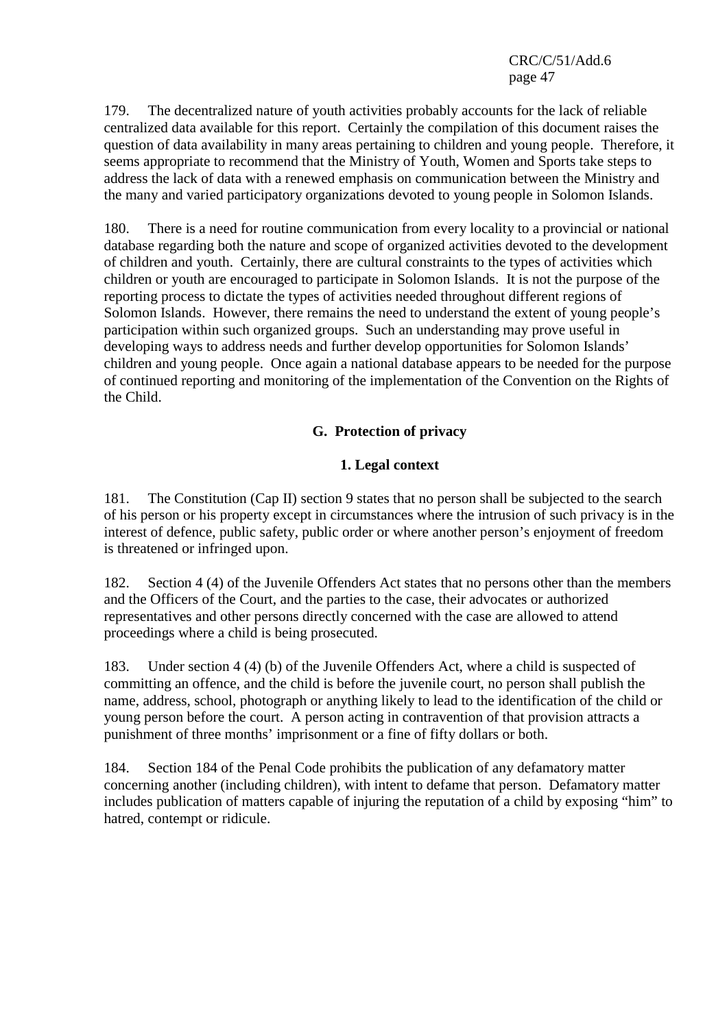179. The decentralized nature of youth activities probably accounts for the lack of reliable centralized data available for this report. Certainly the compilation of this document raises the question of data availability in many areas pertaining to children and young people. Therefore, it seems appropriate to recommend that the Ministry of Youth, Women and Sports take steps to address the lack of data with a renewed emphasis on communication between the Ministry and the many and varied participatory organizations devoted to young people in Solomon Islands.

180. There is a need for routine communication from every locality to a provincial or national database regarding both the nature and scope of organized activities devoted to the development of children and youth. Certainly, there are cultural constraints to the types of activities which children or youth are encouraged to participate in Solomon Islands. It is not the purpose of the reporting process to dictate the types of activities needed throughout different regions of Solomon Islands. However, there remains the need to understand the extent of young people's participation within such organized groups. Such an understanding may prove useful in developing ways to address needs and further develop opportunities for Solomon Islands' children and young people. Once again a national database appears to be needed for the purpose of continued reporting and monitoring of the implementation of the Convention on the Rights of the Child.

## G. Protection of privacy

### 1. Legal context

181. The Constitution (Cap II) section 9 states that no person shall be subjected to the search of his person or his property except in circumstances where the intrusion of such privacy is in the interest of defence, public safety, public order or where another person's enjoyment of freedom is threatened or infringed upon.

182. Section 4 (4) of the Juvenile Offenders Act states that no persons other than the members and the Officers of the Court, and the parties to the case, their advocates or authorized representatives and other persons directly concerned with the case are allowed to attend proceedings where a child is being prosecuted.

183. Under section 4 (4) (b) of the Juvenile Offenders Act, where a child is suspected of committing an offence, and the child is before the juvenile court, no person shall publish the name, address, school, photograph or anything likely to lead to the identification of the child or young person before the court. A person acting in contravention of that provision attracts a punishment of three months' imprisonment or a fine of fifty dollars or both.

184. Section 184 of the Penal Code prohibits the publication of any defamatory matter concerning another (including children), with intent to defame that person. Defamatory matter includes publication of matters capable of injuring the reputation of a child by exposing "him" to hatred, contempt or ridicule.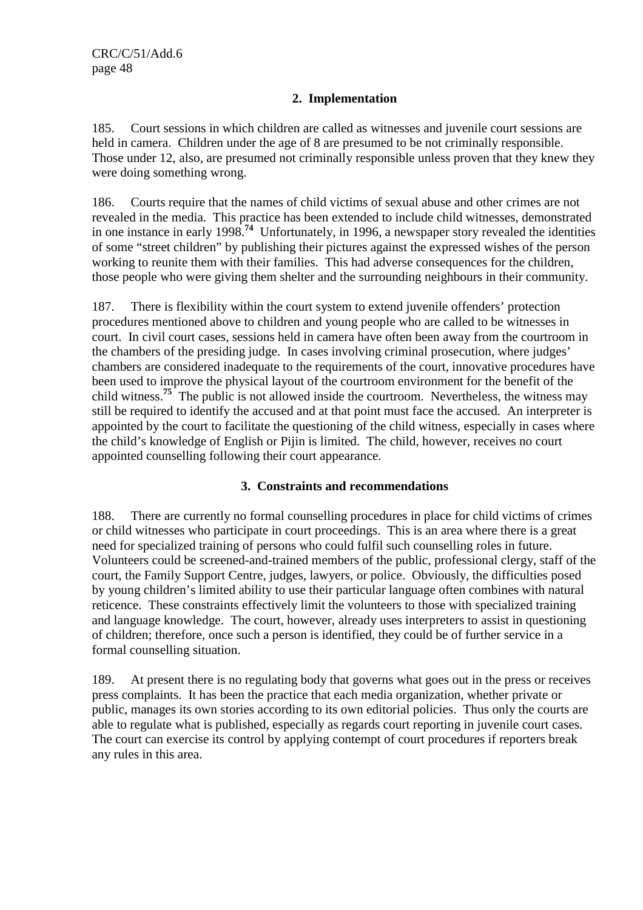### 2. Implementation

185. Court sessions in which children are called as witnesses and juvenile court sessions are held in camera. Children under the age of 8 are presumed to be not criminally responsible. Those under 12, also, are presumed not criminally responsible unless proven that they knew they were doing something wrong.

186. Courts require that the names of child victims of sexual abuse and other crimes are not revealed in the media. This practice has been extended to include child witnesses, demonstrated in one instance in early 1998.[74] Unfortunately, in 1996, a newspaper story revealed the identities of some "street children" by publishing their pictures against the expressed wishes of the person working to reunite them with their families. This had adverse consequences for the children, those people who were giving them shelter and the surrounding neighbours in their community.

187. There is flexibility within the court system to extend juvenile offenders' protection procedures mentioned above to children and young people who are called to be witnesses in court. In civil court cases, sessions held in camera have often been away from the courtroom in the chambers of the presiding judge. In cases involving criminal prosecution, where judges' chambers are considered inadequate to the requirements of the court, innovative procedures have been used to improve the physical layout of the courtroom environment for the benefit of the child witness.[75] The public is not allowed inside the courtroom. Nevertheless, the witness may still be required to identify the accused and at that point must face the accused. An interpreter is appointed by the court to facilitate the questioning of the child witness, especially in cases where the child's knowledge of English or Pijin is limited. The child, however, receives no court appointed counselling following their court appearance.

### 3. Constraints and recommendations

188. There are currently no formal counselling procedures in place for child victims of crimes or child witnesses who participate in court proceedings. This is an area where there is a great need for specialized training of persons who could fulfil such counselling roles in future. Volunteers could be screened-and-trained members of the public, professional clergy, staff of the court, the Family Support Centre, judges, lawyers, or police. Obviously, the difficulties posed by young children's limited ability to use their particular language often combines with natural reticence. These constraints effectively limit the volunteers to those with specialized training and language knowledge. The court, however, already uses interpreters to assist in questioning of children; therefore, once such a person is identified, they could be of further service in a formal counselling situation.

189. At present there is no regulating body that governs what goes out in the press or receives press complaints. It has been the practice that each media organization, whether private or public, manages its own stories according to its own editorial policies. Thus only the courts are able to regulate what is published, especially as regards court reporting in juvenile court cases. The court can exercise its control by applying contempt of court procedures if reporters break any rules in this area.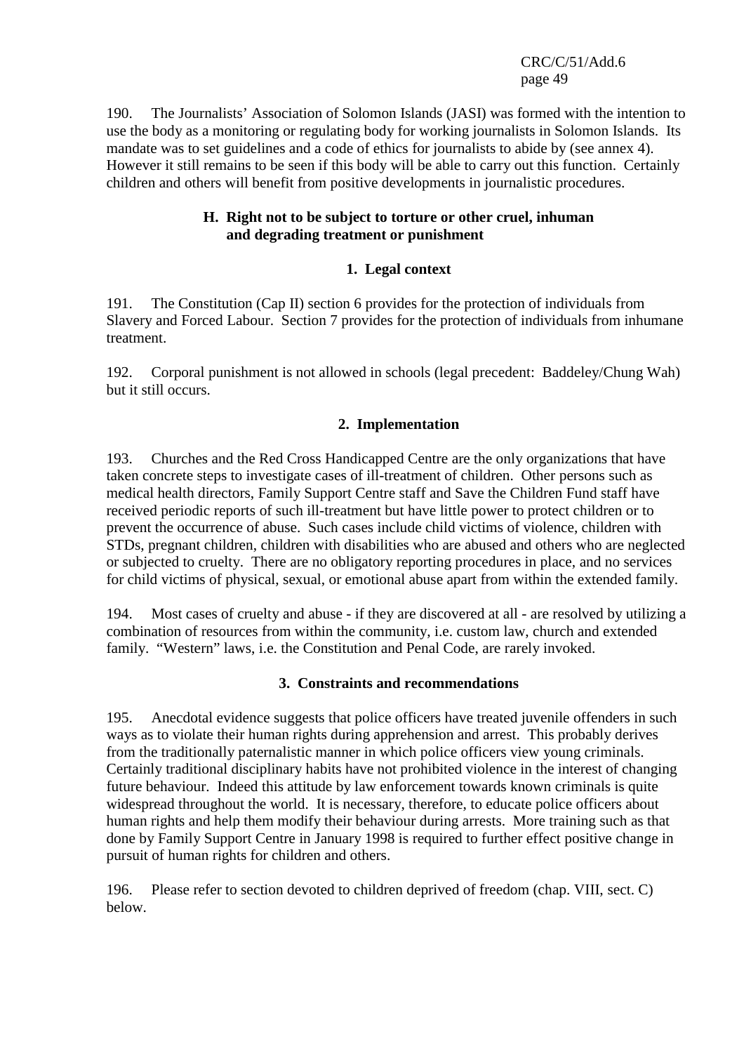190. The Journalists' Association of Solomon Islands (JASI) was formed with the intention to use the body as a monitoring or regulating body for working journalists in Solomon Islands. Its mandate was to set guidelines and a code of ethics for journalists to abide by (see annex 4). However it still remains to be seen if this body will be able to carry out this function. Certainly children and others will benefit from positive developments in journalistic procedures.

## H. Right not to be subject to torture or other cruel, inhuman and degrading treatment or punishment

### 1. Legal context

191. The Constitution (Cap II) section 6 provides for the protection of individuals from Slavery and Forced Labour. Section 7 provides for the protection of individuals from inhumane treatment.

192. Corporal punishment is not allowed in schools (legal precedent: Baddeley/Chung Wah) but it still occurs.

### 2. Implementation

193. Churches and the Red Cross Handicapped Centre are the only organizations that have taken concrete steps to investigate cases of ill-treatment of children. Other persons such as medical health directors, Family Support Centre staff and Save the Children Fund staff have received periodic reports of such ill-treatment but have little power to protect children or to prevent the occurrence of abuse. Such cases include child victims of violence, children with STDs, pregnant children, children with disabilities who are abused and others who are neglected or subjected to cruelty. There are no obligatory reporting procedures in place, and no services for child victims of physical, sexual, or emotional abuse apart from within the extended family.

194. Most cases of cruelty and abuse - if they are discovered at all - are resolved by utilizing a combination of resources from within the community, i.e. custom law, church and extended family. "Western" laws, i.e. the Constitution and Penal Code, are rarely invoked.

### 3. Constraints and recommendations

195. Anecdotal evidence suggests that police officers have treated juvenile offenders in such ways as to violate their human rights during apprehension and arrest. This probably derives from the traditionally paternalistic manner in which police officers view young criminals. Certainly traditional disciplinary habits have not prohibited violence in the interest of changing future behaviour. Indeed this attitude by law enforcement towards known criminals is quite widespread throughout the world. It is necessary, therefore, to educate police officers about human rights and help them modify their behaviour during arrests. More training such as that done by Family Support Centre in January 1998 is required to further effect positive change in pursuit of human rights for children and others.

196. Please refer to section devoted to children deprived of freedom (chap. VIII, sect. C) below.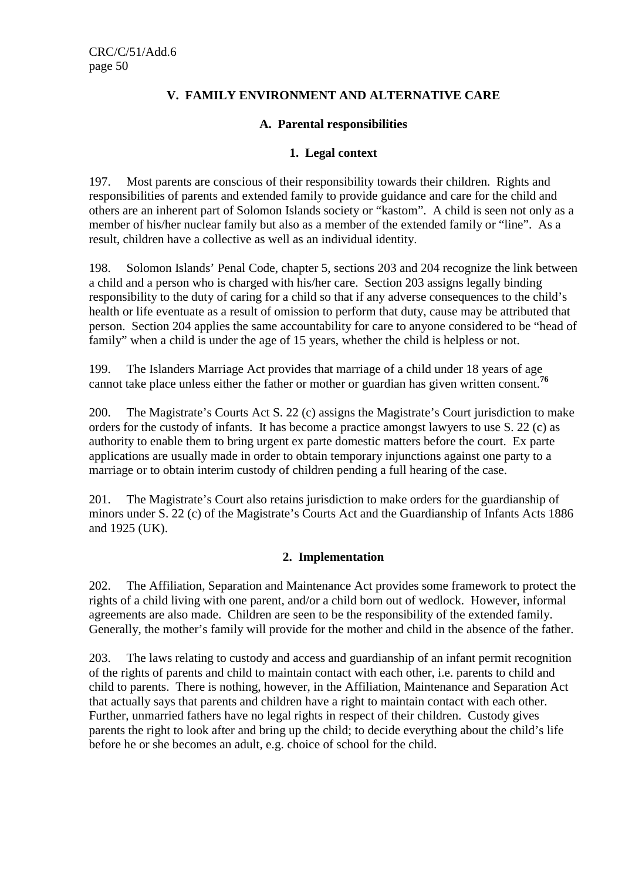## V. FAMILY ENVIRONMENT AND ALTERNATIVE CARE

### A. Parental responsibilities

#### 1. Legal context

197. Most parents are conscious of their responsibility towards their children. Rights and responsibilities of parents and extended family to provide guidance and care for the child and others are an inherent part of Solomon Islands society or "kastom". A child is seen not only as a member of his/her nuclear family but also as a member of the extended family or "line". As a result, children have a collective as well as an individual identity.

198. Solomon Islands' Penal Code, chapter 5, sections 203 and 204 recognize the link between a child and a person who is charged with his/her care. Section 203 assigns legally binding responsibility to the duty of caring for a child so that if any adverse consequences to the child's health or life eventuate as a result of omission to perform that duty, cause may be attributed that person. Section 204 applies the same accountability for care to anyone considered to be "head of family" when a child is under the age of 15 years, whether the child is helpless or not.

199. The Islanders Marriage Act provides that marriage of a child under 18 years of age cannot take place unless either the father or mother or guardian has given written consent.[76]

200. The Magistrate's Courts Act S. 22 (c) assigns the Magistrate's Court jurisdiction to make orders for the custody of infants. It has become a practice amongst lawyers to use S. 22 (c) as authority to enable them to bring urgent ex parte domestic matters before the court. Ex parte applications are usually made in order to obtain temporary injunctions against one party to a marriage or to obtain interim custody of children pending a full hearing of the case.

201. The Magistrate's Court also retains jurisdiction to make orders for the guardianship of minors under S. 22 (c) of the Magistrate's Courts Act and the Guardianship of Infants Acts 1886 and 1925 (UK).

#### 2. Implementation

202. The Affiliation, Separation and Maintenance Act provides some framework to protect the rights of a child living with one parent, and/or a child born out of wedlock. However, informal agreements are also made. Children are seen to be the responsibility of the extended family. Generally, the mother's family will provide for the mother and child in the absence of the father.

203. The laws relating to custody and access and guardianship of an infant permit recognition of the rights of parents and child to maintain contact with each other, i.e. parents to child and child to parents. There is nothing, however, in the Affiliation, Maintenance and Separation Act that actually says that parents and children have a right to maintain contact with each other. Further, unmarried fathers have no legal rights in respect of their children. Custody gives parents the right to look after and bring up the child; to decide everything about the child's life before he or she becomes an adult, e.g. choice of school for the child.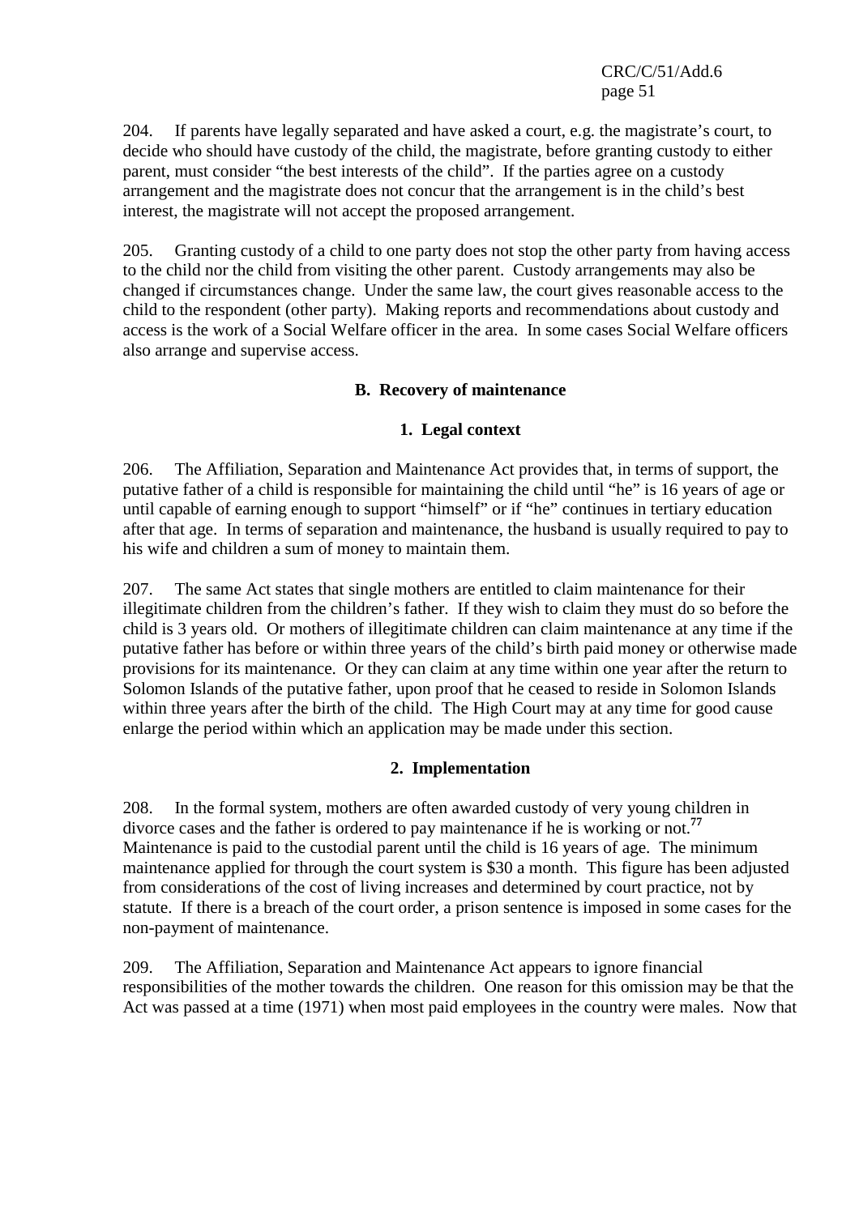204. If parents have legally separated and have asked a court, e.g. the magistrate's court, to decide who should have custody of the child, the magistrate, before granting custody to either parent, must consider "the best interests of the child". If the parties agree on a custody arrangement and the magistrate does not concur that the arrangement is in the child's best interest, the magistrate will not accept the proposed arrangement.

205. Granting custody of a child to one party does not stop the other party from having access to the child nor the child from visiting the other parent. Custody arrangements may also be changed if circumstances change. Under the same law, the court gives reasonable access to the child to the respondent (other party). Making reports and recommendations about custody and access is the work of a Social Welfare officer in the area. In some cases Social Welfare officers also arrange and supervise access.

### B. Recovery of maintenance

#### 1. Legal context

206. The Affiliation, Separation and Maintenance Act provides that, in terms of support, the putative father of a child is responsible for maintaining the child until "he" is 16 years of age or until capable of earning enough to support "himself" or if "he" continues in tertiary education after that age. In terms of separation and maintenance, the husband is usually required to pay to his wife and children a sum of money to maintain them.

207. The same Act states that single mothers are entitled to claim maintenance for their illegitimate children from the children's father. If they wish to claim they must do so before the child is 3 years old. Or mothers of illegitimate children can claim maintenance at any time if the putative father has before or within three years of the child's birth paid money or otherwise made provisions for its maintenance. Or they can claim at any time within one year after the return to Solomon Islands of the putative father, upon proof that he ceased to reside in Solomon Islands within three years after the birth of the child. The High Court may at any time for good cause enlarge the period within which an application may be made under this section.

#### 2. Implementation

208. In the formal system, mothers are often awarded custody of very young children in divorce cases and the father is ordered to pay maintenance if he is working or not.[77] Maintenance is paid to the custodial parent until the child is 16 years of age. The minimum maintenance applied for through the court system is $30 a month. This figure has been adjusted from considerations of the cost of living increases and determined by court practice, not by statute. If there is a breach of the court order, a prison sentence is imposed in some cases for the non-payment of maintenance.

209. The Affiliation, Separation and Maintenance Act appears to ignore financial responsibilities of the mother towards the children. One reason for this omission may be that the Act was passed at a time (1971) when most paid employees in the country were males. Now that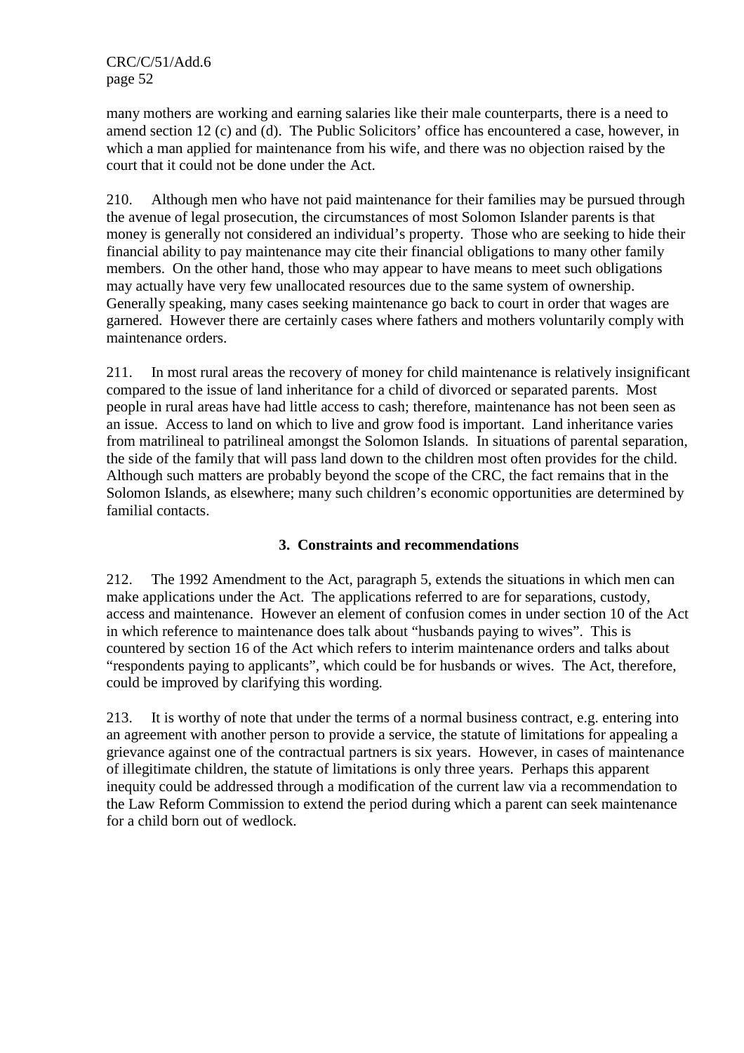many mothers are working and earning salaries like their male counterparts, there is a need to amend section 12 (c) and (d). The Public Solicitors' office has encountered a case, however, in which a man applied for maintenance from his wife, and there was no objection raised by the court that it could not be done under the Act.

210. Although men who have not paid maintenance for their families may be pursued through the avenue of legal prosecution, the circumstances of most Solomon Islander parents is that money is generally not considered an individual's property. Those who are seeking to hide their financial ability to pay maintenance may cite their financial obligations to many other family members. On the other hand, those who may appear to have means to meet such obligations may actually have very few unallocated resources due to the same system of ownership. Generally speaking, many cases seeking maintenance go back to court in order that wages are garnered. However there are certainly cases where fathers and mothers voluntarily comply with maintenance orders.

211. In most rural areas the recovery of money for child maintenance is relatively insignificant compared to the issue of land inheritance for a child of divorced or separated parents. Most people in rural areas have had little access to cash; therefore, maintenance has not been seen as an issue. Access to land on which to live and grow food is important. Land inheritance varies from matrilineal to patrilineal amongst the Solomon Islands. In situations of parental separation, the side of the family that will pass land down to the children most often provides for the child. Although such matters are probably beyond the scope of the CRC, the fact remains that in the Solomon Islands, as elsewhere; many such children's economic opportunities are determined by familial contacts.

### 3. Constraints and recommendations

212. The 1992 Amendment to the Act, paragraph 5, extends the situations in which men can make applications under the Act. The applications referred to are for separations, custody, access and maintenance. However an element of confusion comes in under section 10 of the Act in which reference to maintenance does talk about "husbands paying to wives". This is countered by section 16 of the Act which refers to interim maintenance orders and talks about "respondents paying to applicants", which could be for husbands or wives. The Act, therefore, could be improved by clarifying this wording.

213. It is worthy of note that under the terms of a normal business contract, e.g. entering into an agreement with another person to provide a service, the statute of limitations for appealing a grievance against one of the contractual partners is six years. However, in cases of maintenance of illegitimate children, the statute of limitations is only three years. Perhaps this apparent inequity could be addressed through a modification of the current law via a recommendation to the Law Reform Commission to extend the period during which a parent can seek maintenance for a child born out of wedlock.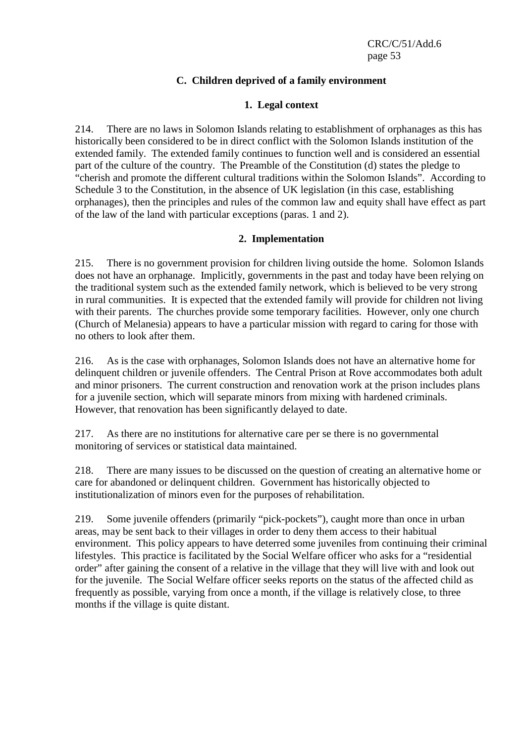### C. Children deprived of a family environment

#### 1. Legal context

214. There are no laws in Solomon Islands relating to establishment of orphanages as this has historically been considered to be in direct conflict with the Solomon Islands institution of the extended family. The extended family continues to function well and is considered an essential part of the culture of the country. The Preamble of the Constitution (d) states the pledge to "cherish and promote the different cultural traditions within the Solomon Islands". According to Schedule 3 to the Constitution, in the absence of UK legislation (in this case, establishing orphanages), then the principles and rules of the common law and equity shall have effect as part of the law of the land with particular exceptions (paras. 1 and 2).

#### 2. Implementation

215. There is no government provision for children living outside the home. Solomon Islands does not have an orphanage. Implicitly, governments in the past and today have been relying on the traditional system such as the extended family network, which is believed to be very strong in rural communities. It is expected that the extended family will provide for children not living with their parents. The churches provide some temporary facilities. However, only one church (Church of Melanesia) appears to have a particular mission with regard to caring for those with no others to look after them.

216. As is the case with orphanages, Solomon Islands does not have an alternative home for delinquent children or juvenile offenders. The Central Prison at Rove accommodates both adult and minor prisoners. The current construction and renovation work at the prison includes plans for a juvenile section, which will separate minors from mixing with hardened criminals. However, that renovation has been significantly delayed to date.

217. As there are no institutions for alternative care per se there is no governmental monitoring of services or statistical data maintained.

218. There are many issues to be discussed on the question of creating an alternative home or care for abandoned or delinquent children. Government has historically objected to institutionalization of minors even for the purposes of rehabilitation.

219. Some juvenile offenders (primarily "pick-pockets"), caught more than once in urban areas, may be sent back to their villages in order to deny them access to their habitual environment. This policy appears to have deterred some juveniles from continuing their criminal lifestyles. This practice is facilitated by the Social Welfare officer who asks for a "residential order" after gaining the consent of a relative in the village that they will live with and look out for the juvenile. The Social Welfare officer seeks reports on the status of the affected child as frequently as possible, varying from once a month, if the village is relatively close, to three months if the village is quite distant.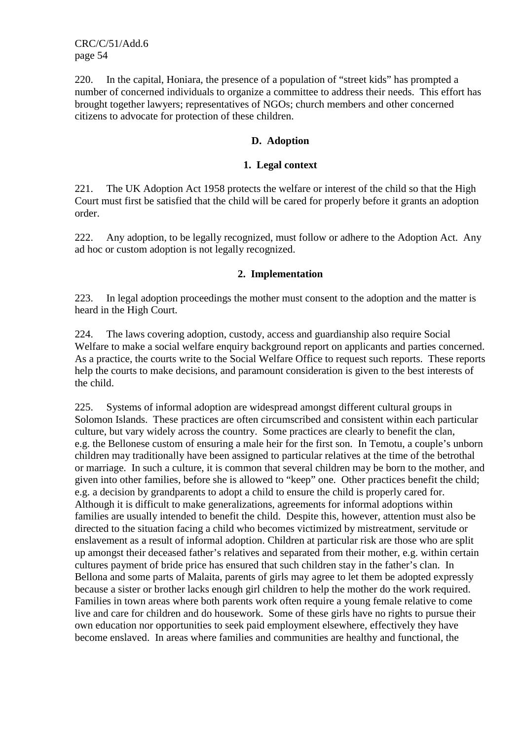220. In the capital, Honiara, the presence of a population of "street kids" has prompted a number of concerned individuals to organize a committee to address their needs. This effort has brought together lawyers; representatives of NGOs; church members and other concerned citizens to advocate for protection of these children.

## D. Adoption

### 1. Legal context

221. The UK Adoption Act 1958 protects the welfare or interest of the child so that the High Court must first be satisfied that the child will be cared for properly before it grants an adoption order.

222. Any adoption, to be legally recognized, must follow or adhere to the Adoption Act. Any ad hoc or custom adoption is not legally recognized.

### 2. Implementation

223. In legal adoption proceedings the mother must consent to the adoption and the matter is heard in the High Court.

224. The laws covering adoption, custody, access and guardianship also require Social Welfare to make a social welfare enquiry background report on applicants and parties concerned. As a practice, the courts write to the Social Welfare Office to request such reports. These reports help the courts to make decisions, and paramount consideration is given to the best interests of the child.

225. Systems of informal adoption are widespread amongst different cultural groups in Solomon Islands. These practices are often circumscribed and consistent within each particular culture, but vary widely across the country. Some practices are clearly to benefit the clan, e.g. the Bellonese custom of ensuring a male heir for the first son. In Temotu, a couple's unborn children may traditionally have been assigned to particular relatives at the time of the betrothal or marriage. In such a culture, it is common that several children may be born to the mother, and given into other families, before she is allowed to "keep" one. Other practices benefit the child; e.g. a decision by grandparents to adopt a child to ensure the child is properly cared for. Although it is difficult to make generalizations, agreements for informal adoptions within families are usually intended to benefit the child. Despite this, however, attention must also be directed to the situation facing a child who becomes victimized by mistreatment, servitude or enslavement as a result of informal adoption. Children at particular risk are those who are split up amongst their deceased father's relatives and separated from their mother, e.g. within certain cultures payment of bride price has ensured that such children stay in the father's clan. In Bellona and some parts of Malaita, parents of girls may agree to let them be adopted expressly because a sister or brother lacks enough girl children to help the mother do the work required. Families in town areas where both parents work often require a young female relative to come live and care for children and do housework. Some of these girls have no rights to pursue their own education nor opportunities to seek paid employment elsewhere, effectively they have become enslaved. In areas where families and communities are healthy and functional, the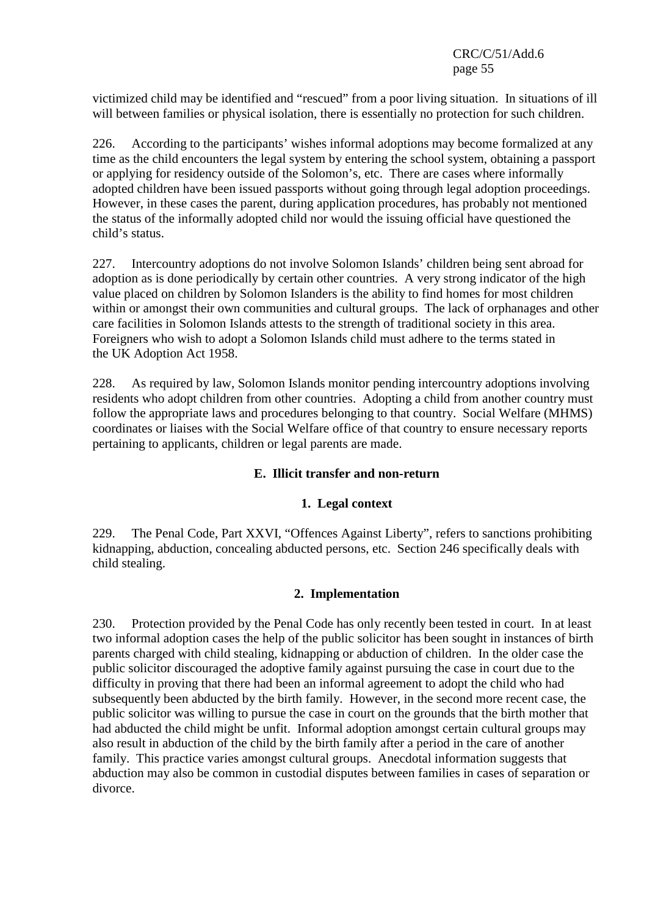victimized child may be identified and "rescued" from a poor living situation. In situations of ill will between families or physical isolation, there is essentially no protection for such children.

226. According to the participants' wishes informal adoptions may become formalized at any time as the child encounters the legal system by entering the school system, obtaining a passport or applying for residency outside of the Solomon's, etc. There are cases where informally adopted children have been issued passports without going through legal adoption proceedings. However, in these cases the parent, during application procedures, has probably not mentioned the status of the informally adopted child nor would the issuing official have questioned the child's status.

227. Intercountry adoptions do not involve Solomon Islands' children being sent abroad for adoption as is done periodically by certain other countries. A very strong indicator of the high value placed on children by Solomon Islanders is the ability to find homes for most children within or amongst their own communities and cultural groups. The lack of orphanages and other care facilities in Solomon Islands attests to the strength of traditional society in this area. Foreigners who wish to adopt a Solomon Islands child must adhere to the terms stated in the UK Adoption Act 1958.

228. As required by law, Solomon Islands monitor pending intercountry adoptions involving residents who adopt children from other countries. Adopting a child from another country must follow the appropriate laws and procedures belonging to that country. Social Welfare (MHMS) coordinates or liaises with the Social Welfare office of that country to ensure necessary reports pertaining to applicants, children or legal parents are made.

## E. Illicit transfer and non-return

### 1. Legal context

229. The Penal Code, Part XXVI, "Offences Against Liberty", refers to sanctions prohibiting kidnapping, abduction, concealing abducted persons, etc. Section 246 specifically deals with child stealing.

### 2. Implementation

230. Protection provided by the Penal Code has only recently been tested in court. In at least two informal adoption cases the help of the public solicitor has been sought in instances of birth parents charged with child stealing, kidnapping or abduction of children. In the older case the public solicitor discouraged the adoptive family against pursuing the case in court due to the difficulty in proving that there had been an informal agreement to adopt the child who had subsequently been abducted by the birth family. However, in the second more recent case, the public solicitor was willing to pursue the case in court on the grounds that the birth mother that had abducted the child might be unfit. Informal adoption amongst certain cultural groups may also result in abduction of the child by the birth family after a period in the care of another family. This practice varies amongst cultural groups. Anecdotal information suggests that abduction may also be common in custodial disputes between families in cases of separation or divorce.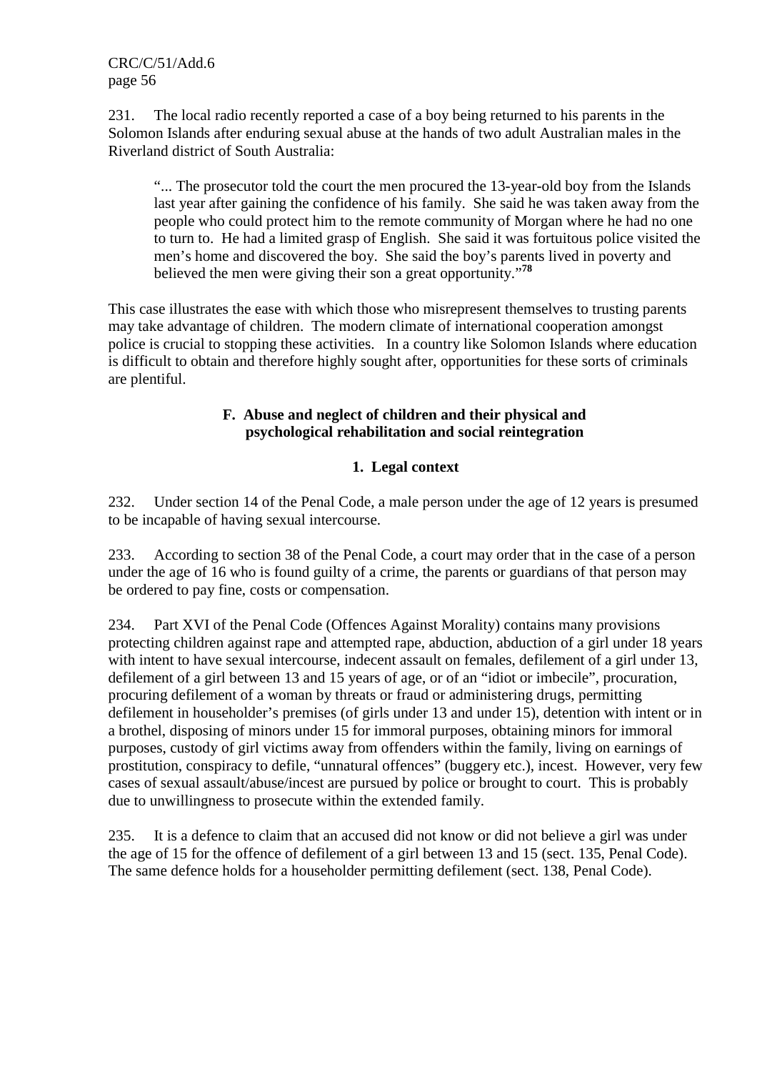231. The local radio recently reported a case of a boy being returned to his parents in the Solomon Islands after enduring sexual abuse at the hands of two adult Australian males in the Riverland district of South Australia:

> "... The prosecutor told the court the men procured the 13-year-old boy from the Islands last year after gaining the confidence of his family. She said he was taken away from the people who could protect him to the remote community of Morgan where he had no one to turn to. He had a limited grasp of English. She said it was fortuitous police visited the men's home and discovered the boy. She said the boy's parents lived in poverty and believed the men were giving their son a great opportunity."[78]

This case illustrates the ease with which those who misrepresent themselves to trusting parents may take advantage of children. The modern climate of international cooperation amongst police is crucial to stopping these activities. In a country like Solomon Islands where education is difficult to obtain and therefore highly sought after, opportunities for these sorts of criminals are plentiful.

## F. Abuse and neglect of children and their physical and psychological rehabilitation and social reintegration

### 1. Legal context

232. Under section 14 of the Penal Code, a male person under the age of 12 years is presumed to be incapable of having sexual intercourse.

233. According to section 38 of the Penal Code, a court may order that in the case of a person under the age of 16 who is found guilty of a crime, the parents or guardians of that person may be ordered to pay fine, costs or compensation.

234. Part XVI of the Penal Code (Offences Against Morality) contains many provisions protecting children against rape and attempted rape, abduction, abduction of a girl under 18 years with intent to have sexual intercourse, indecent assault on females, defilement of a girl under 13, defilement of a girl between 13 and 15 years of age, or of an "idiot or imbecile", procuration, procuring defilement of a woman by threats or fraud or administering drugs, permitting defilement in householder's premises (of girls under 13 and under 15), detention with intent or in a brothel, disposing of minors under 15 for immoral purposes, obtaining minors for immoral purposes, custody of girl victims away from offenders within the family, living on earnings of prostitution, conspiracy to defile, "unnatural offences" (buggery etc.), incest. However, very few cases of sexual assault/abuse/incest are pursued by police or brought to court. This is probably due to unwillingness to prosecute within the extended family.

235. It is a defence to claim that an accused did not know or did not believe a girl was under the age of 15 for the offence of defilement of a girl between 13 and 15 (sect. 135, Penal Code). The same defence holds for a householder permitting defilement (sect. 138, Penal Code).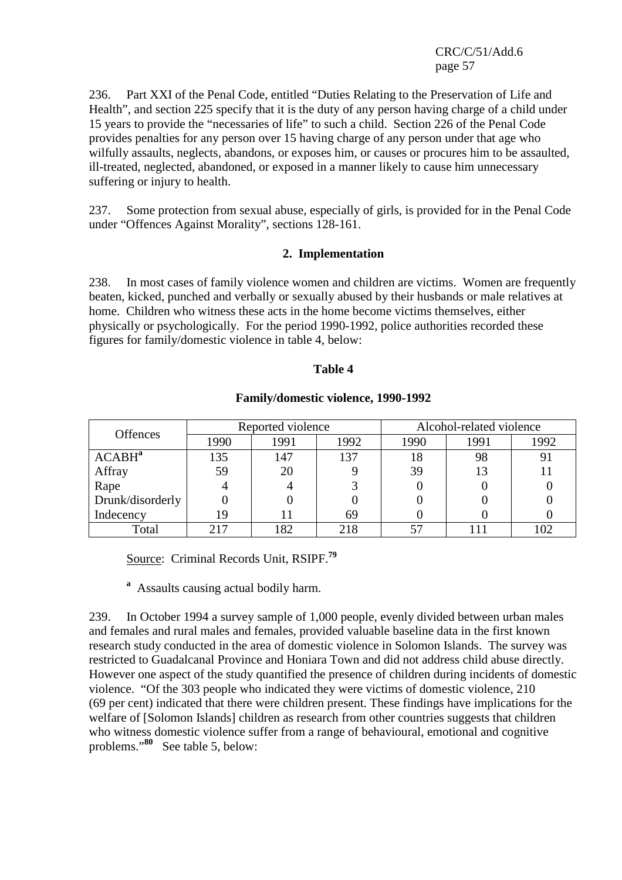236. Part XXI of the Penal Code, entitled "Duties Relating to the Preservation of Life and Health", and section 225 specify that it is the duty of any person having charge of a child under 15 years to provide the "necessaries of life" to such a child. Section 226 of the Penal Code provides penalties for any person over 15 having charge of any person under that age who wilfully assaults, neglects, abandons, or exposes him, or causes or procures him to be assaulted, ill-treated, neglected, abandoned, or exposed in a manner likely to cause him unnecessary suffering or injury to health.

237. Some protection from sexual abuse, especially of girls, is provided for in the Penal Code under "Offences Against Morality", sections 128-161.

### 2. Implementation

238. In most cases of family violence women and children are victims. Women are frequently beaten, kicked, punched and verbally or sexually abused by their husbands or male relatives at home. Children who witness these acts in the home become victims themselves, either physically or psychologically. For the period 1990-1992, police authorities recorded these figures for family/domestic violence in table 4, below:

**Table 4**

**Family/domestic violence, 1990-1992**

| Offences | Reported violence | | | Alcohol-related violence | | |
|---|---|---|---|---|---|---|
| | 1990 | 1991 | 1992 | 1990 | 1991 | 1992 |
| ACABH[a] | 135 | 147 | 137 | 18 | 98 | 91 |
| Affray | 59 | 20 | 9 | 39 | 13 | 11 |
| Rape | 4 | 4 | 3 | 0 | 0 | 0 |
| Drunk/disorderly | 0 | 0 | 0 | 0 | 0 | 0 |
| Indecency | 19 | 11 | 69 | 0 | 0 | 0 |
| Total | 217 | 182 | 218 | 57 | 111 | 102 |

Source: Criminal Records Unit, RSIPF.[79]

[a] Assaults causing actual bodily harm.

239. In October 1994 a survey sample of 1,000 people, evenly divided between urban males and females and rural males and females, provided valuable baseline data in the first known research study conducted in the area of domestic violence in Solomon Islands. The survey was restricted to Guadalcanal Province and Honiara Town and did not address child abuse directly. However one aspect of the study quantified the presence of children during incidents of domestic violence. "Of the 303 people who indicated they were victims of domestic violence, 210 (69 per cent) indicated that there were children present. These findings have implications for the welfare of [Solomon Islands] children as research from other countries suggests that children who witness domestic violence suffer from a range of behavioural, emotional and cognitive problems."[80] See table 5, below: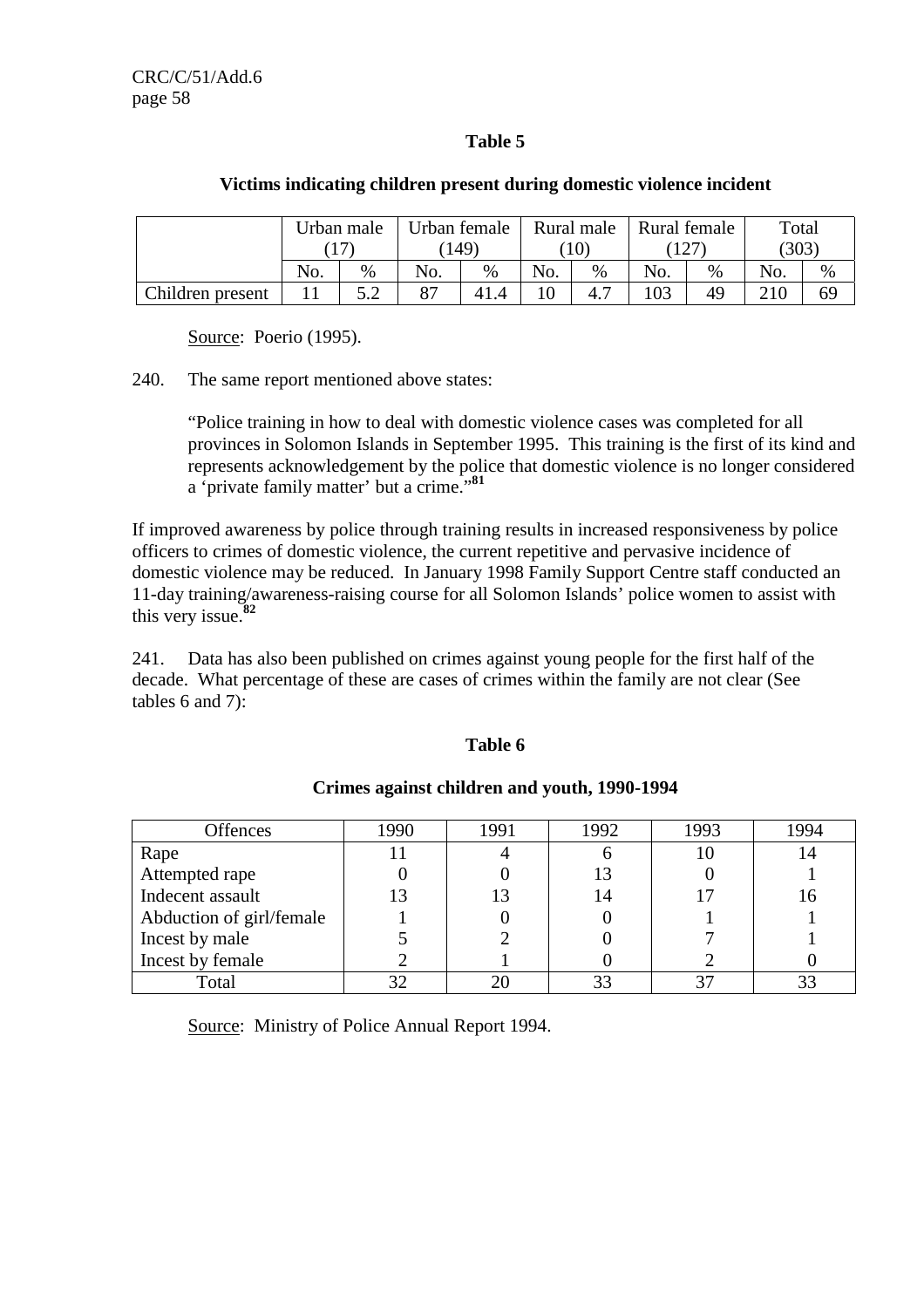**Table 5**

**Victims indicating children present during domestic violence incident**

| | Urban male (17) | | Urban female (149) | | Rural male (10) | | Rural female (127) | | Total (303) | |
|---|---|---|---|---|---|---|---|---|---|---|
| | No. | % | No. | % | No. | % | No. | % | No. | % |
| Children present | 11 | 5.2 | 87 | 41.4 | 10 | 4.7 | 103 | 49 | 210 | 69 |

Source: Poerio (1995).

240. The same report mentioned above states:

> "Police training in how to deal with domestic violence cases was completed for all provinces in Solomon Islands in September 1995. This training is the first of its kind and represents acknowledgement by the police that domestic violence is no longer considered a 'private family matter' but a crime."[81]

If improved awareness by police through training results in increased responsiveness by police officers to crimes of domestic violence, the current repetitive and pervasive incidence of domestic violence may be reduced. In January 1998 Family Support Centre staff conducted an 11-day training/awareness-raising course for all Solomon Islands' police women to assist with this very issue.[82]

241. Data has also been published on crimes against young people for the first half of the decade. What percentage of these are cases of crimes within the family are not clear (See tables 6 and 7):

**Table 6**

**Crimes against children and youth, 1990-1994**

| Offences | 1990 | 1991 | 1992 | 1993 | 1994 |
|---|---|---|---|---|---|
| Rape | 11 | 4 | 6 | 10 | 14 |
| Attempted rape | 0 | 0 | 13 | 0 | 1 |
| Indecent assault | 13 | 13 | 14 | 17 | 16 |
| Abduction of girl/female | 1 | 0 | 0 | 1 | 1 |
| Incest by male | 5 | 2 | 0 | 7 | 1 |
| Incest by female | 2 | 1 | 0 | 2 | 0 |
| Total | 32 | 20 | 33 | 37 | 33 |

Source: Ministry of Police Annual Report 1994.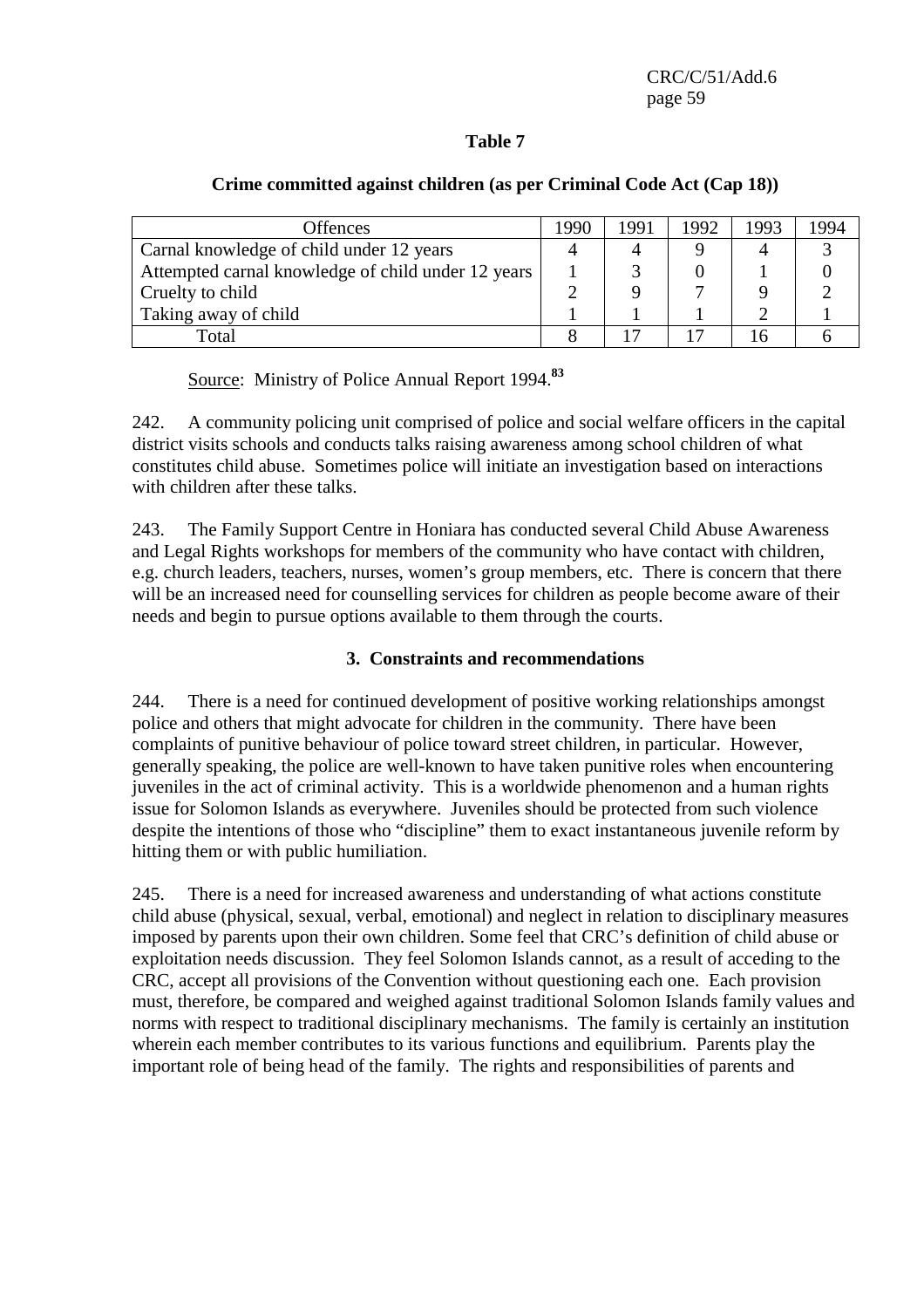**Table 7**

**Crime committed against children (as per Criminal Code Act (Cap 18))**

| Offences | 1990 | 1991 | 1992 | 1993 | 1994 |
|---|---|---|---|---|---|
| Carnal knowledge of child under 12 years | 4 | 4 | 9 | 4 | 3 |
| Attempted carnal knowledge of child under 12 years | 1 | 3 | 0 | 1 | 0 |
| Cruelty to child | 2 | 9 | 7 | 9 | 2 |
| Taking away of child | 1 | 1 | 1 | 2 | 1 |
| Total | 8 | 17 | 17 | 16 | 6 |

Source: Ministry of Police Annual Report 1994.[83]

242. A community policing unit comprised of police and social welfare officers in the capital district visits schools and conducts talks raising awareness among school children of what constitutes child abuse. Sometimes police will initiate an investigation based on interactions with children after these talks.

243. The Family Support Centre in Honiara has conducted several Child Abuse Awareness and Legal Rights workshops for members of the community who have contact with children, e.g. church leaders, teachers, nurses, women's group members, etc. There is concern that there will be an increased need for counselling services for children as people become aware of their needs and begin to pursue options available to them through the courts.

### 3. Constraints and recommendations

244. There is a need for continued development of positive working relationships amongst police and others that might advocate for children in the community. There have been complaints of punitive behaviour of police toward street children, in particular. However, generally speaking, the police are well-known to have taken punitive roles when encountering juveniles in the act of criminal activity. This is a worldwide phenomenon and a human rights issue for Solomon Islands as everywhere. Juveniles should be protected from such violence despite the intentions of those who "discipline" them to exact instantaneous juvenile reform by hitting them or with public humiliation.

245. There is a need for increased awareness and understanding of what actions constitute child abuse (physical, sexual, verbal, emotional) and neglect in relation to disciplinary measures imposed by parents upon their own children. Some feel that CRC's definition of child abuse or exploitation needs discussion. They feel Solomon Islands cannot, as a result of acceding to the CRC, accept all provisions of the Convention without questioning each one. Each provision must, therefore, be compared and weighed against traditional Solomon Islands family values and norms with respect to traditional disciplinary mechanisms. The family is certainly an institution wherein each member contributes to its various functions and equilibrium. Parents play the important role of being head of the family. The rights and responsibilities of parents and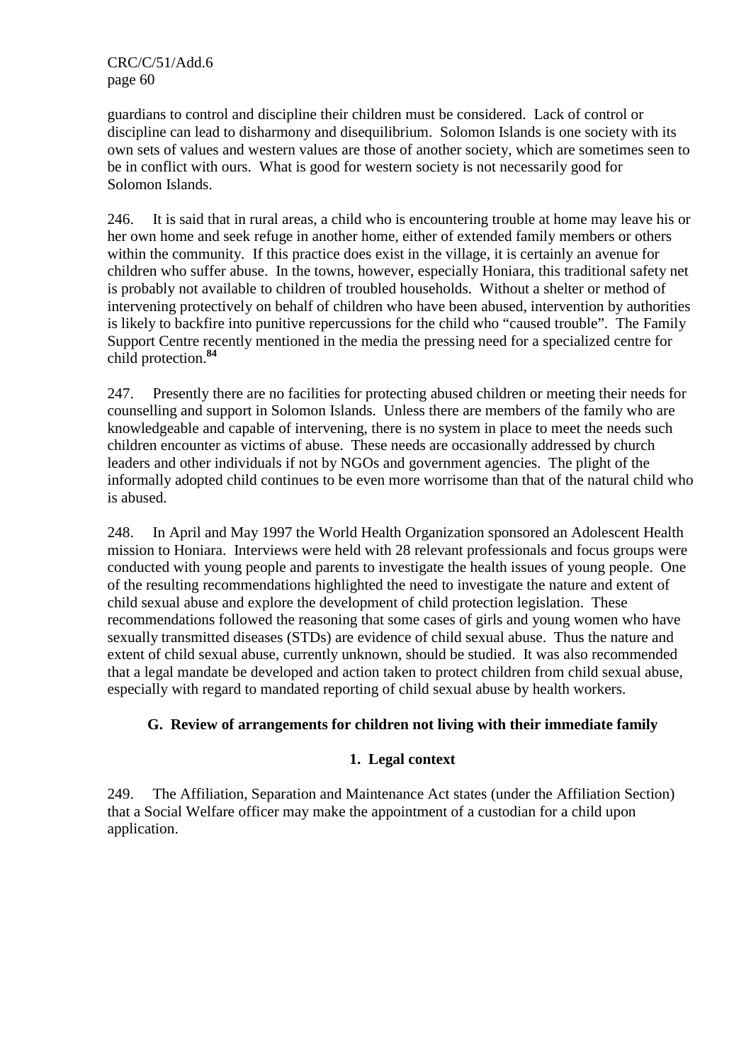guardians to control and discipline their children must be considered. Lack of control or discipline can lead to disharmony and disequilibrium. Solomon Islands is one society with its own sets of values and western values are those of another society, which are sometimes seen to be in conflict with ours. What is good for western society is not necessarily good for Solomon Islands.

246. It is said that in rural areas, a child who is encountering trouble at home may leave his or her own home and seek refuge in another home, either of extended family members or others within the community. If this practice does exist in the village, it is certainly an avenue for children who suffer abuse. In the towns, however, especially Honiara, this traditional safety net is probably not available to children of troubled households. Without a shelter or method of intervening protectively on behalf of children who have been abused, intervention by authorities is likely to backfire into punitive repercussions for the child who "caused trouble". The Family Support Centre recently mentioned in the media the pressing need for a specialized centre for child protection.[84]

247. Presently there are no facilities for protecting abused children or meeting their needs for counselling and support in Solomon Islands. Unless there are members of the family who are knowledgeable and capable of intervening, there is no system in place to meet the needs such children encounter as victims of abuse. These needs are occasionally addressed by church leaders and other individuals if not by NGOs and government agencies. The plight of the informally adopted child continues to be even more worrisome than that of the natural child who is abused.

248. In April and May 1997 the World Health Organization sponsored an Adolescent Health mission to Honiara. Interviews were held with 28 relevant professionals and focus groups were conducted with young people and parents to investigate the health issues of young people. One of the resulting recommendations highlighted the need to investigate the nature and extent of child sexual abuse and explore the development of child protection legislation. These recommendations followed the reasoning that some cases of girls and young women who have sexually transmitted diseases (STDs) are evidence of child sexual abuse. Thus the nature and extent of child sexual abuse, currently unknown, should be studied. It was also recommended that a legal mandate be developed and action taken to protect children from child sexual abuse, especially with regard to mandated reporting of child sexual abuse by health workers.

## G. Review of arrangements for children not living with their immediate family

### 1. Legal context

249. The Affiliation, Separation and Maintenance Act states (under the Affiliation Section) that a Social Welfare officer may make the appointment of a custodian for a child upon application.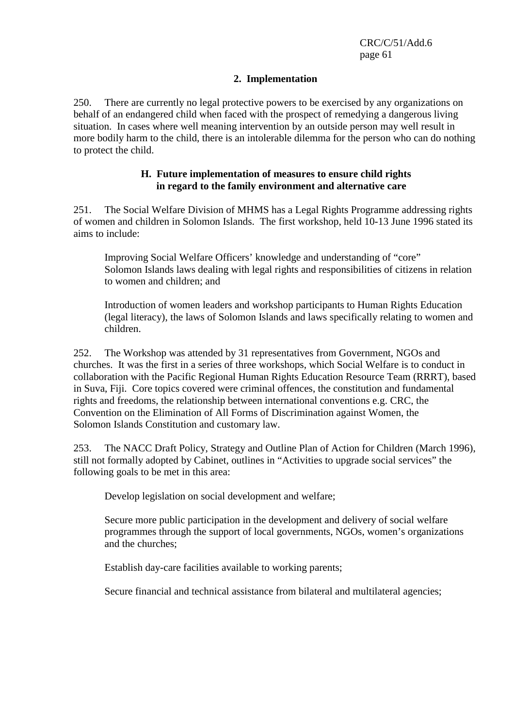### 2. Implementation

250. There are currently no legal protective powers to be exercised by any organizations on behalf of an endangered child when faced with the prospect of remedying a dangerous living situation. In cases where well meaning intervention by an outside person may well result in more bodily harm to the child, there is an intolerable dilemma for the person who can do nothing to protect the child.

## H. Future implementation of measures to ensure child rights in regard to the family environment and alternative care

251. The Social Welfare Division of MHMS has a Legal Rights Programme addressing rights of women and children in Solomon Islands. The first workshop, held 10-13 June 1996 stated its aims to include:

> Improving Social Welfare Officers' knowledge and understanding of "core" Solomon Islands laws dealing with legal rights and responsibilities of citizens in relation to women and children; and
>
> Introduction of women leaders and workshop participants to Human Rights Education (legal literacy), the laws of Solomon Islands and laws specifically relating to women and children.

252. The Workshop was attended by 31 representatives from Government, NGOs and churches. It was the first in a series of three workshops, which Social Welfare is to conduct in collaboration with the Pacific Regional Human Rights Education Resource Team (RRRT), based in Suva, Fiji. Core topics covered were criminal offences, the constitution and fundamental rights and freedoms, the relationship between international conventions e.g. CRC, the Convention on the Elimination of All Forms of Discrimination against Women, the Solomon Islands Constitution and customary law.

253. The NACC Draft Policy, Strategy and Outline Plan of Action for Children (March 1996), still not formally adopted by Cabinet, outlines in "Activities to upgrade social services" the following goals to be met in this area:

> Develop legislation on social development and welfare;
>
> Secure more public participation in the development and delivery of social welfare programmes through the support of local governments, NGOs, women's organizations and the churches;
>
> Establish day-care facilities available to working parents;
>
> Secure financial and technical assistance from bilateral and multilateral agencies;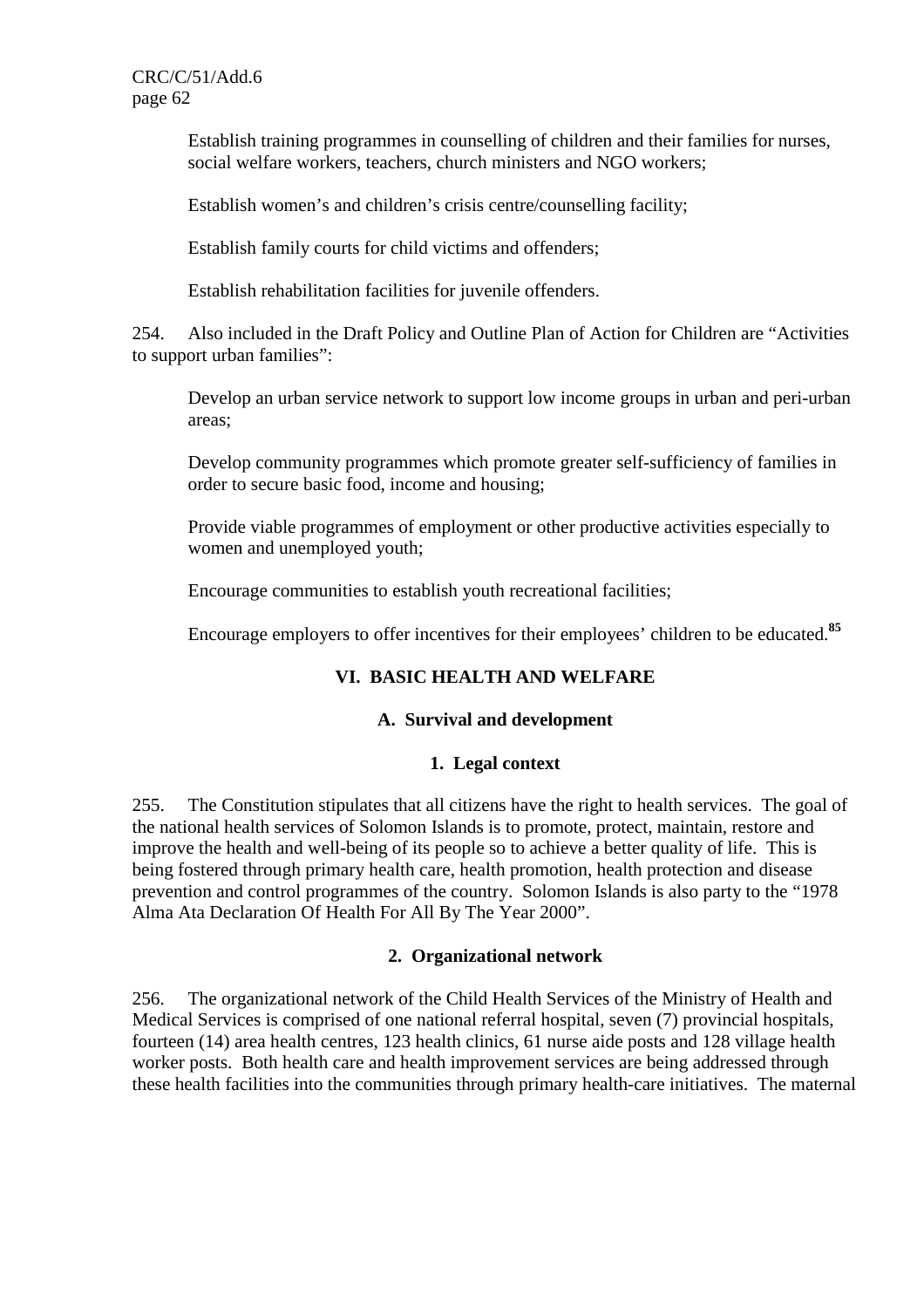Establish training programmes in counselling of children and their families for nurses, social welfare workers, teachers, church ministers and NGO workers;

Establish women's and children's crisis centre/counselling facility;

Establish family courts for child victims and offenders;

Establish rehabilitation facilities for juvenile offenders.

254. Also included in the Draft Policy and Outline Plan of Action for Children are "Activities to support urban families":

Develop an urban service network to support low income groups in urban and peri-urban areas;

Develop community programmes which promote greater self-sufficiency of families in order to secure basic food, income and housing;

Provide viable programmes of employment or other productive activities especially to women and unemployed youth;

Encourage communities to establish youth recreational facilities;

Encourage employers to offer incentives for their employees' children to be educated.[85]

## VI. BASIC HEALTH AND WELFARE

### A. Survival and development

#### 1. Legal context

255. The Constitution stipulates that all citizens have the right to health services. The goal of the national health services of Solomon Islands is to promote, protect, maintain, restore and improve the health and well-being of its people so to achieve a better quality of life. This is being fostered through primary health care, health promotion, health protection and disease prevention and control programmes of the country. Solomon Islands is also party to the "1978 Alma Ata Declaration Of Health For All By The Year 2000".

#### 2. Organizational network

256. The organizational network of the Child Health Services of the Ministry of Health and Medical Services is comprised of one national referral hospital, seven (7) provincial hospitals, fourteen (14) area health centres, 123 health clinics, 61 nurse aide posts and 128 village health worker posts. Both health care and health improvement services are being addressed through these health facilities into the communities through primary health-care initiatives. The maternal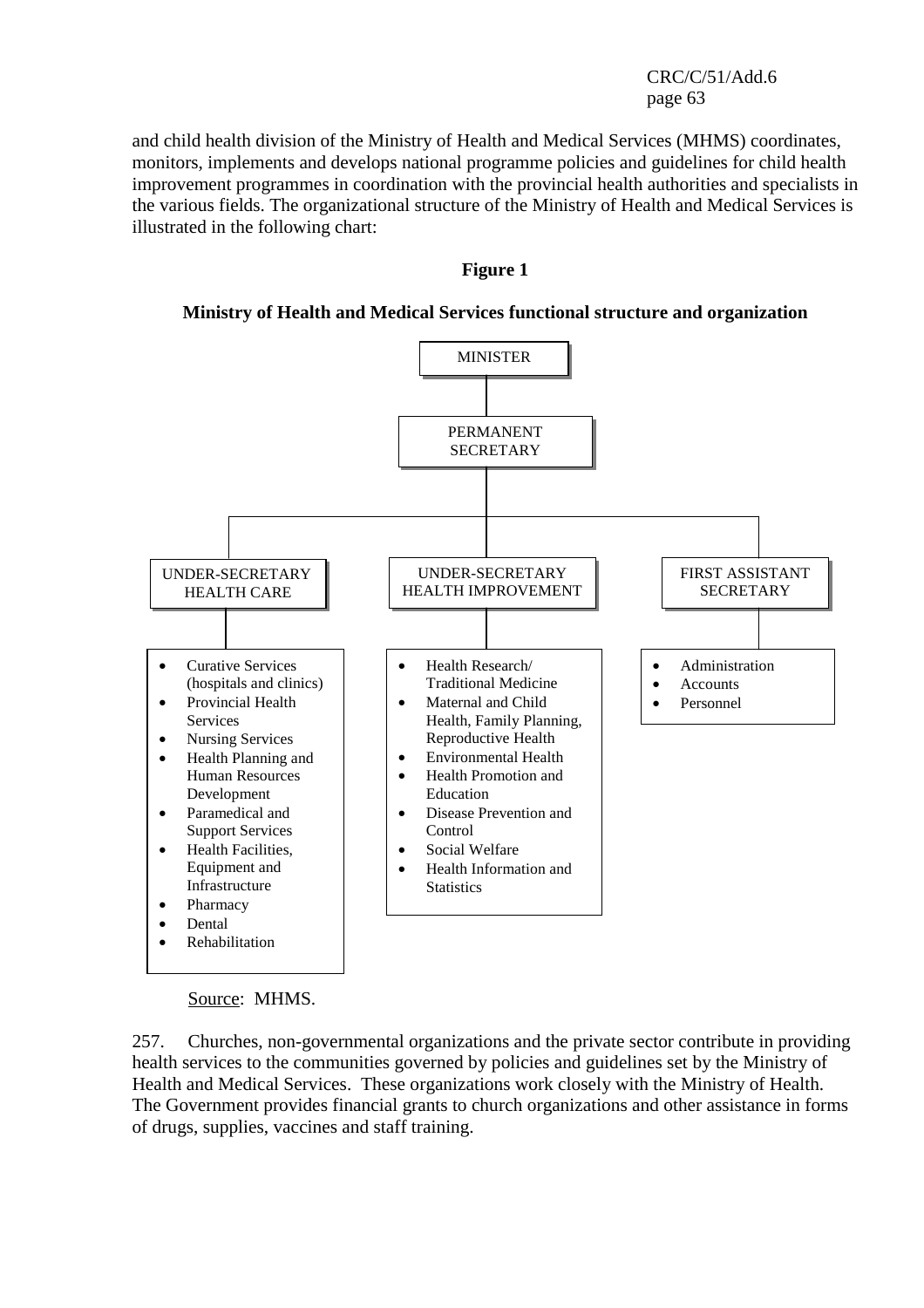and child health division of the Ministry of Health and Medical Services (MHMS) coordinates, monitors, implements and develops national programme policies and guidelines for child health improvement programmes in coordination with the provincial health authorities and specialists in the various fields. The organizational structure of the Ministry of Health and Medical Services is illustrated in the following chart:

**Figure 1**

**Ministry of Health and Medical Services functional structure and organization**

MINISTER

PERMANENT SECRETARY

UNDER-SECRETARY HEALTH CARE

- Curative Services (hospitals and clinics)
- Provincial Health Services
- Nursing Services
- Health Planning and Human Resources Development
- Paramedical and Support Services
- Health Facilities, Equipment and Infrastructure
- Pharmacy
- Dental
- Rehabilitation

UNDER-SECRETARY HEALTH IMPROVEMENT

- Health Research/ Traditional Medicine
- Maternal and Child Health, Family Planning, Reproductive Health
- Environmental Health
- Health Promotion and Education
- Disease Prevention and Control
- Social Welfare
- Health Information and Statistics

FIRST ASSISTANT SECRETARY

- Administration
- Accounts
- Personnel

Source: MHMS.

257. Churches, non-governmental organizations and the private sector contribute in providing health services to the communities governed by policies and guidelines set by the Ministry of Health and Medical Services. These organizations work closely with the Ministry of Health. The Government provides financial grants to church organizations and other assistance in forms of drugs, supplies, vaccines and staff training.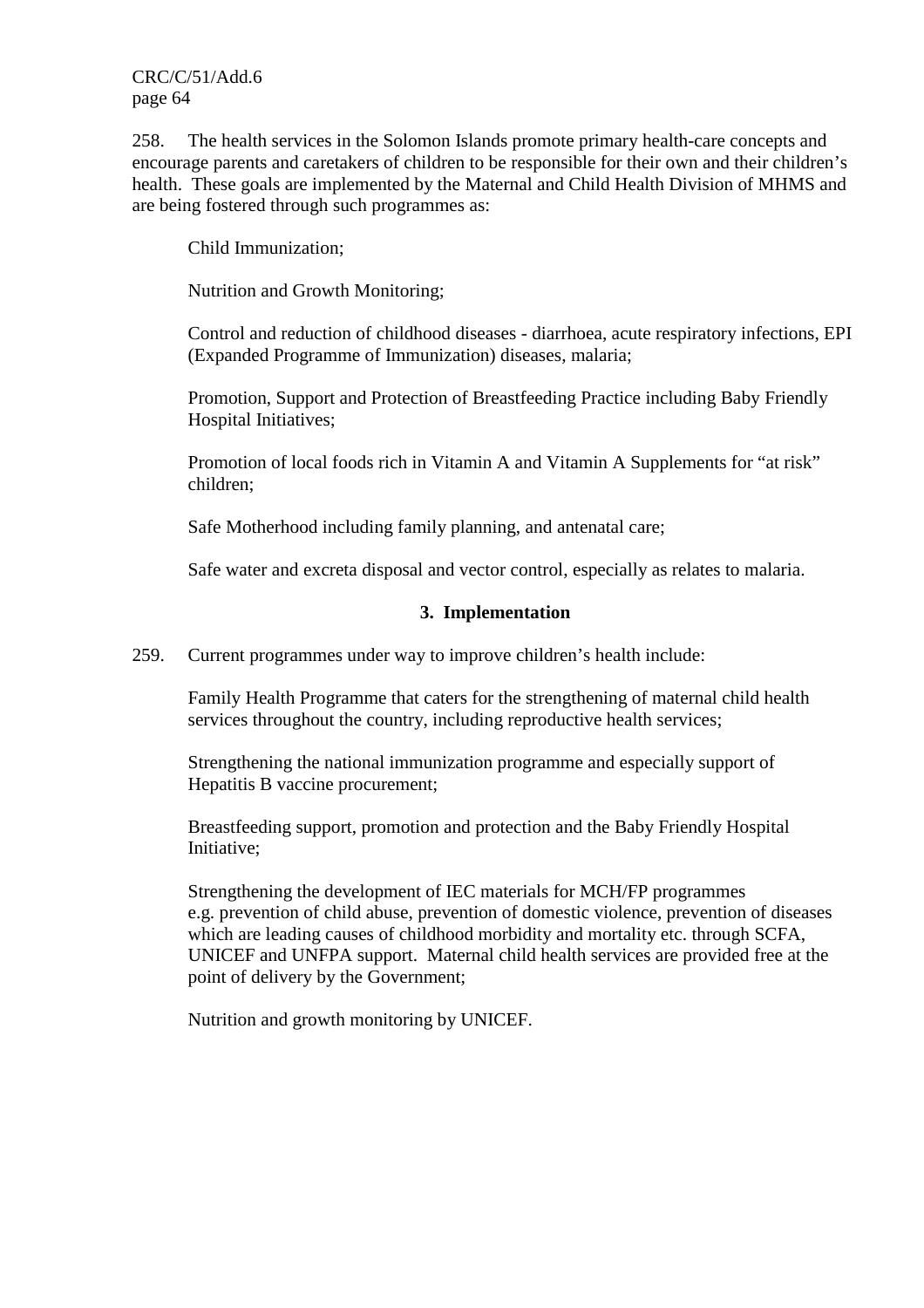258. The health services in the Solomon Islands promote primary health-care concepts and encourage parents and caretakers of children to be responsible for their own and their children's health. These goals are implemented by the Maternal and Child Health Division of MHMS and are being fostered through such programmes as:

Child Immunization;

Nutrition and Growth Monitoring;

Control and reduction of childhood diseases - diarrhoea, acute respiratory infections, EPI (Expanded Programme of Immunization) diseases, malaria;

Promotion, Support and Protection of Breastfeeding Practice including Baby Friendly Hospital Initiatives;

Promotion of local foods rich in Vitamin A and Vitamin A Supplements for "at risk" children;

Safe Motherhood including family planning, and antenatal care;

Safe water and excreta disposal and vector control, especially as relates to malaria.

### 3. Implementation

259. Current programmes under way to improve children's health include:

Family Health Programme that caters for the strengthening of maternal child health services throughout the country, including reproductive health services;

Strengthening the national immunization programme and especially support of Hepatitis B vaccine procurement;

Breastfeeding support, promotion and protection and the Baby Friendly Hospital Initiative;

Strengthening the development of IEC materials for MCH/FP programmes e.g. prevention of child abuse, prevention of domestic violence, prevention of diseases which are leading causes of childhood morbidity and mortality etc. through SCFA, UNICEF and UNFPA support. Maternal child health services are provided free at the point of delivery by the Government;

Nutrition and growth monitoring by UNICEF.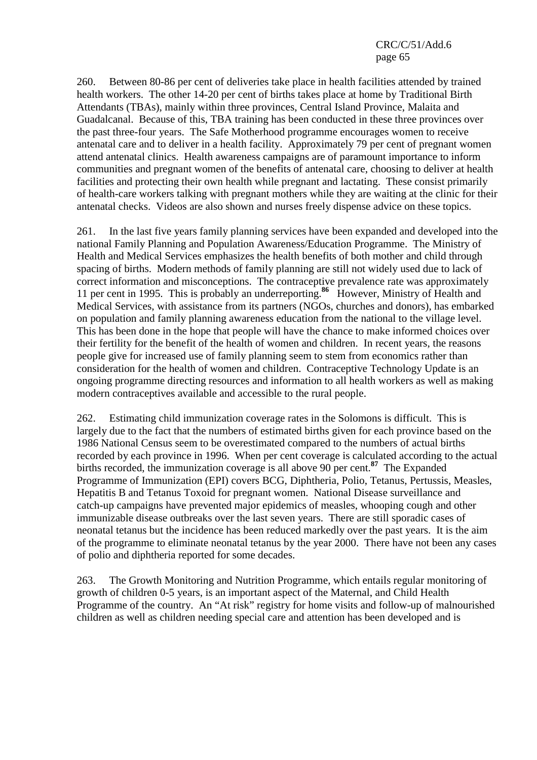260. Between 80-86 per cent of deliveries take place in health facilities attended by trained health workers. The other 14-20 per cent of births takes place at home by Traditional Birth Attendants (TBAs), mainly within three provinces, Central Island Province, Malaita and Guadalcanal. Because of this, TBA training has been conducted in these three provinces over the past three-four years. The Safe Motherhood programme encourages women to receive antenatal care and to deliver in a health facility. Approximately 79 per cent of pregnant women attend antenatal clinics. Health awareness campaigns are of paramount importance to inform communities and pregnant women of the benefits of antenatal care, choosing to deliver at health facilities and protecting their own health while pregnant and lactating. These consist primarily of health-care workers talking with pregnant mothers while they are waiting at the clinic for their antenatal checks. Videos are also shown and nurses freely dispense advice on these topics.

261. In the last five years family planning services have been expanded and developed into the national Family Planning and Population Awareness/Education Programme. The Ministry of Health and Medical Services emphasizes the health benefits of both mother and child through spacing of births. Modern methods of family planning are still not widely used due to lack of correct information and misconceptions. The contraceptive prevalence rate was approximately 11 per cent in 1995. This is probably an underreporting.[86] However, Ministry of Health and Medical Services, with assistance from its partners (NGOs, churches and donors), has embarked on population and family planning awareness education from the national to the village level. This has been done in the hope that people will have the chance to make informed choices over their fertility for the benefit of the health of women and children. In recent years, the reasons people give for increased use of family planning seem to stem from economics rather than consideration for the health of women and children. Contraceptive Technology Update is an ongoing programme directing resources and information to all health workers as well as making modern contraceptives available and accessible to the rural people.

262. Estimating child immunization coverage rates in the Solomons is difficult. This is largely due to the fact that the numbers of estimated births given for each province based on the 1986 National Census seem to be overestimated compared to the numbers of actual births recorded by each province in 1996. When per cent coverage is calculated according to the actual births recorded, the immunization coverage is all above 90 per cent.[87] The Expanded Programme of Immunization (EPI) covers BCG, Diphtheria, Polio, Tetanus, Pertussis, Measles, Hepatitis B and Tetanus Toxoid for pregnant women. National Disease surveillance and catch-up campaigns have prevented major epidemics of measles, whooping cough and other immunizable disease outbreaks over the last seven years. There are still sporadic cases of neonatal tetanus but the incidence has been reduced markedly over the past years. It is the aim of the programme to eliminate neonatal tetanus by the year 2000. There have not been any cases of polio and diphtheria reported for some decades.

263. The Growth Monitoring and Nutrition Programme, which entails regular monitoring of growth of children 0-5 years, is an important aspect of the Maternal, and Child Health Programme of the country. An "At risk" registry for home visits and follow-up of malnourished children as well as children needing special care and attention has been developed and is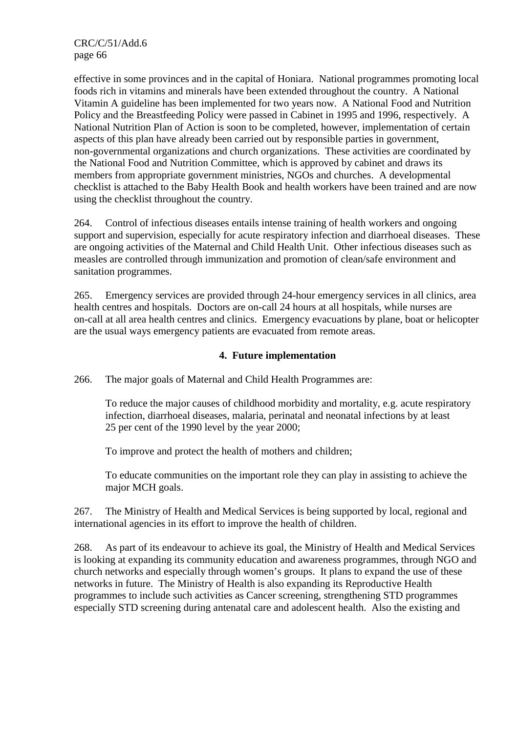effective in some provinces and in the capital of Honiara. National programmes promoting local foods rich in vitamins and minerals have been extended throughout the country. A National Vitamin A guideline has been implemented for two years now. A National Food and Nutrition Policy and the Breastfeeding Policy were passed in Cabinet in 1995 and 1996, respectively. A National Nutrition Plan of Action is soon to be completed, however, implementation of certain aspects of this plan have already been carried out by responsible parties in government, non-governmental organizations and church organizations. These activities are coordinated by the National Food and Nutrition Committee, which is approved by cabinet and draws its members from appropriate government ministries, NGOs and churches. A developmental checklist is attached to the Baby Health Book and health workers have been trained and are now using the checklist throughout the country.

264. Control of infectious diseases entails intense training of health workers and ongoing support and supervision, especially for acute respiratory infection and diarrhoeal diseases. These are ongoing activities of the Maternal and Child Health Unit. Other infectious diseases such as measles are controlled through immunization and promotion of clean/safe environment and sanitation programmes.

265. Emergency services are provided through 24-hour emergency services in all clinics, area health centres and hospitals. Doctors are on-call 24 hours at all hospitals, while nurses are on-call at all area health centres and clinics. Emergency evacuations by plane, boat or helicopter are the usual ways emergency patients are evacuated from remote areas.

### 4. Future implementation

266. The major goals of Maternal and Child Health Programmes are:

To reduce the major causes of childhood morbidity and mortality, e.g. acute respiratory infection, diarrhoeal diseases, malaria, perinatal and neonatal infections by at least 25 per cent of the 1990 level by the year 2000;

To improve and protect the health of mothers and children;

To educate communities on the important role they can play in assisting to achieve the major MCH goals.

267. The Ministry of Health and Medical Services is being supported by local, regional and international agencies in its effort to improve the health of children.

268. As part of its endeavour to achieve its goal, the Ministry of Health and Medical Services is looking at expanding its community education and awareness programmes, through NGO and church networks and especially through women's groups. It plans to expand the use of these networks in future. The Ministry of Health is also expanding its Reproductive Health programmes to include such activities as Cancer screening, strengthening STD programmes especially STD screening during antenatal care and adolescent health. Also the existing and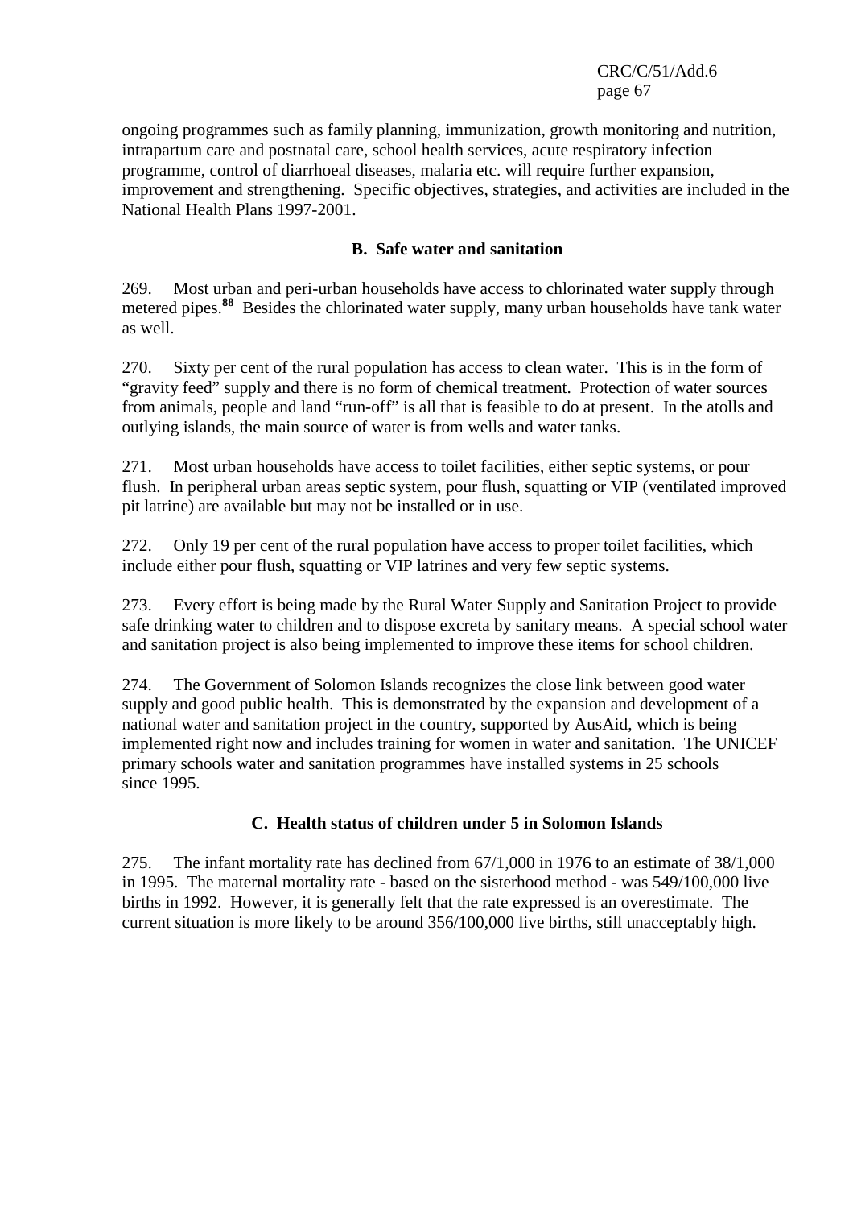ongoing programmes such as family planning, immunization, growth monitoring and nutrition, intrapartum care and postnatal care, school health services, acute respiratory infection programme, control of diarrhoeal diseases, malaria etc. will require further expansion, improvement and strengthening. Specific objectives, strategies, and activities are included in the National Health Plans 1997-2001.

### B. Safe water and sanitation

269. Most urban and peri-urban households have access to chlorinated water supply through metered pipes.[88] Besides the chlorinated water supply, many urban households have tank water as well.

270. Sixty per cent of the rural population has access to clean water. This is in the form of "gravity feed" supply and there is no form of chemical treatment. Protection of water sources from animals, people and land "run-off" is all that is feasible to do at present. In the atolls and outlying islands, the main source of water is from wells and water tanks.

271. Most urban households have access to toilet facilities, either septic systems, or pour flush. In peripheral urban areas septic system, pour flush, squatting or VIP (ventilated improved pit latrine) are available but may not be installed or in use.

272. Only 19 per cent of the rural population have access to proper toilet facilities, which include either pour flush, squatting or VIP latrines and very few septic systems.

273. Every effort is being made by the Rural Water Supply and Sanitation Project to provide safe drinking water to children and to dispose excreta by sanitary means. A special school water and sanitation project is also being implemented to improve these items for school children.

274. The Government of Solomon Islands recognizes the close link between good water supply and good public health. This is demonstrated by the expansion and development of a national water and sanitation project in the country, supported by AusAid, which is being implemented right now and includes training for women in water and sanitation. The UNICEF primary schools water and sanitation programmes have installed systems in 25 schools since 1995.

### C. Health status of children under 5 in Solomon Islands

275. The infant mortality rate has declined from 67/1,000 in 1976 to an estimate of 38/1,000 in 1995. The maternal mortality rate - based on the sisterhood method - was 549/100,000 live births in 1992. However, it is generally felt that the rate expressed is an overestimate. The current situation is more likely to be around 356/100,000 live births, still unacceptably high.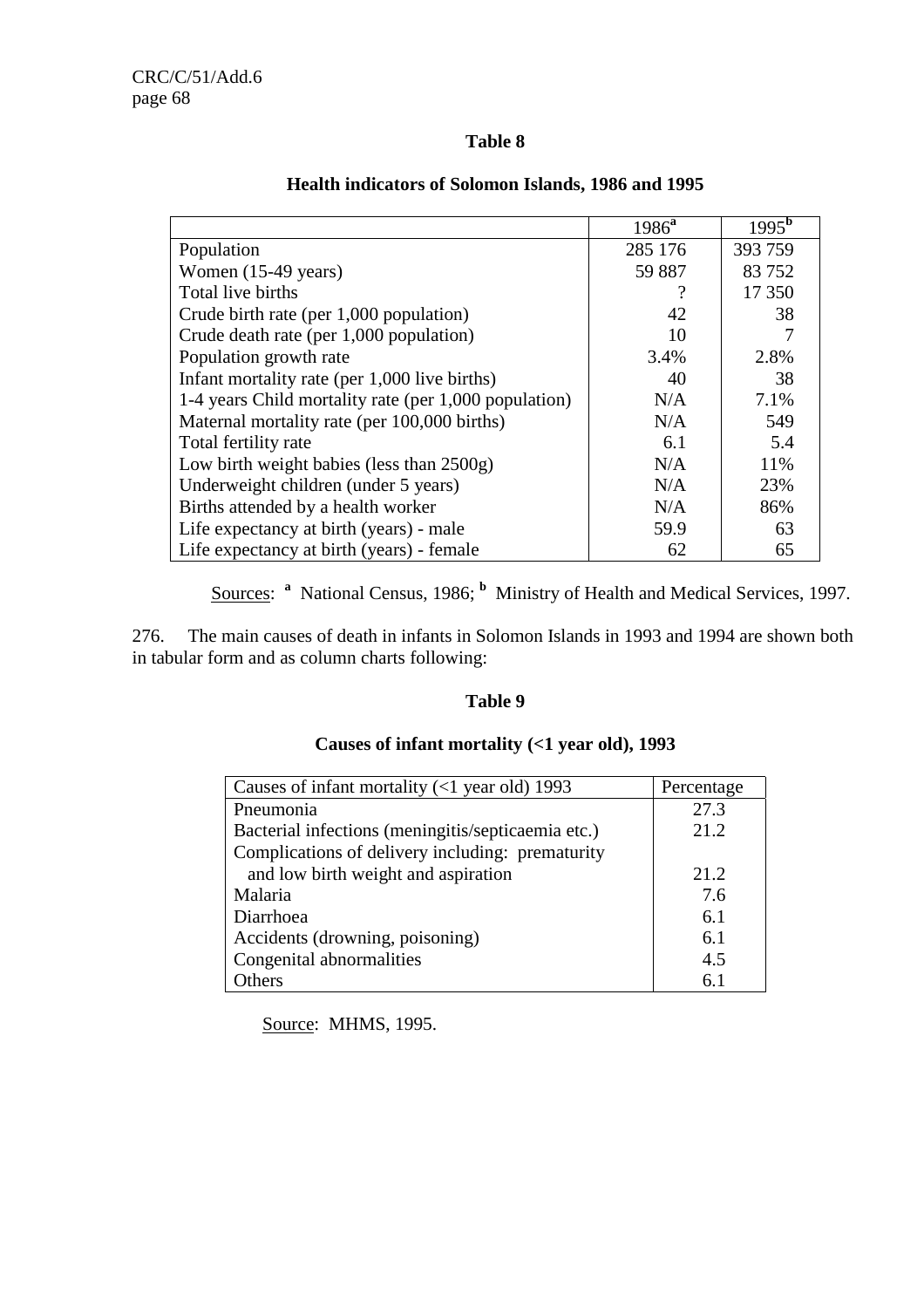**Table 8**

**Health indicators of Solomon Islands, 1986 and 1995**

| | 1986[a] | 1995[b] |
|---|---|---|
| Population | 285 176 | 393 759 |
| Women (15-49 years) | 59 887 | 83 752 |
| Total live births | ? | 17 350 |
| Crude birth rate (per 1,000 population) | 42 | 38 |
| Crude death rate (per 1,000 population) | 10 | 7 |
| Population growth rate | 3.4% | 2.8% |
| Infant mortality rate (per 1,000 live births) | 40 | 38 |
| 1-4 years Child mortality rate (per 1,000 population) | N/A | 7.1% |
| Maternal mortality rate (per 100,000 births) | N/A | 549 |
| Total fertility rate | 6.1 | 5.4 |
| Low birth weight babies (less than 2500g) | N/A | 11% |
| Underweight children (under 5 years) | N/A | 23% |
| Births attended by a health worker | N/A | 86% |
| Life expectancy at birth (years) - male | 59.9 | 63 |
| Life expectancy at birth (years) - female | 62 | 65 |

Sources: [a] National Census, 1986; [b] Ministry of Health and Medical Services, 1997.

276. The main causes of death in infants in Solomon Islands in 1993 and 1994 are shown both in tabular form and as column charts following:

**Table 9**

**Causes of infant mortality (<1 year old), 1993**

| Causes of infant mortality (<1 year old) 1993 | Percentage |
|---|---|
| Pneumonia | 27.3 |
| Bacterial infections (meningitis/septicaemia etc.) | 21.2 |
| Complications of delivery including: prematurity and low birth weight and aspiration | 21.2 |
| Malaria | 7.6 |
| Diarrhoea | 6.1 |
| Accidents (drowning, poisoning) | 6.1 |
| Congenital abnormalities | 4.5 |
| Others | 6.1 |

Source: MHMS, 1995.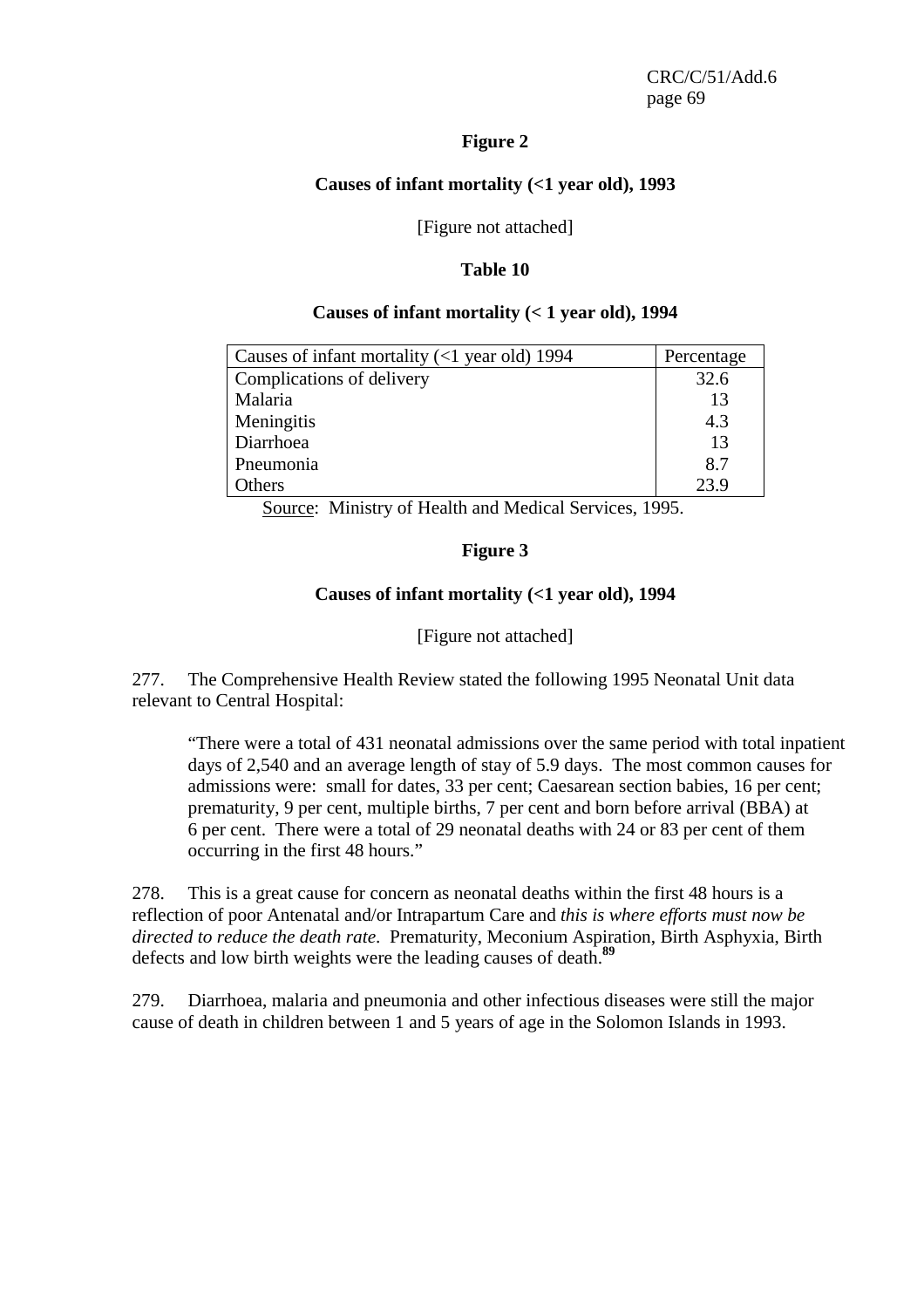**Figure 2**

**Causes of infant mortality (<1 year old), 1993**

[Figure not attached]

**Table 10**

**Causes of infant mortality (< 1 year old), 1994**

| Causes of infant mortality (<1 year old) 1994 | Percentage |
|---|---|
| Complications of delivery | 32.6 |
| Malaria | 13 |
| Meningitis | 4.3 |
| Diarrhoea | 13 |
| Pneumonia | 8.7 |
| Others | 23.9 |

Source: Ministry of Health and Medical Services, 1995.

**Figure 3**

**Causes of infant mortality (<1 year old), 1994**

[Figure not attached]

277. The Comprehensive Health Review stated the following 1995 Neonatal Unit data relevant to Central Hospital:

> "There were a total of 431 neonatal admissions over the same period with total inpatient days of 2,540 and an average length of stay of 5.9 days. The most common causes for admissions were: small for dates, 33 per cent; Caesarean section babies, 16 per cent; prematurity, 9 per cent, multiple births, 7 per cent and born before arrival (BBA) at 6 per cent. There were a total of 29 neonatal deaths with 24 or 83 per cent of them occurring in the first 48 hours."

278. This is a great cause for concern as neonatal deaths within the first 48 hours is a reflection of poor Antenatal and/or Intrapartum Care and *this is where efforts must now be directed to reduce the death rate*. Prematurity, Meconium Aspiration, Birth Asphyxia, Birth defects and low birth weights were the leading causes of death.[89]

279. Diarrhoea, malaria and pneumonia and other infectious diseases were still the major cause of death in children between 1 and 5 years of age in the Solomon Islands in 1993.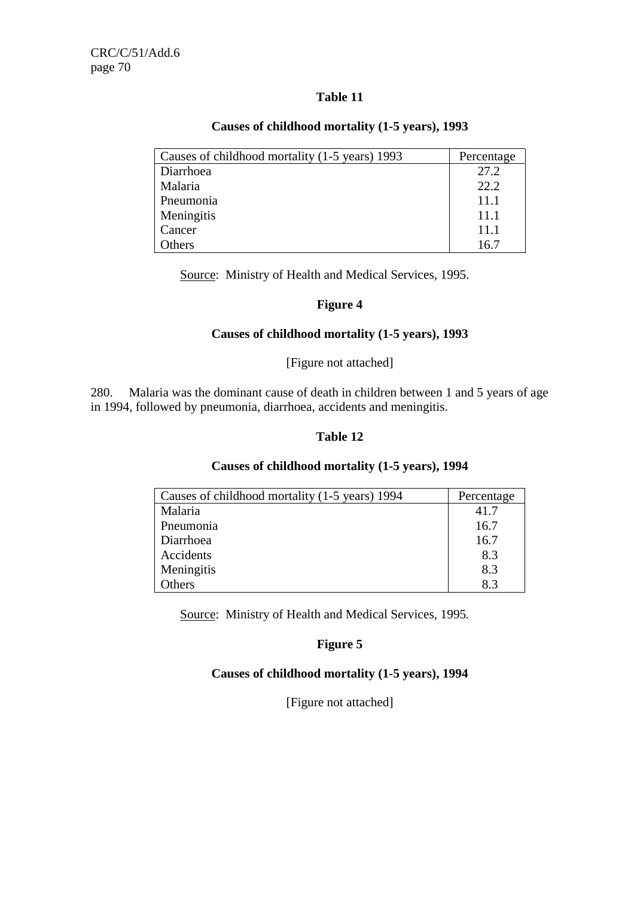**Table 11**

**Causes of childhood mortality (1-5 years), 1993**

| Causes of childhood mortality (1-5 years) 1993 | Percentage |
|---|---|
| Diarrhoea | 27.2 |
| Malaria | 22.2 |
| Pneumonia | 11.1 |
| Meningitis | 11.1 |
| Cancer | 11.1 |
| Others | 16.7 |

Source: Ministry of Health and Medical Services, 1995.

**Figure 4**

**Causes of childhood mortality (1-5 years), 1993**

[Figure not attached]

280. Malaria was the dominant cause of death in children between 1 and 5 years of age in 1994, followed by pneumonia, diarrhoea, accidents and meningitis.

**Table 12**

**Causes of childhood mortality (1-5 years), 1994**

| Causes of childhood mortality (1-5 years) 1994 | Percentage |
|---|---|
| Malaria | 41.7 |
| Pneumonia | 16.7 |
| Diarrhoea | 16.7 |
| Accidents | 8.3 |
| Meningitis | 8.3 |
| Others | 8.3 |

Source: Ministry of Health and Medical Services, 1995.

**Figure 5**

**Causes of childhood mortality (1-5 years), 1994**

[Figure not attached]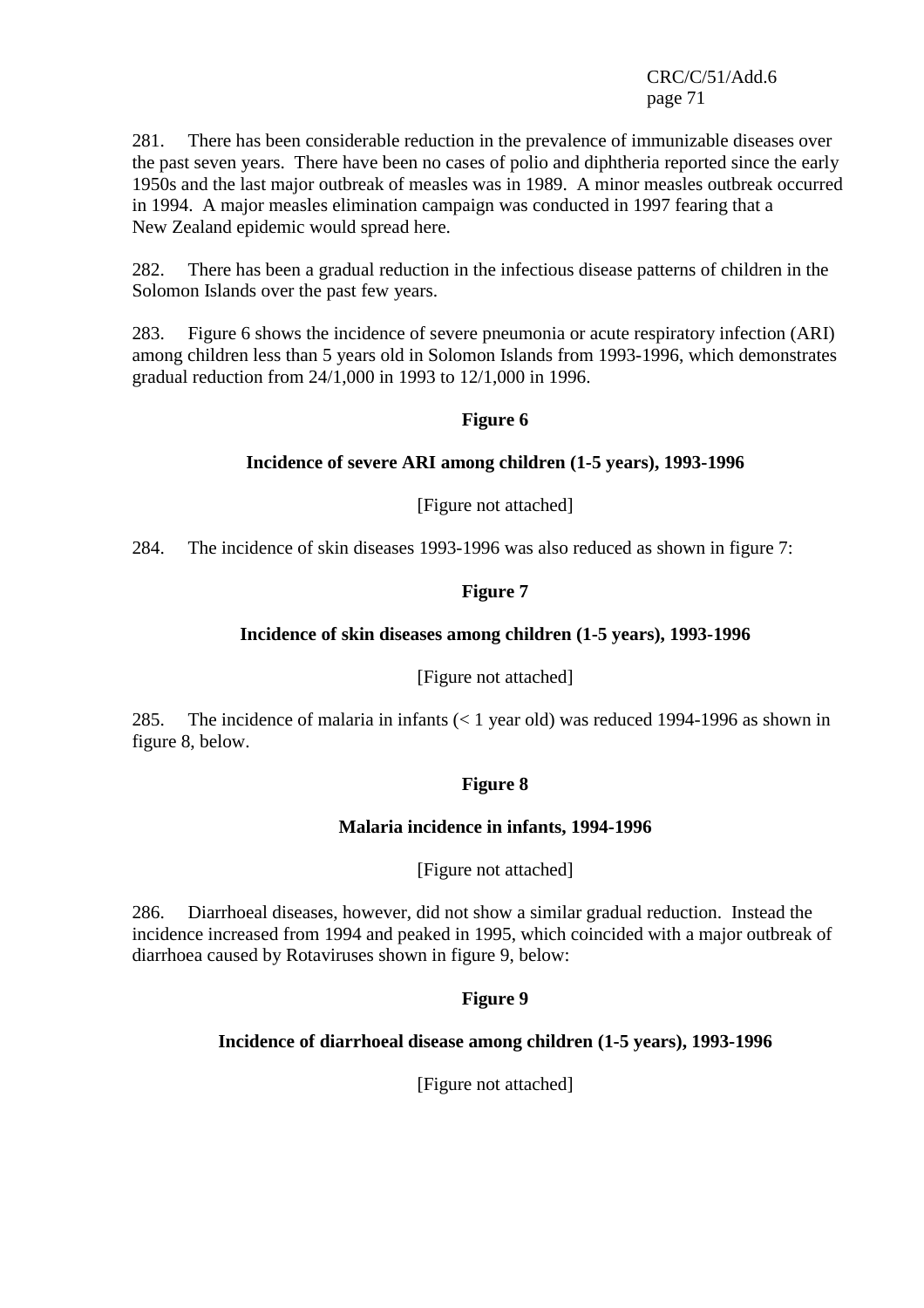281. There has been considerable reduction in the prevalence of immunizable diseases over the past seven years. There have been no cases of polio and diphtheria reported since the early 1950s and the last major outbreak of measles was in 1989. A minor measles outbreak occurred in 1994. A major measles elimination campaign was conducted in 1997 fearing that a New Zealand epidemic would spread here.

282. There has been a gradual reduction in the infectious disease patterns of children in the Solomon Islands over the past few years.

283. Figure 6 shows the incidence of severe pneumonia or acute respiratory infection (ARI) among children less than 5 years old in Solomon Islands from 1993-1996, which demonstrates gradual reduction from 24/1,000 in 1993 to 12/1,000 in 1996.

**Figure 6**

**Incidence of severe ARI among children (1-5 years), 1993-1996**

[Figure not attached]

284. The incidence of skin diseases 1993-1996 was also reduced as shown in figure 7:

**Figure 7**

**Incidence of skin diseases among children (1-5 years), 1993-1996**

[Figure not attached]

285. The incidence of malaria in infants (< 1 year old) was reduced 1994-1996 as shown in figure 8, below.

**Figure 8**

**Malaria incidence in infants, 1994-1996**

[Figure not attached]

286. Diarrhoeal diseases, however, did not show a similar gradual reduction. Instead the incidence increased from 1994 and peaked in 1995, which coincided with a major outbreak of diarrhoea caused by Rotaviruses shown in figure 9, below:

**Figure 9**

**Incidence of diarrhoeal disease among children (1-5 years), 1993-1996**

[Figure not attached]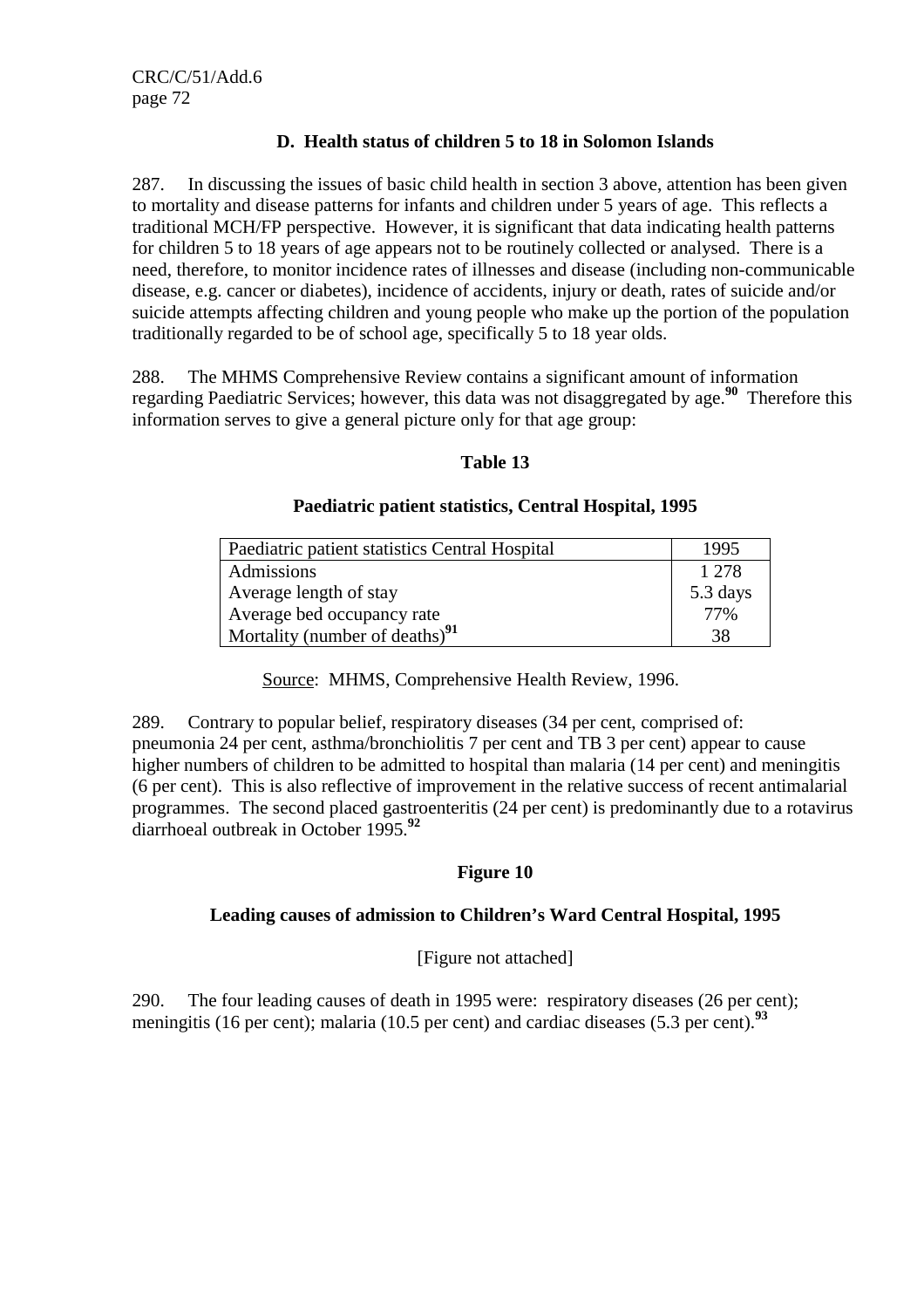### D. Health status of children 5 to 18 in Solomon Islands

287. In discussing the issues of basic child health in section 3 above, attention has been given to mortality and disease patterns for infants and children under 5 years of age. This reflects a traditional MCH/FP perspective. However, it is significant that data indicating health patterns for children 5 to 18 years of age appears not to be routinely collected or analysed. There is a need, therefore, to monitor incidence rates of illnesses and disease (including non-communicable disease, e.g. cancer or diabetes), incidence of accidents, injury or death, rates of suicide and/or suicide attempts affecting children and young people who make up the portion of the population traditionally regarded to be of school age, specifically 5 to 18 year olds.

288. The MHMS Comprehensive Review contains a significant amount of information regarding Paediatric Services; however, this data was not disaggregated by age.[90] Therefore this information serves to give a general picture only for that age group:

**Table 13**

**Paediatric patient statistics, Central Hospital, 1995**

| Paediatric patient statistics Central Hospital | 1995 |
|---|---|
| Admissions | 1 278 |
| Average length of stay | 5.3 days |
| Average bed occupancy rate | 77% |
| Mortality (number of deaths)[91] | 38 |

Source: MHMS, Comprehensive Health Review, 1996.

289. Contrary to popular belief, respiratory diseases (34 per cent, comprised of: pneumonia 24 per cent, asthma/bronchiolitis 7 per cent and TB 3 per cent) appear to cause higher numbers of children to be admitted to hospital than malaria (14 per cent) and meningitis (6 per cent). This is also reflective of improvement in the relative success of recent antimalarial programmes. The second placed gastroenteritis (24 per cent) is predominantly due to a rotavirus diarrhoeal outbreak in October 1995.[92]

**Figure 10**

**Leading causes of admission to Children's Ward Central Hospital, 1995**

[Figure not attached]

290. The four leading causes of death in 1995 were: respiratory diseases (26 per cent); meningitis (16 per cent); malaria (10.5 per cent) and cardiac diseases (5.3 per cent).[93]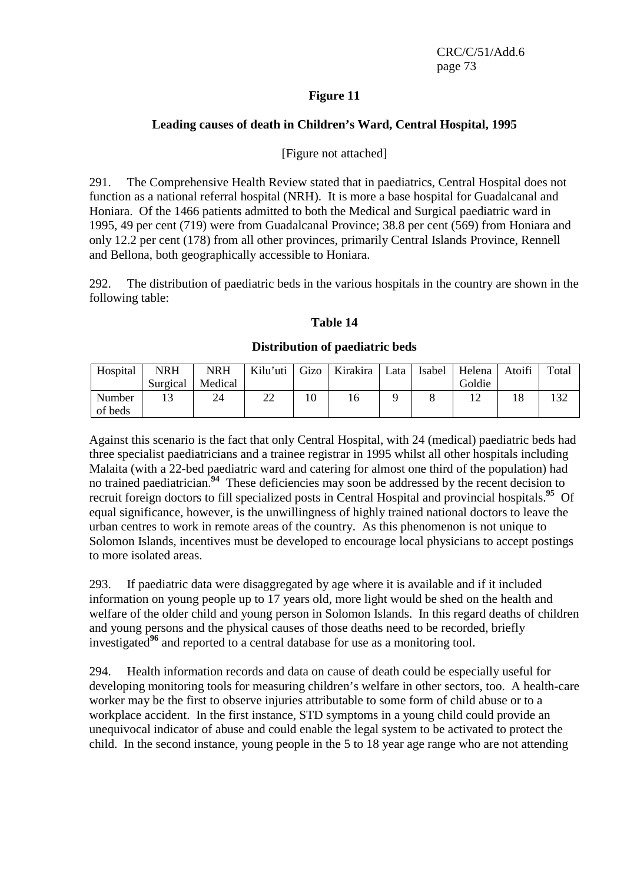**Figure 11**

**Leading causes of death in Children's Ward, Central Hospital, 1995**

[Figure not attached]

291. The Comprehensive Health Review stated that in paediatrics, Central Hospital does not function as a national referral hospital (NRH). It is more a base hospital for Guadalcanal and Honiara. Of the 1466 patients admitted to both the Medical and Surgical paediatric ward in 1995, 49 per cent (719) were from Guadalcanal Province; 38.8 per cent (569) from Honiara and only 12.2 per cent (178) from all other provinces, primarily Central Islands Province, Rennell and Bellona, both geographically accessible to Honiara.

292. The distribution of paediatric beds in the various hospitals in the country are shown in the following table:

**Table 14**

**Distribution of paediatric beds**

| Hospital | NRH Surgical | NRH Medical | Kilu'uti | Gizo | Kirakira | Lata | Isabel | Helena Goldie | Atoifi | Total |
|---|---|---|---|---|---|---|---|---|---|---|
| Number of beds | 13 | 24 | 22 | 10 | 16 | 9 | 8 | 12 | 18 | 132 |

Against this scenario is the fact that only Central Hospital, with 24 (medical) paediatric beds had three specialist paediatricians and a trainee registrar in 1995 whilst all other hospitals including Malaita (with a 22-bed paediatric ward and catering for almost one third of the population) had no trained paediatrician.[94] These deficiencies may soon be addressed by the recent decision to recruit foreign doctors to fill specialized posts in Central Hospital and provincial hospitals.[95] Of equal significance, however, is the unwillingness of highly trained national doctors to leave the urban centres to work in remote areas of the country. As this phenomenon is not unique to Solomon Islands, incentives must be developed to encourage local physicians to accept postings to more isolated areas.

293. If paediatric data were disaggregated by age where it is available and if it included information on young people up to 17 years old, more light would be shed on the health and welfare of the older child and young person in Solomon Islands. In this regard deaths of children and young persons and the physical causes of those deaths need to be recorded, briefly investigated[96] and reported to a central database for use as a monitoring tool.

294. Health information records and data on cause of death could be especially useful for developing monitoring tools for measuring children's welfare in other sectors, too. A health-care worker may be the first to observe injuries attributable to some form of child abuse or to a workplace accident. In the first instance, STD symptoms in a young child could provide an unequivocal indicator of abuse and could enable the legal system to be activated to protect the child. In the second instance, young people in the 5 to 18 year age range who are not attending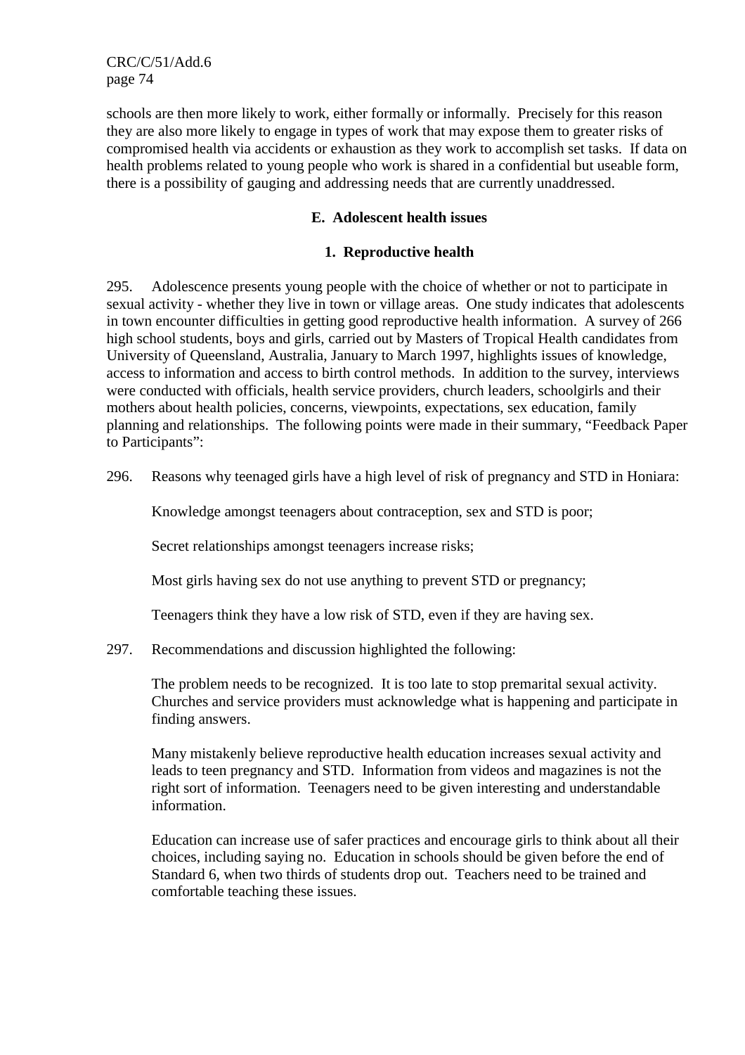schools are then more likely to work, either formally or informally. Precisely for this reason they are also more likely to engage in types of work that may expose them to greater risks of compromised health via accidents or exhaustion as they work to accomplish set tasks. If data on health problems related to young people who work is shared in a confidential but useable form, there is a possibility of gauging and addressing needs that are currently unaddressed.

## E. Adolescent health issues

### 1. Reproductive health

295. Adolescence presents young people with the choice of whether or not to participate in sexual activity - whether they live in town or village areas. One study indicates that adolescents in town encounter difficulties in getting good reproductive health information. A survey of 266 high school students, boys and girls, carried out by Masters of Tropical Health candidates from University of Queensland, Australia, January to March 1997, highlights issues of knowledge, access to information and access to birth control methods. In addition to the survey, interviews were conducted with officials, health service providers, church leaders, schoolgirls and their mothers about health policies, concerns, viewpoints, expectations, sex education, family planning and relationships. The following points were made in their summary, "Feedback Paper to Participants":

296. Reasons why teenaged girls have a high level of risk of pregnancy and STD in Honiara:

Knowledge amongst teenagers about contraception, sex and STD is poor;

Secret relationships amongst teenagers increase risks;

Most girls having sex do not use anything to prevent STD or pregnancy;

Teenagers think they have a low risk of STD, even if they are having sex.

297. Recommendations and discussion highlighted the following:

The problem needs to be recognized. It is too late to stop premarital sexual activity. Churches and service providers must acknowledge what is happening and participate in finding answers.

Many mistakenly believe reproductive health education increases sexual activity and leads to teen pregnancy and STD. Information from videos and magazines is not the right sort of information. Teenagers need to be given interesting and understandable information.

Education can increase use of safer practices and encourage girls to think about all their choices, including saying no. Education in schools should be given before the end of Standard 6, when two thirds of students drop out. Teachers need to be trained and comfortable teaching these issues.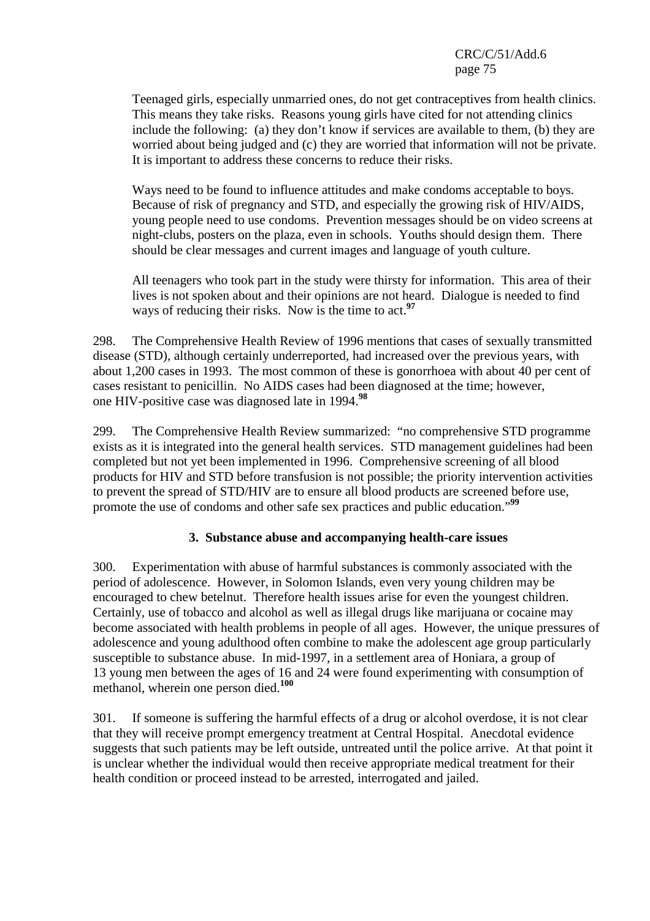> Teenaged girls, especially unmarried ones, do not get contraceptives from health clinics. This means they take risks. Reasons young girls have cited for not attending clinics include the following: (a) they don't know if services are available to them, (b) they are worried about being judged and (c) they are worried that information will not be private. It is important to address these concerns to reduce their risks.
>
> Ways need to be found to influence attitudes and make condoms acceptable to boys. Because of risk of pregnancy and STD, and especially the growing risk of HIV/AIDS, young people need to use condoms. Prevention messages should be on video screens at night-clubs, posters on the plaza, even in schools. Youths should design them. There should be clear messages and current images and language of youth culture.
>
> All teenagers who took part in the study were thirsty for information. This area of their lives is not spoken about and their opinions are not heard. Dialogue is needed to find ways of reducing their risks. Now is the time to act.[97]

298. The Comprehensive Health Review of 1996 mentions that cases of sexually transmitted disease (STD), although certainly underreported, had increased over the previous years, with about 1,200 cases in 1993. The most common of these is gonorrhoea with about 40 per cent of cases resistant to penicillin. No AIDS cases had been diagnosed at the time; however, one HIV-positive case was diagnosed late in 1994.[98]

299. The Comprehensive Health Review summarized: "no comprehensive STD programme exists as it is integrated into the general health services. STD management guidelines had been completed but not yet been implemented in 1996. Comprehensive screening of all blood products for HIV and STD before transfusion is not possible; the priority intervention activities to prevent the spread of STD/HIV are to ensure all blood products are screened before use, promote the use of condoms and other safe sex practices and public education."[99]

### 3. Substance abuse and accompanying health-care issues

300. Experimentation with abuse of harmful substances is commonly associated with the period of adolescence. However, in Solomon Islands, even very young children may be encouraged to chew betelnut. Therefore health issues arise for even the youngest children. Certainly, use of tobacco and alcohol as well as illegal drugs like marijuana or cocaine may become associated with health problems in people of all ages. However, the unique pressures of adolescence and young adulthood often combine to make the adolescent age group particularly susceptible to substance abuse. In mid-1997, in a settlement area of Honiara, a group of 13 young men between the ages of 16 and 24 were found experimenting with consumption of methanol, wherein one person died.[100]

301. If someone is suffering the harmful effects of a drug or alcohol overdose, it is not clear that they will receive prompt emergency treatment at Central Hospital. Anecdotal evidence suggests that such patients may be left outside, untreated until the police arrive. At that point it is unclear whether the individual would then receive appropriate medical treatment for their health condition or proceed instead to be arrested, interrogated and jailed.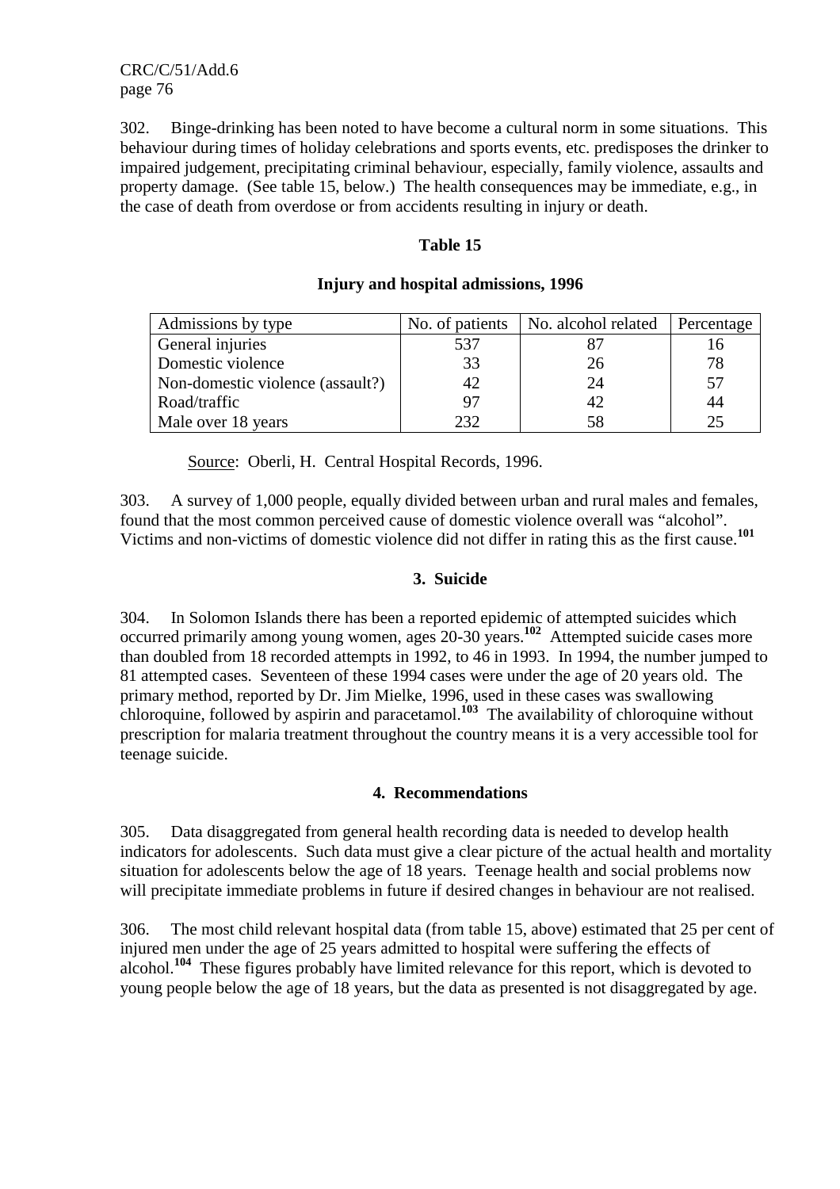302. Binge-drinking has been noted to have become a cultural norm in some situations. This behaviour during times of holiday celebrations and sports events, etc. predisposes the drinker to impaired judgement, precipitating criminal behaviour, especially, family violence, assaults and property damage. (See table 15, below.) The health consequences may be immediate, e.g., in the case of death from overdose or from accidents resulting in injury or death.

**Table 15**

**Injury and hospital admissions, 1996**

| Admissions by type | No. of patients | No. alcohol related | Percentage |
|---|---|---|---|
| General injuries | 537 | 87 | 16 |
| Domestic violence | 33 | 26 | 78 |
| Non-domestic violence (assault?) | 42 | 24 | 57 |
| Road/traffic | 97 | 42 | 44 |
| Male over 18 years | 232 | 58 | 25 |

Source: Oberli, H. Central Hospital Records, 1996.

303. A survey of 1,000 people, equally divided between urban and rural males and females, found that the most common perceived cause of domestic violence overall was "alcohol". Victims and non-victims of domestic violence did not differ in rating this as the first cause.[101]

### 3. Suicide

304. In Solomon Islands there has been a reported epidemic of attempted suicides which occurred primarily among young women, ages 20-30 years.[102] Attempted suicide cases more than doubled from 18 recorded attempts in 1992, to 46 in 1993. In 1994, the number jumped to 81 attempted cases. Seventeen of these 1994 cases were under the age of 20 years old. The primary method, reported by Dr. Jim Mielke, 1996, used in these cases was swallowing chloroquine, followed by aspirin and paracetamol.[103] The availability of chloroquine without prescription for malaria treatment throughout the country means it is a very accessible tool for teenage suicide.

### 4. Recommendations

305. Data disaggregated from general health recording data is needed to develop health indicators for adolescents. Such data must give a clear picture of the actual health and mortality situation for adolescents below the age of 18 years. Teenage health and social problems now will precipitate immediate problems in future if desired changes in behaviour are not realised.

306. The most child relevant hospital data (from table 15, above) estimated that 25 per cent of injured men under the age of 25 years admitted to hospital were suffering the effects of alcohol.[104] These figures probably have limited relevance for this report, which is devoted to young people below the age of 18 years, but the data as presented is not disaggregated by age.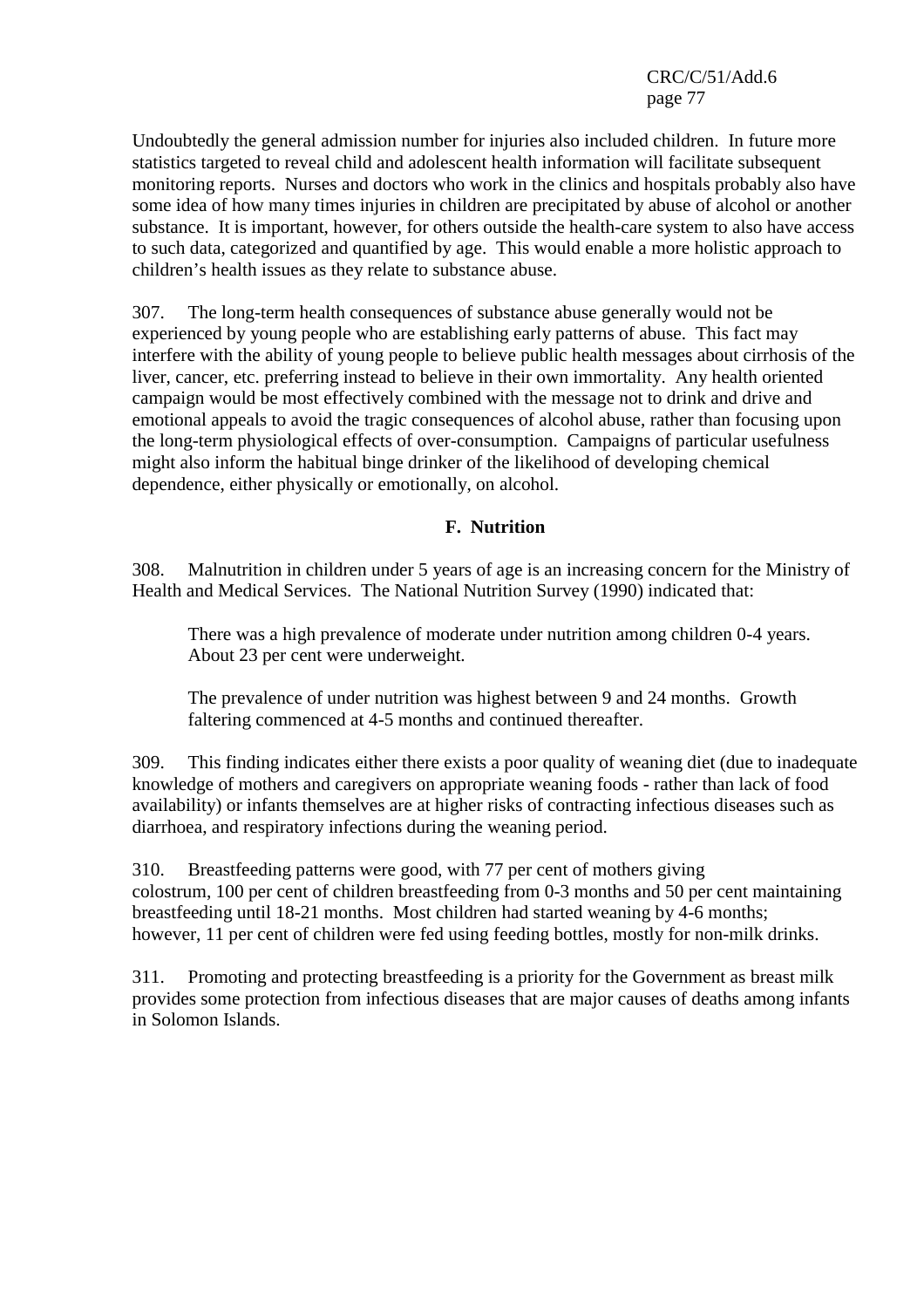Undoubtedly the general admission number for injuries also included children. In future more statistics targeted to reveal child and adolescent health information will facilitate subsequent monitoring reports. Nurses and doctors who work in the clinics and hospitals probably also have some idea of how many times injuries in children are precipitated by abuse of alcohol or another substance. It is important, however, for others outside the health-care system to also have access to such data, categorized and quantified by age. This would enable a more holistic approach to children's health issues as they relate to substance abuse.

307. The long-term health consequences of substance abuse generally would not be experienced by young people who are establishing early patterns of abuse. This fact may interfere with the ability of young people to believe public health messages about cirrhosis of the liver, cancer, etc. preferring instead to believe in their own immortality. Any health oriented campaign would be most effectively combined with the message not to drink and drive and emotional appeals to avoid the tragic consequences of alcohol abuse, rather than focusing upon the long-term physiological effects of over-consumption. Campaigns of particular usefulness might also inform the habitual binge drinker of the likelihood of developing chemical dependence, either physically or emotionally, on alcohol.

## F. Nutrition

308. Malnutrition in children under 5 years of age is an increasing concern for the Ministry of Health and Medical Services. The National Nutrition Survey (1990) indicated that:

> There was a high prevalence of moderate under nutrition among children 0-4 years. About 23 per cent were underweight.
>
> The prevalence of under nutrition was highest between 9 and 24 months. Growth faltering commenced at 4-5 months and continued thereafter.

309. This finding indicates either there exists a poor quality of weaning diet (due to inadequate knowledge of mothers and caregivers on appropriate weaning foods - rather than lack of food availability) or infants themselves are at higher risks of contracting infectious diseases such as diarrhoea, and respiratory infections during the weaning period.

310. Breastfeeding patterns were good, with 77 per cent of mothers giving colostrum, 100 per cent of children breastfeeding from 0-3 months and 50 per cent maintaining breastfeeding until 18-21 months. Most children had started weaning by 4-6 months; however, 11 per cent of children were fed using feeding bottles, mostly for non-milk drinks.

311. Promoting and protecting breastfeeding is a priority for the Government as breast milk provides some protection from infectious diseases that are major causes of deaths among infants in Solomon Islands.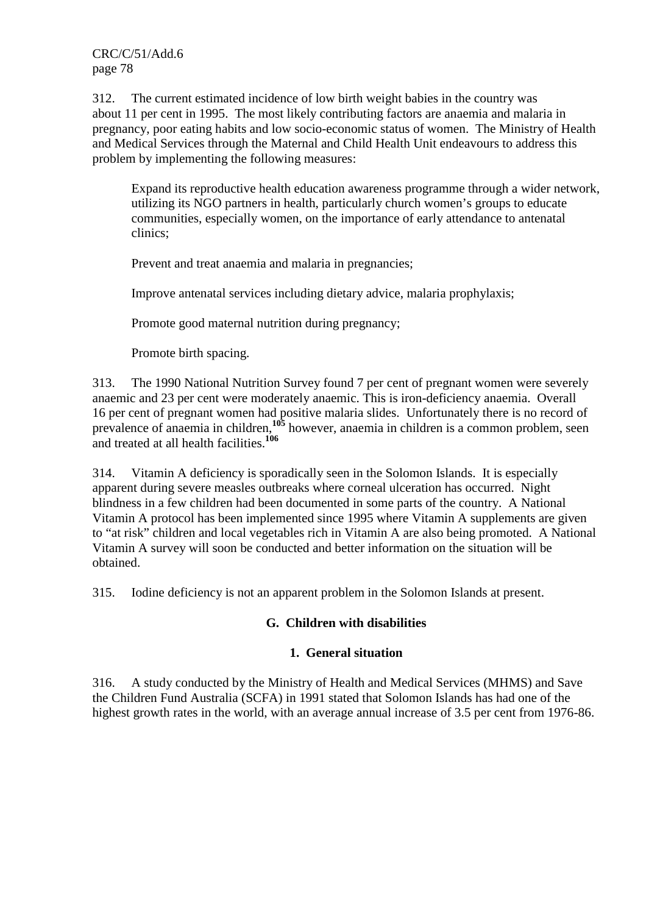312. The current estimated incidence of low birth weight babies in the country was about 11 per cent in 1995. The most likely contributing factors are anaemia and malaria in pregnancy, poor eating habits and low socio-economic status of women. The Ministry of Health and Medical Services through the Maternal and Child Health Unit endeavours to address this problem by implementing the following measures:

> Expand its reproductive health education awareness programme through a wider network, utilizing its NGO partners in health, particularly church women's groups to educate communities, especially women, on the importance of early attendance to antenatal clinics;
>
> Prevent and treat anaemia and malaria in pregnancies;
>
> Improve antenatal services including dietary advice, malaria prophylaxis;
>
> Promote good maternal nutrition during pregnancy;
>
> Promote birth spacing.

313. The 1990 National Nutrition Survey found 7 per cent of pregnant women were severely anaemic and 23 per cent were moderately anaemic. This is iron-deficiency anaemia. Overall 16 per cent of pregnant women had positive malaria slides. Unfortunately there is no record of prevalence of anaemia in children,[105] however, anaemia in children is a common problem, seen and treated at all health facilities.[106]

314. Vitamin A deficiency is sporadically seen in the Solomon Islands. It is especially apparent during severe measles outbreaks where corneal ulceration has occurred. Night blindness in a few children had been documented in some parts of the country. A National Vitamin A protocol has been implemented since 1995 where Vitamin A supplements are given to "at risk" children and local vegetables rich in Vitamin A are also being promoted. A National Vitamin A survey will soon be conducted and better information on the situation will be obtained.

315. Iodine deficiency is not an apparent problem in the Solomon Islands at present.

## G. Children with disabilities

### 1. General situation

316. A study conducted by the Ministry of Health and Medical Services (MHMS) and Save the Children Fund Australia (SCFA) in 1991 stated that Solomon Islands has had one of the highest growth rates in the world, with an average annual increase of 3.5 per cent from 1976-86.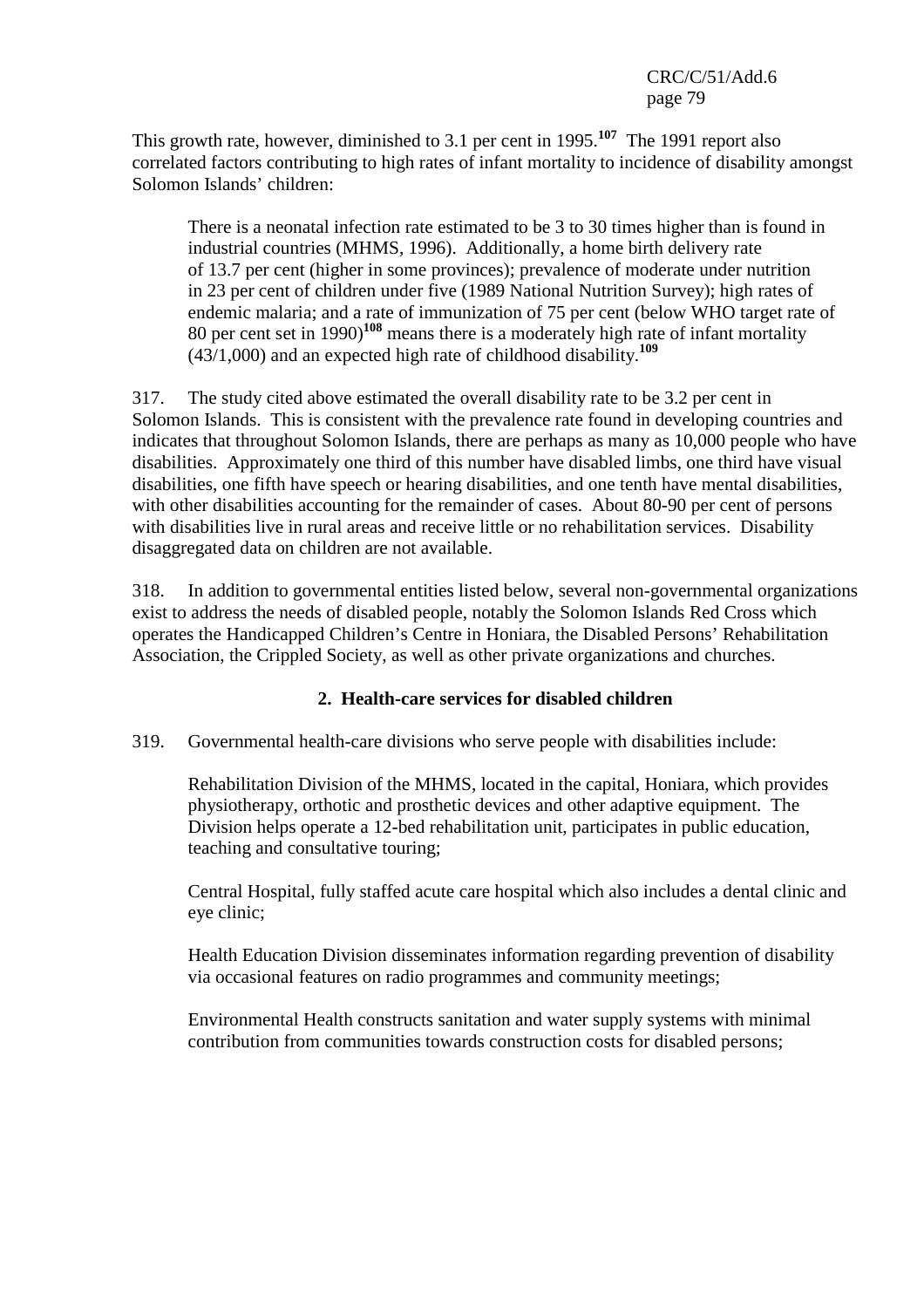This growth rate, however, diminished to 3.1 per cent in 1995.[107] The 1991 report also correlated factors contributing to high rates of infant mortality to incidence of disability amongst Solomon Islands' children:

> There is a neonatal infection rate estimated to be 3 to 30 times higher than is found in industrial countries (MHMS, 1996). Additionally, a home birth delivery rate of 13.7 per cent (higher in some provinces); prevalence of moderate under nutrition in 23 per cent of children under five (1989 National Nutrition Survey); high rates of endemic malaria; and a rate of immunization of 75 per cent (below WHO target rate of 80 per cent set in 1990)[108] means there is a moderately high rate of infant mortality (43/1,000) and an expected high rate of childhood disability.[109]

317. The study cited above estimated the overall disability rate to be 3.2 per cent in Solomon Islands. This is consistent with the prevalence rate found in developing countries and indicates that throughout Solomon Islands, there are perhaps as many as 10,000 people who have disabilities. Approximately one third of this number have disabled limbs, one third have visual disabilities, one fifth have speech or hearing disabilities, and one tenth have mental disabilities, with other disabilities accounting for the remainder of cases. About 80-90 per cent of persons with disabilities live in rural areas and receive little or no rehabilitation services. Disability disaggregated data on children are not available.

318. In addition to governmental entities listed below, several non-governmental organizations exist to address the needs of disabled people, notably the Solomon Islands Red Cross which operates the Handicapped Children's Centre in Honiara, the Disabled Persons' Rehabilitation Association, the Crippled Society, as well as other private organizations and churches.

### 2. Health-care services for disabled children

319. Governmental health-care divisions who serve people with disabilities include:

> Rehabilitation Division of the MHMS, located in the capital, Honiara, which provides physiotherapy, orthotic and prosthetic devices and other adaptive equipment. The Division helps operate a 12-bed rehabilitation unit, participates in public education, teaching and consultative touring;
>
> Central Hospital, fully staffed acute care hospital which also includes a dental clinic and eye clinic;
>
> Health Education Division disseminates information regarding prevention of disability via occasional features on radio programmes and community meetings;
>
> Environmental Health constructs sanitation and water supply systems with minimal contribution from communities towards construction costs for disabled persons;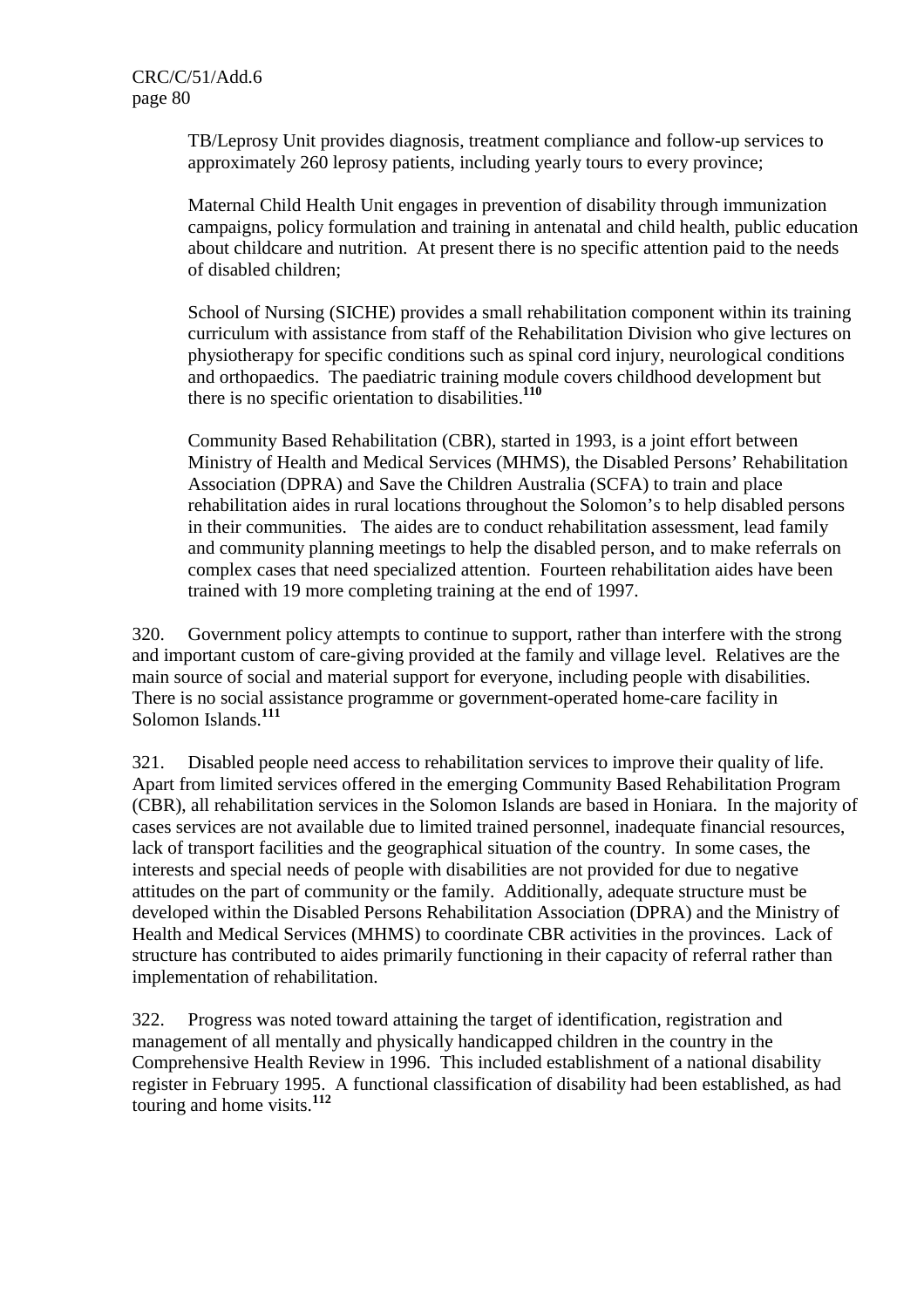TB/Leprosy Unit provides diagnosis, treatment compliance and follow-up services to approximately 260 leprosy patients, including yearly tours to every province;

Maternal Child Health Unit engages in prevention of disability through immunization campaigns, policy formulation and training in antenatal and child health, public education about childcare and nutrition. At present there is no specific attention paid to the needs of disabled children;

School of Nursing (SICHE) provides a small rehabilitation component within its training curriculum with assistance from staff of the Rehabilitation Division who give lectures on physiotherapy for specific conditions such as spinal cord injury, neurological conditions and orthopaedics. The paediatric training module covers childhood development but there is no specific orientation to disabilities.[110]

Community Based Rehabilitation (CBR), started in 1993, is a joint effort between Ministry of Health and Medical Services (MHMS), the Disabled Persons' Rehabilitation Association (DPRA) and Save the Children Australia (SCFA) to train and place rehabilitation aides in rural locations throughout the Solomon's to help disabled persons in their communities. The aides are to conduct rehabilitation assessment, lead family and community planning meetings to help the disabled person, and to make referrals on complex cases that need specialized attention. Fourteen rehabilitation aides have been trained with 19 more completing training at the end of 1997.

320. Government policy attempts to continue to support, rather than interfere with the strong and important custom of care-giving provided at the family and village level. Relatives are the main source of social and material support for everyone, including people with disabilities. There is no social assistance programme or government-operated home-care facility in Solomon Islands.[111]

321. Disabled people need access to rehabilitation services to improve their quality of life. Apart from limited services offered in the emerging Community Based Rehabilitation Program (CBR), all rehabilitation services in the Solomon Islands are based in Honiara. In the majority of cases services are not available due to limited trained personnel, inadequate financial resources, lack of transport facilities and the geographical situation of the country. In some cases, the interests and special needs of people with disabilities are not provided for due to negative attitudes on the part of community or the family. Additionally, adequate structure must be developed within the Disabled Persons Rehabilitation Association (DPRA) and the Ministry of Health and Medical Services (MHMS) to coordinate CBR activities in the provinces. Lack of structure has contributed to aides primarily functioning in their capacity of referral rather than implementation of rehabilitation.

322. Progress was noted toward attaining the target of identification, registration and management of all mentally and physically handicapped children in the country in the Comprehensive Health Review in 1996. This included establishment of a national disability register in February 1995. A functional classification of disability had been established, as had touring and home visits.[112]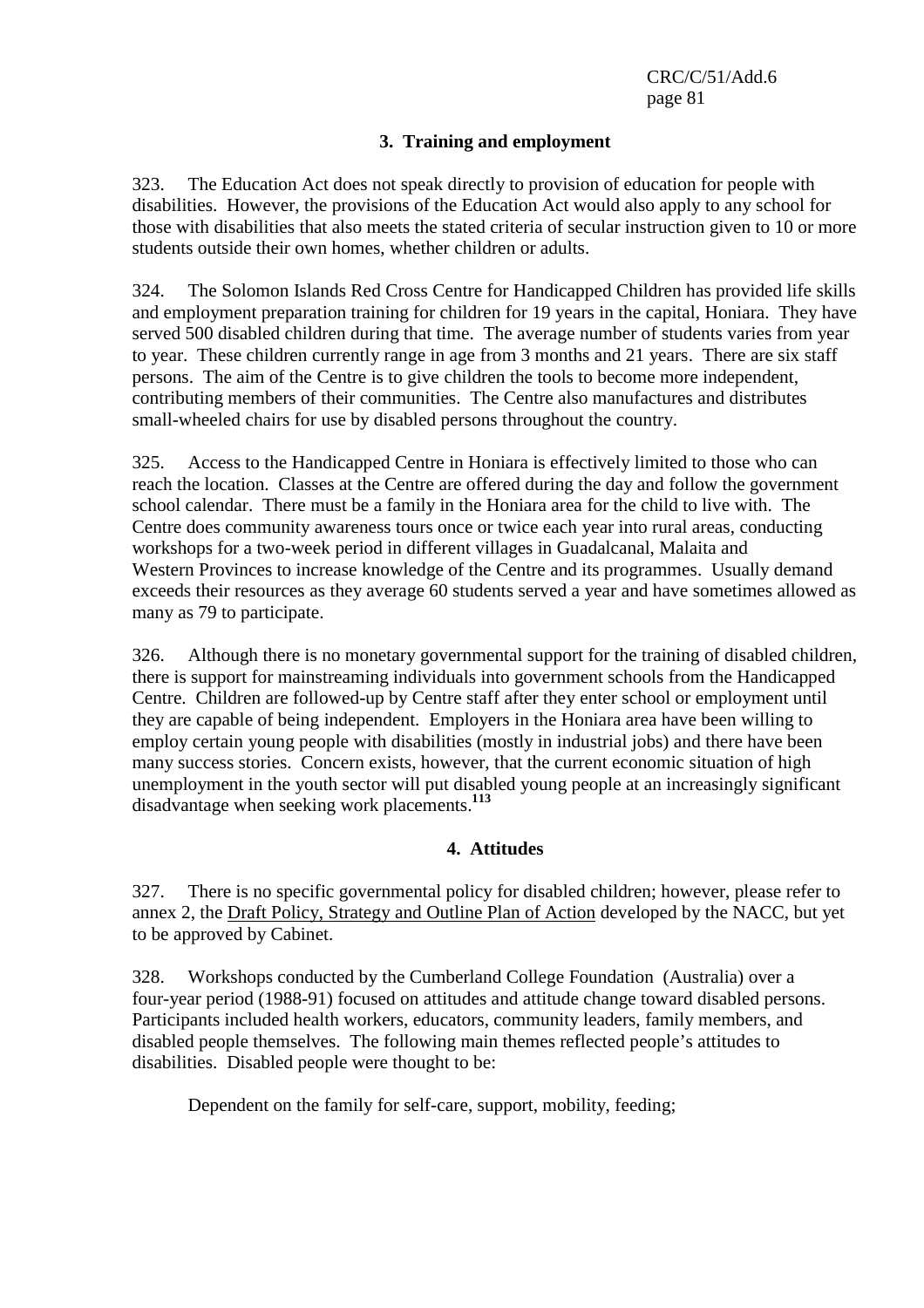### 3. Training and employment

323. The Education Act does not speak directly to provision of education for people with disabilities. However, the provisions of the Education Act would also apply to any school for those with disabilities that also meets the stated criteria of secular instruction given to 10 or more students outside their own homes, whether children or adults.

324. The Solomon Islands Red Cross Centre for Handicapped Children has provided life skills and employment preparation training for children for 19 years in the capital, Honiara. They have served 500 disabled children during that time. The average number of students varies from year to year. These children currently range in age from 3 months and 21 years. There are six staff persons. The aim of the Centre is to give children the tools to become more independent, contributing members of their communities. The Centre also manufactures and distributes small-wheeled chairs for use by disabled persons throughout the country.

325. Access to the Handicapped Centre in Honiara is effectively limited to those who can reach the location. Classes at the Centre are offered during the day and follow the government school calendar. There must be a family in the Honiara area for the child to live with. The Centre does community awareness tours once or twice each year into rural areas, conducting workshops for a two-week period in different villages in Guadalcanal, Malaita and Western Provinces to increase knowledge of the Centre and its programmes. Usually demand exceeds their resources as they average 60 students served a year and have sometimes allowed as many as 79 to participate.

326. Although there is no monetary governmental support for the training of disabled children, there is support for mainstreaming individuals into government schools from the Handicapped Centre. Children are followed-up by Centre staff after they enter school or employment until they are capable of being independent. Employers in the Honiara area have been willing to employ certain young people with disabilities (mostly in industrial jobs) and there have been many success stories. Concern exists, however, that the current economic situation of high unemployment in the youth sector will put disabled young people at an increasingly significant disadvantage when seeking work placements.[113]

### 4. Attitudes

327. There is no specific governmental policy for disabled children; however, please refer to annex 2, the Draft Policy, Strategy and Outline Plan of Action developed by the NACC, but yet to be approved by Cabinet.

328. Workshops conducted by the Cumberland College Foundation (Australia) over a four-year period (1988-91) focused on attitudes and attitude change toward disabled persons. Participants included health workers, educators, community leaders, family members, and disabled people themselves. The following main themes reflected people's attitudes to disabilities. Disabled people were thought to be:

Dependent on the family for self-care, support, mobility, feeding;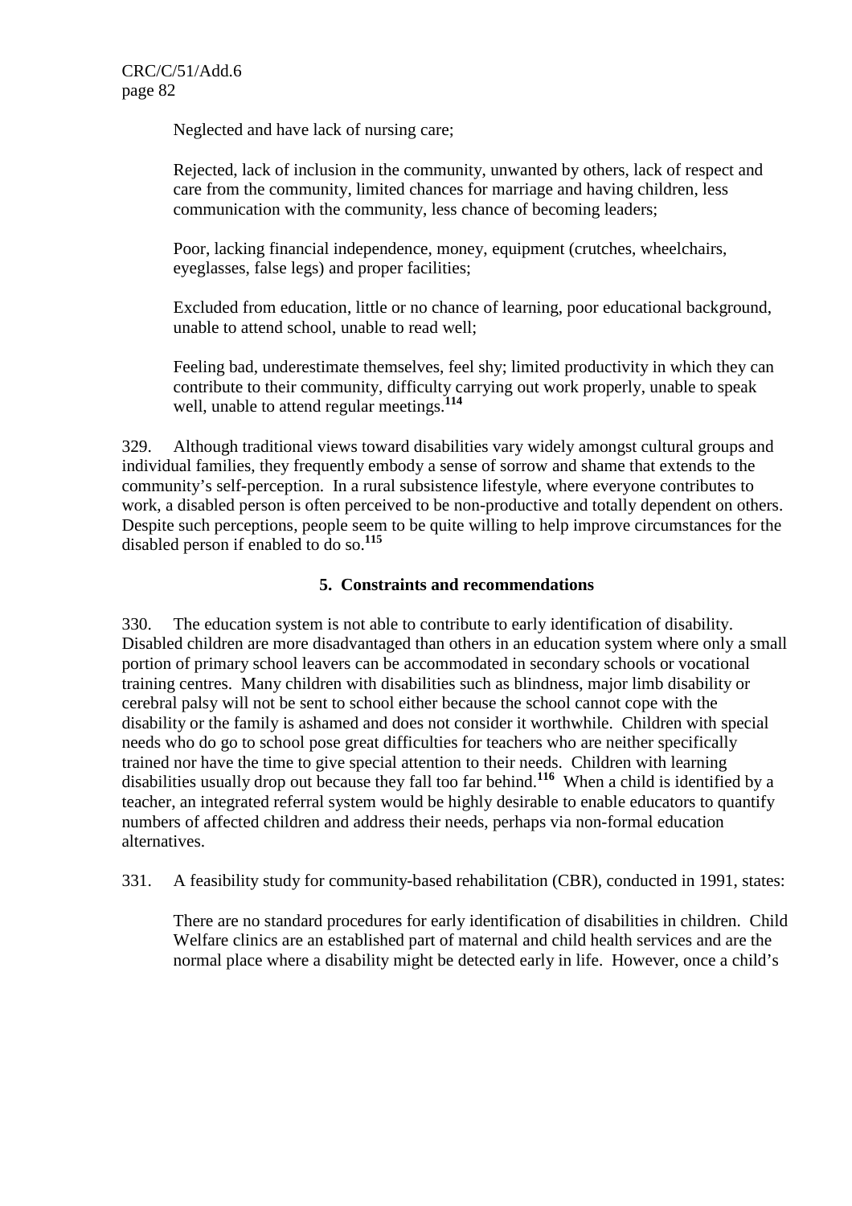Neglected and have lack of nursing care;

Rejected, lack of inclusion in the community, unwanted by others, lack of respect and care from the community, limited chances for marriage and having children, less communication with the community, less chance of becoming leaders;

Poor, lacking financial independence, money, equipment (crutches, wheelchairs, eyeglasses, false legs) and proper facilities;

Excluded from education, little or no chance of learning, poor educational background, unable to attend school, unable to read well;

Feeling bad, underestimate themselves, feel shy; limited productivity in which they can contribute to their community, difficulty carrying out work properly, unable to speak well, unable to attend regular meetings.[114]

329. Although traditional views toward disabilities vary widely amongst cultural groups and individual families, they frequently embody a sense of sorrow and shame that extends to the community's self-perception. In a rural subsistence lifestyle, where everyone contributes to work, a disabled person is often perceived to be non-productive and totally dependent on others. Despite such perceptions, people seem to be quite willing to help improve circumstances for the disabled person if enabled to do so.[115]

### 5. Constraints and recommendations

330. The education system is not able to contribute to early identification of disability. Disabled children are more disadvantaged than others in an education system where only a small portion of primary school leavers can be accommodated in secondary schools or vocational training centres. Many children with disabilities such as blindness, major limb disability or cerebral palsy will not be sent to school either because the school cannot cope with the disability or the family is ashamed and does not consider it worthwhile. Children with special needs who do go to school pose great difficulties for teachers who are neither specifically trained nor have the time to give special attention to their needs. Children with learning disabilities usually drop out because they fall too far behind.[116] When a child is identified by a teacher, an integrated referral system would be highly desirable to enable educators to quantify numbers of affected children and address their needs, perhaps via non-formal education alternatives.

331. A feasibility study for community-based rehabilitation (CBR), conducted in 1991, states:

There are no standard procedures for early identification of disabilities in children. Child Welfare clinics are an established part of maternal and child health services and are the normal place where a disability might be detected early in life. However, once a child's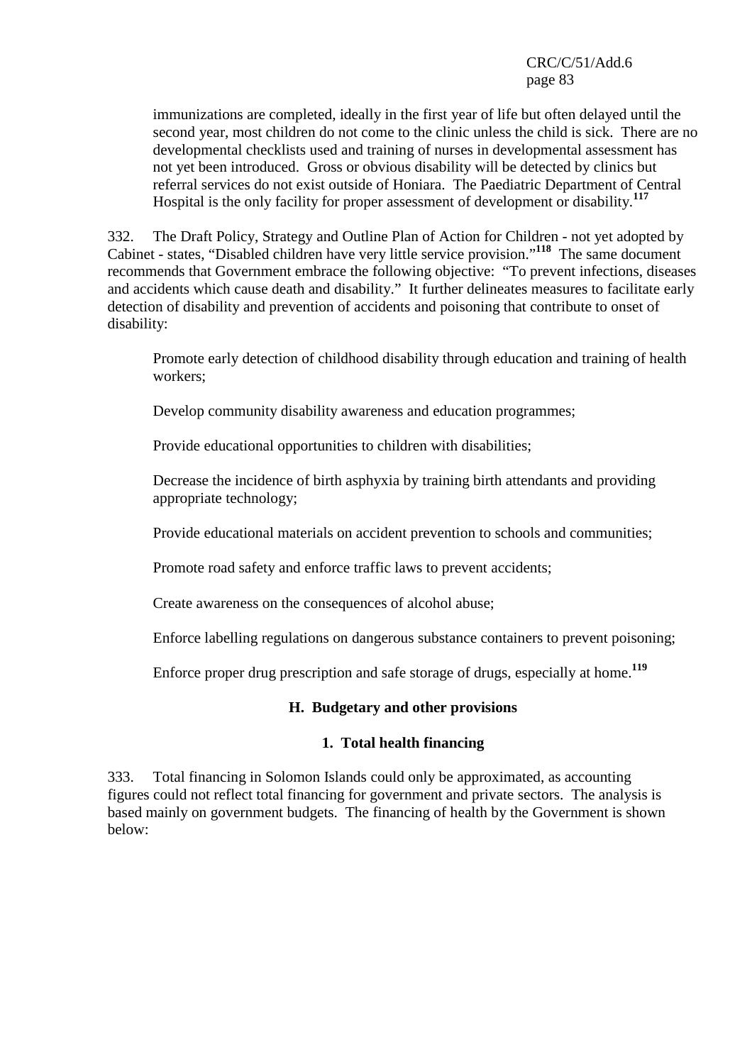immunizations are completed, ideally in the first year of life but often delayed until the second year, most children do not come to the clinic unless the child is sick. There are no developmental checklists used and training of nurses in developmental assessment has not yet been introduced. Gross or obvious disability will be detected by clinics but referral services do not exist outside of Honiara. The Paediatric Department of Central Hospital is the only facility for proper assessment of development or disability.[117]

332. The Draft Policy, Strategy and Outline Plan of Action for Children - not yet adopted by Cabinet - states, "Disabled children have very little service provision."[118] The same document recommends that Government embrace the following objective: "To prevent infections, diseases and accidents which cause death and disability." It further delineates measures to facilitate early detection of disability and prevention of accidents and poisoning that contribute to onset of disability:

> Promote early detection of childhood disability through education and training of health workers;
>
> Develop community disability awareness and education programmes;
>
> Provide educational opportunities to children with disabilities;
>
> Decrease the incidence of birth asphyxia by training birth attendants and providing appropriate technology;
>
> Provide educational materials on accident prevention to schools and communities;
>
> Promote road safety and enforce traffic laws to prevent accidents;
>
> Create awareness on the consequences of alcohol abuse;
>
> Enforce labelling regulations on dangerous substance containers to prevent poisoning;
>
> Enforce proper drug prescription and safe storage of drugs, especially at home.[119]

## H. Budgetary and other provisions

### 1. Total health financing

333. Total financing in Solomon Islands could only be approximated, as accounting figures could not reflect total financing for government and private sectors. The analysis is based mainly on government budgets. The financing of health by the Government is shown below: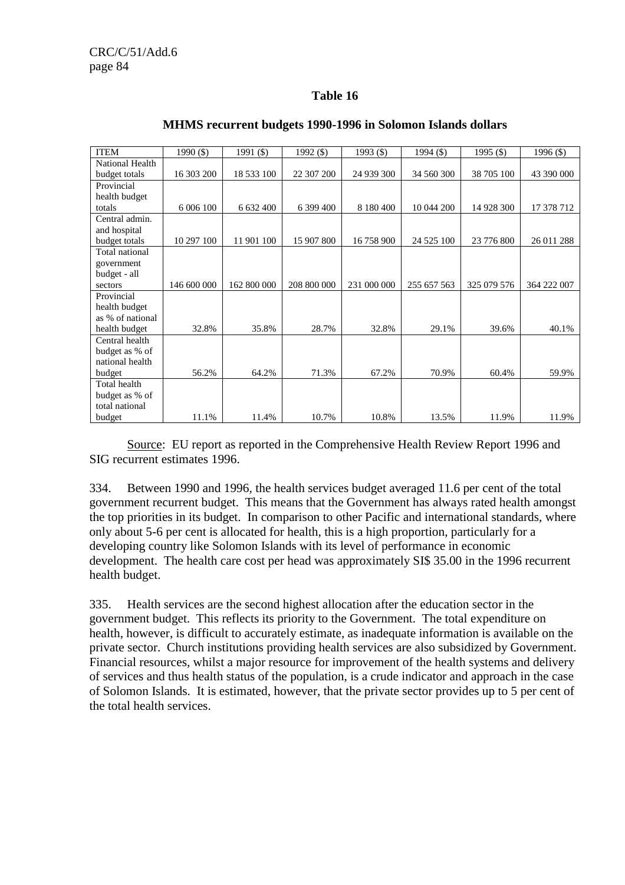**Table 16**

**MHMS recurrent budgets 1990-1996 in Solomon Islands dollars**

| ITEM | 1990 ($) | 1991 ($) | 1992 ($) | 1993 ($) | 1994 ($) | 1995 ($) | 1996 ($) |
|---|---|---|---|---|---|---|---|
| National Health budget totals | 16 303 200 | 18 533 100 | 22 307 200 | 24 939 300 | 34 560 300 | 38 705 100 | 43 390 000 |
| Provincial health budget totals | 6 006 100 | 6 632 400 | 6 399 400 | 8 180 400 | 10 044 200 | 14 928 300 | 17 378 712 |
| Central admin. and hospital budget totals | 10 297 100 | 11 901 100 | 15 907 800 | 16 758 900 | 24 525 100 | 23 776 800 | 26 011 288 |
| Total national government budget - all sectors | 146 600 000 | 162 800 000 | 208 800 000 | 231 000 000 | 255 657 563 | 325 079 576 | 364 222 007 |
| Provincial health budget as % of national health budget | 32.8% | 35.8% | 28.7% | 32.8% | 29.1% | 39.6% | 40.1% |
| Central health budget as % of national health budget | 56.2% | 64.2% | 71.3% | 67.2% | 70.9% | 60.4% | 59.9% |
| Total health budget as % of total national budget | 11.1% | 11.4% | 10.7% | 10.8% | 13.5% | 11.9% | 11.9% |

Source: EU report as reported in the Comprehensive Health Review Report 1996 and SIG recurrent estimates 1996.

334. Between 1990 and 1996, the health services budget averaged 11.6 per cent of the total government recurrent budget. This means that the Government has always rated health amongst the top priorities in its budget. In comparison to other Pacific and international standards, where only about 5-6 per cent is allocated for health, this is a high proportion, particularly for a developing country like Solomon Islands with its level of performance in economic development. The health care cost per head was approximately SI$ 35.00 in the 1996 recurrent health budget.

335. Health services are the second highest allocation after the education sector in the government budget. This reflects its priority to the Government. The total expenditure on health, however, is difficult to accurately estimate, as inadequate information is available on the private sector. Church institutions providing health services are also subsidized by Government. Financial resources, whilst a major resource for improvement of the health systems and delivery of services and thus health status of the population, is a crude indicator and approach in the case of Solomon Islands. It is estimated, however, that the private sector provides up to 5 per cent of the total health services.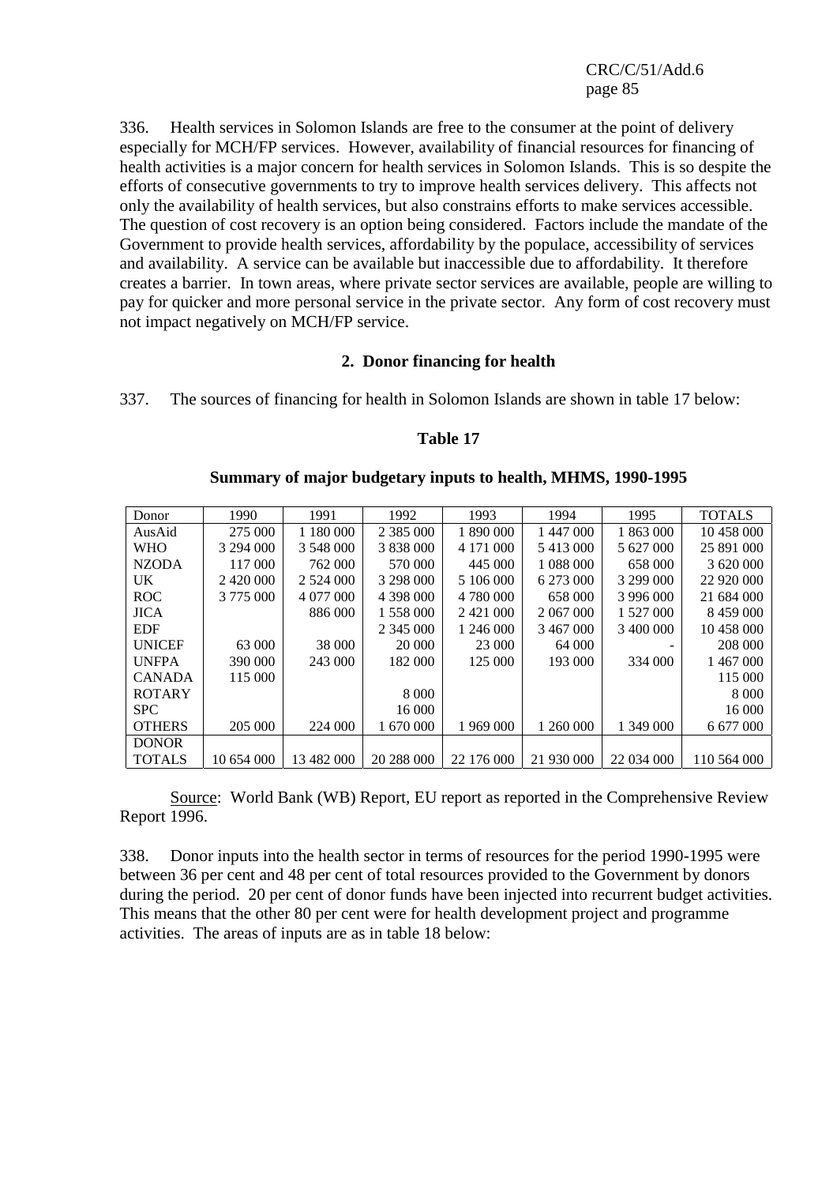336. Health services in Solomon Islands are free to the consumer at the point of delivery especially for MCH/FP services. However, availability of financial resources for financing of health activities is a major concern for health services in Solomon Islands. This is so despite the efforts of consecutive governments to try to improve health services delivery. This affects not only the availability of health services, but also constrains efforts to make services accessible. The question of cost recovery is an option being considered. Factors include the mandate of the Government to provide health services, affordability by the populace, accessibility of services and availability. A service can be available but inaccessible due to affordability. It therefore creates a barrier. In town areas, where private sector services are available, people are willing to pay for quicker and more personal service in the private sector. Any form of cost recovery must not impact negatively on MCH/FP service.

### 2. Donor financing for health

337. The sources of financing for health in Solomon Islands are shown in table 17 below:

**Table 17**

**Summary of major budgetary inputs to health, MHMS, 1990-1995**

| Donor | 1990 | 1991 | 1992 | 1993 | 1994 | 1995 | TOTALS |
|---|---|---|---|---|---|---|---|
| AusAid | 275 000 | 1 180 000 | 2 385 000 | 1 890 000 | 1 447 000 | 1 863 000 | 10 458 000 |
| WHO | 3 294 000 | 3 548 000 | 3 838 000 | 4 171 000 | 5 413 000 | 5 627 000 | 25 891 000 |
| NZODA | 117 000 | 762 000 | 570 000 | 445 000 | 1 088 000 | 658 000 | 3 620 000 |
| UK | 2 420 000 | 2 524 000 | 3 298 000 | 5 106 000 | 6 273 000 | 3 299 000 | 22 920 000 |
| ROC | 3 775 000 | 4 077 000 | 4 398 000 | 4 780 000 | 658 000 | 3 996 000 | 21 684 000 |
| JICA | | 886 000 | 1 558 000 | 2 421 000 | 2 067 000 | 1 527 000 | 8 459 000 |
| EDF | | | 2 345 000 | 1 246 000 | 3 467 000 | 3 400 000 | 10 458 000 |
| UNICEF | 63 000 | 38 000 | 20 000 | 23 000 | 64 000 | - | 208 000 |
| UNFPA | 390 000 | 243 000 | 182 000 | 125 000 | 193 000 | 334 000 | 1 467 000 |
| CANADA | 115 000 | | | | | | 115 000 |
| ROTARY | | | 8 000 | | | | 8 000 |
| SPC | | | 16 000 | | | | 16 000 |
| OTHERS | 205 000 | 224 000 | 1 670 000 | 1 969 000 | 1 260 000 | 1 349 000 | 6 677 000 |
| DONOR TOTALS | 10 654 000 | 13 482 000 | 20 288 000 | 22 176 000 | 21 930 000 | 22 034 000 | 110 564 000 |

Source: World Bank (WB) Report, EU report as reported in the Comprehensive Review Report 1996.

338. Donor inputs into the health sector in terms of resources for the period 1990-1995 were between 36 per cent and 48 per cent of total resources provided to the Government by donors during the period. 20 per cent of donor funds have been injected into recurrent budget activities. This means that the other 80 per cent were for health development project and programme activities. The areas of inputs are as in table 18 below: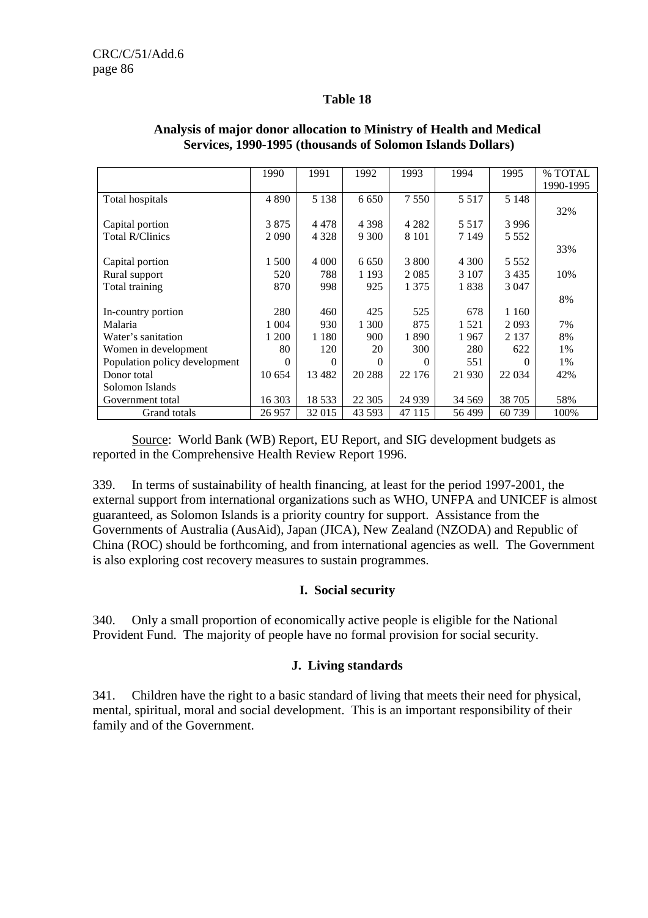**Table 18**

**Analysis of major donor allocation to Ministry of Health and Medical Services, 1990-1995 (thousands of Solomon Islands Dollars)**

| | 1990 | 1991 | 1992 | 1993 | 1994 | 1995 | % TOTAL 1990-1995 |
|---|---|---|---|---|---|---|---|
| Total hospitals | 4 890 | 5 138 | 6 650 | 7 550 | 5 517 | 5 148 | 32% |
| Capital portion | 3 875 | 4 478 | 4 398 | 4 282 | 5 517 | 3 996 | |
| Total R/Clinics | 2 090 | 4 328 | 9 300 | 8 101 | 7 149 | 5 552 | 33% |
| Capital portion | 1 500 | 4 000 | 6 650 | 3 800 | 4 300 | 5 552 | |
| Rural support | 520 | 788 | 1 193 | 2 085 | 3 107 | 3 435 | 10% |
| Total training | 870 | 998 | 925 | 1 375 | 1 838 | 3 047 | 8% |
| In-country portion | 280 | 460 | 425 | 525 | 678 | 1 160 | |
| Malaria | 1 004 | 930 | 1 300 | 875 | 1 521 | 2 093 | 7% |
| Water's sanitation | 1 200 | 1 180 | 900 | 1 890 | 1 967 | 2 137 | 8% |
| Women in development | 80 | 120 | 20 | 300 | 280 | 622 | 1% |
| Population policy development | 0 | 0 | 0 | 0 | 551 | 0 | 1% |
| Donor total | 10 654 | 13 482 | 20 288 | 22 176 | 21 930 | 22 034 | 42% |
| Solomon Islands Government total | 16 303 | 18 533 | 22 305 | 24 939 | 34 569 | 38 705 | 58% |
| Grand totals | 26 957 | 32 015 | 43 593 | 47 115 | 56 499 | 60 739 | 100% |

Source: World Bank (WB) Report, EU Report, and SIG development budgets as reported in the Comprehensive Health Review Report 1996.

339. In terms of sustainability of health financing, at least for the period 1997-2001, the external support from international organizations such as WHO, UNFPA and UNICEF is almost guaranteed, as Solomon Islands is a priority country for support. Assistance from the Governments of Australia (AusAid), Japan (JICA), New Zealand (NZODA) and Republic of China (ROC) should be forthcoming, and from international agencies as well. The Government is also exploring cost recovery measures to sustain programmes.

### I. Social security

340. Only a small proportion of economically active people is eligible for the National Provident Fund. The majority of people have no formal provision for social security.

### J. Living standards

341. Children have the right to a basic standard of living that meets their need for physical, mental, spiritual, moral and social development. This is an important responsibility of their family and of the Government.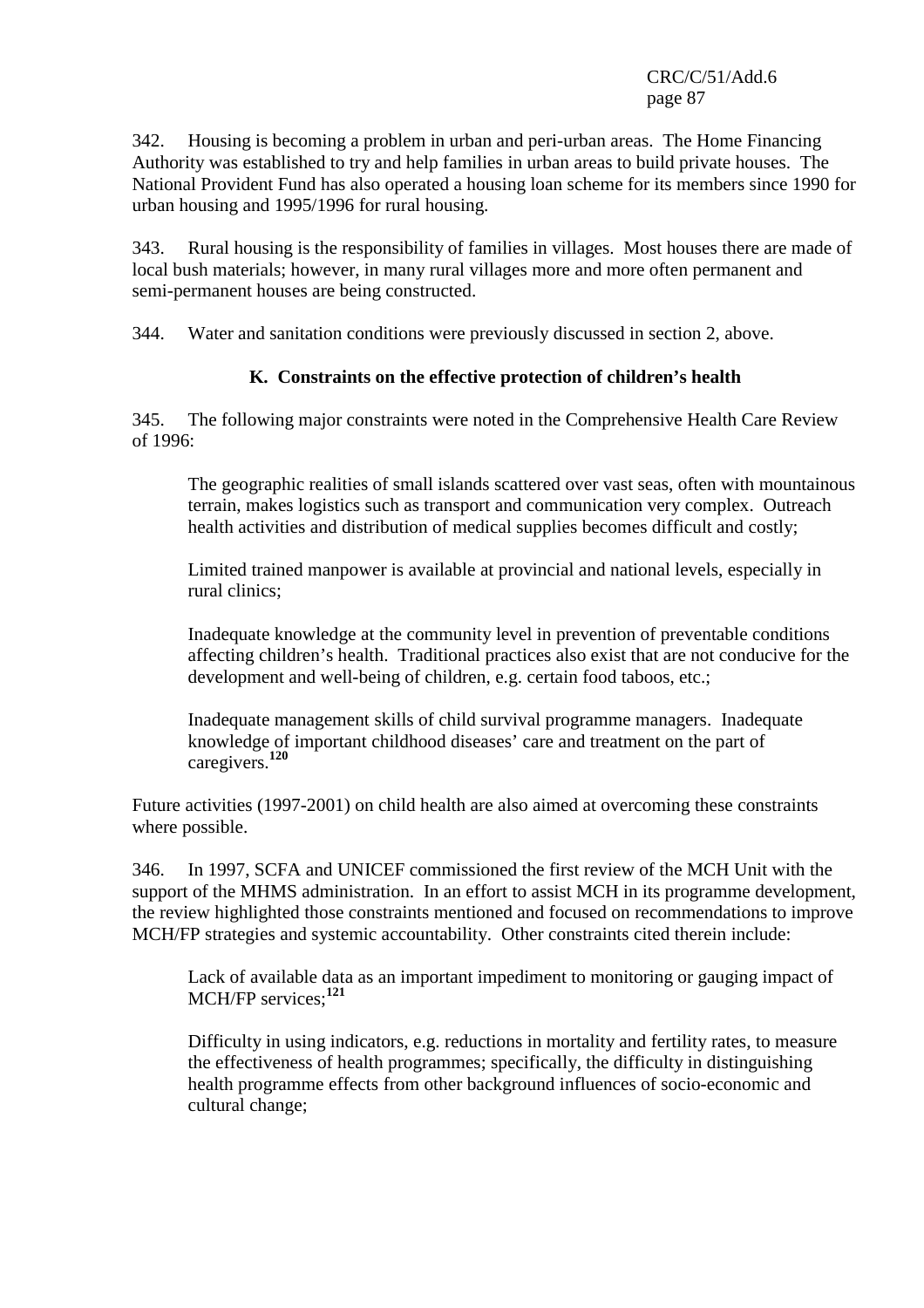342. Housing is becoming a problem in urban and peri-urban areas. The Home Financing Authority was established to try and help families in urban areas to build private houses. The National Provident Fund has also operated a housing loan scheme for its members since 1990 for urban housing and 1995/1996 for rural housing.

343. Rural housing is the responsibility of families in villages. Most houses there are made of local bush materials; however, in many rural villages more and more often permanent and semi-permanent houses are being constructed.

344. Water and sanitation conditions were previously discussed in section 2, above.

### K. Constraints on the effective protection of children's health

345. The following major constraints were noted in the Comprehensive Health Care Review of 1996:

> The geographic realities of small islands scattered over vast seas, often with mountainous terrain, makes logistics such as transport and communication very complex. Outreach health activities and distribution of medical supplies becomes difficult and costly;
>
> Limited trained manpower is available at provincial and national levels, especially in rural clinics;
>
> Inadequate knowledge at the community level in prevention of preventable conditions affecting children's health. Traditional practices also exist that are not conducive for the development and well-being of children, e.g. certain food taboos, etc.;
>
> Inadequate management skills of child survival programme managers. Inadequate knowledge of important childhood diseases' care and treatment on the part of caregivers.[120]

Future activities (1997-2001) on child health are also aimed at overcoming these constraints where possible.

346. In 1997, SCFA and UNICEF commissioned the first review of the MCH Unit with the support of the MHMS administration. In an effort to assist MCH in its programme development, the review highlighted those constraints mentioned and focused on recommendations to improve MCH/FP strategies and systemic accountability. Other constraints cited therein include:

> Lack of available data as an important impediment to monitoring or gauging impact of MCH/FP services;[121]
>
> Difficulty in using indicators, e.g. reductions in mortality and fertility rates, to measure the effectiveness of health programmes; specifically, the difficulty in distinguishing health programme effects from other background influences of socio-economic and cultural change;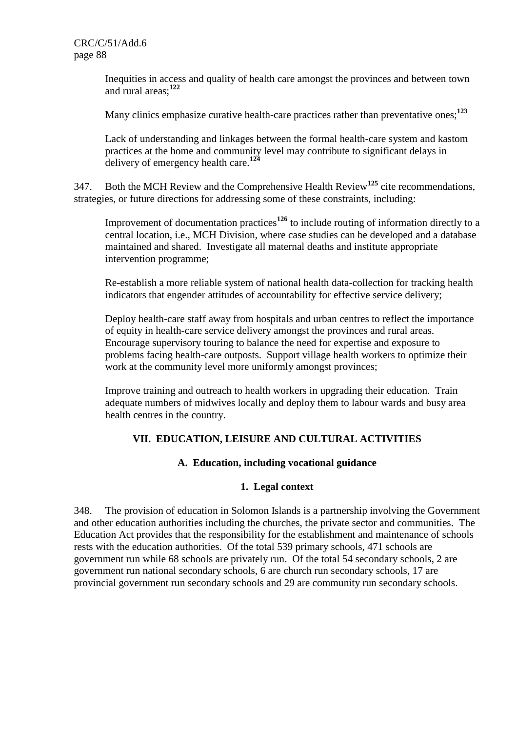Inequities in access and quality of health care amongst the provinces and between town and rural areas;[122]

Many clinics emphasize curative health-care practices rather than preventative ones;[123]

Lack of understanding and linkages between the formal health-care system and kastom practices at the home and community level may contribute to significant delays in delivery of emergency health care.[124]

347. Both the MCH Review and the Comprehensive Health Review[125] cite recommendations, strategies, or future directions for addressing some of these constraints, including:

Improvement of documentation practices[126] to include routing of information directly to a central location, i.e., MCH Division, where case studies can be developed and a database maintained and shared. Investigate all maternal deaths and institute appropriate intervention programme;

Re-establish a more reliable system of national health data-collection for tracking health indicators that engender attitudes of accountability for effective service delivery;

Deploy health-care staff away from hospitals and urban centres to reflect the importance of equity in health-care service delivery amongst the provinces and rural areas. Encourage supervisory touring to balance the need for expertise and exposure to problems facing health-care outposts. Support village health workers to optimize their work at the community level more uniformly amongst provinces;

Improve training and outreach to health workers in upgrading their education. Train adequate numbers of midwives locally and deploy them to labour wards and busy area health centres in the country.

## VII. EDUCATION, LEISURE AND CULTURAL ACTIVITIES

### A. Education, including vocational guidance

#### 1. Legal context

348. The provision of education in Solomon Islands is a partnership involving the Government and other education authorities including the churches, the private sector and communities. The Education Act provides that the responsibility for the establishment and maintenance of schools rests with the education authorities. Of the total 539 primary schools, 471 schools are government run while 68 schools are privately run. Of the total 54 secondary schools, 2 are government run national secondary schools, 6 are church run secondary schools, 17 are provincial government run secondary schools and 29 are community run secondary schools.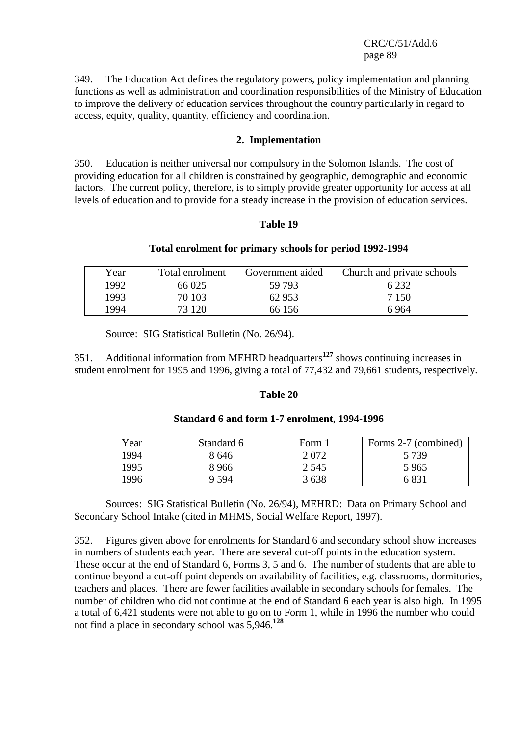349. The Education Act defines the regulatory powers, policy implementation and planning functions as well as administration and coordination responsibilities of the Ministry of Education to improve the delivery of education services throughout the country particularly in regard to access, equity, quality, quantity, efficiency and coordination.

### 2. Implementation

350. Education is neither universal nor compulsory in the Solomon Islands. The cost of providing education for all children is constrained by geographic, demographic and economic factors. The current policy, therefore, is to simply provide greater opportunity for access at all levels of education and to provide for a steady increase in the provision of education services.

**Table 19**

**Total enrolment for primary schools for period 1992-1994**

| Year | Total enrolment | Government aided | Church and private schools |
|---|---|---|---|
| 1992 | 66 025 | 59 793 | 6 232 |
| 1993 | 70 103 | 62 953 | 7 150 |
| 1994 | 73 120 | 66 156 | 6 964 |

Source: SIG Statistical Bulletin (No. 26/94).

351. Additional information from MEHRD headquarters[127] shows continuing increases in student enrolment for 1995 and 1996, giving a total of 77,432 and 79,661 students, respectively.

**Table 20**

**Standard 6 and form 1-7 enrolment, 1994-1996**

| Year | Standard 6 | Form 1 | Forms 2-7 (combined) |
|---|---|---|---|
| 1994 | 8 646 | 2 072 | 5 739 |
| 1995 | 8 966 | 2 545 | 5 965 |
| 1996 | 9 594 | 3 638 | 6 831 |

Sources: SIG Statistical Bulletin (No. 26/94), MEHRD: Data on Primary School and Secondary School Intake (cited in MHMS, Social Welfare Report, 1997).

352. Figures given above for enrolments for Standard 6 and secondary school show increases in numbers of students each year. There are several cut-off points in the education system. These occur at the end of Standard 6, Forms 3, 5 and 6. The number of students that are able to continue beyond a cut-off point depends on availability of facilities, e.g. classrooms, dormitories, teachers and places. There are fewer facilities available in secondary schools for females. The number of children who did not continue at the end of Standard 6 each year is also high. In 1995 a total of 6,421 students were not able to go on to Form 1, while in 1996 the number who could not find a place in secondary school was 5,946.[128]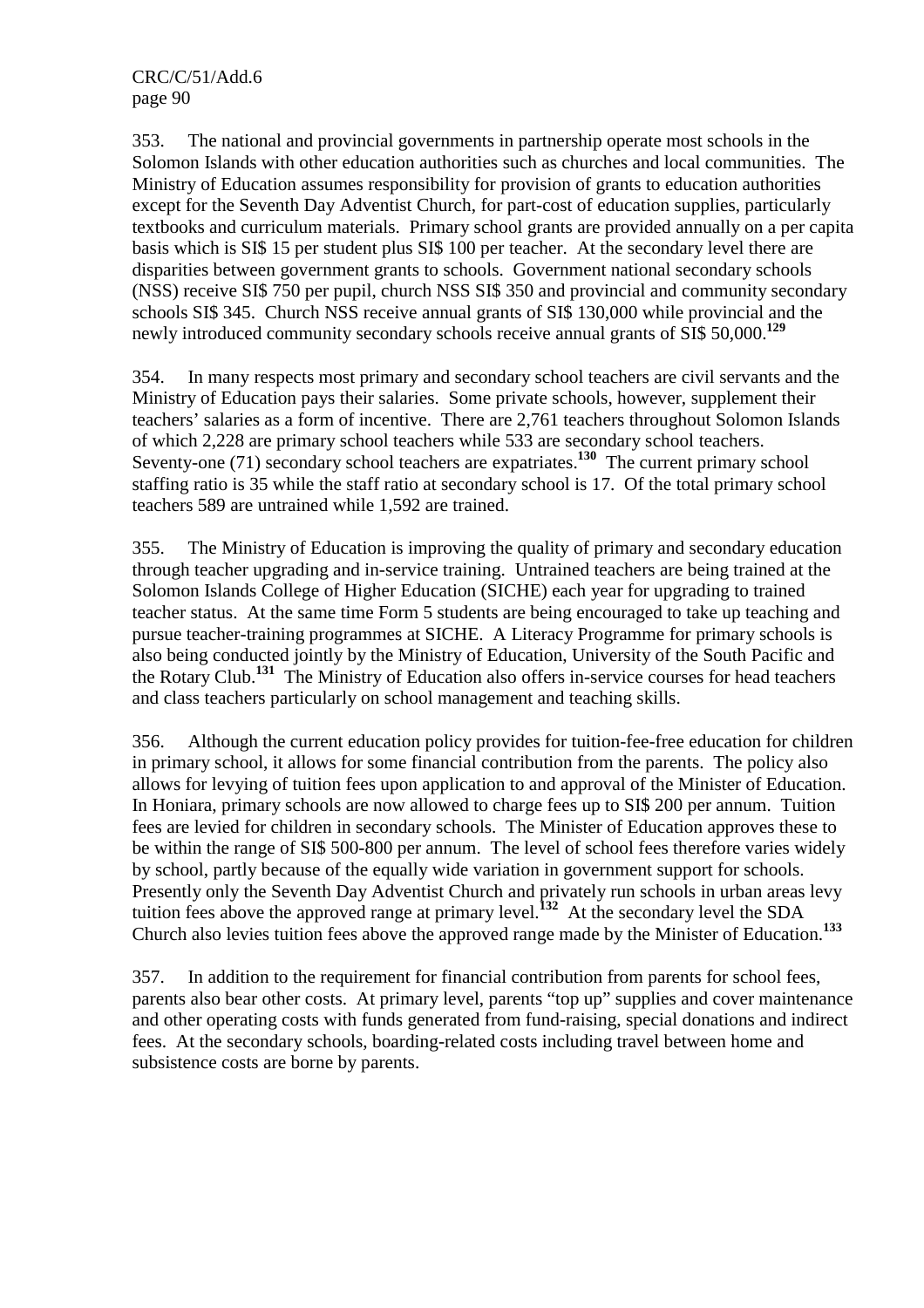353. The national and provincial governments in partnership operate most schools in the Solomon Islands with other education authorities such as churches and local communities. The Ministry of Education assumes responsibility for provision of grants to education authorities except for the Seventh Day Adventist Church, for part-cost of education supplies, particularly textbooks and curriculum materials. Primary school grants are provided annually on a per capita basis which is SI$ 15 per student plus SI$ 100 per teacher. At the secondary level there are disparities between government grants to schools. Government national secondary schools (NSS) receive SI$ 750 per pupil, church NSS SI$ 350 and provincial and community secondary schools SI$ 345. Church NSS receive annual grants of SI$ 130,000 while provincial and the newly introduced community secondary schools receive annual grants of SI$ 50,000.[129]

354. In many respects most primary and secondary school teachers are civil servants and the Ministry of Education pays their salaries. Some private schools, however, supplement their teachers' salaries as a form of incentive. There are 2,761 teachers throughout Solomon Islands of which 2,228 are primary school teachers while 533 are secondary school teachers. Seventy-one (71) secondary school teachers are expatriates.[130] The current primary school staffing ratio is 35 while the staff ratio at secondary school is 17. Of the total primary school teachers 589 are untrained while 1,592 are trained.

355. The Ministry of Education is improving the quality of primary and secondary education through teacher upgrading and in-service training. Untrained teachers are being trained at the Solomon Islands College of Higher Education (SICHE) each year for upgrading to trained teacher status. At the same time Form 5 students are being encouraged to take up teaching and pursue teacher-training programmes at SICHE. A Literacy Programme for primary schools is also being conducted jointly by the Ministry of Education, University of the South Pacific and the Rotary Club.[131] The Ministry of Education also offers in-service courses for head teachers and class teachers particularly on school management and teaching skills.

356. Although the current education policy provides for tuition-fee-free education for children in primary school, it allows for some financial contribution from the parents. The policy also allows for levying of tuition fees upon application to and approval of the Minister of Education. In Honiara, primary schools are now allowed to charge fees up to SI$ 200 per annum. Tuition fees are levied for children in secondary schools. The Minister of Education approves these to be within the range of SI$ 500-800 per annum. The level of school fees therefore varies widely by school, partly because of the equally wide variation in government support for schools. Presently only the Seventh Day Adventist Church and privately run schools in urban areas levy tuition fees above the approved range at primary level.[132] At the secondary level the SDA Church also levies tuition fees above the approved range made by the Minister of Education.[133]

357. In addition to the requirement for financial contribution from parents for school fees, parents also bear other costs. At primary level, parents "top up" supplies and cover maintenance and other operating costs with funds generated from fund-raising, special donations and indirect fees. At the secondary schools, boarding-related costs including travel between home and subsistence costs are borne by parents.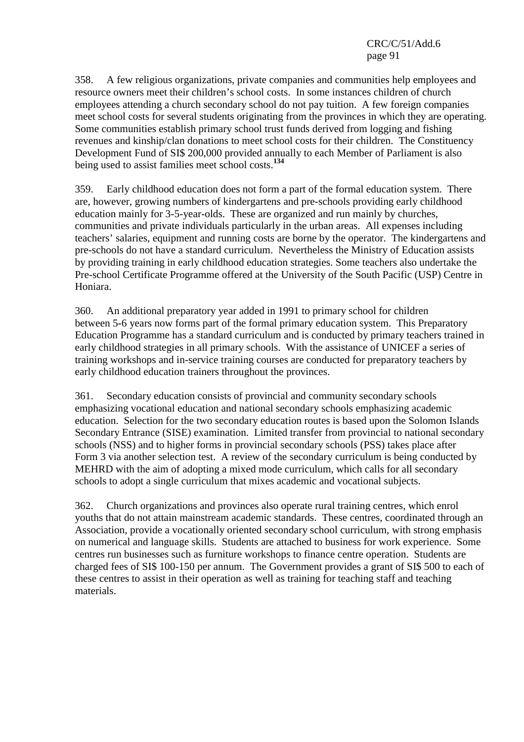358. A few religious organizations, private companies and communities help employees and resource owners meet their children's school costs. In some instances children of church employees attending a church secondary school do not pay tuition. A few foreign companies meet school costs for several students originating from the provinces in which they are operating. Some communities establish primary school trust funds derived from logging and fishing revenues and kinship/clan donations to meet school costs for their children. The Constituency Development Fund of SI$ 200,000 provided annually to each Member of Parliament is also being used to assist families meet school costs.[134]

359. Early childhood education does not form a part of the formal education system. There are, however, growing numbers of kindergartens and pre-schools providing early childhood education mainly for 3-5-year-olds. These are organized and run mainly by churches, communities and private individuals particularly in the urban areas. All expenses including teachers' salaries, equipment and running costs are borne by the operator. The kindergartens and pre-schools do not have a standard curriculum. Nevertheless the Ministry of Education assists by providing training in early childhood education strategies. Some teachers also undertake the Pre-school Certificate Programme offered at the University of the South Pacific (USP) Centre in Honiara.

360. An additional preparatory year added in 1991 to primary school for children between 5-6 years now forms part of the formal primary education system. This Preparatory Education Programme has a standard curriculum and is conducted by primary teachers trained in early childhood strategies in all primary schools. With the assistance of UNICEF a series of training workshops and in-service training courses are conducted for preparatory teachers by early childhood education trainers throughout the provinces.

361. Secondary education consists of provincial and community secondary schools emphasizing vocational education and national secondary schools emphasizing academic education. Selection for the two secondary education routes is based upon the Solomon Islands Secondary Entrance (SISE) examination. Limited transfer from provincial to national secondary schools (NSS) and to higher forms in provincial secondary schools (PSS) takes place after Form 3 via another selection test. A review of the secondary curriculum is being conducted by MEHRD with the aim of adopting a mixed mode curriculum, which calls for all secondary schools to adopt a single curriculum that mixes academic and vocational subjects.

362. Church organizations and provinces also operate rural training centres, which enrol youths that do not attain mainstream academic standards. These centres, coordinated through an Association, provide a vocationally oriented secondary school curriculum, with strong emphasis on numerical and language skills. Students are attached to business for work experience. Some centres run businesses such as furniture workshops to finance centre operation. Students are charged fees of SI$ 100-150 per annum. The Government provides a grant of SI$ 500 to each of these centres to assist in their operation as well as training for teaching staff and teaching materials.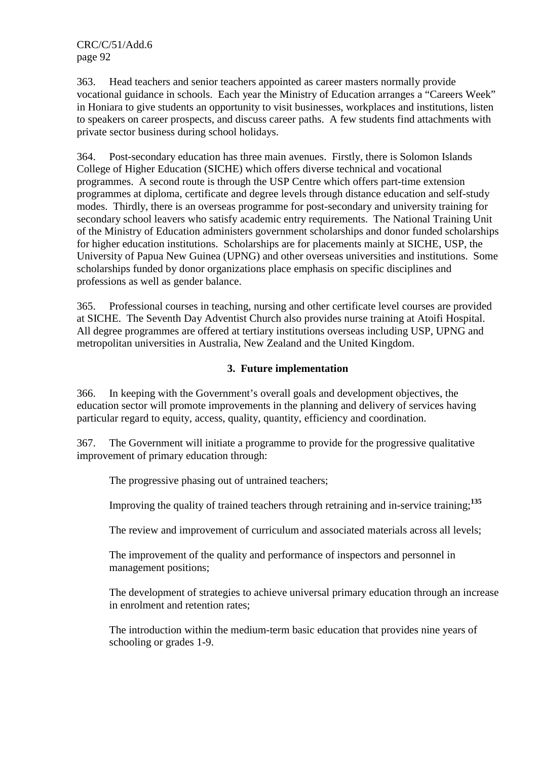363. Head teachers and senior teachers appointed as career masters normally provide vocational guidance in schools. Each year the Ministry of Education arranges a "Careers Week" in Honiara to give students an opportunity to visit businesses, workplaces and institutions, listen to speakers on career prospects, and discuss career paths. A few students find attachments with private sector business during school holidays.

364. Post-secondary education has three main avenues. Firstly, there is Solomon Islands College of Higher Education (SICHE) which offers diverse technical and vocational programmes. A second route is through the USP Centre which offers part-time extension programmes at diploma, certificate and degree levels through distance education and self-study modes. Thirdly, there is an overseas programme for post-secondary and university training for secondary school leavers who satisfy academic entry requirements. The National Training Unit of the Ministry of Education administers government scholarships and donor funded scholarships for higher education institutions. Scholarships are for placements mainly at SICHE, USP, the University of Papua New Guinea (UPNG) and other overseas universities and institutions. Some scholarships funded by donor organizations place emphasis on specific disciplines and professions as well as gender balance.

365. Professional courses in teaching, nursing and other certificate level courses are provided at SICHE. The Seventh Day Adventist Church also provides nurse training at Atoifi Hospital. All degree programmes are offered at tertiary institutions overseas including USP, UPNG and metropolitan universities in Australia, New Zealand and the United Kingdom.

### 3. Future implementation

366. In keeping with the Government's overall goals and development objectives, the education sector will promote improvements in the planning and delivery of services having particular regard to equity, access, quality, quantity, efficiency and coordination.

367. The Government will initiate a programme to provide for the progressive qualitative improvement of primary education through:

The progressive phasing out of untrained teachers;

Improving the quality of trained teachers through retraining and in-service training;[135]

The review and improvement of curriculum and associated materials across all levels;

The improvement of the quality and performance of inspectors and personnel in management positions;

The development of strategies to achieve universal primary education through an increase in enrolment and retention rates;

The introduction within the medium-term basic education that provides nine years of schooling or grades 1-9.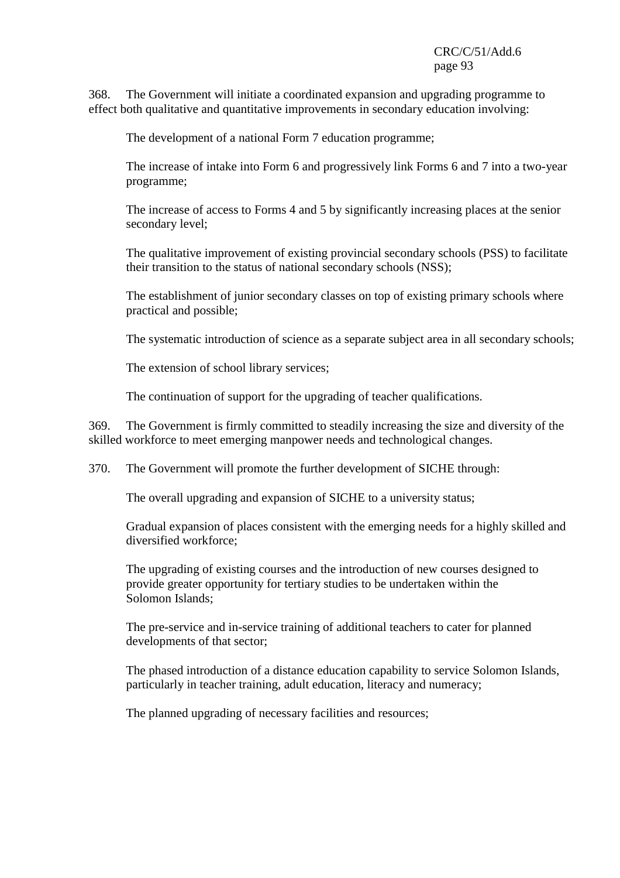368. The Government will initiate a coordinated expansion and upgrading programme to effect both qualitative and quantitative improvements in secondary education involving:

The development of a national Form 7 education programme;

The increase of intake into Form 6 and progressively link Forms 6 and 7 into a two-year programme;

The increase of access to Forms 4 and 5 by significantly increasing places at the senior secondary level;

The qualitative improvement of existing provincial secondary schools (PSS) to facilitate their transition to the status of national secondary schools (NSS);

The establishment of junior secondary classes on top of existing primary schools where practical and possible;

The systematic introduction of science as a separate subject area in all secondary schools;

The extension of school library services;

The continuation of support for the upgrading of teacher qualifications.

369. The Government is firmly committed to steadily increasing the size and diversity of the skilled workforce to meet emerging manpower needs and technological changes.

370. The Government will promote the further development of SICHE through:

The overall upgrading and expansion of SICHE to a university status;

Gradual expansion of places consistent with the emerging needs for a highly skilled and diversified workforce;

The upgrading of existing courses and the introduction of new courses designed to provide greater opportunity for tertiary studies to be undertaken within the Solomon Islands;

The pre-service and in-service training of additional teachers to cater for planned developments of that sector;

The phased introduction of a distance education capability to service Solomon Islands, particularly in teacher training, adult education, literacy and numeracy;

The planned upgrading of necessary facilities and resources;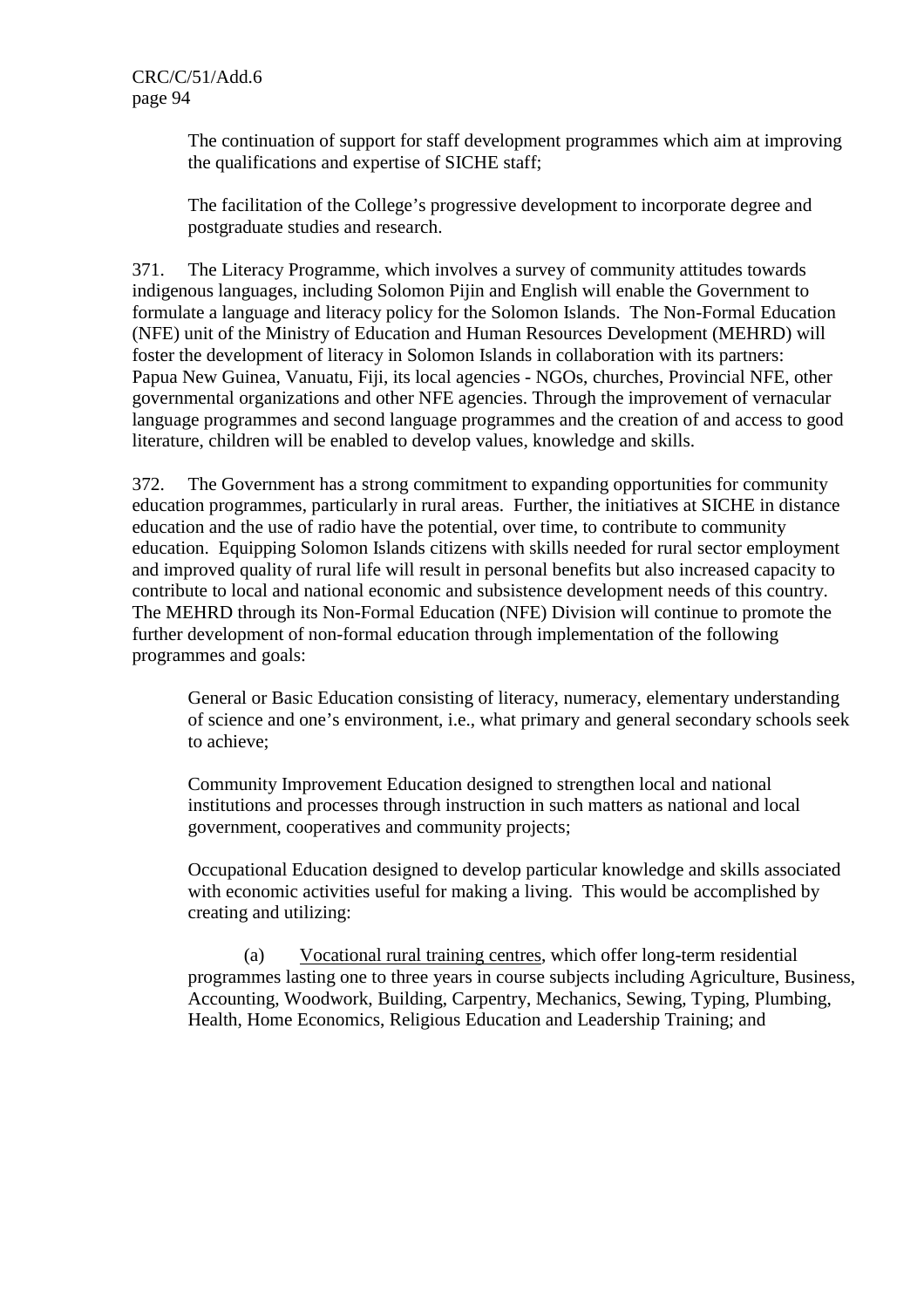The continuation of support for staff development programmes which aim at improving the qualifications and expertise of SICHE staff;

The facilitation of the College's progressive development to incorporate degree and postgraduate studies and research.

371. The Literacy Programme, which involves a survey of community attitudes towards indigenous languages, including Solomon Pijin and English will enable the Government to formulate a language and literacy policy for the Solomon Islands. The Non-Formal Education (NFE) unit of the Ministry of Education and Human Resources Development (MEHRD) will foster the development of literacy in Solomon Islands in collaboration with its partners: Papua New Guinea, Vanuatu, Fiji, its local agencies - NGOs, churches, Provincial NFE, other governmental organizations and other NFE agencies. Through the improvement of vernacular language programmes and second language programmes and the creation of and access to good literature, children will be enabled to develop values, knowledge and skills.

372. The Government has a strong commitment to expanding opportunities for community education programmes, particularly in rural areas. Further, the initiatives at SICHE in distance education and the use of radio have the potential, over time, to contribute to community education. Equipping Solomon Islands citizens with skills needed for rural sector employment and improved quality of rural life will result in personal benefits but also increased capacity to contribute to local and national economic and subsistence development needs of this country. The MEHRD through its Non-Formal Education (NFE) Division will continue to promote the further development of non-formal education through implementation of the following programmes and goals:

General or Basic Education consisting of literacy, numeracy, elementary understanding of science and one's environment, i.e., what primary and general secondary schools seek to achieve;

Community Improvement Education designed to strengthen local and national institutions and processes through instruction in such matters as national and local government, cooperatives and community projects;

Occupational Education designed to develop particular knowledge and skills associated with economic activities useful for making a living. This would be accomplished by creating and utilizing:

(a) Vocational rural training centres, which offer long-term residential programmes lasting one to three years in course subjects including Agriculture, Business, Accounting, Woodwork, Building, Carpentry, Mechanics, Sewing, Typing, Plumbing, Health, Home Economics, Religious Education and Leadership Training; and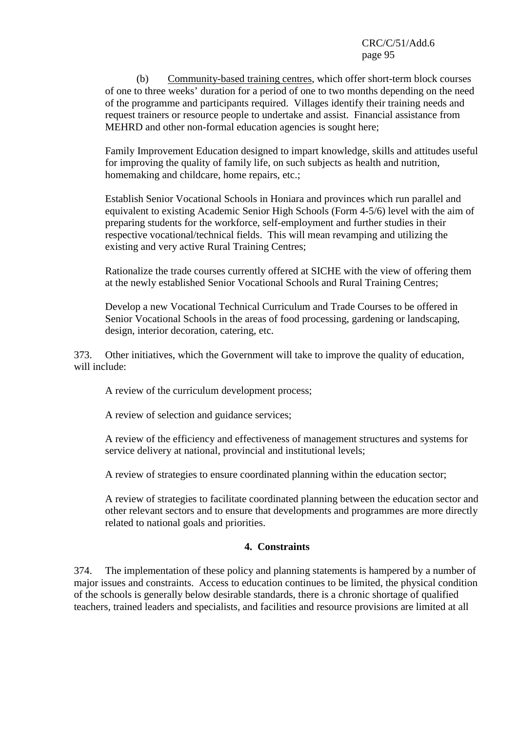(b) Community-based training centres, which offer short-term block courses of one to three weeks' duration for a period of one to two months depending on the need of the programme and participants required. Villages identify their training needs and request trainers or resource people to undertake and assist. Financial assistance from MEHRD and other non-formal education agencies is sought here;

Family Improvement Education designed to impart knowledge, skills and attitudes useful for improving the quality of family life, on such subjects as health and nutrition, homemaking and childcare, home repairs, etc.;

Establish Senior Vocational Schools in Honiara and provinces which run parallel and equivalent to existing Academic Senior High Schools (Form 4-5/6) level with the aim of preparing students for the workforce, self-employment and further studies in their respective vocational/technical fields. This will mean revamping and utilizing the existing and very active Rural Training Centres;

Rationalize the trade courses currently offered at SICHE with the view of offering them at the newly established Senior Vocational Schools and Rural Training Centres;

Develop a new Vocational Technical Curriculum and Trade Courses to be offered in Senior Vocational Schools in the areas of food processing, gardening or landscaping, design, interior decoration, catering, etc.

373. Other initiatives, which the Government will take to improve the quality of education, will include:

A review of the curriculum development process;

A review of selection and guidance services;

A review of the efficiency and effectiveness of management structures and systems for service delivery at national, provincial and institutional levels;

A review of strategies to ensure coordinated planning within the education sector;

A review of strategies to facilitate coordinated planning between the education sector and other relevant sectors and to ensure that developments and programmes are more directly related to national goals and priorities.

### 4. Constraints

374. The implementation of these policy and planning statements is hampered by a number of major issues and constraints. Access to education continues to be limited, the physical condition of the schools is generally below desirable standards, there is a chronic shortage of qualified teachers, trained leaders and specialists, and facilities and resource provisions are limited at all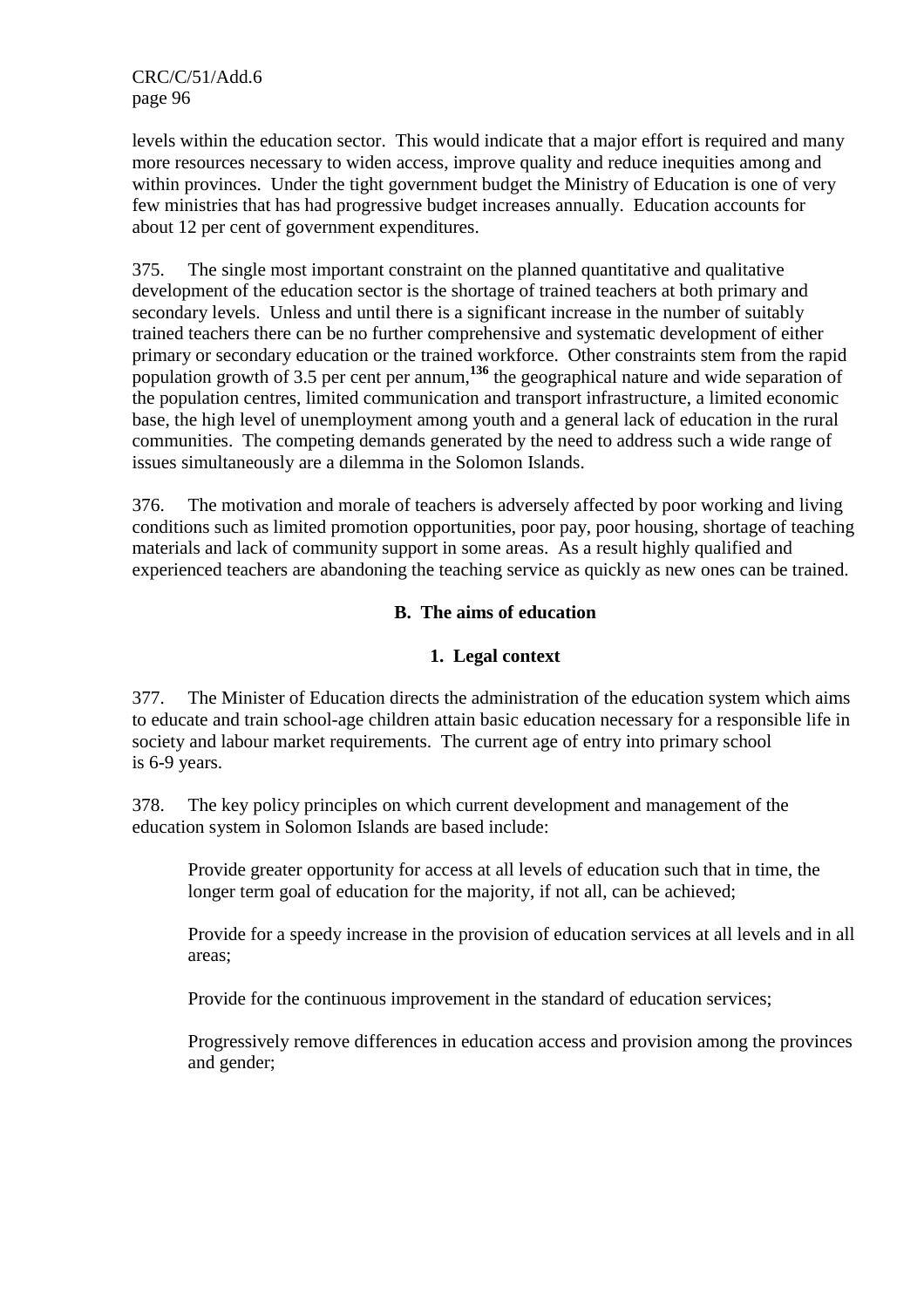levels within the education sector. This would indicate that a major effort is required and many more resources necessary to widen access, improve quality and reduce inequities among and within provinces. Under the tight government budget the Ministry of Education is one of very few ministries that has had progressive budget increases annually. Education accounts for about 12 per cent of government expenditures.

375. The single most important constraint on the planned quantitative and qualitative development of the education sector is the shortage of trained teachers at both primary and secondary levels. Unless and until there is a significant increase in the number of suitably trained teachers there can be no further comprehensive and systematic development of either primary or secondary education or the trained workforce. Other constraints stem from the rapid population growth of 3.5 per cent per annum,[136] the geographical nature and wide separation of the population centres, limited communication and transport infrastructure, a limited economic base, the high level of unemployment among youth and a general lack of education in the rural communities. The competing demands generated by the need to address such a wide range of issues simultaneously are a dilemma in the Solomon Islands.

376. The motivation and morale of teachers is adversely affected by poor working and living conditions such as limited promotion opportunities, poor pay, poor housing, shortage of teaching materials and lack of community support in some areas. As a result highly qualified and experienced teachers are abandoning the teaching service as quickly as new ones can be trained.

## B. The aims of education

### 1. Legal context

377. The Minister of Education directs the administration of the education system which aims to educate and train school-age children attain basic education necessary for a responsible life in society and labour market requirements. The current age of entry into primary school is 6-9 years.

378. The key policy principles on which current development and management of the education system in Solomon Islands are based include:

> Provide greater opportunity for access at all levels of education such that in time, the longer term goal of education for the majority, if not all, can be achieved;
>
> Provide for a speedy increase in the provision of education services at all levels and in all areas;
>
> Provide for the continuous improvement in the standard of education services;
>
> Progressively remove differences in education access and provision among the provinces and gender;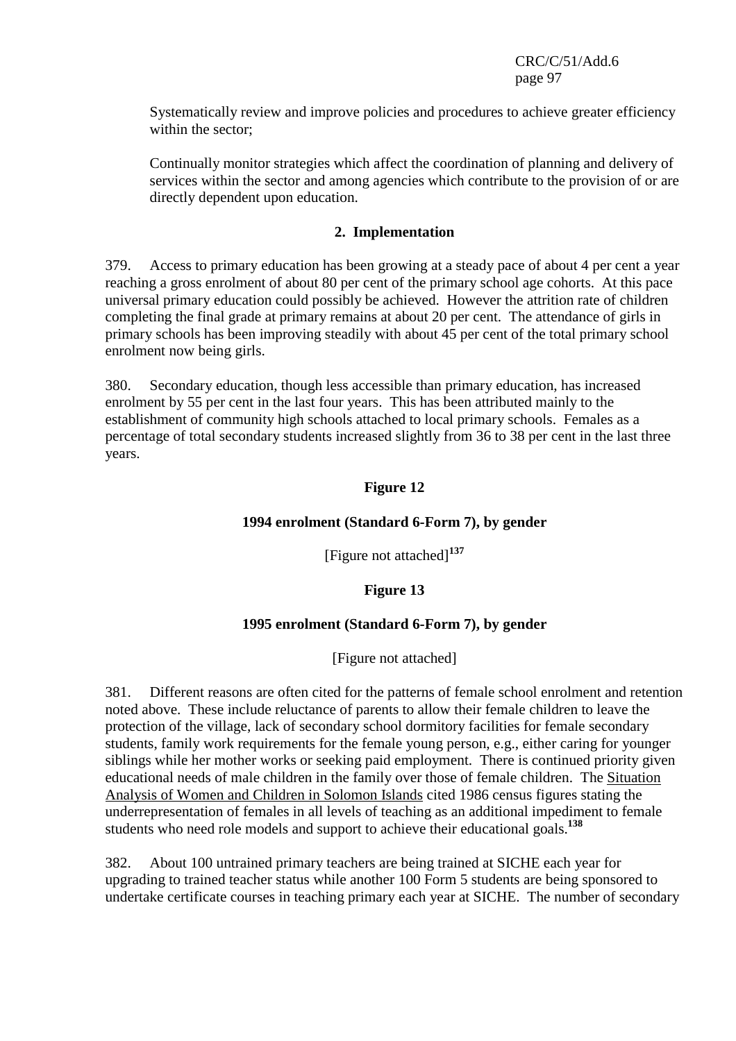Systematically review and improve policies and procedures to achieve greater efficiency within the sector;

Continually monitor strategies which affect the coordination of planning and delivery of services within the sector and among agencies which contribute to the provision of or are directly dependent upon education.

### 2. Implementation

379. Access to primary education has been growing at a steady pace of about 4 per cent a year reaching a gross enrolment of about 80 per cent of the primary school age cohorts. At this pace universal primary education could possibly be achieved. However the attrition rate of children completing the final grade at primary remains at about 20 per cent. The attendance of girls in primary schools has been improving steadily with about 45 per cent of the total primary school enrolment now being girls.

380. Secondary education, though less accessible than primary education, has increased enrolment by 55 per cent in the last four years. This has been attributed mainly to the establishment of community high schools attached to local primary schools. Females as a percentage of total secondary students increased slightly from 36 to 38 per cent in the last three years.

**Figure 12**

**1994 enrolment (Standard 6-Form 7), by gender**

[Figure not attached][137]

**Figure 13**

**1995 enrolment (Standard 6-Form 7), by gender**

[Figure not attached]

381. Different reasons are often cited for the patterns of female school enrolment and retention noted above. These include reluctance of parents to allow their female children to leave the protection of the village, lack of secondary school dormitory facilities for female secondary students, family work requirements for the female young person, e.g., either caring for younger siblings while her mother works or seeking paid employment. There is continued priority given educational needs of male children in the family over those of female children. The Situation Analysis of Women and Children in Solomon Islands cited 1986 census figures stating the underrepresentation of females in all levels of teaching as an additional impediment to female students who need role models and support to achieve their educational goals.[138]

382. About 100 untrained primary teachers are being trained at SICHE each year for upgrading to trained teacher status while another 100 Form 5 students are being sponsored to undertake certificate courses in teaching primary each year at SICHE. The number of secondary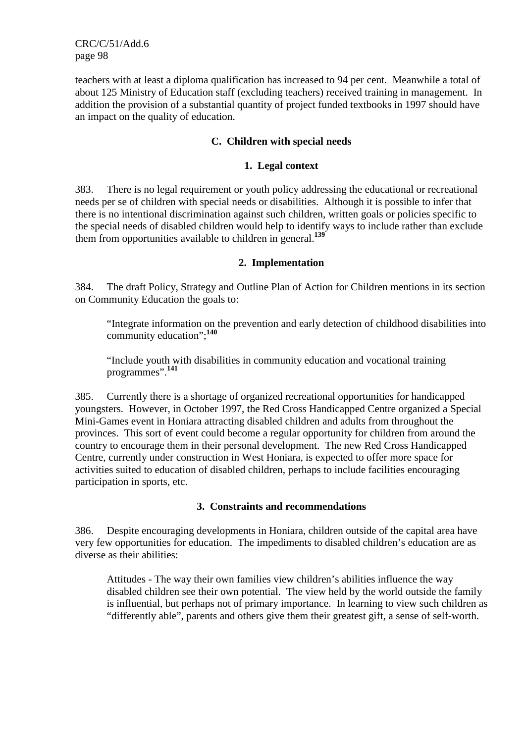teachers with at least a diploma qualification has increased to 94 per cent. Meanwhile a total of about 125 Ministry of Education staff (excluding teachers) received training in management. In addition the provision of a substantial quantity of project funded textbooks in 1997 should have an impact on the quality of education.

## C. Children with special needs

### 1. Legal context

383. There is no legal requirement or youth policy addressing the educational or recreational needs per se of children with special needs or disabilities. Although it is possible to infer that there is no intentional discrimination against such children, written goals or policies specific to the special needs of disabled children would help to identify ways to include rather than exclude them from opportunities available to children in general.[139]

### 2. Implementation

384. The draft Policy, Strategy and Outline Plan of Action for Children mentions in its section on Community Education the goals to:

> "Integrate information on the prevention and early detection of childhood disabilities into community education";[140]
>
> "Include youth with disabilities in community education and vocational training programmes".[141]

385. Currently there is a shortage of organized recreational opportunities for handicapped youngsters. However, in October 1997, the Red Cross Handicapped Centre organized a Special Mini-Games event in Honiara attracting disabled children and adults from throughout the provinces. This sort of event could become a regular opportunity for children from around the country to encourage them in their personal development. The new Red Cross Handicapped Centre, currently under construction in West Honiara, is expected to offer more space for activities suited to education of disabled children, perhaps to include facilities encouraging participation in sports, etc.

### 3. Constraints and recommendations

386. Despite encouraging developments in Honiara, children outside of the capital area have very few opportunities for education. The impediments to disabled children's education are as diverse as their abilities:

> Attitudes - The way their own families view children's abilities influence the way disabled children see their own potential. The view held by the world outside the family is influential, but perhaps not of primary importance. In learning to view such children as "differently able", parents and others give them their greatest gift, a sense of self-worth.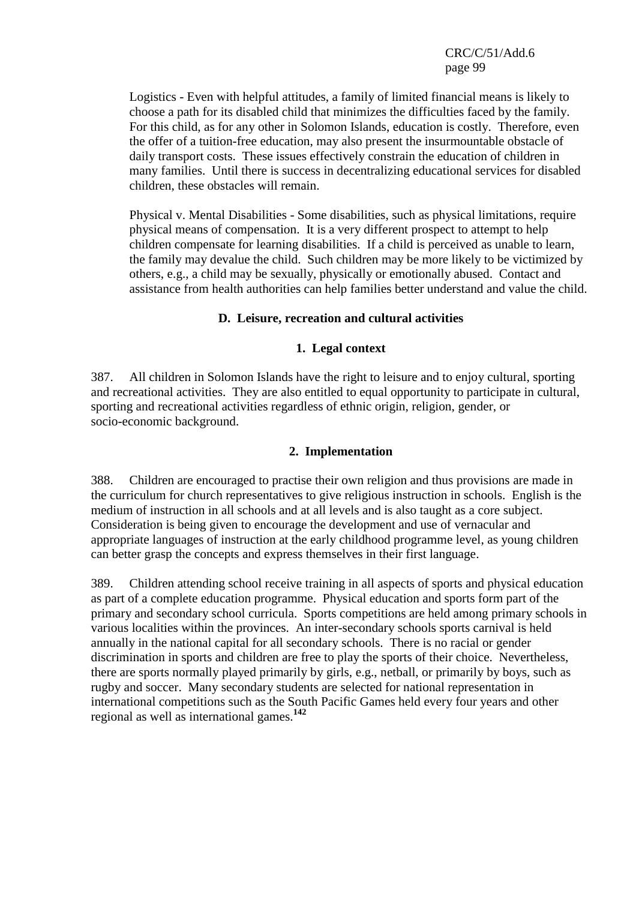Logistics - Even with helpful attitudes, a family of limited financial means is likely to choose a path for its disabled child that minimizes the difficulties faced by the family. For this child, as for any other in Solomon Islands, education is costly. Therefore, even the offer of a tuition-free education, may also present the insurmountable obstacle of daily transport costs. These issues effectively constrain the education of children in many families. Until there is success in decentralizing educational services for disabled children, these obstacles will remain.

Physical v. Mental Disabilities - Some disabilities, such as physical limitations, require physical means of compensation. It is a very different prospect to attempt to help children compensate for learning disabilities. If a child is perceived as unable to learn, the family may devalue the child. Such children may be more likely to be victimized by others, e.g., a child may be sexually, physically or emotionally abused. Contact and assistance from health authorities can help families better understand and value the child.

## D. Leisure, recreation and cultural activities

### 1. Legal context

387. All children in Solomon Islands have the right to leisure and to enjoy cultural, sporting and recreational activities. They are also entitled to equal opportunity to participate in cultural, sporting and recreational activities regardless of ethnic origin, religion, gender, or socio-economic background.

### 2. Implementation

388. Children are encouraged to practise their own religion and thus provisions are made in the curriculum for church representatives to give religious instruction in schools. English is the medium of instruction in all schools and at all levels and is also taught as a core subject. Consideration is being given to encourage the development and use of vernacular and appropriate languages of instruction at the early childhood programme level, as young children can better grasp the concepts and express themselves in their first language.

389. Children attending school receive training in all aspects of sports and physical education as part of a complete education programme. Physical education and sports form part of the primary and secondary school curricula. Sports competitions are held among primary schools in various localities within the provinces. An inter-secondary schools sports carnival is held annually in the national capital for all secondary schools. There is no racial or gender discrimination in sports and children are free to play the sports of their choice. Nevertheless, there are sports normally played primarily by girls, e.g., netball, or primarily by boys, such as rugby and soccer. Many secondary students are selected for national representation in international competitions such as the South Pacific Games held every four years and other regional as well as international games.[142]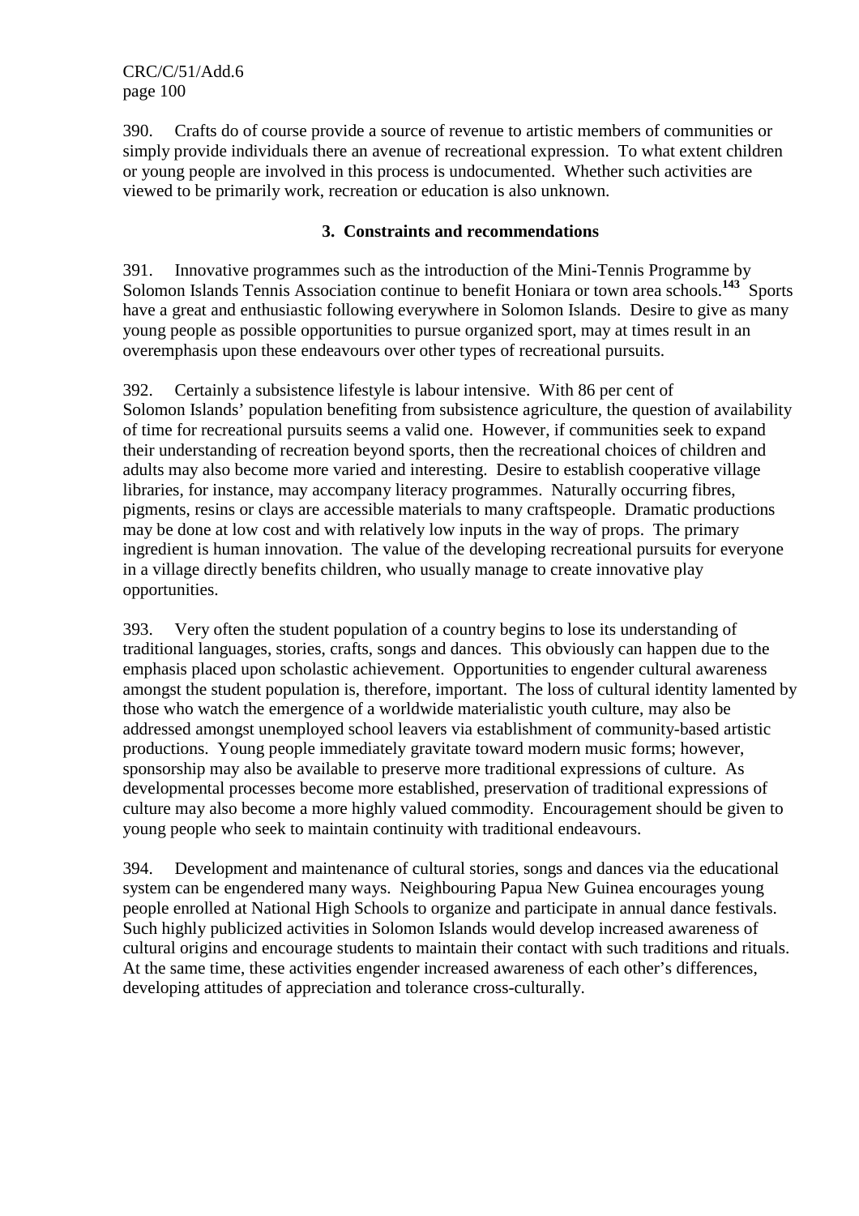390. Crafts do of course provide a source of revenue to artistic members of communities or simply provide individuals there an avenue of recreational expression. To what extent children or young people are involved in this process is undocumented. Whether such activities are viewed to be primarily work, recreation or education is also unknown.

### 3. Constraints and recommendations

391. Innovative programmes such as the introduction of the Mini-Tennis Programme by Solomon Islands Tennis Association continue to benefit Honiara or town area schools.[143] Sports have a great and enthusiastic following everywhere in Solomon Islands. Desire to give as many young people as possible opportunities to pursue organized sport, may at times result in an overemphasis upon these endeavours over other types of recreational pursuits.

392. Certainly a subsistence lifestyle is labour intensive. With 86 per cent of Solomon Islands' population benefiting from subsistence agriculture, the question of availability of time for recreational pursuits seems a valid one. However, if communities seek to expand their understanding of recreation beyond sports, then the recreational choices of children and adults may also become more varied and interesting. Desire to establish cooperative village libraries, for instance, may accompany literacy programmes. Naturally occurring fibres, pigments, resins or clays are accessible materials to many craftspeople. Dramatic productions may be done at low cost and with relatively low inputs in the way of props. The primary ingredient is human innovation. The value of the developing recreational pursuits for everyone in a village directly benefits children, who usually manage to create innovative play opportunities.

393. Very often the student population of a country begins to lose its understanding of traditional languages, stories, crafts, songs and dances. This obviously can happen due to the emphasis placed upon scholastic achievement. Opportunities to engender cultural awareness amongst the student population is, therefore, important. The loss of cultural identity lamented by those who watch the emergence of a worldwide materialistic youth culture, may also be addressed amongst unemployed school leavers via establishment of community-based artistic productions. Young people immediately gravitate toward modern music forms; however, sponsorship may also be available to preserve more traditional expressions of culture. As developmental processes become more established, preservation of traditional expressions of culture may also become a more highly valued commodity. Encouragement should be given to young people who seek to maintain continuity with traditional endeavours.

394. Development and maintenance of cultural stories, songs and dances via the educational system can be engendered many ways. Neighbouring Papua New Guinea encourages young people enrolled at National High Schools to organize and participate in annual dance festivals. Such highly publicized activities in Solomon Islands would develop increased awareness of cultural origins and encourage students to maintain their contact with such traditions and rituals. At the same time, these activities engender increased awareness of each other's differences, developing attitudes of appreciation and tolerance cross-culturally.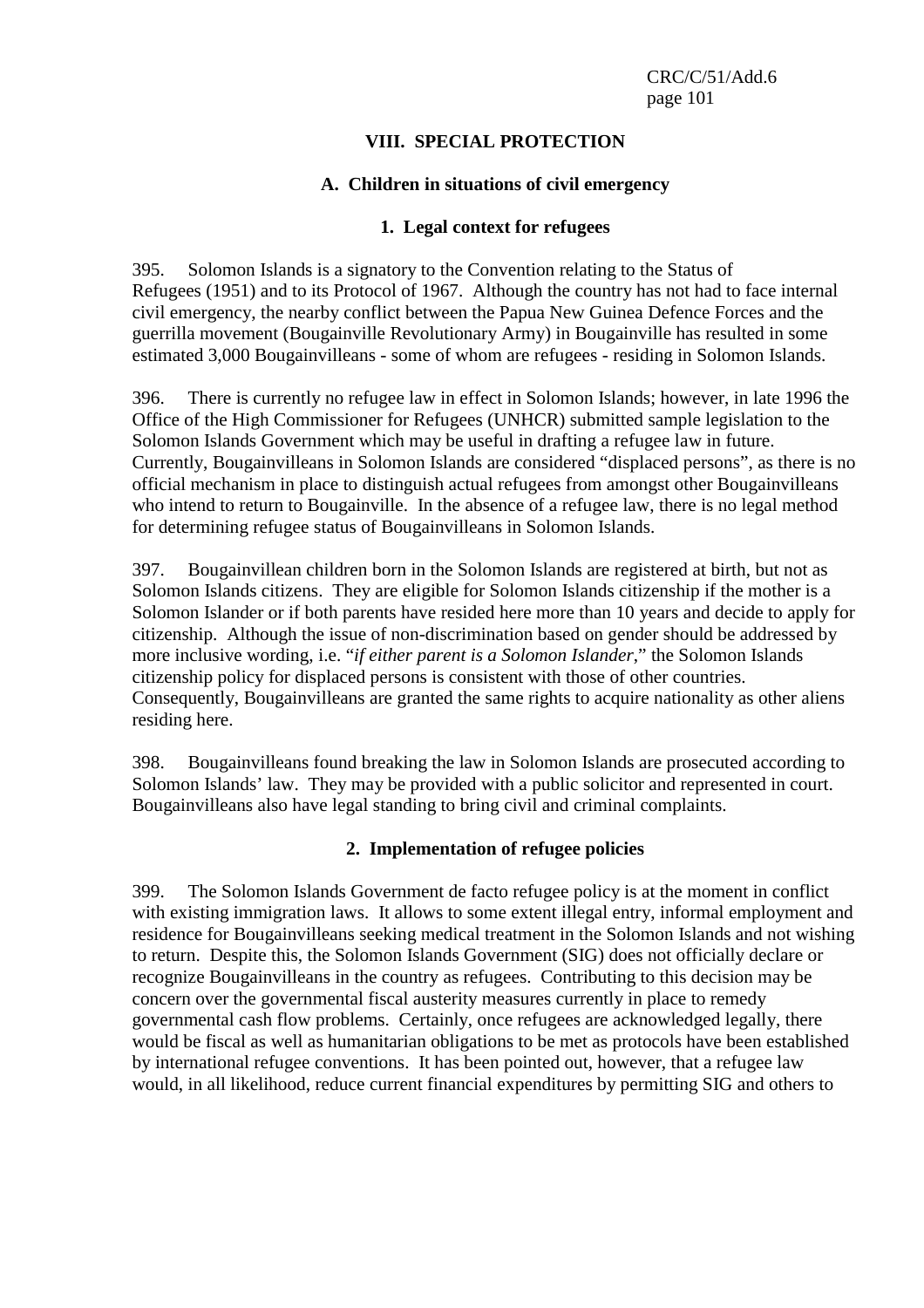## VIII. SPECIAL PROTECTION

### A. Children in situations of civil emergency

#### 1. Legal context for refugees

395. Solomon Islands is a signatory to the Convention relating to the Status of Refugees (1951) and to its Protocol of 1967. Although the country has not had to face internal civil emergency, the nearby conflict between the Papua New Guinea Defence Forces and the guerrilla movement (Bougainville Revolutionary Army) in Bougainville has resulted in some estimated 3,000 Bougainvilleans - some of whom are refugees - residing in Solomon Islands.

396. There is currently no refugee law in effect in Solomon Islands; however, in late 1996 the Office of the High Commissioner for Refugees (UNHCR) submitted sample legislation to the Solomon Islands Government which may be useful in drafting a refugee law in future. Currently, Bougainvilleans in Solomon Islands are considered "displaced persons", as there is no official mechanism in place to distinguish actual refugees from amongst other Bougainvilleans who intend to return to Bougainville. In the absence of a refugee law, there is no legal method for determining refugee status of Bougainvilleans in Solomon Islands.

397. Bougainvillean children born in the Solomon Islands are registered at birth, but not as Solomon Islands citizens. They are eligible for Solomon Islands citizenship if the mother is a Solomon Islander or if both parents have resided here more than 10 years and decide to apply for citizenship. Although the issue of non-discrimination based on gender should be addressed by more inclusive wording, i.e. "*if either parent is a Solomon Islander*," the Solomon Islands citizenship policy for displaced persons is consistent with those of other countries. Consequently, Bougainvilleans are granted the same rights to acquire nationality as other aliens residing here.

398. Bougainvilleans found breaking the law in Solomon Islands are prosecuted according to Solomon Islands' law. They may be provided with a public solicitor and represented in court. Bougainvilleans also have legal standing to bring civil and criminal complaints.

#### 2. Implementation of refugee policies

399. The Solomon Islands Government de facto refugee policy is at the moment in conflict with existing immigration laws. It allows to some extent illegal entry, informal employment and residence for Bougainvilleans seeking medical treatment in the Solomon Islands and not wishing to return. Despite this, the Solomon Islands Government (SIG) does not officially declare or recognize Bougainvilleans in the country as refugees. Contributing to this decision may be concern over the governmental fiscal austerity measures currently in place to remedy governmental cash flow problems. Certainly, once refugees are acknowledged legally, there would be fiscal as well as humanitarian obligations to be met as protocols have been established by international refugee conventions. It has been pointed out, however, that a refugee law would, in all likelihood, reduce current financial expenditures by permitting SIG and others to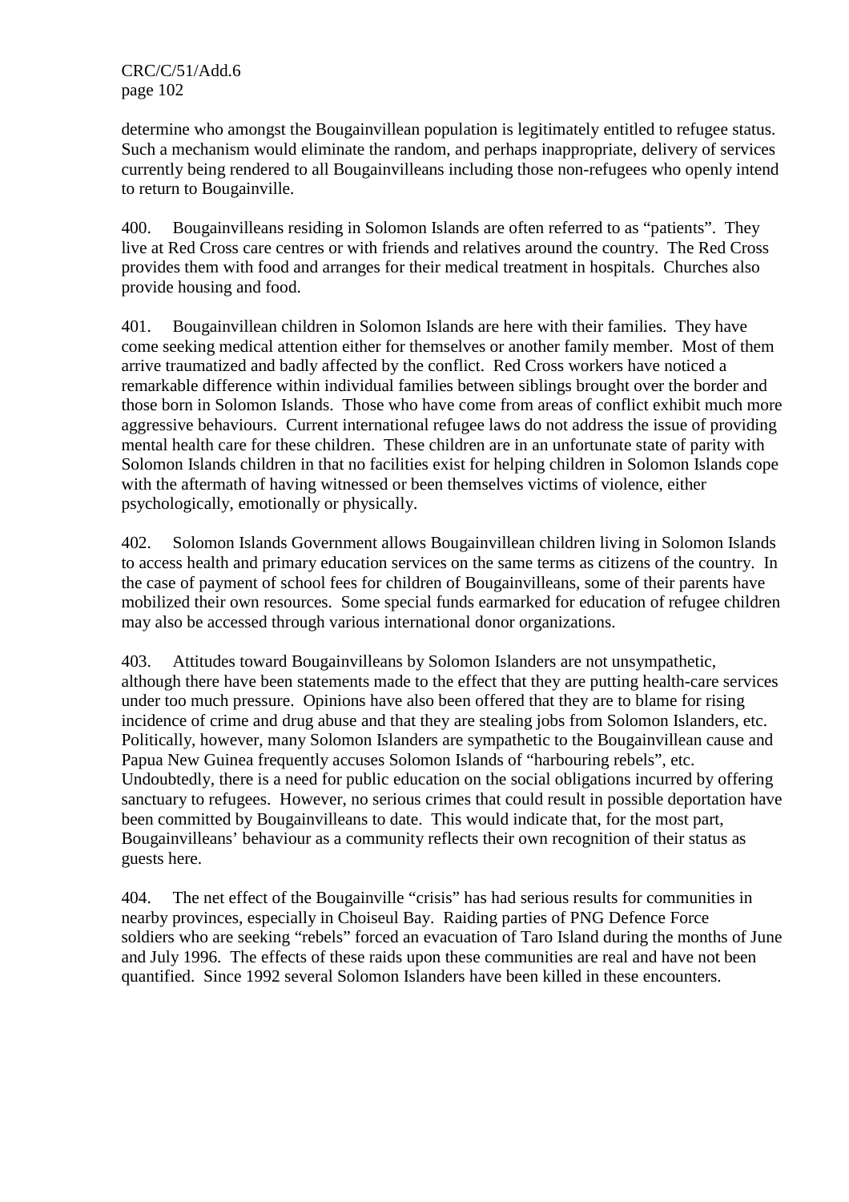determine who amongst the Bougainvillean population is legitimately entitled to refugee status. Such a mechanism would eliminate the random, and perhaps inappropriate, delivery of services currently being rendered to all Bougainvilleans including those non-refugees who openly intend to return to Bougainville.

400. Bougainvilleans residing in Solomon Islands are often referred to as “patients”. They live at Red Cross care centres or with friends and relatives around the country. The Red Cross provides them with food and arranges for their medical treatment in hospitals. Churches also provide housing and food.

401. Bougainvillean children in Solomon Islands are here with their families. They have come seeking medical attention either for themselves or another family member. Most of them arrive traumatized and badly affected by the conflict. Red Cross workers have noticed a remarkable difference within individual families between siblings brought over the border and those born in Solomon Islands. Those who have come from areas of conflict exhibit much more aggressive behaviours. Current international refugee laws do not address the issue of providing mental health care for these children. These children are in an unfortunate state of parity with Solomon Islands children in that no facilities exist for helping children in Solomon Islands cope with the aftermath of having witnessed or been themselves victims of violence, either psychologically, emotionally or physically.

402. Solomon Islands Government allows Bougainvillean children living in Solomon Islands to access health and primary education services on the same terms as citizens of the country. In the case of payment of school fees for children of Bougainvilleans, some of their parents have mobilized their own resources. Some special funds earmarked for education of refugee children may also be accessed through various international donor organizations.

403. Attitudes toward Bougainvilleans by Solomon Islanders are not unsympathetic, although there have been statements made to the effect that they are putting health-care services under too much pressure. Opinions have also been offered that they are to blame for rising incidence of crime and drug abuse and that they are stealing jobs from Solomon Islanders, etc. Politically, however, many Solomon Islanders are sympathetic to the Bougainvillean cause and Papua New Guinea frequently accuses Solomon Islands of “harbouring rebels”, etc. Undoubtedly, there is a need for public education on the social obligations incurred by offering sanctuary to refugees. However, no serious crimes that could result in possible deportation have been committed by Bougainvilleans to date. This would indicate that, for the most part, Bougainvilleans’ behaviour as a community reflects their own recognition of their status as guests here.

404. The net effect of the Bougainville “crisis” has had serious results for communities in nearby provinces, especially in Choiseul Bay. Raiding parties of PNG Defence Force soldiers who are seeking “rebels” forced an evacuation of Taro Island during the months of June and July 1996. The effects of these raids upon these communities are real and have not been quantified. Since 1992 several Solomon Islanders have been killed in these encounters.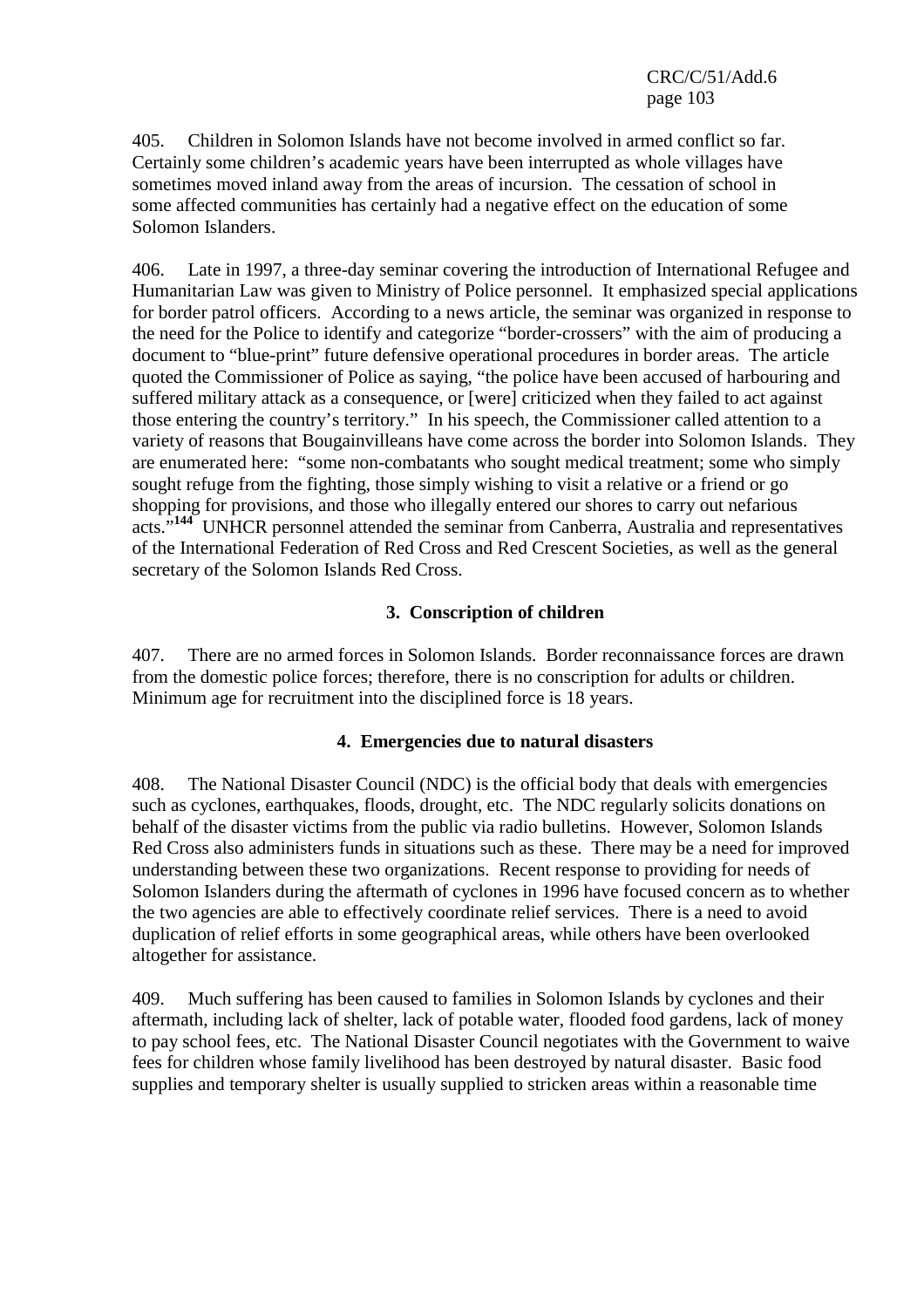405. Children in Solomon Islands have not become involved in armed conflict so far. Certainly some children's academic years have been interrupted as whole villages have sometimes moved inland away from the areas of incursion. The cessation of school in some affected communities has certainly had a negative effect on the education of some Solomon Islanders.

406. Late in 1997, a three-day seminar covering the introduction of International Refugee and Humanitarian Law was given to Ministry of Police personnel. It emphasized special applications for border patrol officers. According to a news article, the seminar was organized in response to the need for the Police to identify and categorize "border-crossers" with the aim of producing a document to "blue-print" future defensive operational procedures in border areas. The article quoted the Commissioner of Police as saying, "the police have been accused of harbouring and suffered military attack as a consequence, or [were] criticized when they failed to act against those entering the country's territory." In his speech, the Commissioner called attention to a variety of reasons that Bougainvilleans have come across the border into Solomon Islands. They are enumerated here: "some non-combatants who sought medical treatment; some who simply sought refuge from the fighting, those simply wishing to visit a relative or a friend or go shopping for provisions, and those who illegally entered our shores to carry out nefarious acts."[144] UNHCR personnel attended the seminar from Canberra, Australia and representatives of the International Federation of Red Cross and Red Crescent Societies, as well as the general secretary of the Solomon Islands Red Cross.

### 3. Conscription of children

407. There are no armed forces in Solomon Islands. Border reconnaissance forces are drawn from the domestic police forces; therefore, there is no conscription for adults or children. Minimum age for recruitment into the disciplined force is 18 years.

### 4. Emergencies due to natural disasters

408. The National Disaster Council (NDC) is the official body that deals with emergencies such as cyclones, earthquakes, floods, drought, etc. The NDC regularly solicits donations on behalf of the disaster victims from the public via radio bulletins. However, Solomon Islands Red Cross also administers funds in situations such as these. There may be a need for improved understanding between these two organizations. Recent response to providing for needs of Solomon Islanders during the aftermath of cyclones in 1996 have focused concern as to whether the two agencies are able to effectively coordinate relief services. There is a need to avoid duplication of relief efforts in some geographical areas, while others have been overlooked altogether for assistance.

409. Much suffering has been caused to families in Solomon Islands by cyclones and their aftermath, including lack of shelter, lack of potable water, flooded food gardens, lack of money to pay school fees, etc. The National Disaster Council negotiates with the Government to waive fees for children whose family livelihood has been destroyed by natural disaster. Basic food supplies and temporary shelter is usually supplied to stricken areas within a reasonable time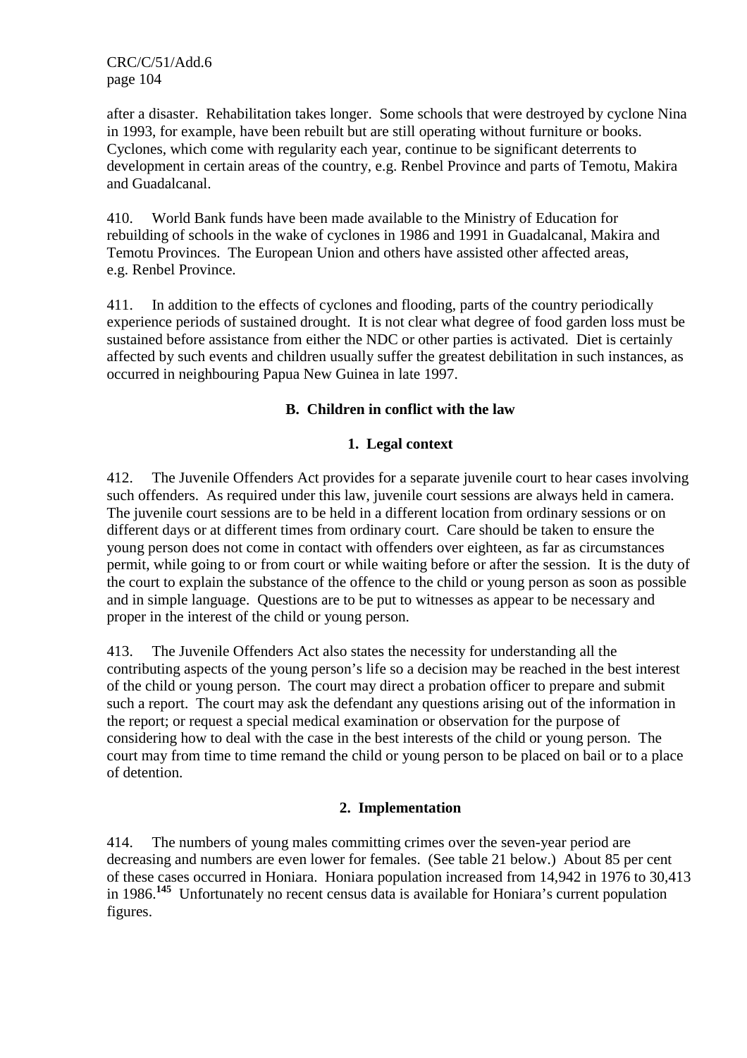after a disaster. Rehabilitation takes longer. Some schools that were destroyed by cyclone Nina in 1993, for example, have been rebuilt but are still operating without furniture or books. Cyclones, which come with regularity each year, continue to be significant deterrents to development in certain areas of the country, e.g. Renbel Province and parts of Temotu, Makira and Guadalcanal.

410. World Bank funds have been made available to the Ministry of Education for rebuilding of schools in the wake of cyclones in 1986 and 1991 in Guadalcanal, Makira and Temotu Provinces. The European Union and others have assisted other affected areas, e.g. Renbel Province.

411. In addition to the effects of cyclones and flooding, parts of the country periodically experience periods of sustained drought. It is not clear what degree of food garden loss must be sustained before assistance from either the NDC or other parties is activated. Diet is certainly affected by such events and children usually suffer the greatest debilitation in such instances, as occurred in neighbouring Papua New Guinea in late 1997.

## B. Children in conflict with the law

### 1. Legal context

412. The Juvenile Offenders Act provides for a separate juvenile court to hear cases involving such offenders. As required under this law, juvenile court sessions are always held in camera. The juvenile court sessions are to be held in a different location from ordinary sessions or on different days or at different times from ordinary court. Care should be taken to ensure the young person does not come in contact with offenders over eighteen, as far as circumstances permit, while going to or from court or while waiting before or after the session. It is the duty of the court to explain the substance of the offence to the child or young person as soon as possible and in simple language. Questions are to be put to witnesses as appear to be necessary and proper in the interest of the child or young person.

413. The Juvenile Offenders Act also states the necessity for understanding all the contributing aspects of the young person's life so a decision may be reached in the best interest of the child or young person. The court may direct a probation officer to prepare and submit such a report. The court may ask the defendant any questions arising out of the information in the report; or request a special medical examination or observation for the purpose of considering how to deal with the case in the best interests of the child or young person. The court may from time to time remand the child or young person to be placed on bail or to a place of detention.

### 2. Implementation

414. The numbers of young males committing crimes over the seven-year period are decreasing and numbers are even lower for females. (See table 21 below.) About 85 per cent of these cases occurred in Honiara. Honiara population increased from 14,942 in 1976 to 30,413 in 1986.[145] Unfortunately no recent census data is available for Honiara's current population figures.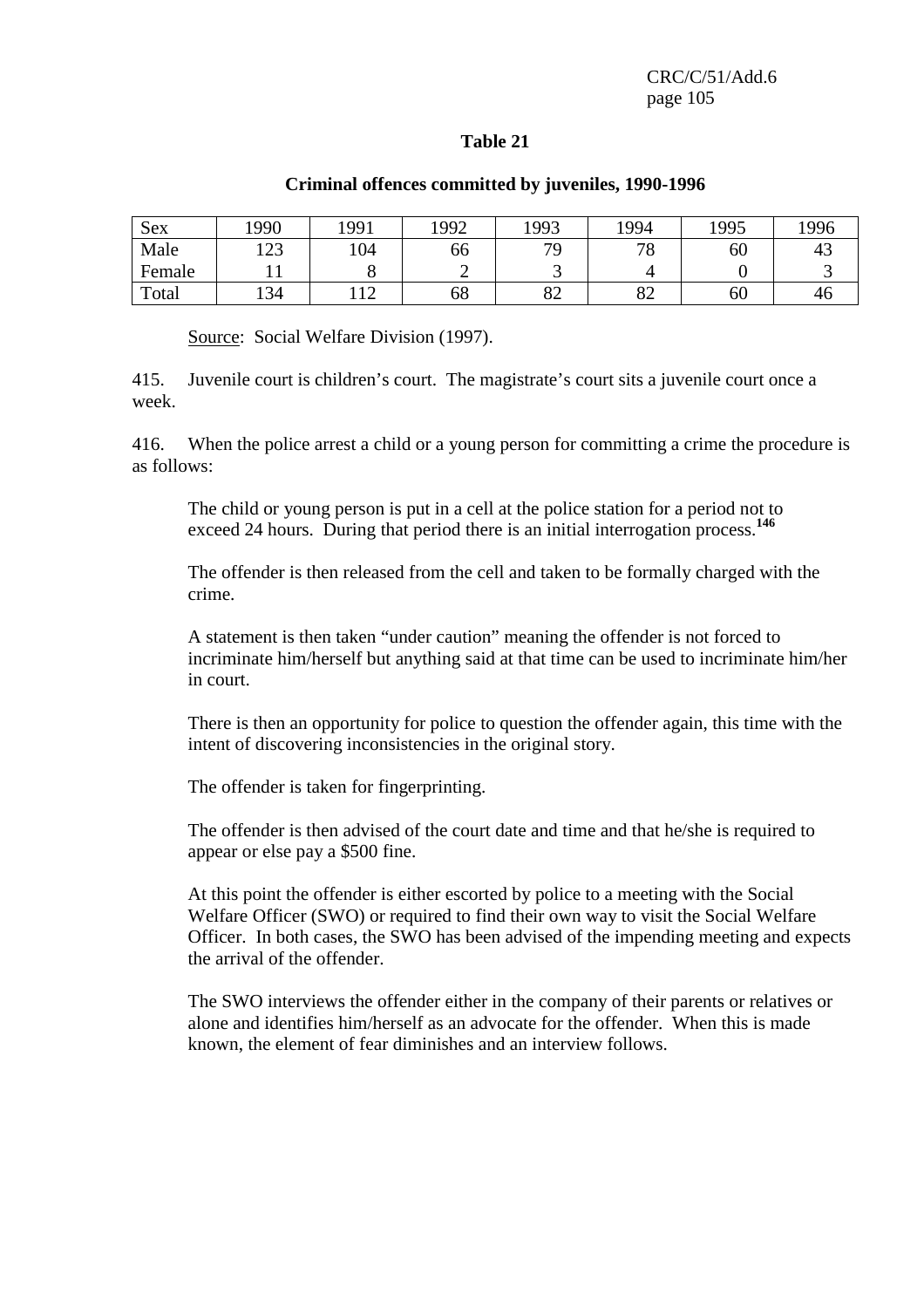**Table 21**

**Criminal offences committed by juveniles, 1990-1996**

| Sex | 1990 | 1991 | 1992 | 1993 | 1994 | 1995 | 1996 |
|---|---|---|---|---|---|---|---|
| Male | 123 | 104 | 66 | 79 | 78 | 60 | 43 |
| Female | 11 | 8 | 2 | 3 | 4 | 0 | 3 |
| Total | 134 | 112 | 68 | 82 | 82 | 60 | 46 |

Source: Social Welfare Division (1997).

415. Juvenile court is children's court. The magistrate's court sits a juvenile court once a week.

416. When the police arrest a child or a young person for committing a crime the procedure is as follows:

> The child or young person is put in a cell at the police station for a period not to exceed 24 hours. During that period there is an initial interrogation process.[146]
>
> The offender is then released from the cell and taken to be formally charged with the crime.
>
> A statement is then taken "under caution" meaning the offender is not forced to incriminate him/herself but anything said at that time can be used to incriminate him/her in court.
>
> There is then an opportunity for police to question the offender again, this time with the intent of discovering inconsistencies in the original story.
>
> The offender is taken for fingerprinting.
>
> The offender is then advised of the court date and time and that he/she is required to appear or else pay a $500 fine.
>
> At this point the offender is either escorted by police to a meeting with the Social Welfare Officer (SWO) or required to find their own way to visit the Social Welfare Officer. In both cases, the SWO has been advised of the impending meeting and expects the arrival of the offender.
>
> The SWO interviews the offender either in the company of their parents or relatives or alone and identifies him/herself as an advocate for the offender. When this is made known, the element of fear diminishes and an interview follows.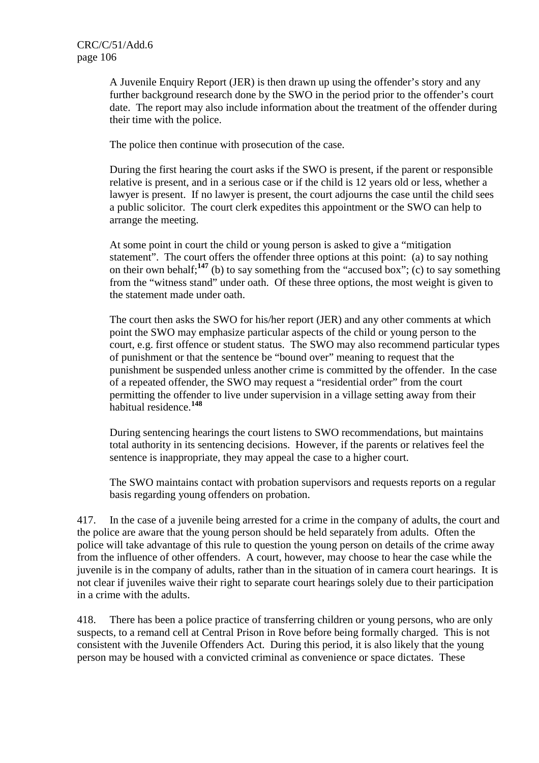A Juvenile Enquiry Report (JER) is then drawn up using the offender's story and any further background research done by the SWO in the period prior to the offender's court date. The report may also include information about the treatment of the offender during their time with the police.

The police then continue with prosecution of the case.

During the first hearing the court asks if the SWO is present, if the parent or responsible relative is present, and in a serious case or if the child is 12 years old or less, whether a lawyer is present. If no lawyer is present, the court adjourns the case until the child sees a public solicitor. The court clerk expedites this appointment or the SWO can help to arrange the meeting.

At some point in court the child or young person is asked to give a "mitigation statement". The court offers the offender three options at this point: (a) to say nothing on their own behalf;[147] (b) to say something from the "accused box"; (c) to say something from the "witness stand" under oath. Of these three options, the most weight is given to the statement made under oath.

The court then asks the SWO for his/her report (JER) and any other comments at which point the SWO may emphasize particular aspects of the child or young person to the court, e.g. first offence or student status. The SWO may also recommend particular types of punishment or that the sentence be "bound over" meaning to request that the punishment be suspended unless another crime is committed by the offender. In the case of a repeated offender, the SWO may request a "residential order" from the court permitting the offender to live under supervision in a village setting away from their habitual residence.[148]

During sentencing hearings the court listens to SWO recommendations, but maintains total authority in its sentencing decisions. However, if the parents or relatives feel the sentence is inappropriate, they may appeal the case to a higher court.

The SWO maintains contact with probation supervisors and requests reports on a regular basis regarding young offenders on probation.

417. In the case of a juvenile being arrested for a crime in the company of adults, the court and the police are aware that the young person should be held separately from adults. Often the police will take advantage of this rule to question the young person on details of the crime away from the influence of other offenders. A court, however, may choose to hear the case while the juvenile is in the company of adults, rather than in the situation of in camera court hearings. It is not clear if juveniles waive their right to separate court hearings solely due to their participation in a crime with the adults.

418. There has been a police practice of transferring children or young persons, who are only suspects, to a remand cell at Central Prison in Rove before being formally charged. This is not consistent with the Juvenile Offenders Act. During this period, it is also likely that the young person may be housed with a convicted criminal as convenience or space dictates. These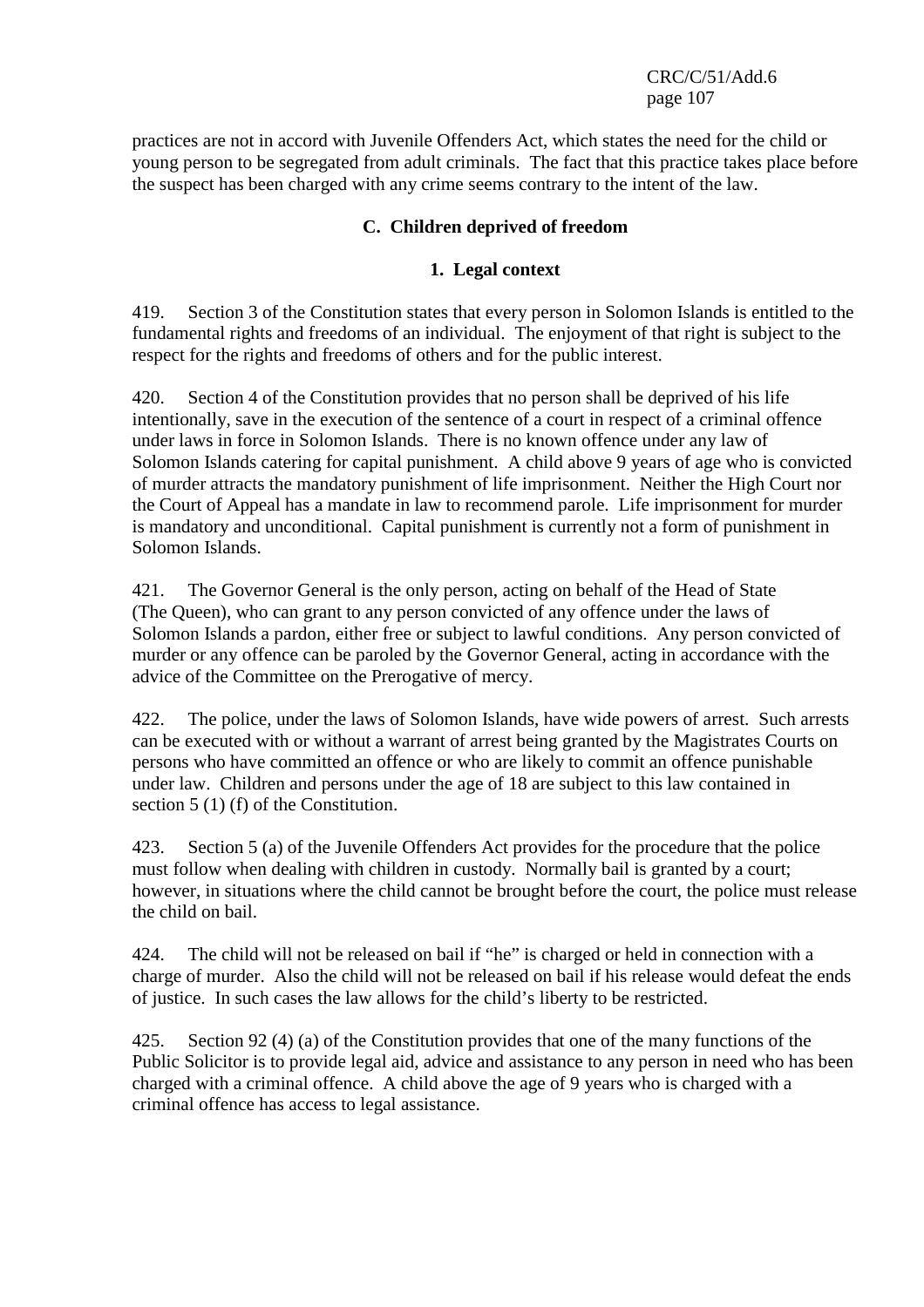practices are not in accord with Juvenile Offenders Act, which states the need for the child or young person to be segregated from adult criminals. The fact that this practice takes place before the suspect has been charged with any crime seems contrary to the intent of the law.

## C. Children deprived of freedom

### 1. Legal context

419. Section 3 of the Constitution states that every person in Solomon Islands is entitled to the fundamental rights and freedoms of an individual. The enjoyment of that right is subject to the respect for the rights and freedoms of others and for the public interest.

420. Section 4 of the Constitution provides that no person shall be deprived of his life intentionally, save in the execution of the sentence of a court in respect of a criminal offence under laws in force in Solomon Islands. There is no known offence under any law of Solomon Islands catering for capital punishment. A child above 9 years of age who is convicted of murder attracts the mandatory punishment of life imprisonment. Neither the High Court nor the Court of Appeal has a mandate in law to recommend parole. Life imprisonment for murder is mandatory and unconditional. Capital punishment is currently not a form of punishment in Solomon Islands.

421. The Governor General is the only person, acting on behalf of the Head of State (The Queen), who can grant to any person convicted of any offence under the laws of Solomon Islands a pardon, either free or subject to lawful conditions. Any person convicted of murder or any offence can be paroled by the Governor General, acting in accordance with the advice of the Committee on the Prerogative of mercy.

422. The police, under the laws of Solomon Islands, have wide powers of arrest. Such arrests can be executed with or without a warrant of arrest being granted by the Magistrates Courts on persons who have committed an offence or who are likely to commit an offence punishable under law. Children and persons under the age of 18 are subject to this law contained in section 5 (1) (f) of the Constitution.

423. Section 5 (a) of the Juvenile Offenders Act provides for the procedure that the police must follow when dealing with children in custody. Normally bail is granted by a court; however, in situations where the child cannot be brought before the court, the police must release the child on bail.

424. The child will not be released on bail if "he" is charged or held in connection with a charge of murder. Also the child will not be released on bail if his release would defeat the ends of justice. In such cases the law allows for the child's liberty to be restricted.

425. Section 92 (4) (a) of the Constitution provides that one of the many functions of the Public Solicitor is to provide legal aid, advice and assistance to any person in need who has been charged with a criminal offence. A child above the age of 9 years who is charged with a criminal offence has access to legal assistance.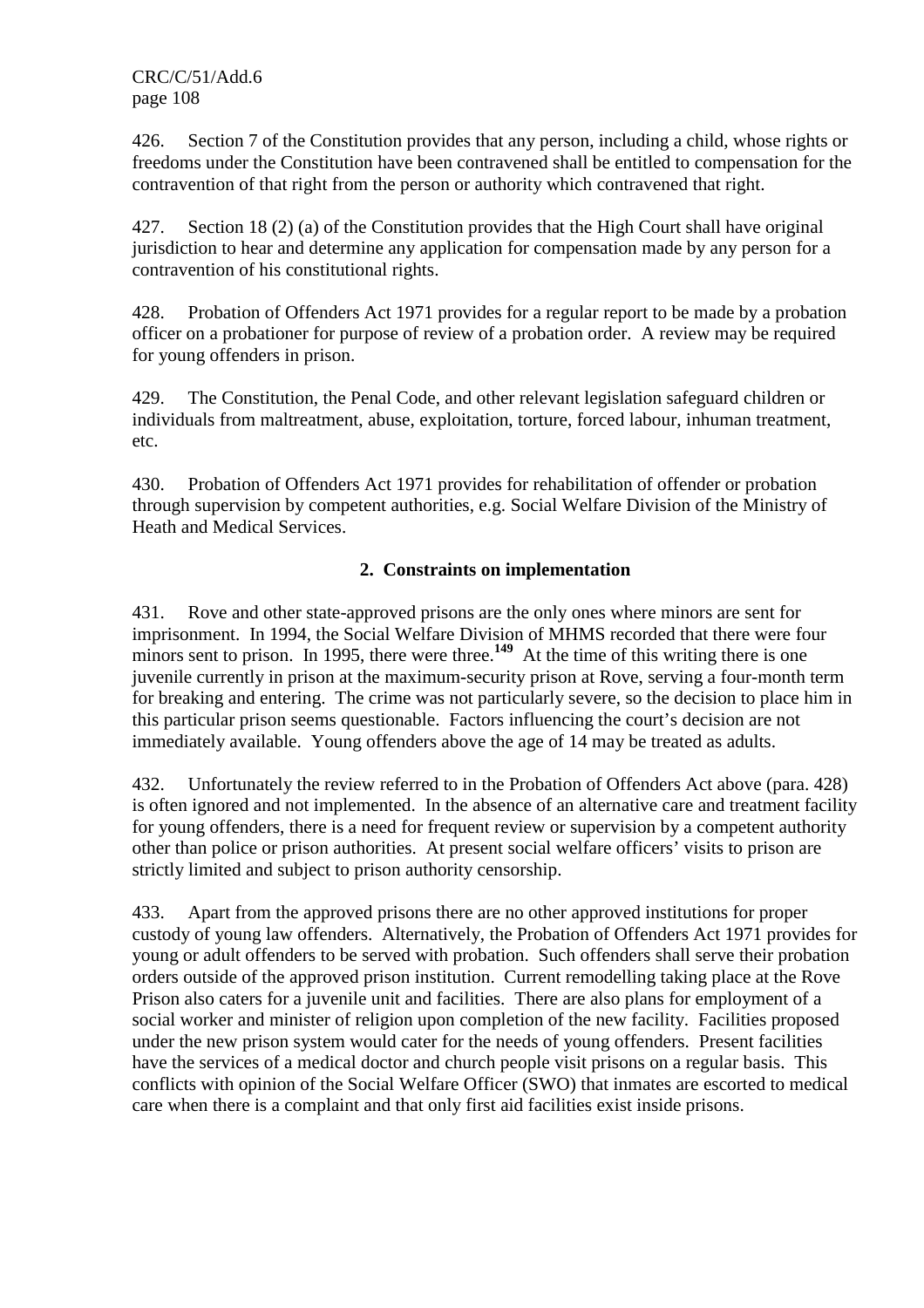426. Section 7 of the Constitution provides that any person, including a child, whose rights or freedoms under the Constitution have been contravened shall be entitled to compensation for the contravention of that right from the person or authority which contravened that right.

427. Section 18 (2) (a) of the Constitution provides that the High Court shall have original jurisdiction to hear and determine any application for compensation made by any person for a contravention of his constitutional rights.

428. Probation of Offenders Act 1971 provides for a regular report to be made by a probation officer on a probationer for purpose of review of a probation order. A review may be required for young offenders in prison.

429. The Constitution, the Penal Code, and other relevant legislation safeguard children or individuals from maltreatment, abuse, exploitation, torture, forced labour, inhuman treatment, etc.

430. Probation of Offenders Act 1971 provides for rehabilitation of offender or probation through supervision by competent authorities, e.g. Social Welfare Division of the Ministry of Heath and Medical Services.

### 2. Constraints on implementation

431. Rove and other state-approved prisons are the only ones where minors are sent for imprisonment. In 1994, the Social Welfare Division of MHMS recorded that there were four minors sent to prison. In 1995, there were three.[149] At the time of this writing there is one juvenile currently in prison at the maximum-security prison at Rove, serving a four-month term for breaking and entering. The crime was not particularly severe, so the decision to place him in this particular prison seems questionable. Factors influencing the court's decision are not immediately available. Young offenders above the age of 14 may be treated as adults.

432. Unfortunately the review referred to in the Probation of Offenders Act above (para. 428) is often ignored and not implemented. In the absence of an alternative care and treatment facility for young offenders, there is a need for frequent review or supervision by a competent authority other than police or prison authorities. At present social welfare officers' visits to prison are strictly limited and subject to prison authority censorship.

433. Apart from the approved prisons there are no other approved institutions for proper custody of young law offenders. Alternatively, the Probation of Offenders Act 1971 provides for young or adult offenders to be served with probation. Such offenders shall serve their probation orders outside of the approved prison institution. Current remodelling taking place at the Rove Prison also caters for a juvenile unit and facilities. There are also plans for employment of a social worker and minister of religion upon completion of the new facility. Facilities proposed under the new prison system would cater for the needs of young offenders. Present facilities have the services of a medical doctor and church people visit prisons on a regular basis. This conflicts with opinion of the Social Welfare Officer (SWO) that inmates are escorted to medical care when there is a complaint and that only first aid facilities exist inside prisons.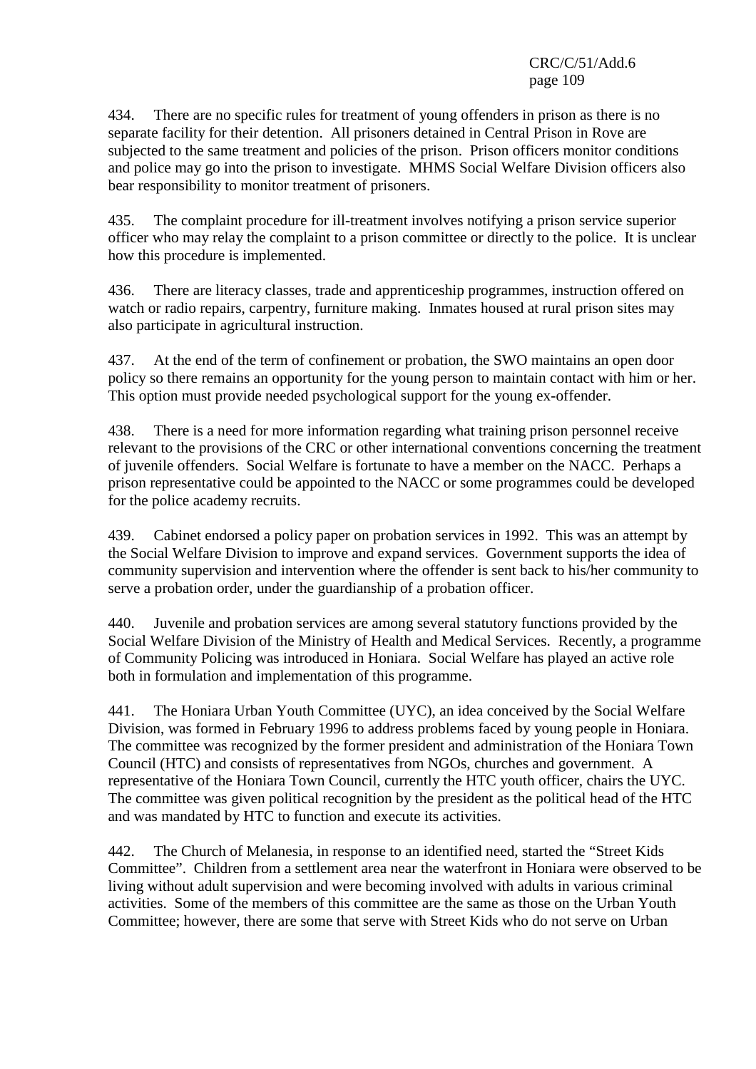434. There are no specific rules for treatment of young offenders in prison as there is no separate facility for their detention. All prisoners detained in Central Prison in Rove are subjected to the same treatment and policies of the prison. Prison officers monitor conditions and police may go into the prison to investigate. MHMS Social Welfare Division officers also bear responsibility to monitor treatment of prisoners.

435. The complaint procedure for ill-treatment involves notifying a prison service superior officer who may relay the complaint to a prison committee or directly to the police. It is unclear how this procedure is implemented.

436. There are literacy classes, trade and apprenticeship programmes, instruction offered on watch or radio repairs, carpentry, furniture making. Inmates housed at rural prison sites may also participate in agricultural instruction.

437. At the end of the term of confinement or probation, the SWO maintains an open door policy so there remains an opportunity for the young person to maintain contact with him or her. This option must provide needed psychological support for the young ex-offender.

438. There is a need for more information regarding what training prison personnel receive relevant to the provisions of the CRC or other international conventions concerning the treatment of juvenile offenders. Social Welfare is fortunate to have a member on the NACC. Perhaps a prison representative could be appointed to the NACC or some programmes could be developed for the police academy recruits.

439. Cabinet endorsed a policy paper on probation services in 1992. This was an attempt by the Social Welfare Division to improve and expand services. Government supports the idea of community supervision and intervention where the offender is sent back to his/her community to serve a probation order, under the guardianship of a probation officer.

440. Juvenile and probation services are among several statutory functions provided by the Social Welfare Division of the Ministry of Health and Medical Services. Recently, a programme of Community Policing was introduced in Honiara. Social Welfare has played an active role both in formulation and implementation of this programme.

441. The Honiara Urban Youth Committee (UYC), an idea conceived by the Social Welfare Division, was formed in February 1996 to address problems faced by young people in Honiara. The committee was recognized by the former president and administration of the Honiara Town Council (HTC) and consists of representatives from NGOs, churches and government. A representative of the Honiara Town Council, currently the HTC youth officer, chairs the UYC. The committee was given political recognition by the president as the political head of the HTC and was mandated by HTC to function and execute its activities.

442. The Church of Melanesia, in response to an identified need, started the "Street Kids Committee". Children from a settlement area near the waterfront in Honiara were observed to be living without adult supervision and were becoming involved with adults in various criminal activities. Some of the members of this committee are the same as those on the Urban Youth Committee; however, there are some that serve with Street Kids who do not serve on Urban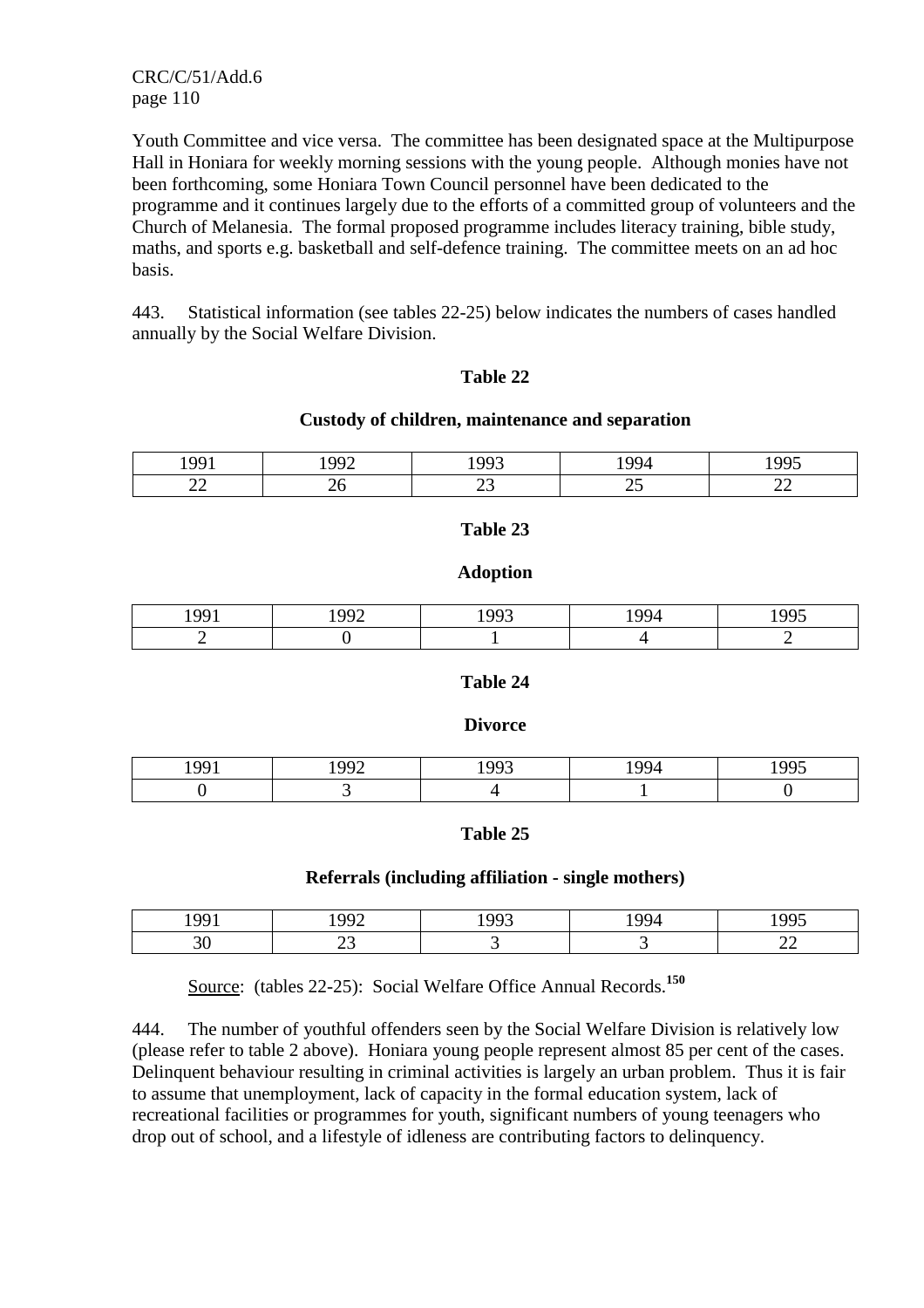Youth Committee and vice versa. The committee has been designated space at the Multipurpose Hall in Honiara for weekly morning sessions with the young people. Although monies have not been forthcoming, some Honiara Town Council personnel have been dedicated to the programme and it continues largely due to the efforts of a committed group of volunteers and the Church of Melanesia. The formal proposed programme includes literacy training, bible study, maths, and sports e.g. basketball and self-defence training. The committee meets on an ad hoc basis.

443. Statistical information (see tables 22-25) below indicates the numbers of cases handled annually by the Social Welfare Division.

**Table 22**

**Custody of children, maintenance and separation**

| 1991 | 1992 | 1993 | 1994 | 1995 |
|---|---|---|---|---|
| 22 | 26 | 23 | 25 | 22 |

**Table 23**

**Adoption**

| 1991 | 1992 | 1993 | 1994 | 1995 |
|---|---|---|---|---|
| 2 | 0 | 1 | 4 | 2 |

**Table 24**

**Divorce**

| 1991 | 1992 | 1993 | 1994 | 1995 |
|---|---|---|---|---|
| 0 | 3 | 4 | 1 | 0 |

**Table 25**

**Referrals (including affiliation - single mothers)**

| 1991 | 1992 | 1993 | 1994 | 1995 |
|---|---|---|---|---|
| 30 | 23 | 3 | 3 | 22 |

Source: (tables 22-25): Social Welfare Office Annual Records.[150]

444. The number of youthful offenders seen by the Social Welfare Division is relatively low (please refer to table 2 above). Honiara young people represent almost 85 per cent of the cases. Delinquent behaviour resulting in criminal activities is largely an urban problem. Thus it is fair to assume that unemployment, lack of capacity in the formal education system, lack of recreational facilities or programmes for youth, significant numbers of young teenagers who drop out of school, and a lifestyle of idleness are contributing factors to delinquency.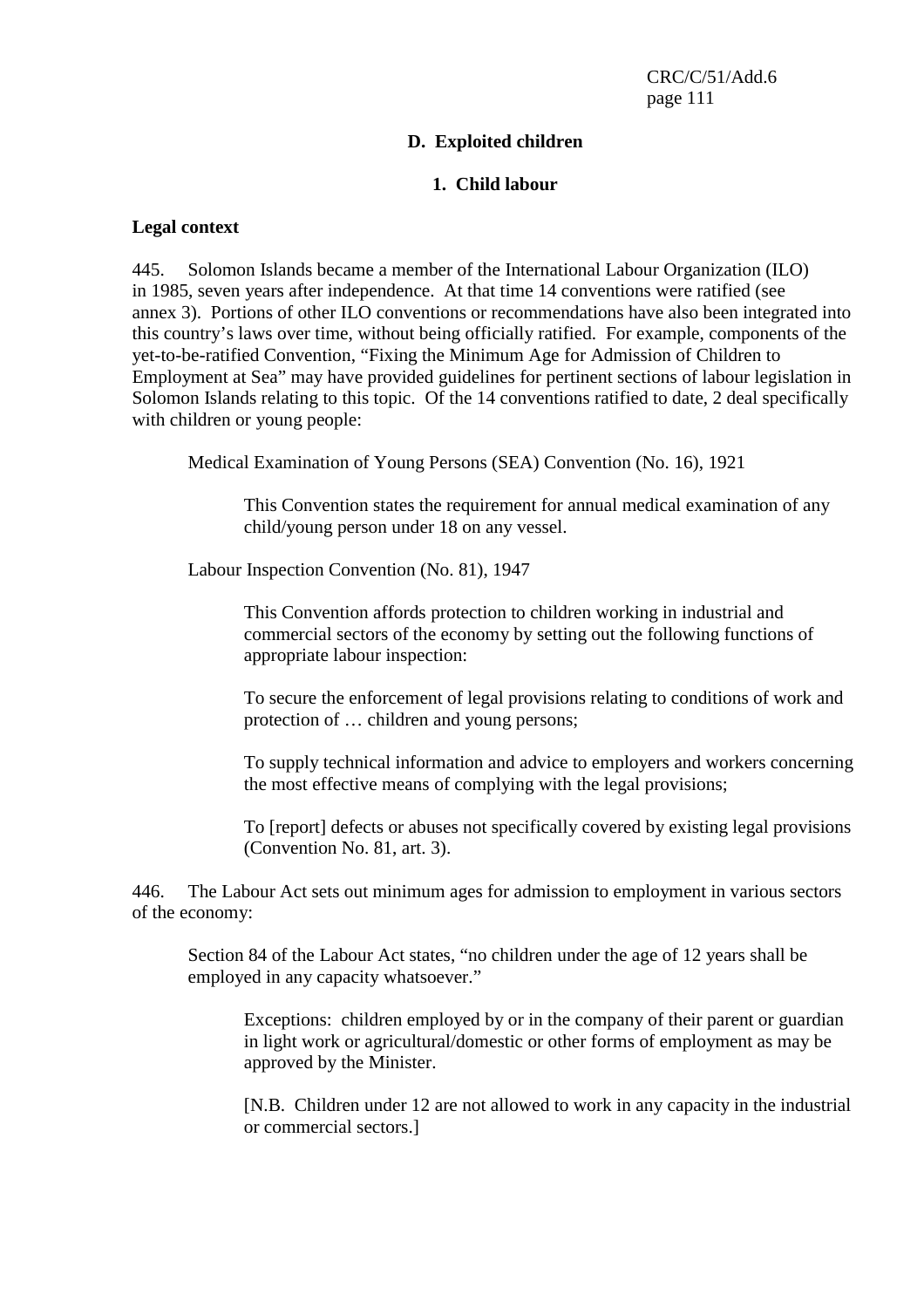## D. Exploited children

### 1. Child labour

**Legal context**

445. Solomon Islands became a member of the International Labour Organization (ILO) in 1985, seven years after independence. At that time 14 conventions were ratified (see annex 3). Portions of other ILO conventions or recommendations have also been integrated into this country's laws over time, without being officially ratified. For example, components of the yet-to-be-ratified Convention, "Fixing the Minimum Age for Admission of Children to Employment at Sea" may have provided guidelines for pertinent sections of labour legislation in Solomon Islands relating to this topic. Of the 14 conventions ratified to date, 2 deal specifically with children or young people:

> Medical Examination of Young Persons (SEA) Convention (No. 16), 1921
>
> > This Convention states the requirement for annual medical examination of any child/young person under 18 on any vessel.
>
> Labour Inspection Convention (No. 81), 1947
>
> > This Convention affords protection to children working in industrial and commercial sectors of the economy by setting out the following functions of appropriate labour inspection:
> >
> > To secure the enforcement of legal provisions relating to conditions of work and protection of … children and young persons;
> >
> > To supply technical information and advice to employers and workers concerning the most effective means of complying with the legal provisions;
> >
> > To [report] defects or abuses not specifically covered by existing legal provisions (Convention No. 81, art. 3).

446. The Labour Act sets out minimum ages for admission to employment in various sectors of the economy:

> Section 84 of the Labour Act states, "no children under the age of 12 years shall be employed in any capacity whatsoever."
>
> > Exceptions: children employed by or in the company of their parent or guardian in light work or agricultural/domestic or other forms of employment as may be approved by the Minister.
> >
> > [N.B. Children under 12 are not allowed to work in any capacity in the industrial or commercial sectors.]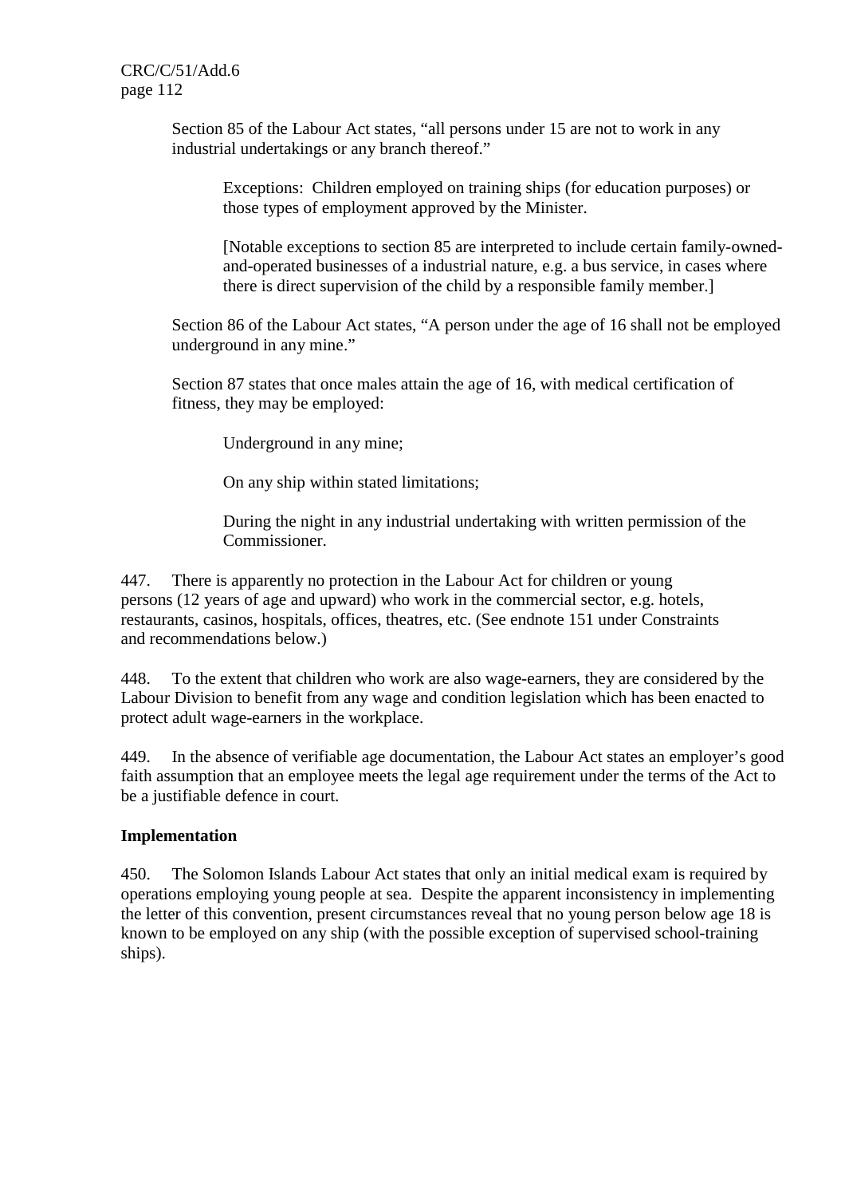Section 85 of the Labour Act states, "all persons under 15 are not to work in any industrial undertakings or any branch thereof."

> Exceptions: Children employed on training ships (for education purposes) or those types of employment approved by the Minister.
>
> [Notable exceptions to section 85 are interpreted to include certain family-owned-and-operated businesses of a industrial nature, e.g. a bus service, in cases where there is direct supervision of the child by a responsible family member.]

Section 86 of the Labour Act states, "A person under the age of 16 shall not be employed underground in any mine."

Section 87 states that once males attain the age of 16, with medical certification of fitness, they may be employed:

> Underground in any mine;
>
> On any ship within stated limitations;
>
> During the night in any industrial undertaking with written permission of the Commissioner.

447. There is apparently no protection in the Labour Act for children or young persons (12 years of age and upward) who work in the commercial sector, e.g. hotels, restaurants, casinos, hospitals, offices, theatres, etc. (See endnote 151 under Constraints and recommendations below.)

448. To the extent that children who work are also wage-earners, they are considered by the Labour Division to benefit from any wage and condition legislation which has been enacted to protect adult wage-earners in the workplace.

449. In the absence of verifiable age documentation, the Labour Act states an employer's good faith assumption that an employee meets the legal age requirement under the terms of the Act to be a justifiable defence in court.

**Implementation**

450. The Solomon Islands Labour Act states that only an initial medical exam is required by operations employing young people at sea. Despite the apparent inconsistency in implementing the letter of this convention, present circumstances reveal that no young person below age 18 is known to be employed on any ship (with the possible exception of supervised school-training ships).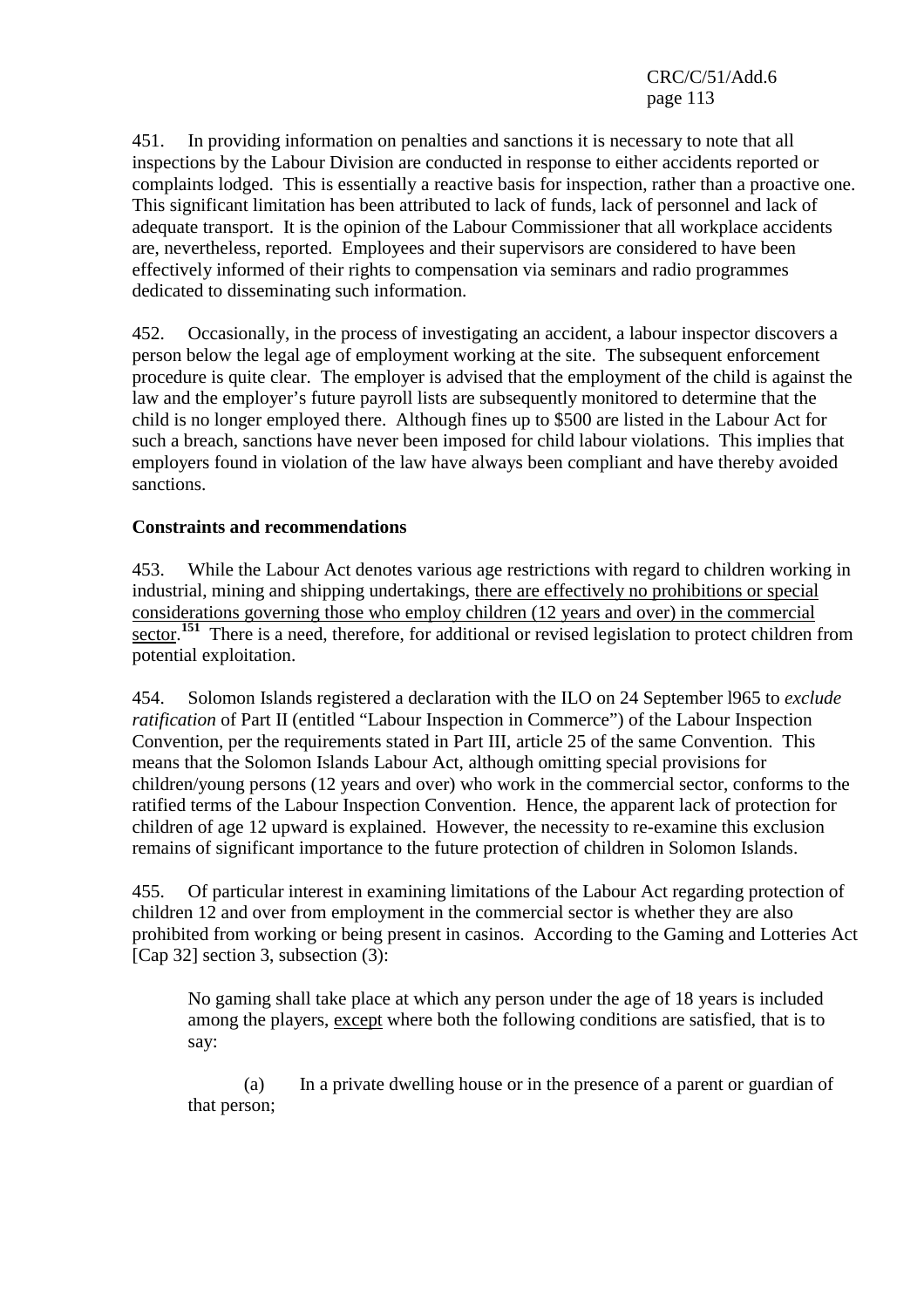451. In providing information on penalties and sanctions it is necessary to note that all inspections by the Labour Division are conducted in response to either accidents reported or complaints lodged. This is essentially a reactive basis for inspection, rather than a proactive one. This significant limitation has been attributed to lack of funds, lack of personnel and lack of adequate transport. It is the opinion of the Labour Commissioner that all workplace accidents are, nevertheless, reported. Employees and their supervisors are considered to have been effectively informed of their rights to compensation via seminars and radio programmes dedicated to disseminating such information.

452. Occasionally, in the process of investigating an accident, a labour inspector discovers a person below the legal age of employment working at the site. The subsequent enforcement procedure is quite clear. The employer is advised that the employment of the child is against the law and the employer's future payroll lists are subsequently monitored to determine that the child is no longer employed there. Although fines up to $500 are listed in the Labour Act for such a breach, sanctions have never been imposed for child labour violations. This implies that employers found in violation of the law have always been compliant and have thereby avoided sanctions.

**Constraints and recommendations**

453. While the Labour Act denotes various age restrictions with regard to children working in industrial, mining and shipping undertakings, <u>there are effectively no prohibitions or special considerations governing those who employ children (12 years and over) in the commercial sector</u>.[151] There is a need, therefore, for additional or revised legislation to protect children from potential exploitation.

454. Solomon Islands registered a declaration with the ILO on 24 September 1965 to *exclude ratification* of Part II (entitled "Labour Inspection in Commerce") of the Labour Inspection Convention, per the requirements stated in Part III, article 25 of the same Convention. This means that the Solomon Islands Labour Act, although omitting special provisions for children/young persons (12 years and over) who work in the commercial sector, conforms to the ratified terms of the Labour Inspection Convention. Hence, the apparent lack of protection for children of age 12 upward is explained. However, the necessity to re-examine this exclusion remains of significant importance to the future protection of children in Solomon Islands.

455. Of particular interest in examining limitations of the Labour Act regarding protection of children 12 and over from employment in the commercial sector is whether they are also prohibited from working or being present in casinos. According to the Gaming and Lotteries Act [Cap 32] section 3, subsection (3):

> No gaming shall take place at which any person under the age of 18 years is included among the players, <u>except</u> where both the following conditions are satisfied, that is to say:
>
> (a) In a private dwelling house or in the presence of a parent or guardian of that person;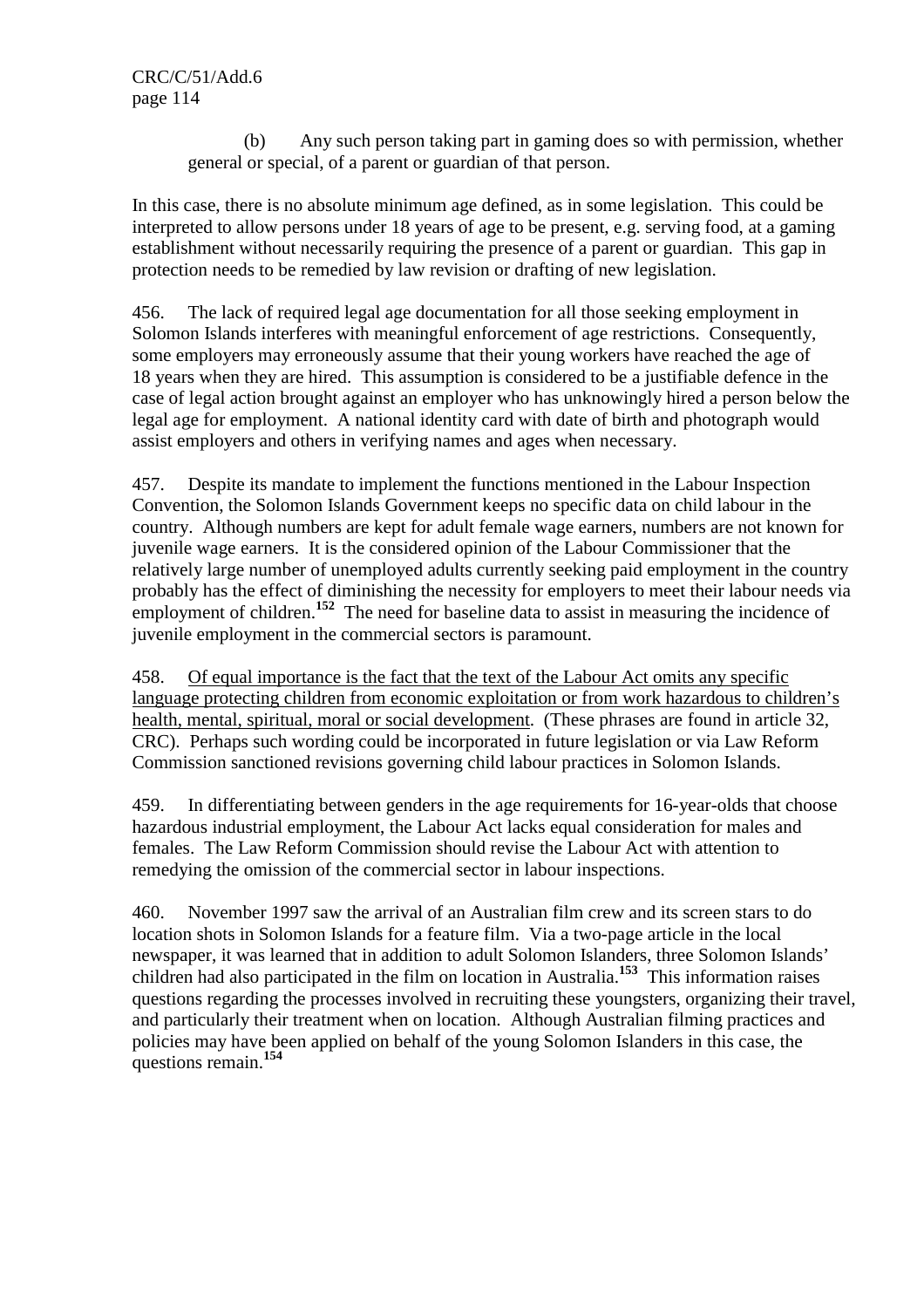(b) Any such person taking part in gaming does so with permission, whether general or special, of a parent or guardian of that person.

In this case, there is no absolute minimum age defined, as in some legislation. This could be interpreted to allow persons under 18 years of age to be present, e.g. serving food, at a gaming establishment without necessarily requiring the presence of a parent or guardian. This gap in protection needs to be remedied by law revision or drafting of new legislation.

456. The lack of required legal age documentation for all those seeking employment in Solomon Islands interferes with meaningful enforcement of age restrictions. Consequently, some employers may erroneously assume that their young workers have reached the age of 18 years when they are hired. This assumption is considered to be a justifiable defence in the case of legal action brought against an employer who has unknowingly hired a person below the legal age for employment. A national identity card with date of birth and photograph would assist employers and others in verifying names and ages when necessary.

457. Despite its mandate to implement the functions mentioned in the Labour Inspection Convention, the Solomon Islands Government keeps no specific data on child labour in the country. Although numbers are kept for adult female wage earners, numbers are not known for juvenile wage earners. It is the considered opinion of the Labour Commissioner that the relatively large number of unemployed adults currently seeking paid employment in the country probably has the effect of diminishing the necessity for employers to meet their labour needs via employment of children.[152] The need for baseline data to assist in measuring the incidence of juvenile employment in the commercial sectors is paramount.

458. Of equal importance is the fact that the text of the Labour Act omits any specific language protecting children from economic exploitation or from work hazardous to children's health, mental, spiritual, moral or social development. (These phrases are found in article 32, CRC). Perhaps such wording could be incorporated in future legislation or via Law Reform Commission sanctioned revisions governing child labour practices in Solomon Islands.

459. In differentiating between genders in the age requirements for 16-year-olds that choose hazardous industrial employment, the Labour Act lacks equal consideration for males and females. The Law Reform Commission should revise the Labour Act with attention to remedying the omission of the commercial sector in labour inspections.

460. November 1997 saw the arrival of an Australian film crew and its screen stars to do location shots in Solomon Islands for a feature film. Via a two-page article in the local newspaper, it was learned that in addition to adult Solomon Islanders, three Solomon Islands' children had also participated in the film on location in Australia.[153] This information raises questions regarding the processes involved in recruiting these youngsters, organizing their travel, and particularly their treatment when on location. Although Australian filming practices and policies may have been applied on behalf of the young Solomon Islanders in this case, the questions remain.[154]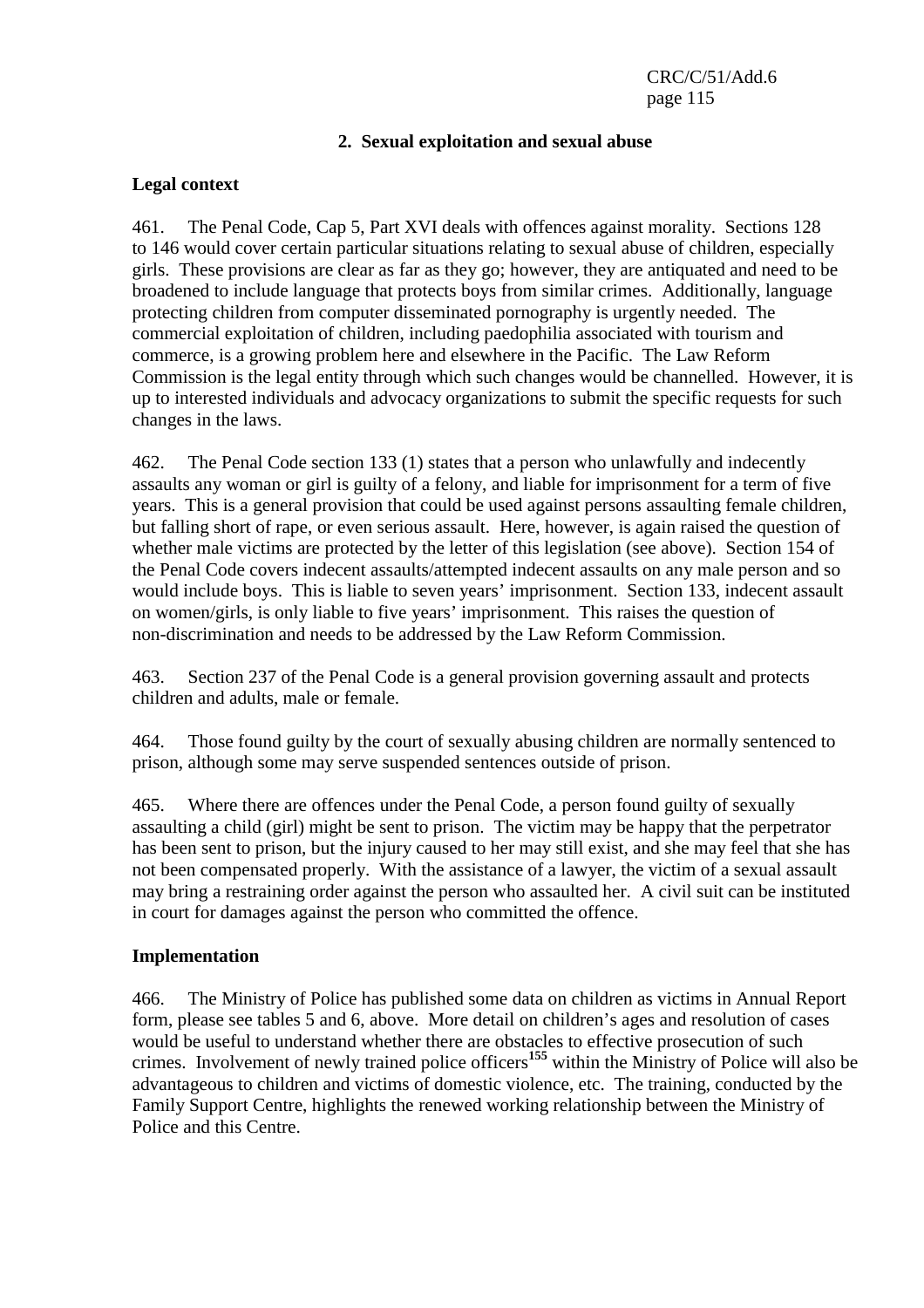## 2. Sexual exploitation and sexual abuse

### Legal context

461. The Penal Code, Cap 5, Part XVI deals with offences against morality. Sections 128 to 146 would cover certain particular situations relating to sexual abuse of children, especially girls. These provisions are clear as far as they go; however, they are antiquated and need to be broadened to include language that protects boys from similar crimes. Additionally, language protecting children from computer disseminated pornography is urgently needed. The commercial exploitation of children, including paedophilia associated with tourism and commerce, is a growing problem here and elsewhere in the Pacific. The Law Reform Commission is the legal entity through which such changes would be channelled. However, it is up to interested individuals and advocacy organizations to submit the specific requests for such changes in the laws.

462. The Penal Code section 133 (1) states that a person who unlawfully and indecently assaults any woman or girl is guilty of a felony, and liable for imprisonment for a term of five years. This is a general provision that could be used against persons assaulting female children, but falling short of rape, or even serious assault. Here, however, is again raised the question of whether male victims are protected by the letter of this legislation (see above). Section 154 of the Penal Code covers indecent assaults/attempted indecent assaults on any male person and so would include boys. This is liable to seven years' imprisonment. Section 133, indecent assault on women/girls, is only liable to five years' imprisonment. This raises the question of non-discrimination and needs to be addressed by the Law Reform Commission.

463. Section 237 of the Penal Code is a general provision governing assault and protects children and adults, male or female.

464. Those found guilty by the court of sexually abusing children are normally sentenced to prison, although some may serve suspended sentences outside of prison.

465. Where there are offences under the Penal Code, a person found guilty of sexually assaulting a child (girl) might be sent to prison. The victim may be happy that the perpetrator has been sent to prison, but the injury caused to her may still exist, and she may feel that she has not been compensated properly. With the assistance of a lawyer, the victim of a sexual assault may bring a restraining order against the person who assaulted her. A civil suit can be instituted in court for damages against the person who committed the offence.

### Implementation

466. The Ministry of Police has published some data on children as victims in Annual Report form, please see tables 5 and 6, above. More detail on children's ages and resolution of cases would be useful to understand whether there are obstacles to effective prosecution of such crimes. Involvement of newly trained police officers[155] within the Ministry of Police will also be advantageous to children and victims of domestic violence, etc. The training, conducted by the Family Support Centre, highlights the renewed working relationship between the Ministry of Police and this Centre.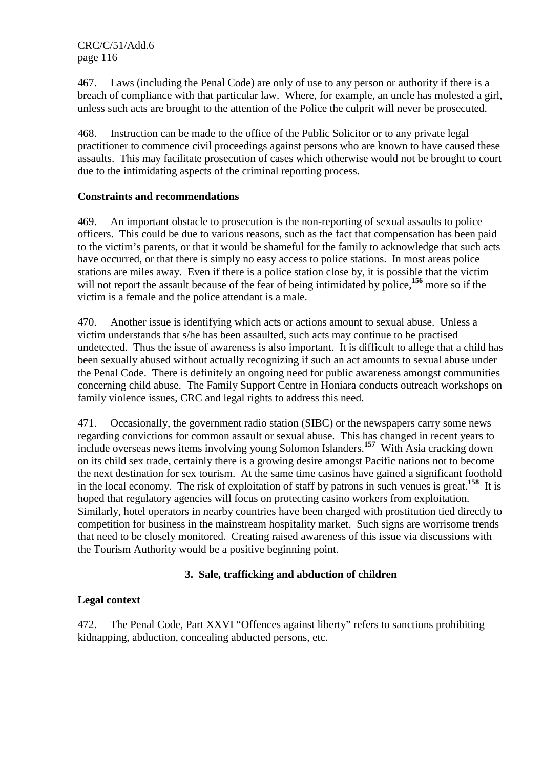467. Laws (including the Penal Code) are only of use to any person or authority if there is a breach of compliance with that particular law. Where, for example, an uncle has molested a girl, unless such acts are brought to the attention of the Police the culprit will never be prosecuted.

468. Instruction can be made to the office of the Public Solicitor or to any private legal practitioner to commence civil proceedings against persons who are known to have caused these assaults. This may facilitate prosecution of cases which otherwise would not be brought to court due to the intimidating aspects of the criminal reporting process.

**Constraints and recommendations**

469. An important obstacle to prosecution is the non-reporting of sexual assaults to police officers. This could be due to various reasons, such as the fact that compensation has been paid to the victim's parents, or that it would be shameful for the family to acknowledge that such acts have occurred, or that there is simply no easy access to police stations. In most areas police stations are miles away. Even if there is a police station close by, it is possible that the victim will not report the assault because of the fear of being intimidated by police,[156] more so if the victim is a female and the police attendant is a male.

470. Another issue is identifying which acts or actions amount to sexual abuse. Unless a victim understands that s/he has been assaulted, such acts may continue to be practised undetected. Thus the issue of awareness is also important. It is difficult to allege that a child has been sexually abused without actually recognizing if such an act amounts to sexual abuse under the Penal Code. There is definitely an ongoing need for public awareness amongst communities concerning child abuse. The Family Support Centre in Honiara conducts outreach workshops on family violence issues, CRC and legal rights to address this need.

471. Occasionally, the government radio station (SIBC) or the newspapers carry some news regarding convictions for common assault or sexual abuse. This has changed in recent years to include overseas news items involving young Solomon Islanders.[157] With Asia cracking down on its child sex trade, certainly there is a growing desire amongst Pacific nations not to become the next destination for sex tourism. At the same time casinos have gained a significant foothold in the local economy. The risk of exploitation of staff by patrons in such venues is great.[158] It is hoped that regulatory agencies will focus on protecting casino workers from exploitation. Similarly, hotel operators in nearby countries have been charged with prostitution tied directly to competition for business in the mainstream hospitality market. Such signs are worrisome trends that need to be closely monitored. Creating raised awareness of this issue via discussions with the Tourism Authority would be a positive beginning point.

## 3. Sale, trafficking and abduction of children

**Legal context**

472. The Penal Code, Part XXVI "Offences against liberty" refers to sanctions prohibiting kidnapping, abduction, concealing abducted persons, etc.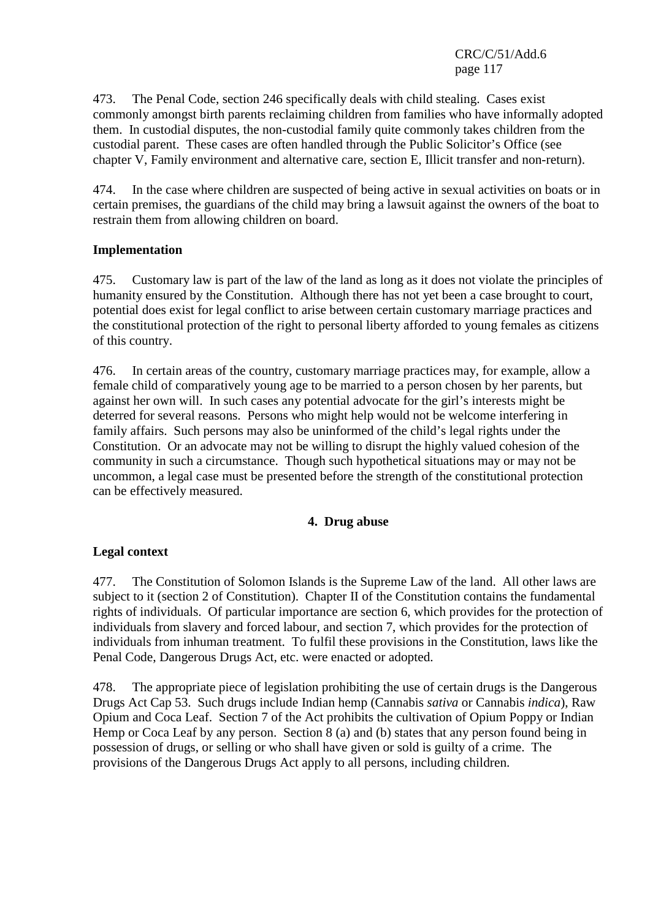473. The Penal Code, section 246 specifically deals with child stealing. Cases exist commonly amongst birth parents reclaiming children from families who have informally adopted them. In custodial disputes, the non-custodial family quite commonly takes children from the custodial parent. These cases are often handled through the Public Solicitor's Office (see chapter V, Family environment and alternative care, section E, Illicit transfer and non-return).

474. In the case where children are suspected of being active in sexual activities on boats or in certain premises, the guardians of the child may bring a lawsuit against the owners of the boat to restrain them from allowing children on board.

**Implementation**

475. Customary law is part of the law of the land as long as it does not violate the principles of humanity ensured by the Constitution. Although there has not yet been a case brought to court, potential does exist for legal conflict to arise between certain customary marriage practices and the constitutional protection of the right to personal liberty afforded to young females as citizens of this country.

476. In certain areas of the country, customary marriage practices may, for example, allow a female child of comparatively young age to be married to a person chosen by her parents, but against her own will. In such cases any potential advocate for the girl's interests might be deterred for several reasons. Persons who might help would not be welcome interfering in family affairs. Such persons may also be uninformed of the child's legal rights under the Constitution. Or an advocate may not be willing to disrupt the highly valued cohesion of the community in such a circumstance. Though such hypothetical situations may or may not be uncommon, a legal case must be presented before the strength of the constitutional protection can be effectively measured.

## 4. Drug abuse

**Legal context**

477. The Constitution of Solomon Islands is the Supreme Law of the land. All other laws are subject to it (section 2 of Constitution). Chapter II of the Constitution contains the fundamental rights of individuals. Of particular importance are section 6, which provides for the protection of individuals from slavery and forced labour, and section 7, which provides for the protection of individuals from inhuman treatment. To fulfil these provisions in the Constitution, laws like the Penal Code, Dangerous Drugs Act, etc. were enacted or adopted.

478. The appropriate piece of legislation prohibiting the use of certain drugs is the Dangerous Drugs Act Cap 53. Such drugs include Indian hemp (Cannabis *sativa* or Cannabis *indica*), Raw Opium and Coca Leaf. Section 7 of the Act prohibits the cultivation of Opium Poppy or Indian Hemp or Coca Leaf by any person. Section 8 (a) and (b) states that any person found being in possession of drugs, or selling or who shall have given or sold is guilty of a crime. The provisions of the Dangerous Drugs Act apply to all persons, including children.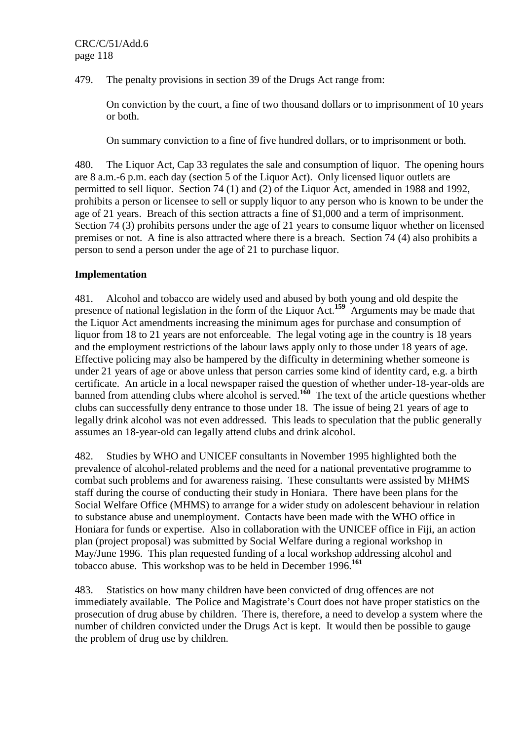479. The penalty provisions in section 39 of the Drugs Act range from:

> On conviction by the court, a fine of two thousand dollars or to imprisonment of 10 years or both.
>
> On summary conviction to a fine of five hundred dollars, or to imprisonment or both.

480. The Liquor Act, Cap 33 regulates the sale and consumption of liquor. The opening hours are 8 a.m.-6 p.m. each day (section 5 of the Liquor Act). Only licensed liquor outlets are permitted to sell liquor. Section 74 (1) and (2) of the Liquor Act, amended in 1988 and 1992, prohibits a person or licensee to sell or supply liquor to any person who is known to be under the age of 21 years. Breach of this section attracts a fine of $1,000 and a term of imprisonment. Section 74 (3) prohibits persons under the age of 21 years to consume liquor whether on licensed premises or not. A fine is also attracted where there is a breach. Section 74 (4) also prohibits a person to send a person under the age of 21 to purchase liquor.

**Implementation**

481. Alcohol and tobacco are widely used and abused by both young and old despite the presence of national legislation in the form of the Liquor Act.[159] Arguments may be made that the Liquor Act amendments increasing the minimum ages for purchase and consumption of liquor from 18 to 21 years are not enforceable. The legal voting age in the country is 18 years and the employment restrictions of the labour laws apply only to those under 18 years of age. Effective policing may also be hampered by the difficulty in determining whether someone is under 21 years of age or above unless that person carries some kind of identity card, e.g. a birth certificate. An article in a local newspaper raised the question of whether under-18-year-olds are banned from attending clubs where alcohol is served.[160] The text of the article questions whether clubs can successfully deny entrance to those under 18. The issue of being 21 years of age to legally drink alcohol was not even addressed. This leads to speculation that the public generally assumes an 18-year-old can legally attend clubs and drink alcohol.

482. Studies by WHO and UNICEF consultants in November 1995 highlighted both the prevalence of alcohol-related problems and the need for a national preventative programme to combat such problems and for awareness raising. These consultants were assisted by MHMS staff during the course of conducting their study in Honiara. There have been plans for the Social Welfare Office (MHMS) to arrange for a wider study on adolescent behaviour in relation to substance abuse and unemployment. Contacts have been made with the WHO office in Honiara for funds or expertise. Also in collaboration with the UNICEF office in Fiji, an action plan (project proposal) was submitted by Social Welfare during a regional workshop in May/June 1996. This plan requested funding of a local workshop addressing alcohol and tobacco abuse. This workshop was to be held in December 1996.[161]

483. Statistics on how many children have been convicted of drug offences are not immediately available. The Police and Magistrate's Court does not have proper statistics on the prosecution of drug abuse by children. There is, therefore, a need to develop a system where the number of children convicted under the Drugs Act is kept. It would then be possible to gauge the problem of drug use by children.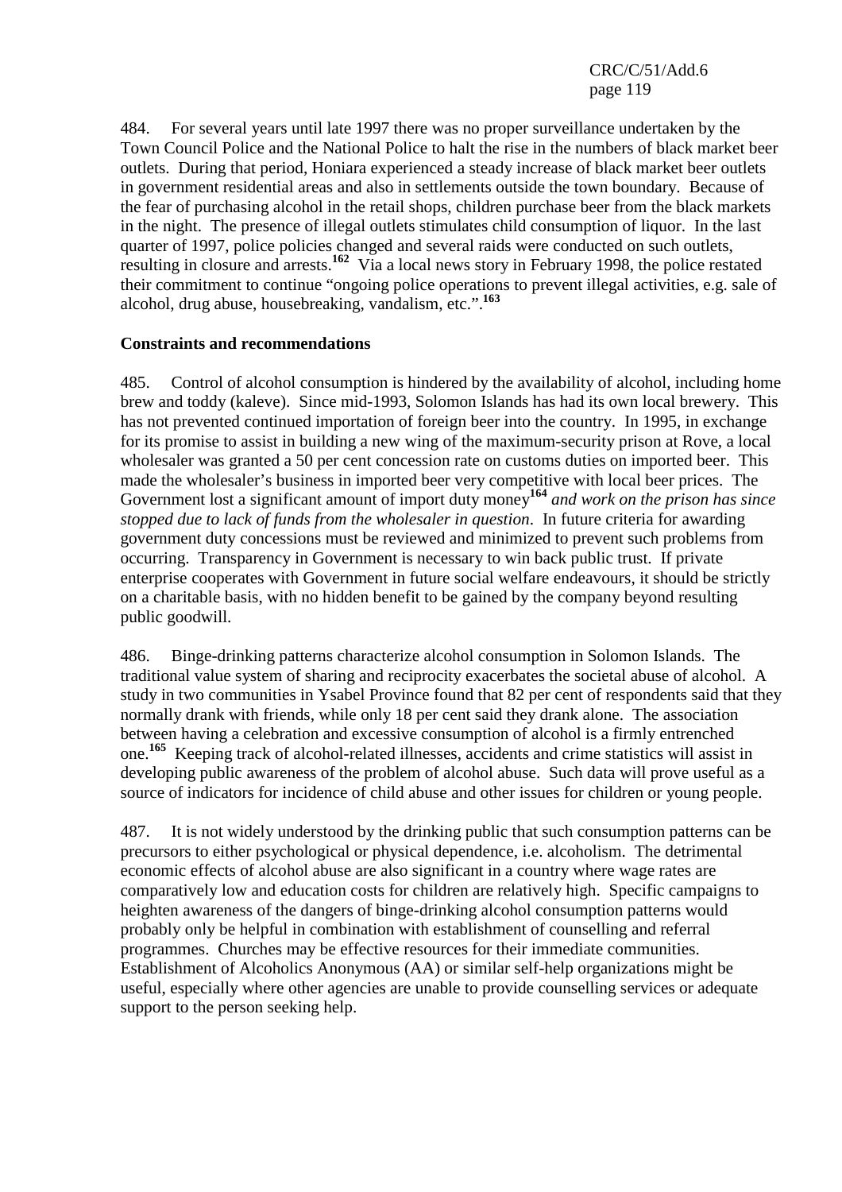484. For several years until late 1997 there was no proper surveillance undertaken by the Town Council Police and the National Police to halt the rise in the numbers of black market beer outlets. During that period, Honiara experienced a steady increase of black market beer outlets in government residential areas and also in settlements outside the town boundary. Because of the fear of purchasing alcohol in the retail shops, children purchase beer from the black markets in the night. The presence of illegal outlets stimulates child consumption of liquor. In the last quarter of 1997, police policies changed and several raids were conducted on such outlets, resulting in closure and arrests.[162] Via a local news story in February 1998, the police restated their commitment to continue "ongoing police operations to prevent illegal activities, e.g. sale of alcohol, drug abuse, housebreaking, vandalism, etc.".[163]

### Constraints and recommendations

485. Control of alcohol consumption is hindered by the availability of alcohol, including home brew and toddy (kaleve). Since mid-1993, Solomon Islands has had its own local brewery. This has not prevented continued importation of foreign beer into the country. In 1995, in exchange for its promise to assist in building a new wing of the maximum-security prison at Rove, a local wholesaler was granted a 50 per cent concession rate on customs duties on imported beer. This made the wholesaler's business in imported beer very competitive with local beer prices. The Government lost a significant amount of import duty money[164] *and work on the prison has since stopped due to lack of funds from the wholesaler in question*. In future criteria for awarding government duty concessions must be reviewed and minimized to prevent such problems from occurring. Transparency in Government is necessary to win back public trust. If private enterprise cooperates with Government in future social welfare endeavours, it should be strictly on a charitable basis, with no hidden benefit to be gained by the company beyond resulting public goodwill.

486. Binge-drinking patterns characterize alcohol consumption in Solomon Islands. The traditional value system of sharing and reciprocity exacerbates the societal abuse of alcohol. A study in two communities in Ysabel Province found that 82 per cent of respondents said that they normally drank with friends, while only 18 per cent said they drank alone. The association between having a celebration and excessive consumption of alcohol is a firmly entrenched one.[165] Keeping track of alcohol-related illnesses, accidents and crime statistics will assist in developing public awareness of the problem of alcohol abuse. Such data will prove useful as a source of indicators for incidence of child abuse and other issues for children or young people.

487. It is not widely understood by the drinking public that such consumption patterns can be precursors to either psychological or physical dependence, i.e. alcoholism. The detrimental economic effects of alcohol abuse are also significant in a country where wage rates are comparatively low and education costs for children are relatively high. Specific campaigns to heighten awareness of the dangers of binge-drinking alcohol consumption patterns would probably only be helpful in combination with establishment of counselling and referral programmes. Churches may be effective resources for their immediate communities. Establishment of Alcoholics Anonymous (AA) or similar self-help organizations might be useful, especially where other agencies are unable to provide counselling services or adequate support to the person seeking help.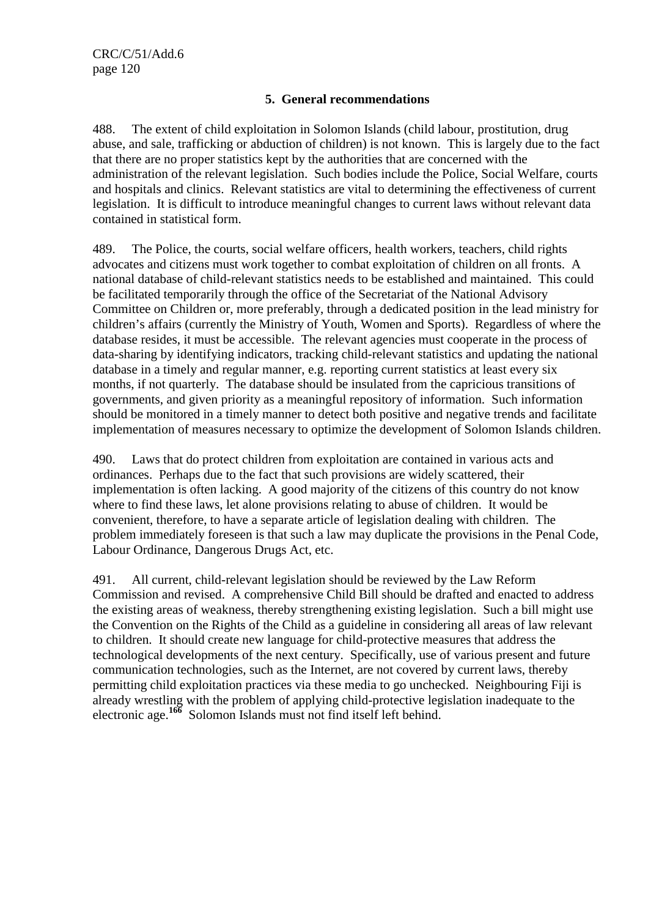### 5. General recommendations

488. The extent of child exploitation in Solomon Islands (child labour, prostitution, drug abuse, and sale, trafficking or abduction of children) is not known. This is largely due to the fact that there are no proper statistics kept by the authorities that are concerned with the administration of the relevant legislation. Such bodies include the Police, Social Welfare, courts and hospitals and clinics. Relevant statistics are vital to determining the effectiveness of current legislation. It is difficult to introduce meaningful changes to current laws without relevant data contained in statistical form.

489. The Police, the courts, social welfare officers, health workers, teachers, child rights advocates and citizens must work together to combat exploitation of children on all fronts. A national database of child-relevant statistics needs to be established and maintained. This could be facilitated temporarily through the office of the Secretariat of the National Advisory Committee on Children or, more preferably, through a dedicated position in the lead ministry for children's affairs (currently the Ministry of Youth, Women and Sports). Regardless of where the database resides, it must be accessible. The relevant agencies must cooperate in the process of data-sharing by identifying indicators, tracking child-relevant statistics and updating the national database in a timely and regular manner, e.g. reporting current statistics at least every six months, if not quarterly. The database should be insulated from the capricious transitions of governments, and given priority as a meaningful repository of information. Such information should be monitored in a timely manner to detect both positive and negative trends and facilitate implementation of measures necessary to optimize the development of Solomon Islands children.

490. Laws that do protect children from exploitation are contained in various acts and ordinances. Perhaps due to the fact that such provisions are widely scattered, their implementation is often lacking. A good majority of the citizens of this country do not know where to find these laws, let alone provisions relating to abuse of children. It would be convenient, therefore, to have a separate article of legislation dealing with children. The problem immediately foreseen is that such a law may duplicate the provisions in the Penal Code, Labour Ordinance, Dangerous Drugs Act, etc.

491. All current, child-relevant legislation should be reviewed by the Law Reform Commission and revised. A comprehensive Child Bill should be drafted and enacted to address the existing areas of weakness, thereby strengthening existing legislation. Such a bill might use the Convention on the Rights of the Child as a guideline in considering all areas of law relevant to children. It should create new language for child-protective measures that address the technological developments of the next century. Specifically, use of various present and future communication technologies, such as the Internet, are not covered by current laws, thereby permitting child exploitation practices via these media to go unchecked. Neighbouring Fiji is already wrestling with the problem of applying child-protective legislation inadequate to the electronic age.[166] Solomon Islands must not find itself left behind.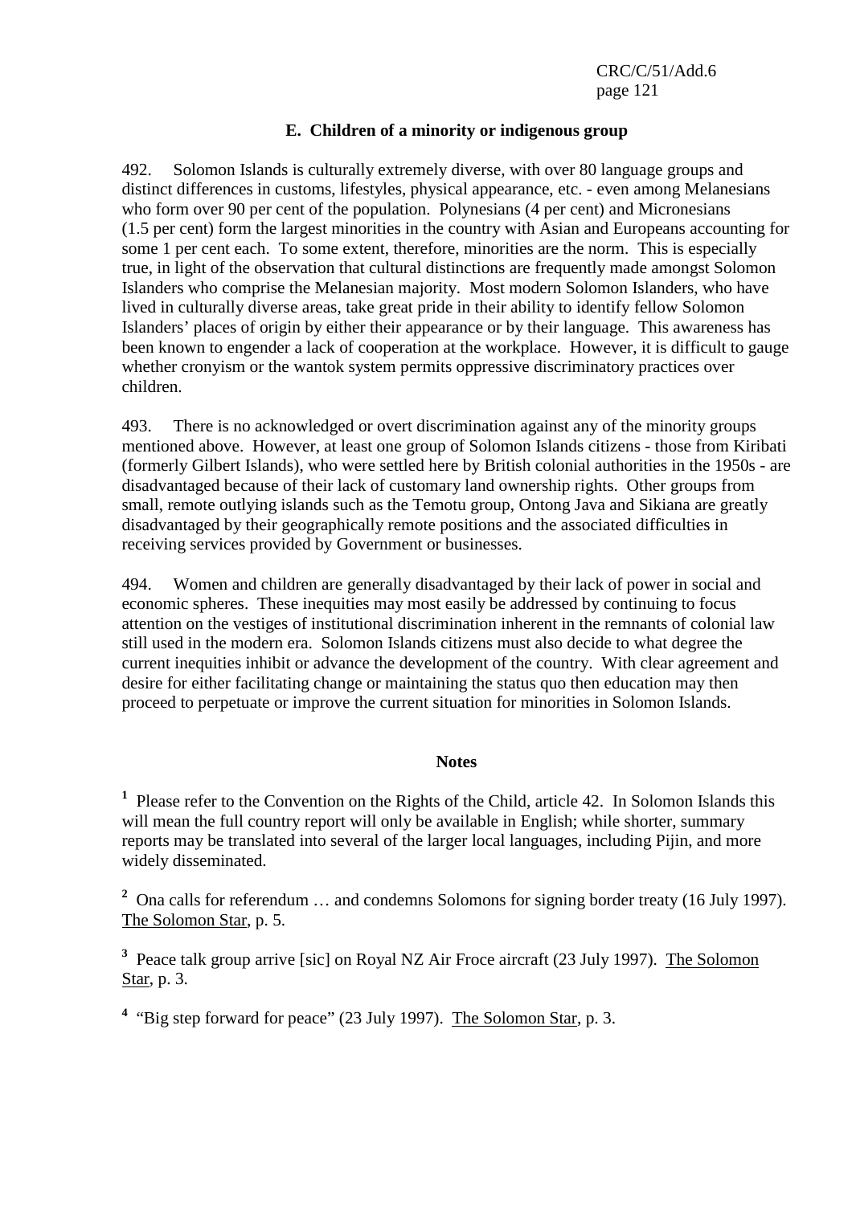## E. Children of a minority or indigenous group

492. Solomon Islands is culturally extremely diverse, with over 80 language groups and distinct differences in customs, lifestyles, physical appearance, etc. - even among Melanesians who form over 90 per cent of the population. Polynesians (4 per cent) and Micronesians (1.5 per cent) form the largest minorities in the country with Asian and Europeans accounting for some 1 per cent each. To some extent, therefore, minorities are the norm. This is especially true, in light of the observation that cultural distinctions are frequently made amongst Solomon Islanders who comprise the Melanesian majority. Most modern Solomon Islanders, who have lived in culturally diverse areas, take great pride in their ability to identify fellow Solomon Islanders' places of origin by either their appearance or by their language. This awareness has been known to engender a lack of cooperation at the workplace. However, it is difficult to gauge whether cronyism or the wantok system permits oppressive discriminatory practices over children.

493. There is no acknowledged or overt discrimination against any of the minority groups mentioned above. However, at least one group of Solomon Islands citizens - those from Kiribati (formerly Gilbert Islands), who were settled here by British colonial authorities in the 1950s - are disadvantaged because of their lack of customary land ownership rights. Other groups from small, remote outlying islands such as the Temotu group, Ontong Java and Sikiana are greatly disadvantaged by their geographically remote positions and the associated difficulties in receiving services provided by Government or businesses.

494. Women and children are generally disadvantaged by their lack of power in social and economic spheres. These inequities may most easily be addressed by continuing to focus attention on the vestiges of institutional discrimination inherent in the remnants of colonial law still used in the modern era. Solomon Islands citizens must also decide to what degree the current inequities inhibit or advance the development of the country. With clear agreement and desire for either facilitating change or maintaining the status quo then education may then proceed to perpetuate or improve the current situation for minorities in Solomon Islands.

### Notes

[1] Please refer to the Convention on the Rights of the Child, article 42. In Solomon Islands this will mean the full country report will only be available in English; while shorter, summary reports may be translated into several of the larger local languages, including Pijin, and more widely disseminated.

[2] Ona calls for referendum … and condemns Solomons for signing border treaty (16 July 1997). The Solomon Star, p. 5.

[3] Peace talk group arrive [sic] on Royal NZ Air Froce aircraft (23 July 1997). The Solomon Star, p. 3.

[4] "Big step forward for peace" (23 July 1997). The Solomon Star, p. 3.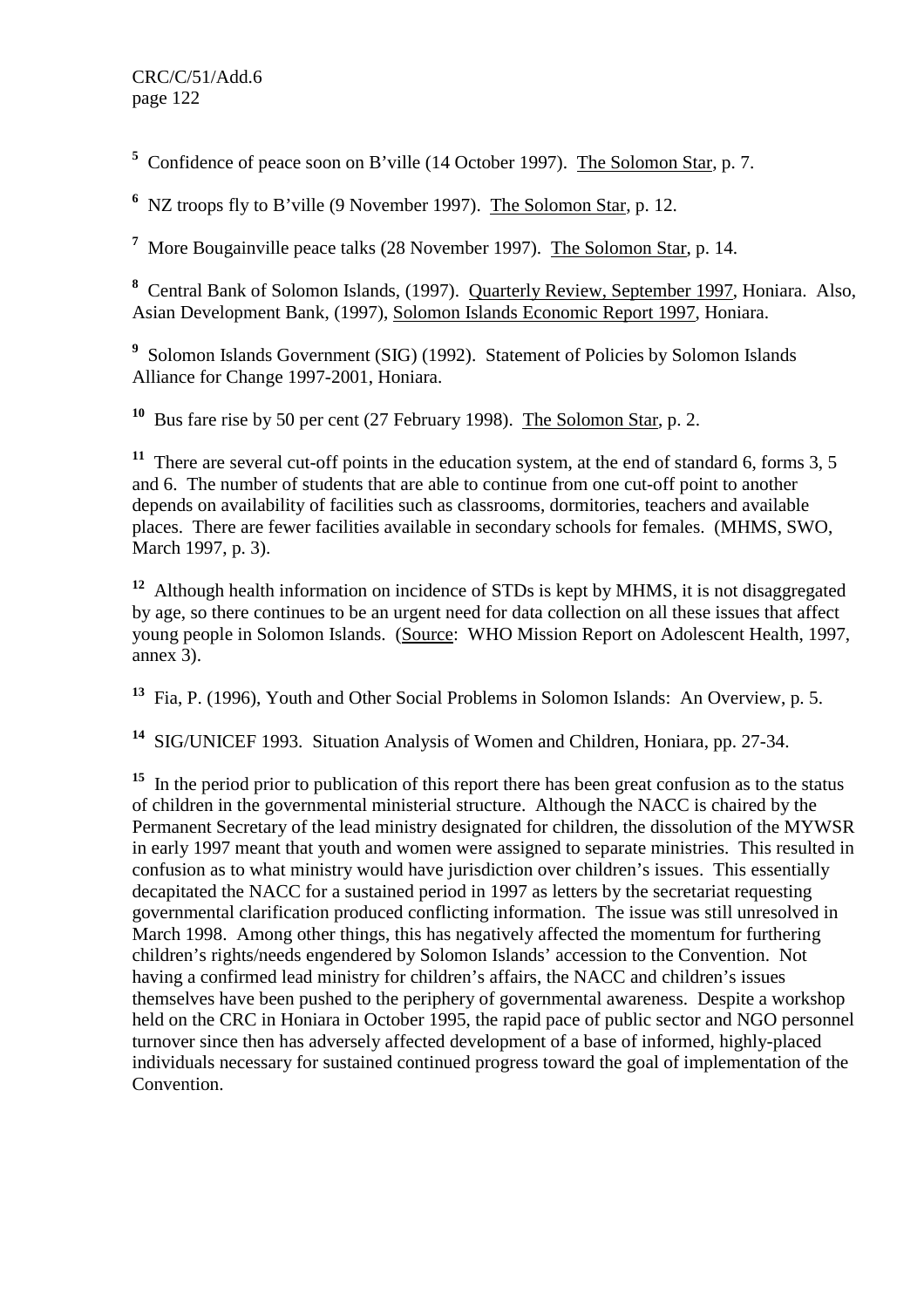[5] Confidence of peace soon on B'ville (14 October 1997). The Solomon Star, p. 7.

[6] NZ troops fly to B'ville (9 November 1997). The Solomon Star, p. 12.

[7] More Bougainville peace talks (28 November 1997). The Solomon Star, p. 14.

[8] Central Bank of Solomon Islands, (1997). Quarterly Review, September 1997, Honiara. Also, Asian Development Bank, (1997), Solomon Islands Economic Report 1997, Honiara.

[9] Solomon Islands Government (SIG) (1992). Statement of Policies by Solomon Islands Alliance for Change 1997-2001, Honiara.

[10] Bus fare rise by 50 per cent (27 February 1998). The Solomon Star, p. 2.

[11] There are several cut-off points in the education system, at the end of standard 6, forms 3, 5 and 6. The number of students that are able to continue from one cut-off point to another depends on availability of facilities such as classrooms, dormitories, teachers and available places. There are fewer facilities available in secondary schools for females. (MHMS, SWO, March 1997, p. 3).

[12] Although health information on incidence of STDs is kept by MHMS, it is not disaggregated by age, so there continues to be an urgent need for data collection on all these issues that affect young people in Solomon Islands. (Source: WHO Mission Report on Adolescent Health, 1997, annex 3).

[13] Fia, P. (1996), Youth and Other Social Problems in Solomon Islands: An Overview, p. 5.

[14] SIG/UNICEF 1993. Situation Analysis of Women and Children, Honiara, pp. 27-34.

[15] In the period prior to publication of this report there has been great confusion as to the status of children in the governmental ministerial structure. Although the NACC is chaired by the Permanent Secretary of the lead ministry designated for children, the dissolution of the MYWSR in early 1997 meant that youth and women were assigned to separate ministries. This resulted in confusion as to what ministry would have jurisdiction over children's issues. This essentially decapitated the NACC for a sustained period in 1997 as letters by the secretariat requesting governmental clarification produced conflicting information. The issue was still unresolved in March 1998. Among other things, this has negatively affected the momentum for furthering children's rights/needs engendered by Solomon Islands' accession to the Convention. Not having a confirmed lead ministry for children's affairs, the NACC and children's issues themselves have been pushed to the periphery of governmental awareness. Despite a workshop held on the CRC in Honiara in October 1995, the rapid pace of public sector and NGO personnel turnover since then has adversely affected development of a base of informed, highly-placed individuals necessary for sustained continued progress toward the goal of implementation of the Convention.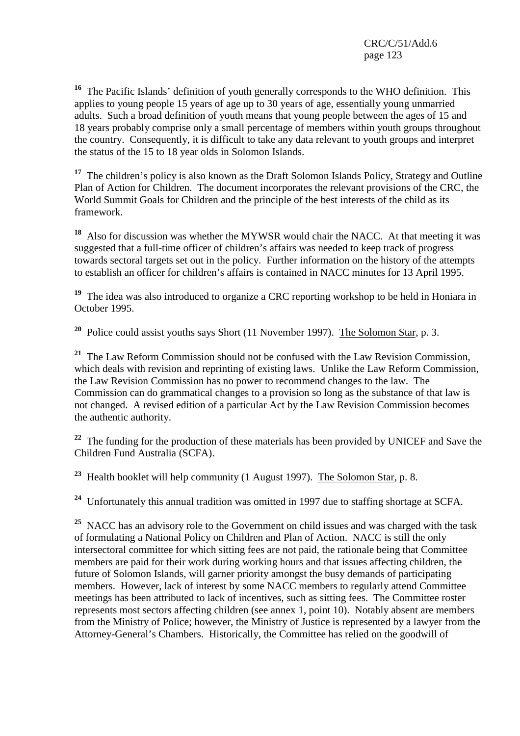[16] The Pacific Islands' definition of youth generally corresponds to the WHO definition. This applies to young people 15 years of age up to 30 years of age, essentially young unmarried adults. Such a broad definition of youth means that young people between the ages of 15 and 18 years probably comprise only a small percentage of members within youth groups throughout the country. Consequently, it is difficult to take any data relevant to youth groups and interpret the status of the 15 to 18 year olds in Solomon Islands.

[17] The children's policy is also known as the Draft Solomon Islands Policy, Strategy and Outline Plan of Action for Children. The document incorporates the relevant provisions of the CRC, the World Summit Goals for Children and the principle of the best interests of the child as its framework.

[18] Also for discussion was whether the MYWSR would chair the NACC. At that meeting it was suggested that a full-time officer of children's affairs was needed to keep track of progress towards sectoral targets set out in the policy. Further information on the history of the attempts to establish an officer for children's affairs is contained in NACC minutes for 13 April 1995.

[19] The idea was also introduced to organize a CRC reporting workshop to be held in Honiara in October 1995.

[20] Police could assist youths says Short (11 November 1997). The Solomon Star, p. 3.

[21] The Law Reform Commission should not be confused with the Law Revision Commission, which deals with revision and reprinting of existing laws. Unlike the Law Reform Commission, the Law Revision Commission has no power to recommend changes to the law. The Commission can do grammatical changes to a provision so long as the substance of that law is not changed. A revised edition of a particular Act by the Law Revision Commission becomes the authentic authority.

[22] The funding for the production of these materials has been provided by UNICEF and Save the Children Fund Australia (SCFA).

[23] Health booklet will help community (1 August 1997). The Solomon Star, p. 8.

[24] Unfortunately this annual tradition was omitted in 1997 due to staffing shortage at SCFA.

[25] NACC has an advisory role to the Government on child issues and was charged with the task of formulating a National Policy on Children and Plan of Action. NACC is still the only intersectoral committee for which sitting fees are not paid, the rationale being that Committee members are paid for their work during working hours and that issues affecting children, the future of Solomon Islands, will garner priority amongst the busy demands of participating members. However, lack of interest by some NACC members to regularly attend Committee meetings has been attributed to lack of incentives, such as sitting fees. The Committee roster represents most sectors affecting children (see annex 1, point 10). Notably absent are members from the Ministry of Police; however, the Ministry of Justice is represented by a lawyer from the Attorney-General's Chambers. Historically, the Committee has relied on the goodwill of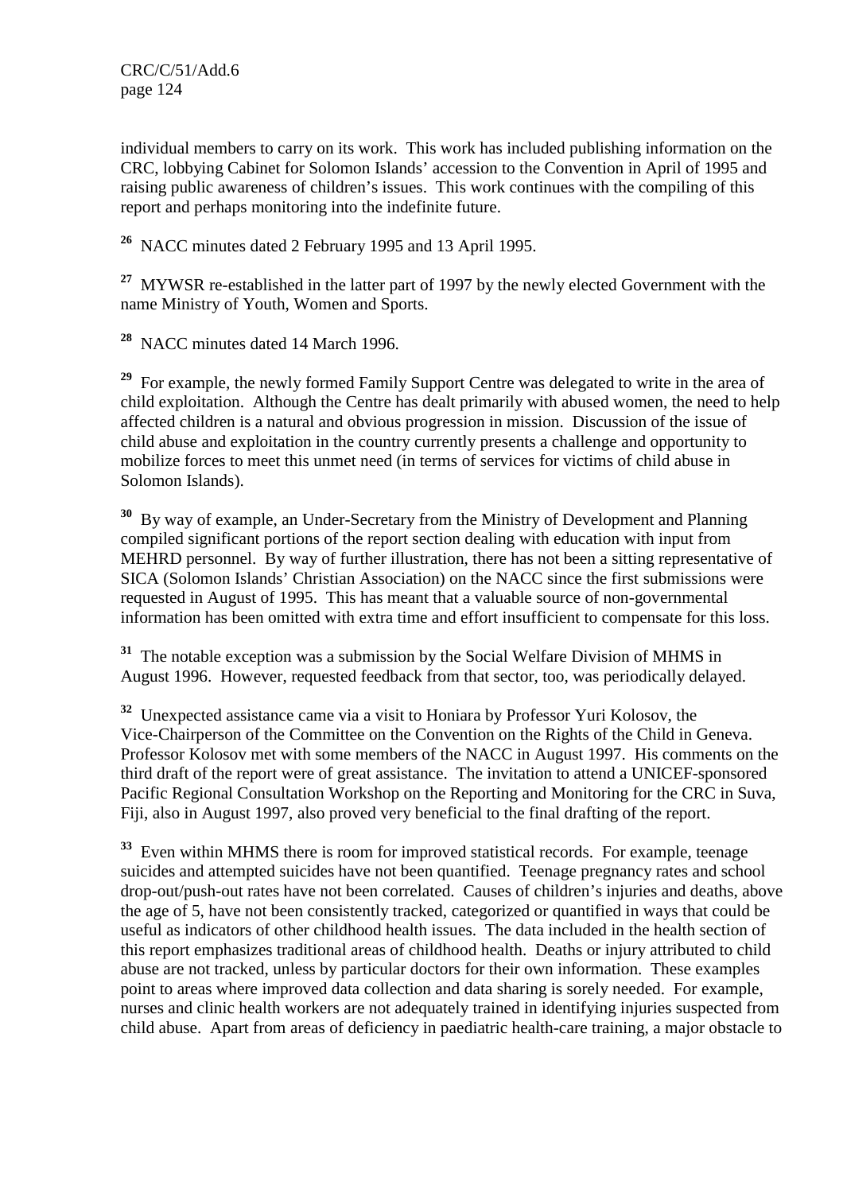individual members to carry on its work. This work has included publishing information on the CRC, lobbying Cabinet for Solomon Islands' accession to the Convention in April of 1995 and raising public awareness of children's issues. This work continues with the compiling of this report and perhaps monitoring into the indefinite future.

[26] NACC minutes dated 2 February 1995 and 13 April 1995.

[27] MYWSR re-established in the latter part of 1997 by the newly elected Government with the name Ministry of Youth, Women and Sports.

[28] NACC minutes dated 14 March 1996.

[29] For example, the newly formed Family Support Centre was delegated to write in the area of child exploitation. Although the Centre has dealt primarily with abused women, the need to help affected children is a natural and obvious progression in mission. Discussion of the issue of child abuse and exploitation in the country currently presents a challenge and opportunity to mobilize forces to meet this unmet need (in terms of services for victims of child abuse in Solomon Islands).

[30] By way of example, an Under-Secretary from the Ministry of Development and Planning compiled significant portions of the report section dealing with education with input from MEHRD personnel. By way of further illustration, there has not been a sitting representative of SICA (Solomon Islands' Christian Association) on the NACC since the first submissions were requested in August of 1995. This has meant that a valuable source of non-governmental information has been omitted with extra time and effort insufficient to compensate for this loss.

[31] The notable exception was a submission by the Social Welfare Division of MHMS in August 1996. However, requested feedback from that sector, too, was periodically delayed.

[32] Unexpected assistance came via a visit to Honiara by Professor Yuri Kolosov, the Vice-Chairperson of the Committee on the Convention on the Rights of the Child in Geneva. Professor Kolosov met with some members of the NACC in August 1997. His comments on the third draft of the report were of great assistance. The invitation to attend a UNICEF-sponsored Pacific Regional Consultation Workshop on the Reporting and Monitoring for the CRC in Suva, Fiji, also in August 1997, also proved very beneficial to the final drafting of the report.

[33] Even within MHMS there is room for improved statistical records. For example, teenage suicides and attempted suicides have not been quantified. Teenage pregnancy rates and school drop-out/push-out rates have not been correlated. Causes of children's injuries and deaths, above the age of 5, have not been consistently tracked, categorized or quantified in ways that could be useful as indicators of other childhood health issues. The data included in the health section of this report emphasizes traditional areas of childhood health. Deaths or injury attributed to child abuse are not tracked, unless by particular doctors for their own information. These examples point to areas where improved data collection and data sharing is sorely needed. For example, nurses and clinic health workers are not adequately trained in identifying injuries suspected from child abuse. Apart from areas of deficiency in paediatric health-care training, a major obstacle to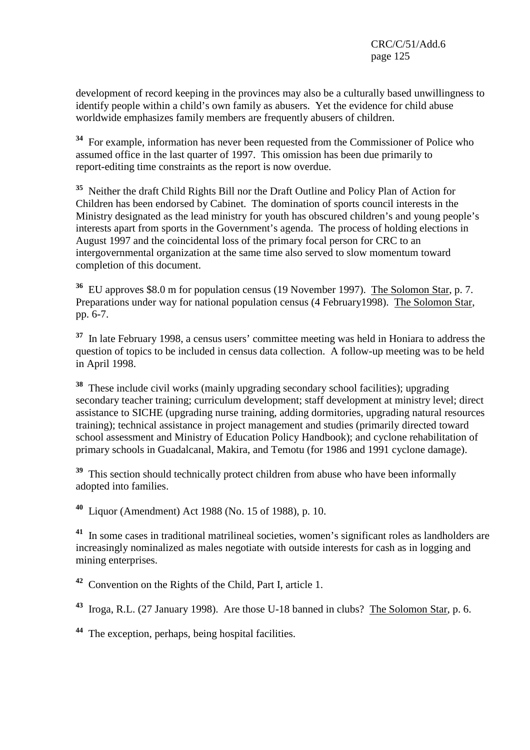development of record keeping in the provinces may also be a culturally based unwillingness to identify people within a child's own family as abusers. Yet the evidence for child abuse worldwide emphasizes family members are frequently abusers of children.

[34] For example, information has never been requested from the Commissioner of Police who assumed office in the last quarter of 1997. This omission has been due primarily to report-editing time constraints as the report is now overdue.

[35] Neither the draft Child Rights Bill nor the Draft Outline and Policy Plan of Action for Children has been endorsed by Cabinet. The domination of sports council interests in the Ministry designated as the lead ministry for youth has obscured children's and young people's interests apart from sports in the Government's agenda. The process of holding elections in August 1997 and the coincidental loss of the primary focal person for CRC to an intergovernmental organization at the same time also served to slow momentum toward completion of this document.

[36] EU approves \$8.0 m for population census (19 November 1997). The Solomon Star, p. 7. Preparations under way for national population census (4 February1998). The Solomon Star, pp. 6-7.

[37] In late February 1998, a census users' committee meeting was held in Honiara to address the question of topics to be included in census data collection. A follow-up meeting was to be held in April 1998.

[38] These include civil works (mainly upgrading secondary school facilities); upgrading secondary teacher training; curriculum development; staff development at ministry level; direct assistance to SICHE (upgrading nurse training, adding dormitories, upgrading natural resources training); technical assistance in project management and studies (primarily directed toward school assessment and Ministry of Education Policy Handbook); and cyclone rehabilitation of primary schools in Guadalcanal, Makira, and Temotu (for 1986 and 1991 cyclone damage).

[39] This section should technically protect children from abuse who have been informally adopted into families.

[40] Liquor (Amendment) Act 1988 (No. 15 of 1988), p. 10.

[41] In some cases in traditional matrilineal societies, women's significant roles as landholders are increasingly nominalized as males negotiate with outside interests for cash as in logging and mining enterprises.

[42] Convention on the Rights of the Child, Part I, article 1.

[43] Iroga, R.L. (27 January 1998). Are those U-18 banned in clubs? The Solomon Star, p. 6.

[44] The exception, perhaps, being hospital facilities.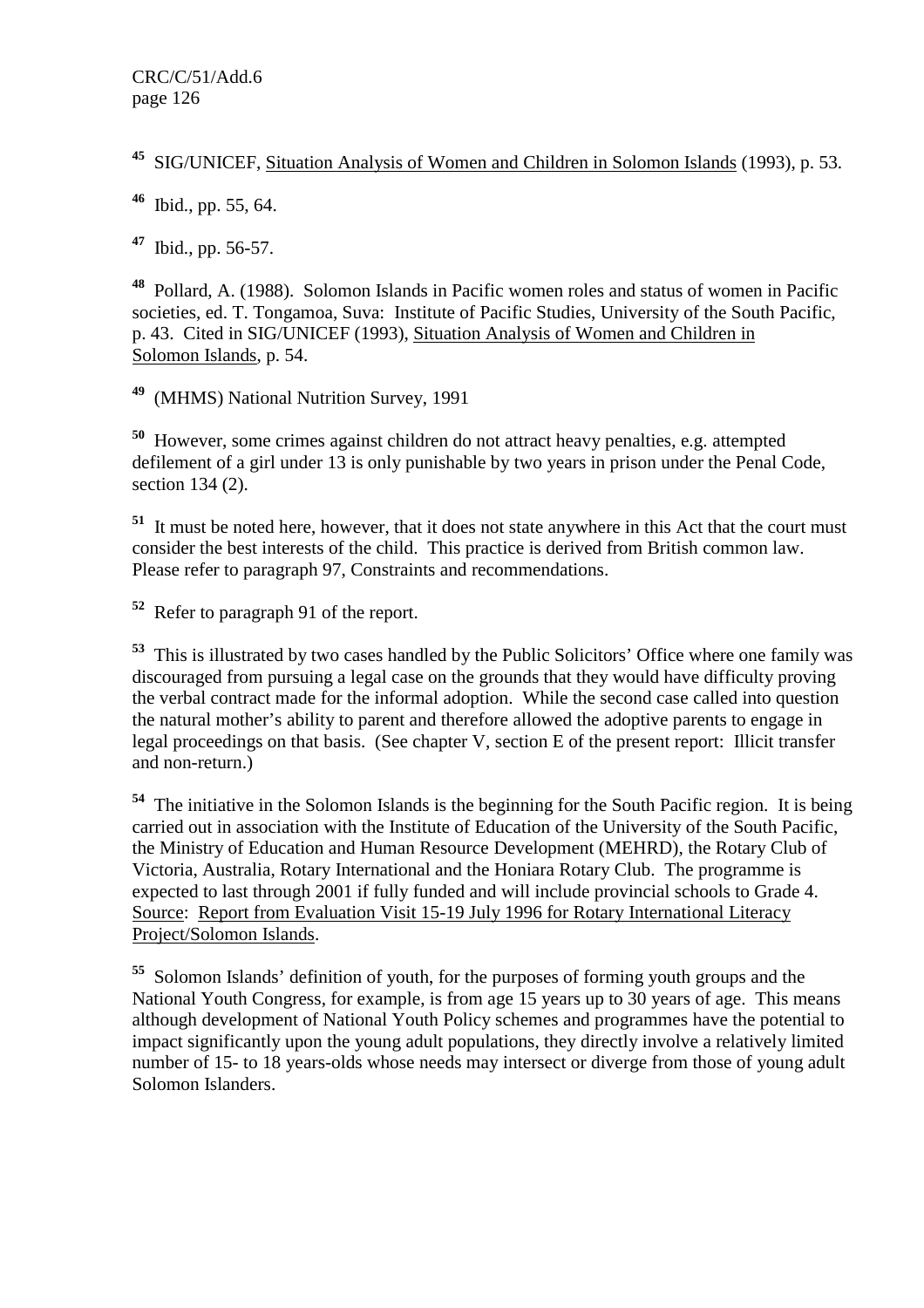[45] SIG/UNICEF, Situation Analysis of Women and Children in Solomon Islands (1993), p. 53.

[46] Ibid., pp. 55, 64.

[47] Ibid., pp. 56-57.

[48] Pollard, A. (1988). Solomon Islands in Pacific women roles and status of women in Pacific societies, ed. T. Tongamoa, Suva: Institute of Pacific Studies, University of the South Pacific, p. 43. Cited in SIG/UNICEF (1993), Situation Analysis of Women and Children in Solomon Islands, p. 54.

[49] (MHMS) National Nutrition Survey, 1991

[50] However, some crimes against children do not attract heavy penalties, e.g. attempted defilement of a girl under 13 is only punishable by two years in prison under the Penal Code, section 134 (2).

[51] It must be noted here, however, that it does not state anywhere in this Act that the court must consider the best interests of the child. This practice is derived from British common law. Please refer to paragraph 97, Constraints and recommendations.

[52] Refer to paragraph 91 of the report.

[53] This is illustrated by two cases handled by the Public Solicitors' Office where one family was discouraged from pursuing a legal case on the grounds that they would have difficulty proving the verbal contract made for the informal adoption. While the second case called into question the natural mother's ability to parent and therefore allowed the adoptive parents to engage in legal proceedings on that basis. (See chapter V, section E of the present report: Illicit transfer and non-return.)

[54] The initiative in the Solomon Islands is the beginning for the South Pacific region. It is being carried out in association with the Institute of Education of the University of the South Pacific, the Ministry of Education and Human Resource Development (MEHRD), the Rotary Club of Victoria, Australia, Rotary International and the Honiara Rotary Club. The programme is expected to last through 2001 if fully funded and will include provincial schools to Grade 4. Source: Report from Evaluation Visit 15-19 July 1996 for Rotary International Literacy Project/Solomon Islands.

[55] Solomon Islands' definition of youth, for the purposes of forming youth groups and the National Youth Congress, for example, is from age 15 years up to 30 years of age. This means although development of National Youth Policy schemes and programmes have the potential to impact significantly upon the young adult populations, they directly involve a relatively limited number of 15- to 18 years-olds whose needs may intersect or diverge from those of young adult Solomon Islanders.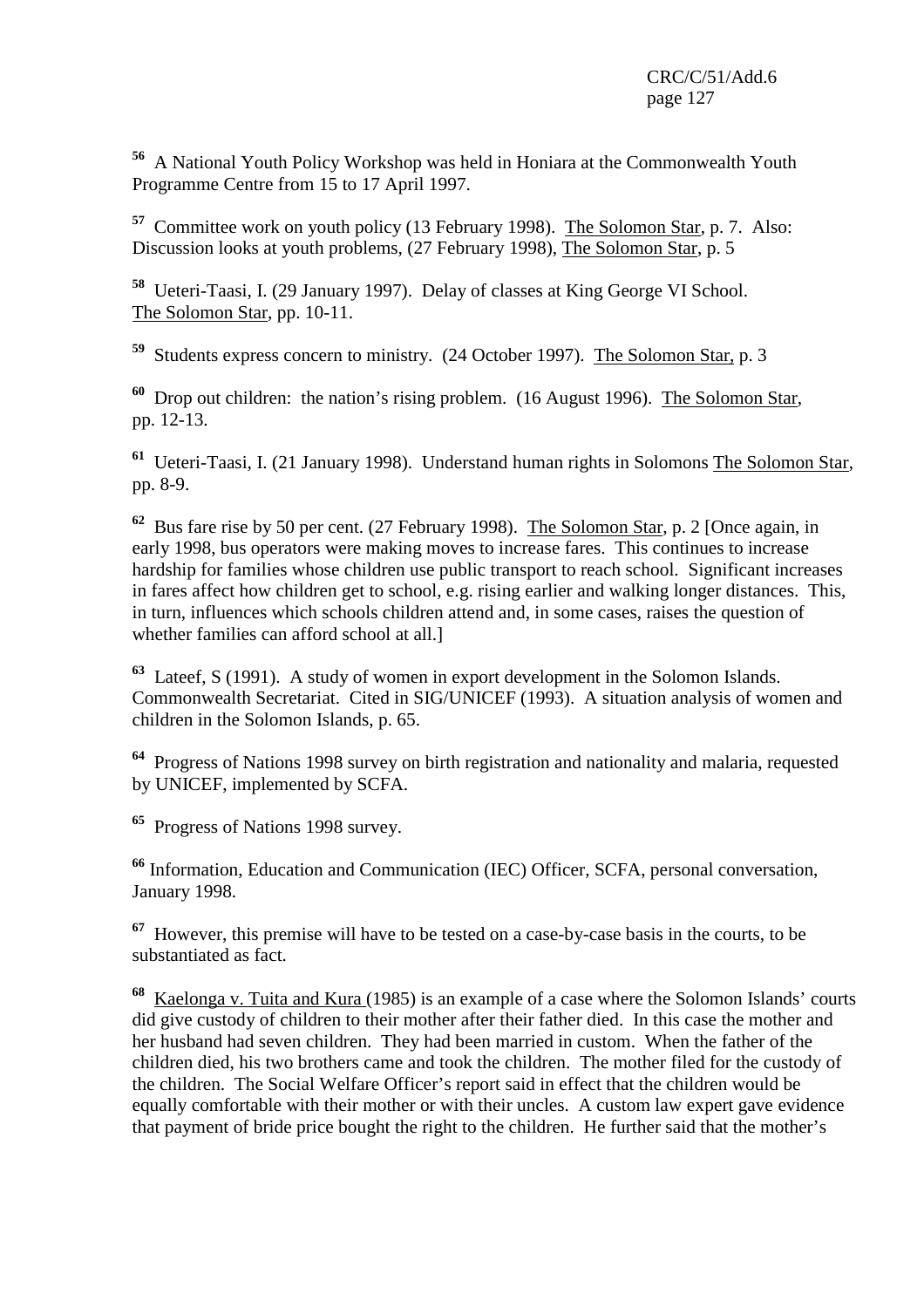[56] A National Youth Policy Workshop was held in Honiara at the Commonwealth Youth Programme Centre from 15 to 17 April 1997.

[57] Committee work on youth policy (13 February 1998). The Solomon Star, p. 7. Also: Discussion looks at youth problems, (27 February 1998), The Solomon Star, p. 5

[58] Ueteri-Taasi, I. (29 January 1997). Delay of classes at King George VI School. The Solomon Star, pp. 10-11.

[59] Students express concern to ministry. (24 October 1997). The Solomon Star, p. 3

[60] Drop out children: the nation's rising problem. (16 August 1996). The Solomon Star, pp. 12-13.

[61] Ueteri-Taasi, I. (21 January 1998). Understand human rights in Solomons The Solomon Star, pp. 8-9.

[62] Bus fare rise by 50 per cent. (27 February 1998). The Solomon Star, p. 2 [Once again, in early 1998, bus operators were making moves to increase fares. This continues to increase hardship for families whose children use public transport to reach school. Significant increases in fares affect how children get to school, e.g. rising earlier and walking longer distances. This, in turn, influences which schools children attend and, in some cases, raises the question of whether families can afford school at all.]

[63] Lateef, S (1991). A study of women in export development in the Solomon Islands. Commonwealth Secretariat. Cited in SIG/UNICEF (1993). A situation analysis of women and children in the Solomon Islands, p. 65.

[64] Progress of Nations 1998 survey on birth registration and nationality and malaria, requested by UNICEF, implemented by SCFA.

[65] Progress of Nations 1998 survey.

[66] Information, Education and Communication (IEC) Officer, SCFA, personal conversation, January 1998.

[67] However, this premise will have to be tested on a case-by-case basis in the courts, to be substantiated as fact.

[68] Kaelonga v. Tuita and Kura (1985) is an example of a case where the Solomon Islands' courts did give custody of children to their mother after their father died. In this case the mother and her husband had seven children. They had been married in custom. When the father of the children died, his two brothers came and took the children. The mother filed for the custody of the children. The Social Welfare Officer's report said in effect that the children would be equally comfortable with their mother or with their uncles. A custom law expert gave evidence that payment of bride price bought the right to the children. He further said that the mother's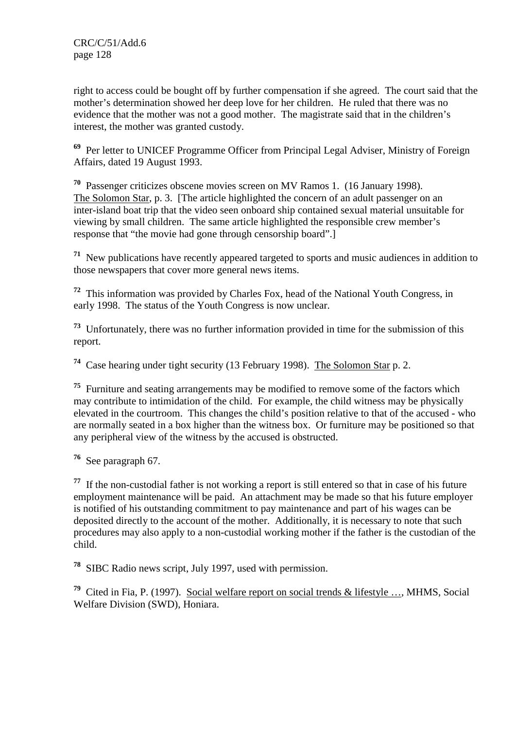right to access could be bought off by further compensation if she agreed. The court said that the mother's determination showed her deep love for her children. He ruled that there was no evidence that the mother was not a good mother. The magistrate said that in the children's interest, the mother was granted custody.

[69] Per letter to UNICEF Programme Officer from Principal Legal Adviser, Ministry of Foreign Affairs, dated 19 August 1993.

[70] Passenger criticizes obscene movies screen on MV Ramos 1. (16 January 1998). The Solomon Star, p. 3. [The article highlighted the concern of an adult passenger on an inter-island boat trip that the video seen onboard ship contained sexual material unsuitable for viewing by small children. The same article highlighted the responsible crew member's response that "the movie had gone through censorship board".]

[71] New publications have recently appeared targeted to sports and music audiences in addition to those newspapers that cover more general news items.

[72] This information was provided by Charles Fox, head of the National Youth Congress, in early 1998. The status of the Youth Congress is now unclear.

[73] Unfortunately, there was no further information provided in time for the submission of this report.

[74] Case hearing under tight security (13 February 1998). The Solomon Star p. 2.

[75] Furniture and seating arrangements may be modified to remove some of the factors which may contribute to intimidation of the child. For example, the child witness may be physically elevated in the courtroom. This changes the child's position relative to that of the accused - who are normally seated in a box higher than the witness box. Or furniture may be positioned so that any peripheral view of the witness by the accused is obstructed.

[76] See paragraph 67.

[77] If the non-custodial father is not working a report is still entered so that in case of his future employment maintenance will be paid. An attachment may be made so that his future employer is notified of his outstanding commitment to pay maintenance and part of his wages can be deposited directly to the account of the mother. Additionally, it is necessary to note that such procedures may also apply to a non-custodial working mother if the father is the custodian of the child.

[78] SIBC Radio news script, July 1997, used with permission.

[79] Cited in Fia, P. (1997). Social welfare report on social trends & lifestyle …, MHMS, Social Welfare Division (SWD), Honiara.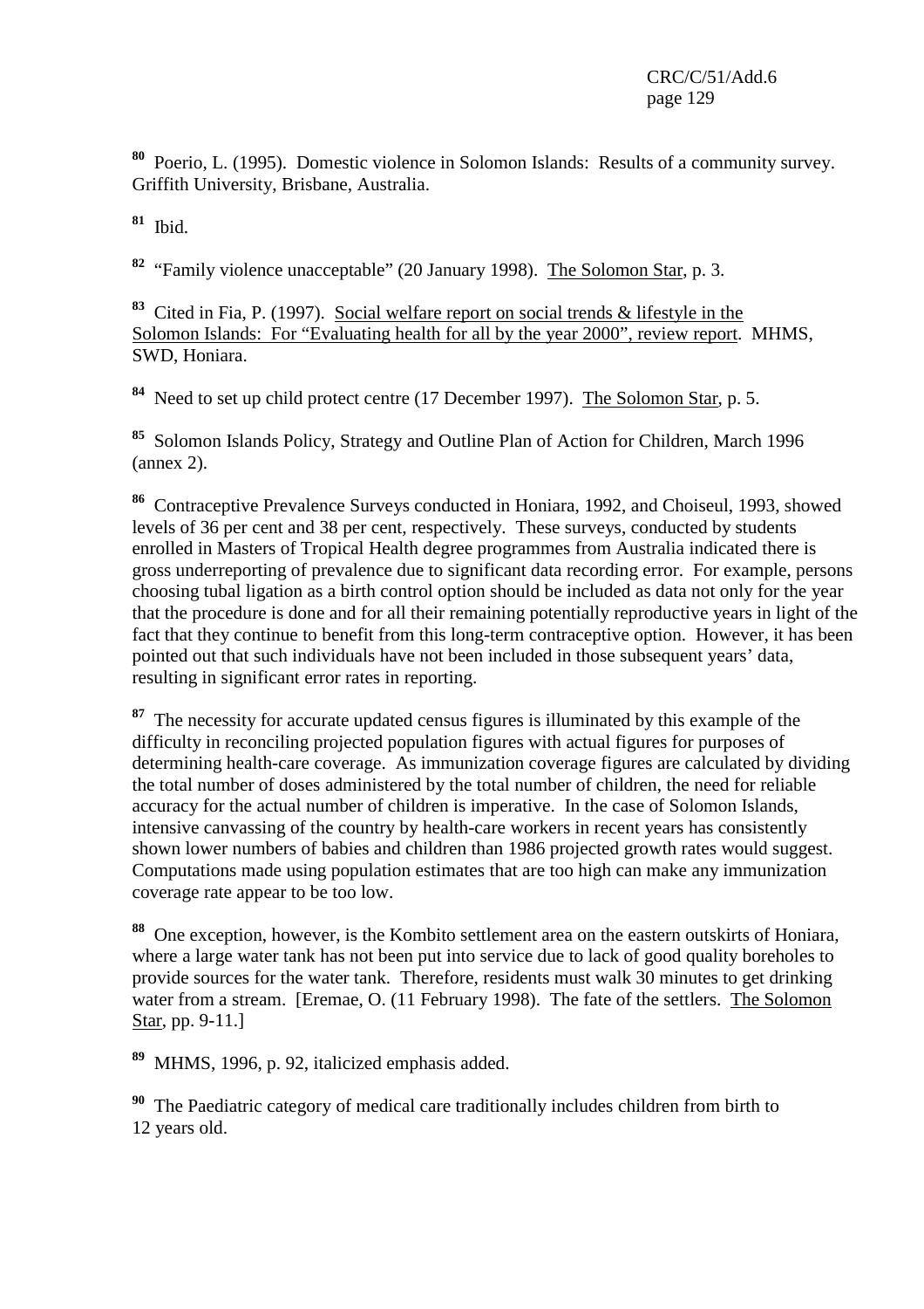[80] Poerio, L. (1995). Domestic violence in Solomon Islands: Results of a community survey. Griffith University, Brisbane, Australia.

[81] Ibid.

[82] "Family violence unacceptable" (20 January 1998). The Solomon Star, p. 3.

[83] Cited in Fia, P. (1997). Social welfare report on social trends & lifestyle in the Solomon Islands: For "Evaluating health for all by the year 2000", review report. MHMS, SWD, Honiara.

[84] Need to set up child protect centre (17 December 1997). The Solomon Star, p. 5.

[85] Solomon Islands Policy, Strategy and Outline Plan of Action for Children, March 1996 (annex 2).

[86] Contraceptive Prevalence Surveys conducted in Honiara, 1992, and Choiseul, 1993, showed levels of 36 per cent and 38 per cent, respectively. These surveys, conducted by students enrolled in Masters of Tropical Health degree programmes from Australia indicated there is gross underreporting of prevalence due to significant data recording error. For example, persons choosing tubal ligation as a birth control option should be included as data not only for the year that the procedure is done and for all their remaining potentially reproductive years in light of the fact that they continue to benefit from this long-term contraceptive option. However, it has been pointed out that such individuals have not been included in those subsequent years' data, resulting in significant error rates in reporting.

[87] The necessity for accurate updated census figures is illuminated by this example of the difficulty in reconciling projected population figures with actual figures for purposes of determining health-care coverage. As immunization coverage figures are calculated by dividing the total number of doses administered by the total number of children, the need for reliable accuracy for the actual number of children is imperative. In the case of Solomon Islands, intensive canvassing of the country by health-care workers in recent years has consistently shown lower numbers of babies and children than 1986 projected growth rates would suggest. Computations made using population estimates that are too high can make any immunization coverage rate appear to be too low.

[88] One exception, however, is the Kombito settlement area on the eastern outskirts of Honiara, where a large water tank has not been put into service due to lack of good quality boreholes to provide sources for the water tank. Therefore, residents must walk 30 minutes to get drinking water from a stream. [Eremae, O. (11 February 1998). The fate of the settlers. The Solomon Star, pp. 9-11.]

[89] MHMS, 1996, p. 92, italicized emphasis added.

[90] The Paediatric category of medical care traditionally includes children from birth to 12 years old.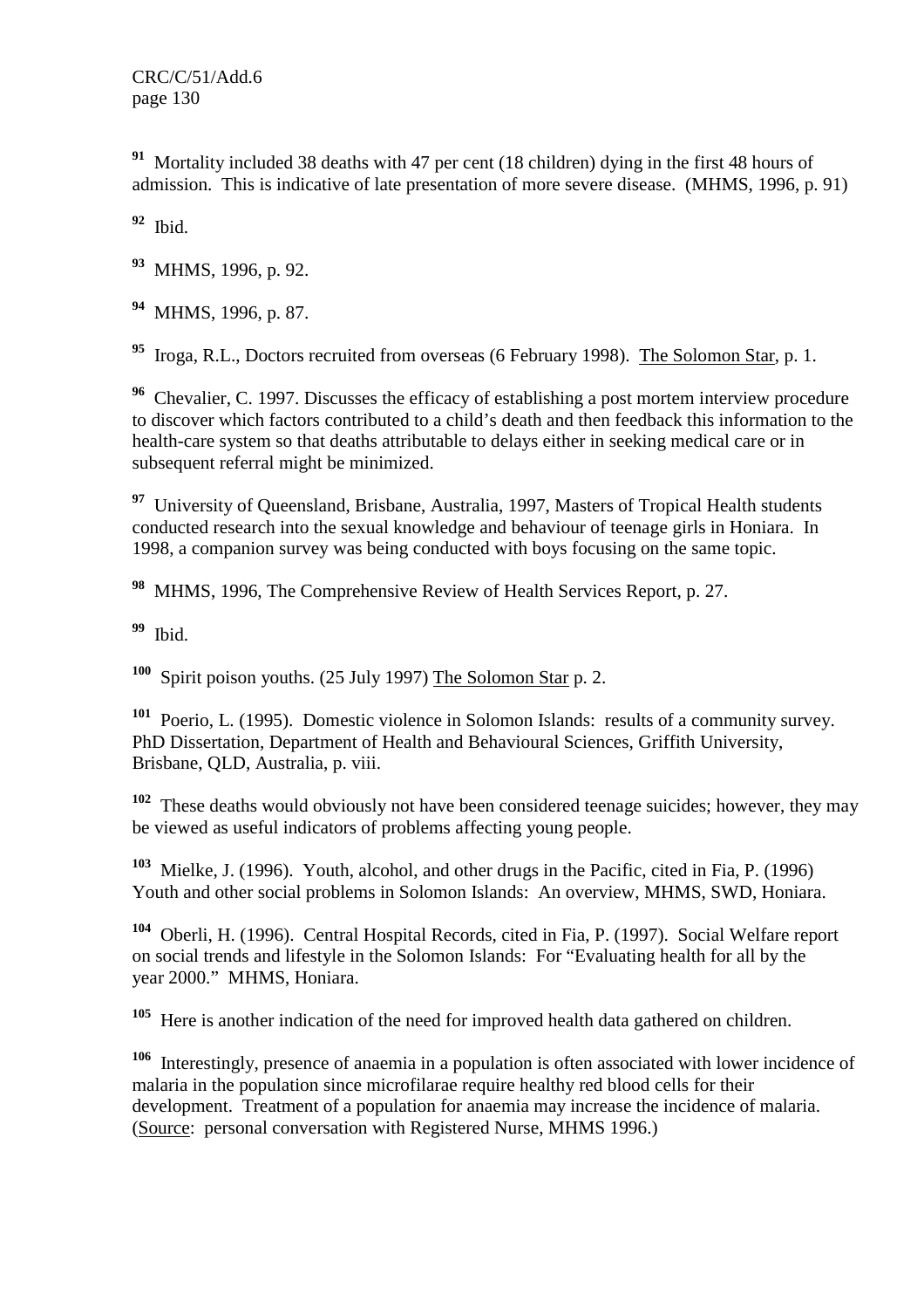[91] Mortality included 38 deaths with 47 per cent (18 children) dying in the first 48 hours of admission. This is indicative of late presentation of more severe disease. (MHMS, 1996, p. 91)

[92] Ibid.

[93] MHMS, 1996, p. 92.

[94] MHMS, 1996, p. 87.

[95] Iroga, R.L., Doctors recruited from overseas (6 February 1998). The Solomon Star, p. 1.

[96] Chevalier, C. 1997. Discusses the efficacy of establishing a post mortem interview procedure to discover which factors contributed to a child's death and then feedback this information to the health-care system so that deaths attributable to delays either in seeking medical care or in subsequent referral might be minimized.

[97] University of Queensland, Brisbane, Australia, 1997, Masters of Tropical Health students conducted research into the sexual knowledge and behaviour of teenage girls in Honiara. In 1998, a companion survey was being conducted with boys focusing on the same topic.

[98] MHMS, 1996, The Comprehensive Review of Health Services Report, p. 27.

[99] Ibid.

[100] Spirit poison youths. (25 July 1997) The Solomon Star p. 2.

[101] Poerio, L. (1995). Domestic violence in Solomon Islands: results of a community survey. PhD Dissertation, Department of Health and Behavioural Sciences, Griffith University, Brisbane, QLD, Australia, p. viii.

[102] These deaths would obviously not have been considered teenage suicides; however, they may be viewed as useful indicators of problems affecting young people.

[103] Mielke, J. (1996). Youth, alcohol, and other drugs in the Pacific, cited in Fia, P. (1996) Youth and other social problems in Solomon Islands: An overview, MHMS, SWD, Honiara.

[104] Oberli, H. (1996). Central Hospital Records, cited in Fia, P. (1997). Social Welfare report on social trends and lifestyle in the Solomon Islands: For "Evaluating health for all by the year 2000." MHMS, Honiara.

[105] Here is another indication of the need for improved health data gathered on children.

[106] Interestingly, presence of anaemia in a population is often associated with lower incidence of malaria in the population since microfilarae require healthy red blood cells for their development. Treatment of a population for anaemia may increase the incidence of malaria. (Source: personal conversation with Registered Nurse, MHMS 1996.)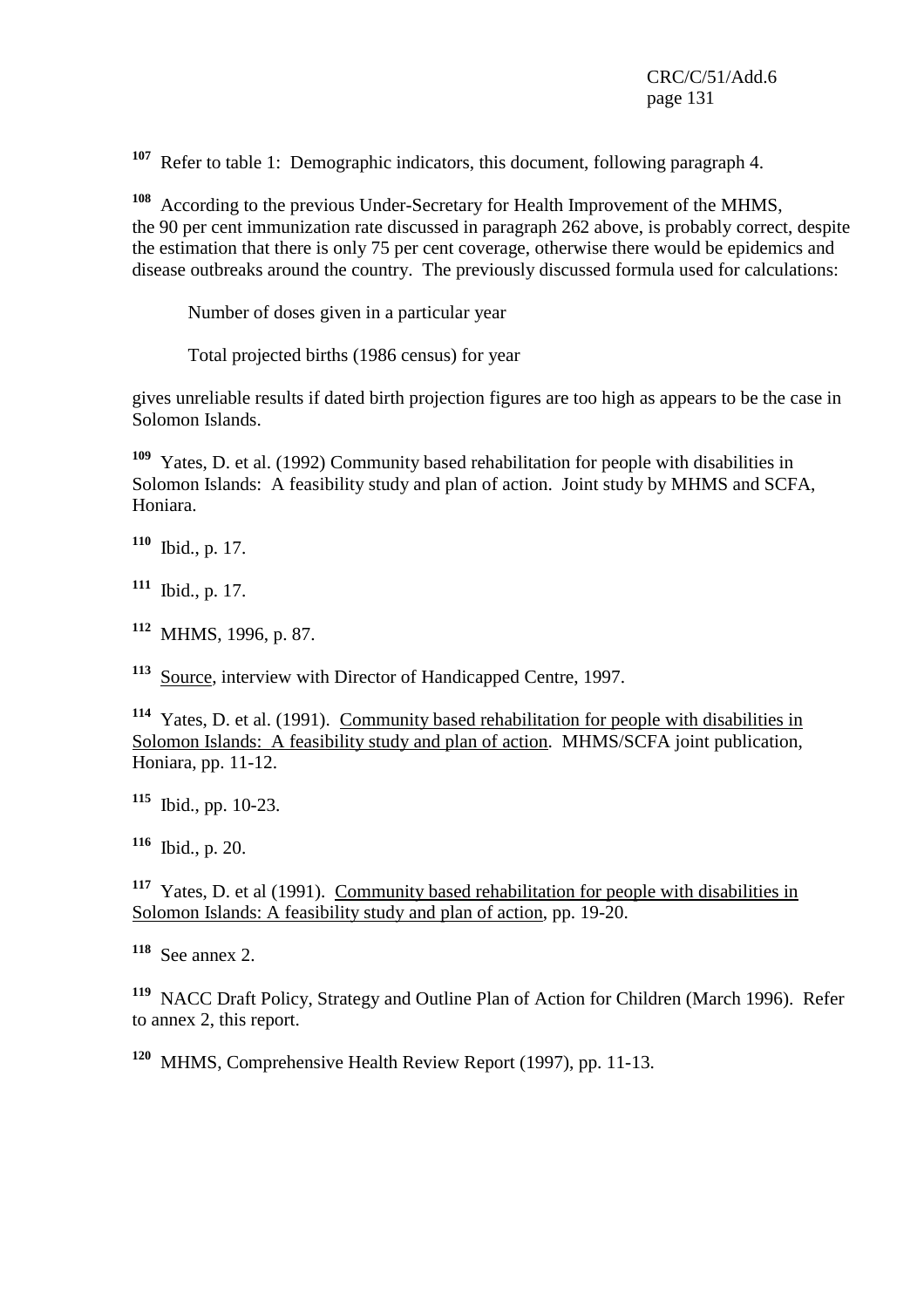[107] Refer to table 1: Demographic indicators, this document, following paragraph 4.

[108] According to the previous Under-Secretary for Health Improvement of the MHMS, the 90 per cent immunization rate discussed in paragraph 262 above, is probably correct, despite the estimation that there is only 75 per cent coverage, otherwise there would be epidemics and disease outbreaks around the country. The previously discussed formula used for calculations:

Number of doses given in a particular year

Total projected births (1986 census) for year

gives unreliable results if dated birth projection figures are too high as appears to be the case in Solomon Islands.

[109] Yates, D. et al. (1992) Community based rehabilitation for people with disabilities in Solomon Islands: A feasibility study and plan of action. Joint study by MHMS and SCFA, Honiara.

[110] Ibid., p. 17.

[111] Ibid., p. 17.

[112] MHMS, 1996, p. 87.

[113] Source, interview with Director of Handicapped Centre, 1997.

[114] Yates, D. et al. (1991). Community based rehabilitation for people with disabilities in Solomon Islands: A feasibility study and plan of action. MHMS/SCFA joint publication, Honiara, pp. 11-12.

[115] Ibid., pp. 10-23.

[116] Ibid., p. 20.

[117] Yates, D. et al (1991). Community based rehabilitation for people with disabilities in Solomon Islands: A feasibility study and plan of action, pp. 19-20.

[118] See annex 2.

[119] NACC Draft Policy, Strategy and Outline Plan of Action for Children (March 1996). Refer to annex 2, this report.

[120] MHMS, Comprehensive Health Review Report (1997), pp. 11-13.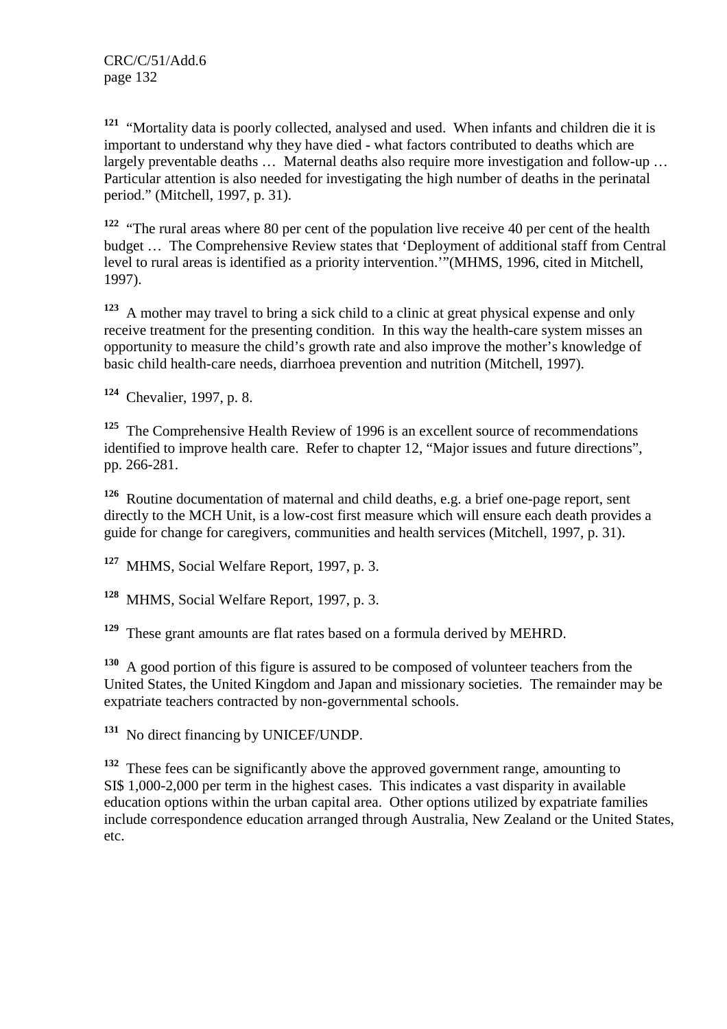[121] "Mortality data is poorly collected, analysed and used. When infants and children die it is important to understand why they have died - what factors contributed to deaths which are largely preventable deaths … Maternal deaths also require more investigation and follow-up … Particular attention is also needed for investigating the high number of deaths in the perinatal period." (Mitchell, 1997, p. 31).

[122] "The rural areas where 80 per cent of the population live receive 40 per cent of the health budget … The Comprehensive Review states that 'Deployment of additional staff from Central level to rural areas is identified as a priority intervention.'"(MHMS, 1996, cited in Mitchell, 1997).

[123] A mother may travel to bring a sick child to a clinic at great physical expense and only receive treatment for the presenting condition. In this way the health-care system misses an opportunity to measure the child's growth rate and also improve the mother's knowledge of basic child health-care needs, diarrhoea prevention and nutrition (Mitchell, 1997).

[124] Chevalier, 1997, p. 8.

[125] The Comprehensive Health Review of 1996 is an excellent source of recommendations identified to improve health care. Refer to chapter 12, "Major issues and future directions", pp. 266-281.

[126] Routine documentation of maternal and child deaths, e.g. a brief one-page report, sent directly to the MCH Unit, is a low-cost first measure which will ensure each death provides a guide for change for caregivers, communities and health services (Mitchell, 1997, p. 31).

[127] MHMS, Social Welfare Report, 1997, p. 3.

[128] MHMS, Social Welfare Report, 1997, p. 3.

[129] These grant amounts are flat rates based on a formula derived by MEHRD.

[130] A good portion of this figure is assured to be composed of volunteer teachers from the United States, the United Kingdom and Japan and missionary societies. The remainder may be expatriate teachers contracted by non-governmental schools.

[131] No direct financing by UNICEF/UNDP.

[132] These fees can be significantly above the approved government range, amounting to SI$ 1,000-2,000 per term in the highest cases. This indicates a vast disparity in available education options within the urban capital area. Other options utilized by expatriate families include correspondence education arranged through Australia, New Zealand or the United States, etc.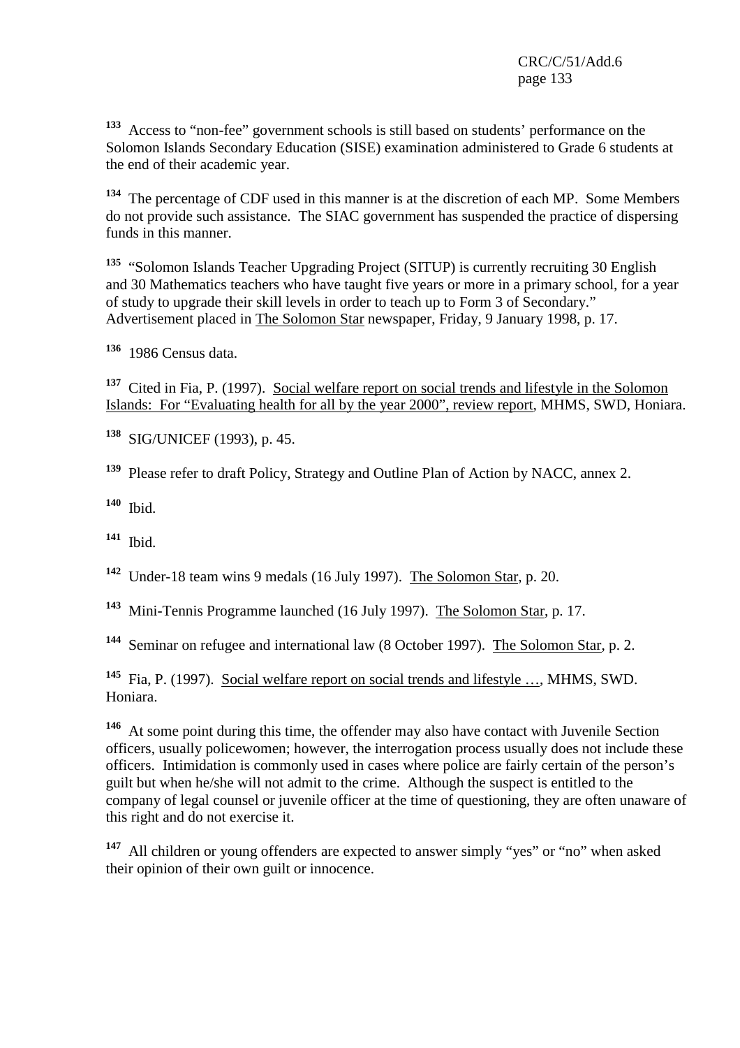[133] Access to "non-fee" government schools is still based on students' performance on the Solomon Islands Secondary Education (SISE) examination administered to Grade 6 students at the end of their academic year.

[134] The percentage of CDF used in this manner is at the discretion of each MP. Some Members do not provide such assistance. The SIAC government has suspended the practice of dispersing funds in this manner.

[135] "Solomon Islands Teacher Upgrading Project (SITUP) is currently recruiting 30 English and 30 Mathematics teachers who have taught five years or more in a primary school, for a year of study to upgrade their skill levels in order to teach up to Form 3 of Secondary." Advertisement placed in The Solomon Star newspaper, Friday, 9 January 1998, p. 17.

[136] 1986 Census data.

[137] Cited in Fia, P. (1997). Social welfare report on social trends and lifestyle in the Solomon Islands: For "Evaluating health for all by the year 2000", review report, MHMS, SWD, Honiara.

[138] SIG/UNICEF (1993), p. 45.

[139] Please refer to draft Policy, Strategy and Outline Plan of Action by NACC, annex 2.

[140] Ibid.

[141] Ibid.

[142] Under-18 team wins 9 medals (16 July 1997). The Solomon Star, p. 20.

[143] Mini-Tennis Programme launched (16 July 1997). The Solomon Star, p. 17.

[144] Seminar on refugee and international law (8 October 1997). The Solomon Star, p. 2.

[145] Fia, P. (1997). Social welfare report on social trends and lifestyle …, MHMS, SWD. Honiara.

[146] At some point during this time, the offender may also have contact with Juvenile Section officers, usually policewomen; however, the interrogation process usually does not include these officers. Intimidation is commonly used in cases where police are fairly certain of the person's guilt but when he/she will not admit to the crime. Although the suspect is entitled to the company of legal counsel or juvenile officer at the time of questioning, they are often unaware of this right and do not exercise it.

[147] All children or young offenders are expected to answer simply "yes" or "no" when asked their opinion of their own guilt or innocence.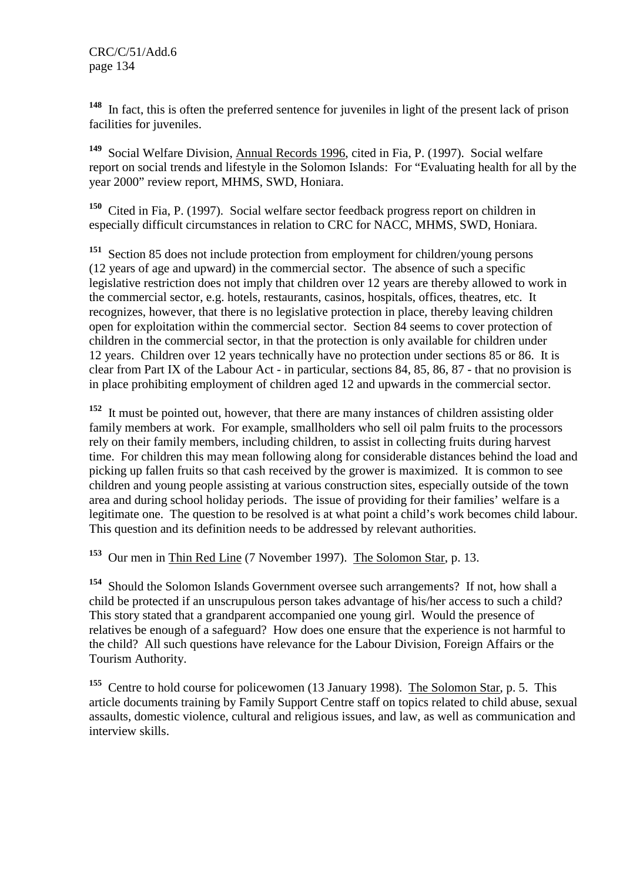[148] In fact, this is often the preferred sentence for juveniles in light of the present lack of prison facilities for juveniles.

[149] Social Welfare Division, Annual Records 1996, cited in Fia, P. (1997). Social welfare report on social trends and lifestyle in the Solomon Islands: For "Evaluating health for all by the year 2000" review report, MHMS, SWD, Honiara.

[150] Cited in Fia, P. (1997). Social welfare sector feedback progress report on children in especially difficult circumstances in relation to CRC for NACC, MHMS, SWD, Honiara.

[151] Section 85 does not include protection from employment for children/young persons (12 years of age and upward) in the commercial sector. The absence of such a specific legislative restriction does not imply that children over 12 years are thereby allowed to work in the commercial sector, e.g. hotels, restaurants, casinos, hospitals, offices, theatres, etc. It recognizes, however, that there is no legislative protection in place, thereby leaving children open for exploitation within the commercial sector. Section 84 seems to cover protection of children in the commercial sector, in that the protection is only available for children under 12 years. Children over 12 years technically have no protection under sections 85 or 86. It is clear from Part IX of the Labour Act - in particular, sections 84, 85, 86, 87 - that no provision is in place prohibiting employment of children aged 12 and upwards in the commercial sector.

[152] It must be pointed out, however, that there are many instances of children assisting older family members at work. For example, smallholders who sell oil palm fruits to the processors rely on their family members, including children, to assist in collecting fruits during harvest time. For children this may mean following along for considerable distances behind the load and picking up fallen fruits so that cash received by the grower is maximized. It is common to see children and young people assisting at various construction sites, especially outside of the town area and during school holiday periods. The issue of providing for their families' welfare is a legitimate one. The question to be resolved is at what point a child's work becomes child labour. This question and its definition needs to be addressed by relevant authorities.

[153] Our men in Thin Red Line (7 November 1997). The Solomon Star, p. 13.

[154] Should the Solomon Islands Government oversee such arrangements? If not, how shall a child be protected if an unscrupulous person takes advantage of his/her access to such a child? This story stated that a grandparent accompanied one young girl. Would the presence of relatives be enough of a safeguard? How does one ensure that the experience is not harmful to the child? All such questions have relevance for the Labour Division, Foreign Affairs or the Tourism Authority.

[155] Centre to hold course for policewomen (13 January 1998). The Solomon Star, p. 5. This article documents training by Family Support Centre staff on topics related to child abuse, sexual assaults, domestic violence, cultural and religious issues, and law, as well as communication and interview skills.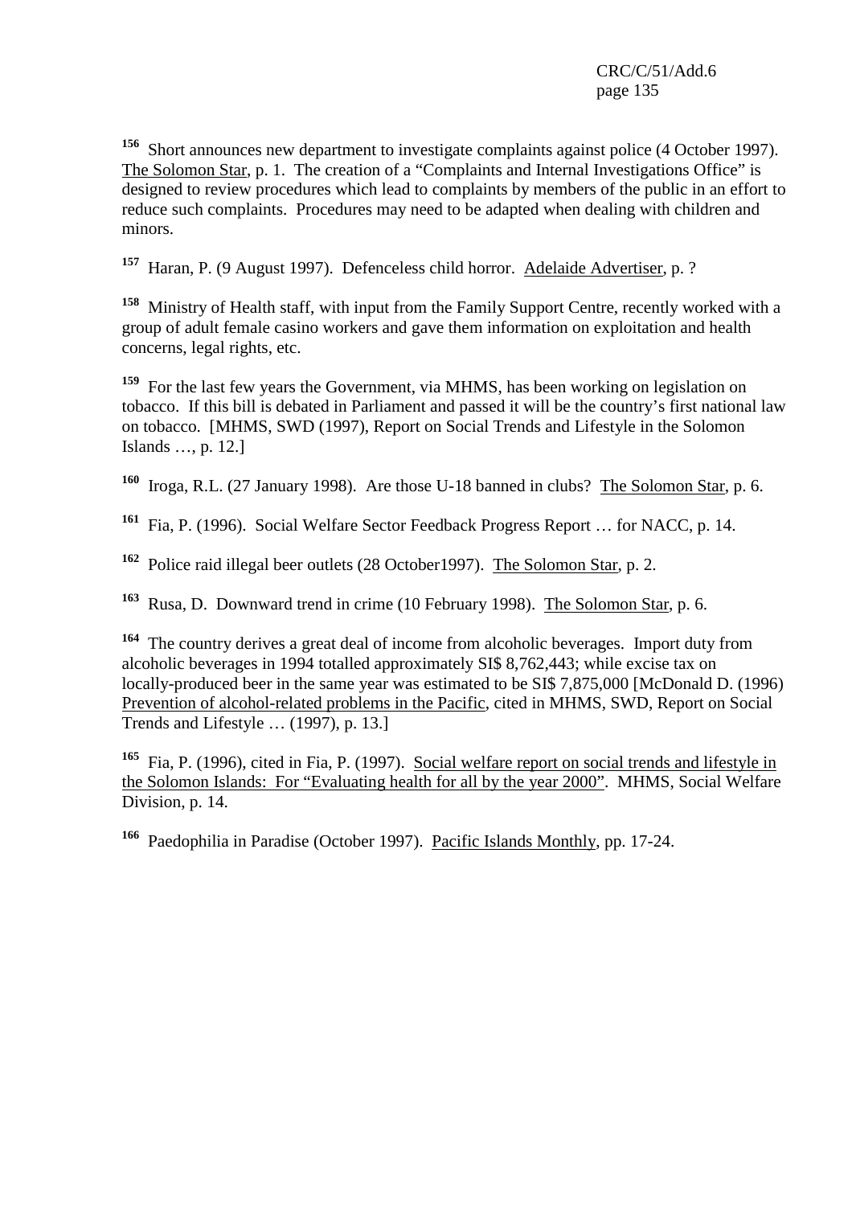[156] Short announces new department to investigate complaints against police (4 October 1997). The Solomon Star, p. 1. The creation of a "Complaints and Internal Investigations Office" is designed to review procedures which lead to complaints by members of the public in an effort to reduce such complaints. Procedures may need to be adapted when dealing with children and minors.

[157] Haran, P. (9 August 1997). Defenceless child horror. Adelaide Advertiser, p. ?

[158] Ministry of Health staff, with input from the Family Support Centre, recently worked with a group of adult female casino workers and gave them information on exploitation and health concerns, legal rights, etc.

[159] For the last few years the Government, via MHMS, has been working on legislation on tobacco. If this bill is debated in Parliament and passed it will be the country's first national law on tobacco. [MHMS, SWD (1997), Report on Social Trends and Lifestyle in the Solomon Islands …, p. 12.]

[160] Iroga, R.L. (27 January 1998). Are those U-18 banned in clubs? The Solomon Star, p. 6.

[161] Fia, P. (1996). Social Welfare Sector Feedback Progress Report … for NACC, p. 14.

[162] Police raid illegal beer outlets (28 October1997). The Solomon Star, p. 2.

[163] Rusa, D. Downward trend in crime (10 February 1998). The Solomon Star, p. 6.

[164] The country derives a great deal of income from alcoholic beverages. Import duty from alcoholic beverages in 1994 totalled approximately SI$ 8,762,443; while excise tax on locally-produced beer in the same year was estimated to be SI$ 7,875,000 [McDonald D. (1996) Prevention of alcohol-related problems in the Pacific, cited in MHMS, SWD, Report on Social Trends and Lifestyle … (1997), p. 13.]

[165] Fia, P. (1996), cited in Fia, P. (1997). Social welfare report on social trends and lifestyle in the Solomon Islands: For "Evaluating health for all by the year 2000". MHMS, Social Welfare Division, p. 14.

[166] Paedophilia in Paradise (October 1997). Pacific Islands Monthly, pp. 17-24.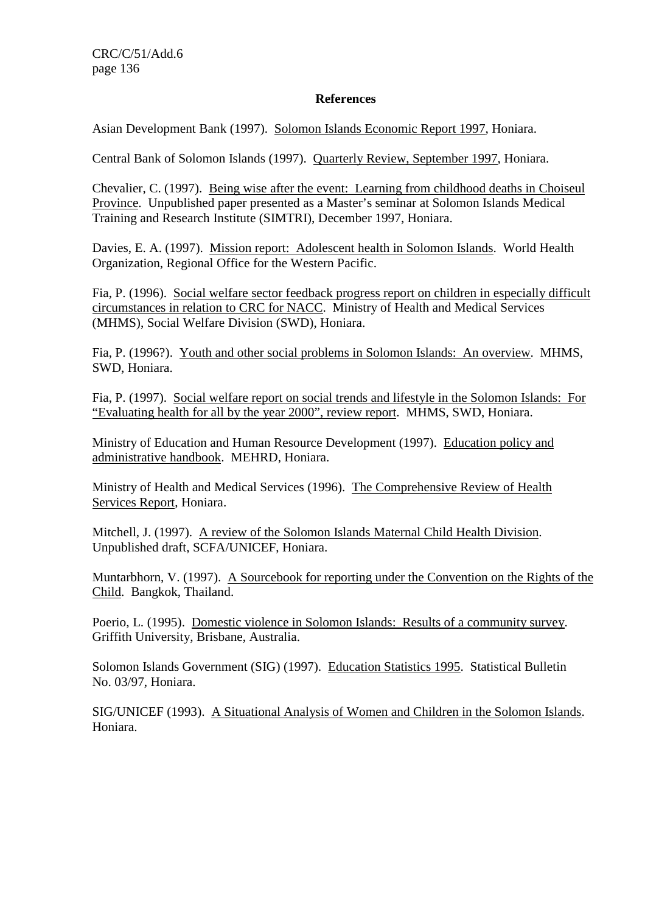## References

Asian Development Bank (1997). Solomon Islands Economic Report 1997, Honiara.

Central Bank of Solomon Islands (1997). Quarterly Review, September 1997, Honiara.

Chevalier, C. (1997). Being wise after the event: Learning from childhood deaths in Choiseul Province. Unpublished paper presented as a Master's seminar at Solomon Islands Medical Training and Research Institute (SIMTRI), December 1997, Honiara.

Davies, E. A. (1997). Mission report: Adolescent health in Solomon Islands. World Health Organization, Regional Office for the Western Pacific.

Fia, P. (1996). Social welfare sector feedback progress report on children in especially difficult circumstances in relation to CRC for NACC. Ministry of Health and Medical Services (MHMS), Social Welfare Division (SWD), Honiara.

Fia, P. (1996?). Youth and other social problems in Solomon Islands: An overview. MHMS, SWD, Honiara.

Fia, P. (1997). Social welfare report on social trends and lifestyle in the Solomon Islands: For "Evaluating health for all by the year 2000", review report. MHMS, SWD, Honiara.

Ministry of Education and Human Resource Development (1997). Education policy and administrative handbook. MEHRD, Honiara.

Ministry of Health and Medical Services (1996). The Comprehensive Review of Health Services Report, Honiara.

Mitchell, J. (1997). A review of the Solomon Islands Maternal Child Health Division. Unpublished draft, SCFA/UNICEF, Honiara.

Muntarbhorn, V. (1997). A Sourcebook for reporting under the Convention on the Rights of the Child. Bangkok, Thailand.

Poerio, L. (1995). Domestic violence in Solomon Islands: Results of a community survey. Griffith University, Brisbane, Australia.

Solomon Islands Government (SIG) (1997). Education Statistics 1995. Statistical Bulletin No. 03/97, Honiara.

SIG/UNICEF (1993). A Situational Analysis of Women and Children in the Solomon Islands. Honiara.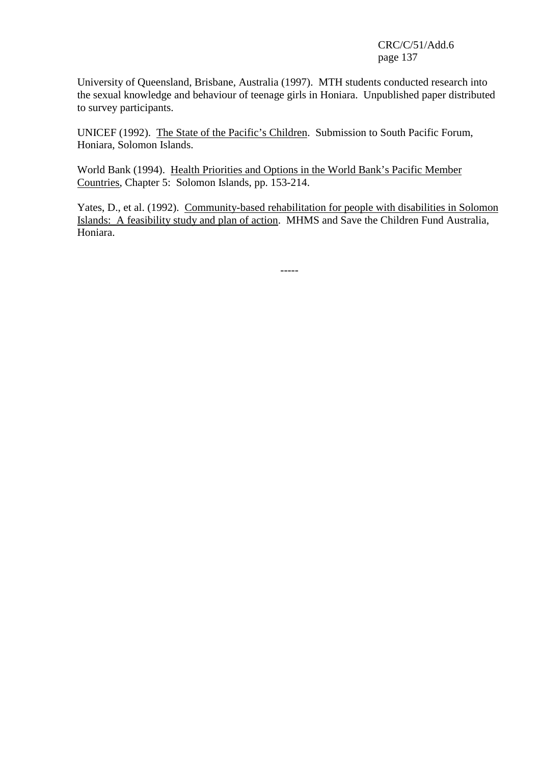University of Queensland, Brisbane, Australia (1997). MTH students conducted research into the sexual knowledge and behaviour of teenage girls in Honiara. Unpublished paper distributed to survey participants.

UNICEF (1992). The State of the Pacific's Children. Submission to South Pacific Forum, Honiara, Solomon Islands.

World Bank (1994). Health Priorities and Options in the World Bank's Pacific Member Countries, Chapter 5: Solomon Islands, pp. 153-214.

Yates, D., et al. (1992). Community-based rehabilitation for people with disabilities in Solomon Islands: A feasibility study and plan of action. MHMS and Save the Children Fund Australia, Honiara.

-----